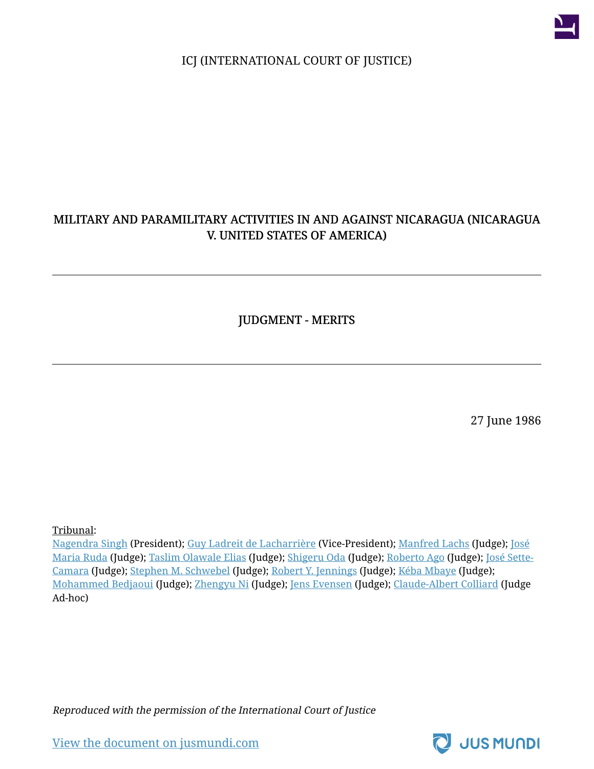ICJ (INTERNATIONAL COURT OF JUSTICE)

# MILITARY AND PARAMILITARY ACTIVITIES IN AND AGAINST NICARAGUA (NICARAGUA V. UNITED STATES OF AMERICA)

---

## JUDGMENT - MERITS

---

27 June 1986

Tribunal:
Nagendra Singh (President); Guy Ladreit de Lacharrière (Vice-President); Manfred Lachs (Judge); José Maria Ruda (Judge); Taslim Olawale Elias (Judge); Shigeru Oda (Judge); Roberto Ago (Judge); José Sette-Camara (Judge); Stephen M. Schwebel (Judge); Robert Y. Jennings (Judge); Kéba Mbaye (Judge); Mohammed Bedjaoui (Judge); Zhengyu Ni (Judge); Jens Evensen (Judge); Claude-Albert Colliard (Judge Ad-hoc)

*Reproduced with the permission of the International Court of Justice*

View the document on jusmundi.com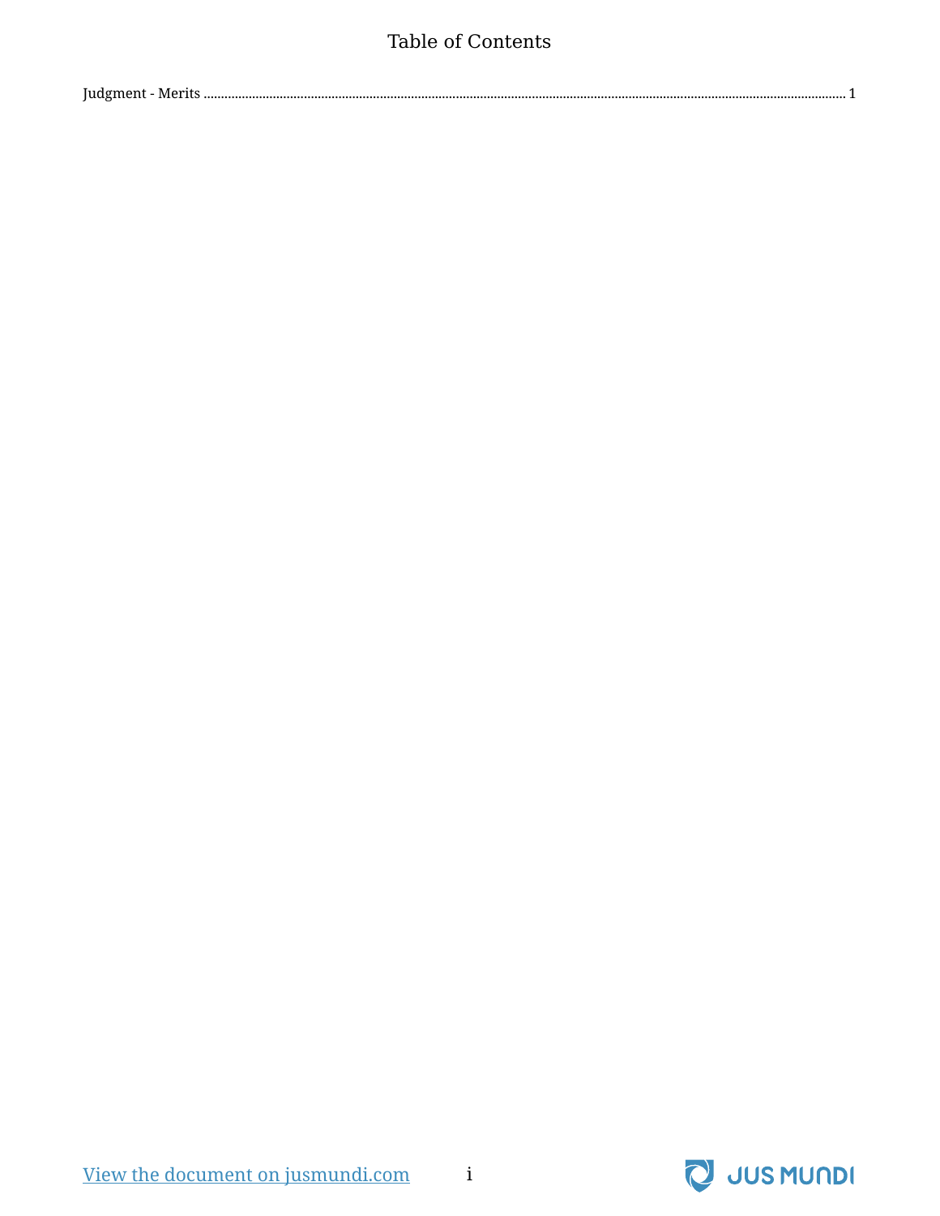# Table of Contents

Judgment - Merits ........................................................................................................ 1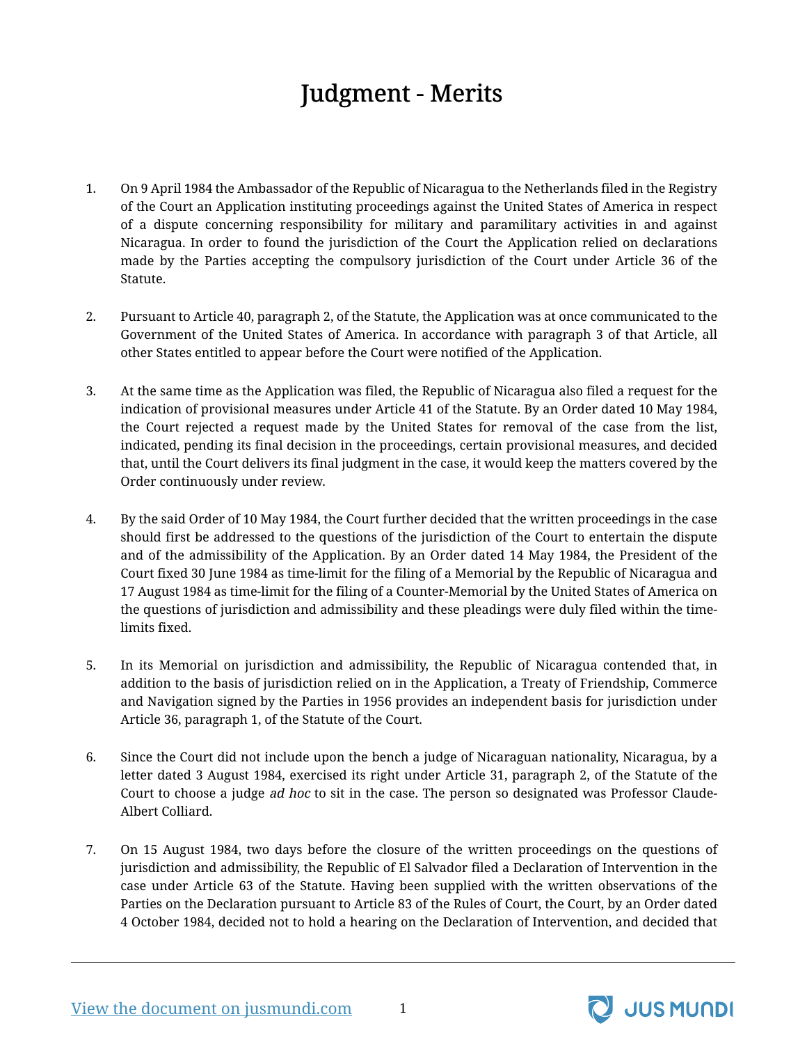# Judgment - Merits

1. On 9 April 1984 the Ambassador of the Republic of Nicaragua to the Netherlands filed in the Registry of the Court an Application instituting proceedings against the United States of America in respect of a dispute concerning responsibility for military and paramilitary activities in and against Nicaragua. In order to found the jurisdiction of the Court the Application relied on declarations made by the Parties accepting the compulsory jurisdiction of the Court under Article 36 of the Statute.

2. Pursuant to Article 40, paragraph 2, of the Statute, the Application was at once communicated to the Government of the United States of America. In accordance with paragraph 3 of that Article, all other States entitled to appear before the Court were notified of the Application.

3. At the same time as the Application was filed, the Republic of Nicaragua also filed a request for the indication of provisional measures under Article 41 of the Statute. By an Order dated 10 May 1984, the Court rejected a request made by the United States for removal of the case from the list, indicated, pending its final decision in the proceedings, certain provisional measures, and decided that, until the Court delivers its final judgment in the case, it would keep the matters covered by the Order continuously under review.

4. By the said Order of 10 May 1984, the Court further decided that the written proceedings in the case should first be addressed to the questions of the jurisdiction of the Court to entertain the dispute and of the admissibility of the Application. By an Order dated 14 May 1984, the President of the Court fixed 30 June 1984 as time-limit for the filing of a Memorial by the Republic of Nicaragua and 17 August 1984 as time-limit for the filing of a Counter-Memorial by the United States of America on the questions of jurisdiction and admissibility and these pleadings were duly filed within the time-limits fixed.

5. In its Memorial on jurisdiction and admissibility, the Republic of Nicaragua contended that, in addition to the basis of jurisdiction relied on in the Application, a Treaty of Friendship, Commerce and Navigation signed by the Parties in 1956 provides an independent basis for jurisdiction under Article 36, paragraph 1, of the Statute of the Court.

6. Since the Court did not include upon the bench a judge of Nicaraguan nationality, Nicaragua, by a letter dated 3 August 1984, exercised its right under Article 31, paragraph 2, of the Statute of the Court to choose a judge *ad hoc* to sit in the case. The person so designated was Professor Claude-Albert Colliard.

7. On 15 August 1984, two days before the closure of the written proceedings on the questions of jurisdiction and admissibility, the Republic of El Salvador filed a Declaration of Intervention in the case under Article 63 of the Statute. Having been supplied with the written observations of the Parties on the Declaration pursuant to Article 83 of the Rules of Court, the Court, by an Order dated 4 October 1984, decided not to hold a hearing on the Declaration of Intervention, and decided that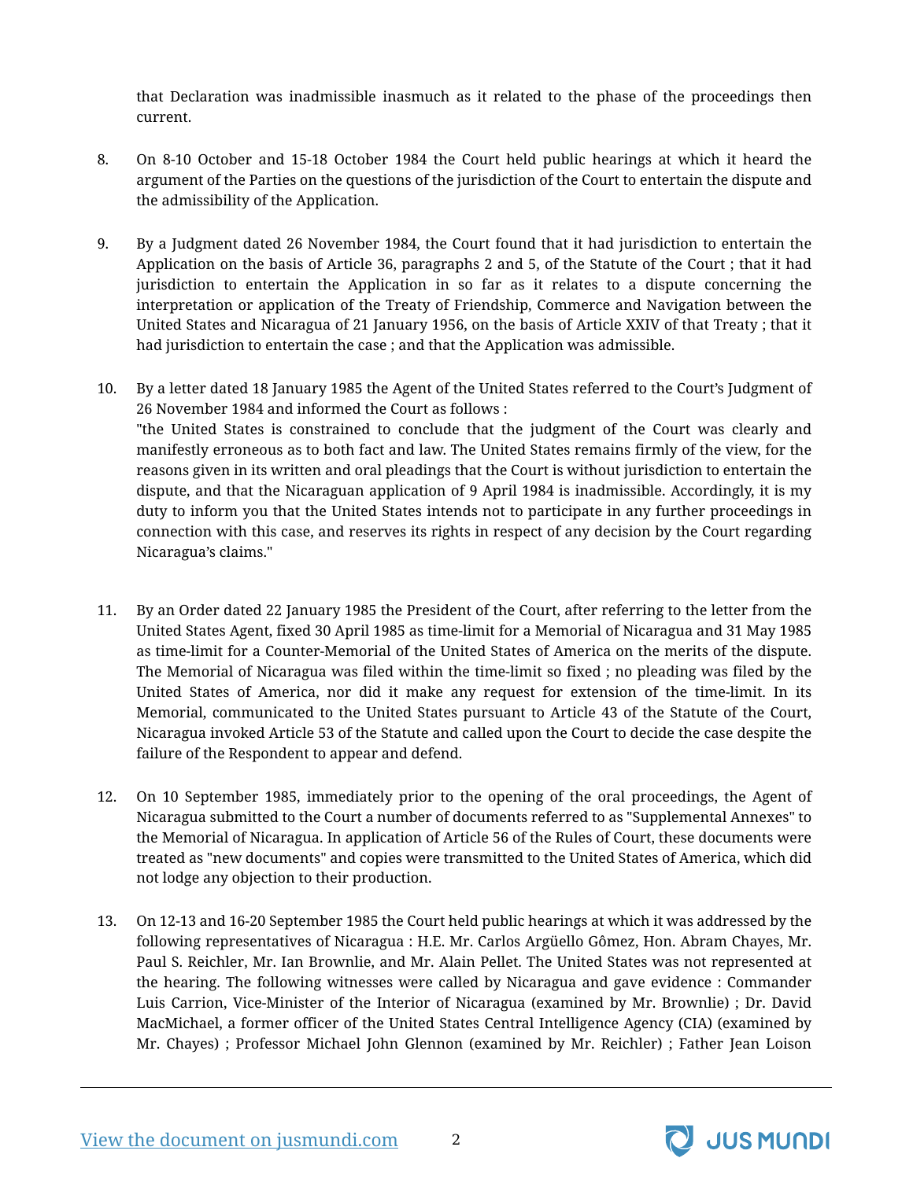that Declaration was inadmissible inasmuch as it related to the phase of the proceedings then current.

8. On 8-10 October and 15-18 October 1984 the Court held public hearings at which it heard the argument of the Parties on the questions of the jurisdiction of the Court to entertain the dispute and the admissibility of the Application.

9. By a Judgment dated 26 November 1984, the Court found that it had jurisdiction to entertain the Application on the basis of Article 36, paragraphs 2 and 5, of the Statute of the Court ; that it had jurisdiction to entertain the Application in so far as it relates to a dispute concerning the interpretation or application of the Treaty of Friendship, Commerce and Navigation between the United States and Nicaragua of 21 January 1956, on the basis of Article XXIV of that Treaty ; that it had jurisdiction to entertain the case ; and that the Application was admissible.

10. By a letter dated 18 January 1985 the Agent of the United States referred to the Court's Judgment of 26 November 1984 and informed the Court as follows :
"the United States is constrained to conclude that the judgment of the Court was clearly and manifestly erroneous as to both fact and law. The United States remains firmly of the view, for the reasons given in its written and oral pleadings that the Court is without jurisdiction to entertain the dispute, and that the Nicaraguan application of 9 April 1984 is inadmissible. Accordingly, it is my duty to inform you that the United States intends not to participate in any further proceedings in connection with this case, and reserves its rights in respect of any decision by the Court regarding Nicaragua's claims."

11. By an Order dated 22 January 1985 the President of the Court, after referring to the letter from the United States Agent, fixed 30 April 1985 as time-limit for a Memorial of Nicaragua and 31 May 1985 as time-limit for a Counter-Memorial of the United States of America on the merits of the dispute. The Memorial of Nicaragua was filed within the time-limit so fixed ; no pleading was filed by the United States of America, nor did it make any request for extension of the time-limit. In its Memorial, communicated to the United States pursuant to Article 43 of the Statute of the Court, Nicaragua invoked Article 53 of the Statute and called upon the Court to decide the case despite the failure of the Respondent to appear and defend.

12. On 10 September 1985, immediately prior to the opening of the oral proceedings, the Agent of Nicaragua submitted to the Court a number of documents referred to as "Supplemental Annexes" to the Memorial of Nicaragua. In application of Article 56 of the Rules of Court, these documents were treated as "new documents" and copies were transmitted to the United States of America, which did not lodge any objection to their production.

13. On 12-13 and 16-20 September 1985 the Court held public hearings at which it was addressed by the following representatives of Nicaragua : H.E. Mr. Carlos Argüello Gômez, Hon. Abram Chayes, Mr. Paul S. Reichler, Mr. Ian Brownlie, and Mr. Alain Pellet. The United States was not represented at the hearing. The following witnesses were called by Nicaragua and gave evidence : Commander Luis Carrion, Vice-Minister of the Interior of Nicaragua (examined by Mr. Brownlie) ; Dr. David MacMichael, a former officer of the United States Central Intelligence Agency (CIA) (examined by Mr. Chayes) ; Professor Michael John Glennon (examined by Mr. Reichler) ; Father Jean Loison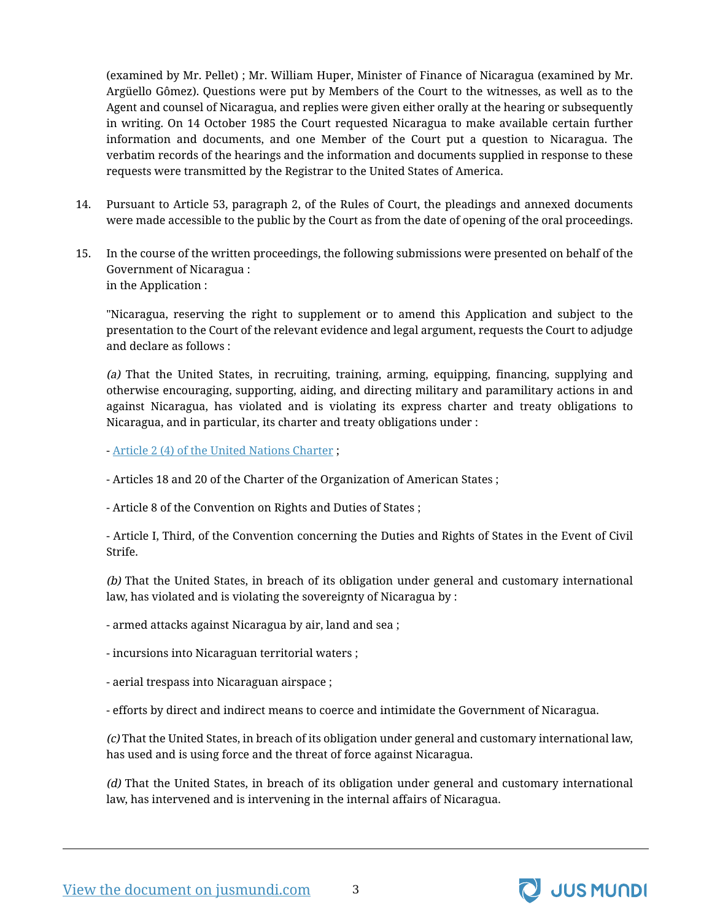(examined by Mr. Pellet) ; Mr. William Huper, Minister of Finance of Nicaragua (examined by Mr. Argüello Gômez). Questions were put by Members of the Court to the witnesses, as well as to the Agent and counsel of Nicaragua, and replies were given either orally at the hearing or subsequently in writing. On 14 October 1985 the Court requested Nicaragua to make available certain further information and documents, and one Member of the Court put a question to Nicaragua. The verbatim records of the hearings and the information and documents supplied in response to these requests were transmitted by the Registrar to the United States of America.

14. Pursuant to Article 53, paragraph 2, of the Rules of Court, the pleadings and annexed documents were made accessible to the public by the Court as from the date of opening of the oral proceedings.

15. In the course of the written proceedings, the following submissions were presented on behalf of the Government of Nicaragua :
in the Application :

"Nicaragua, reserving the right to supplement or to amend this Application and subject to the presentation to the Court of the relevant evidence and legal argument, requests the Court to adjudge and declare as follows :

*(a)* That the United States, in recruiting, training, arming, equipping, financing, supplying and otherwise encouraging, supporting, aiding, and directing military and paramilitary actions in and against Nicaragua, has violated and is violating its express charter and treaty obligations to Nicaragua, and in particular, its charter and treaty obligations under :

- Article 2 (4) of the United Nations Charter ;

- Articles 18 and 20 of the Charter of the Organization of American States ;

- Article 8 of the Convention on Rights and Duties of States ;

- Article I, Third, of the Convention concerning the Duties and Rights of States in the Event of Civil Strife.

*(b)* That the United States, in breach of its obligation under general and customary international law, has violated and is violating the sovereignty of Nicaragua by :

- armed attacks against Nicaragua by air, land and sea ;

- incursions into Nicaraguan territorial waters ;

- aerial trespass into Nicaraguan airspace ;

- efforts by direct and indirect means to coerce and intimidate the Government of Nicaragua.

*(c)* That the United States, in breach of its obligation under general and customary international law, has used and is using force and the threat of force against Nicaragua.

*(d)* That the United States, in breach of its obligation under general and customary international law, has intervened and is intervening in the internal affairs of Nicaragua.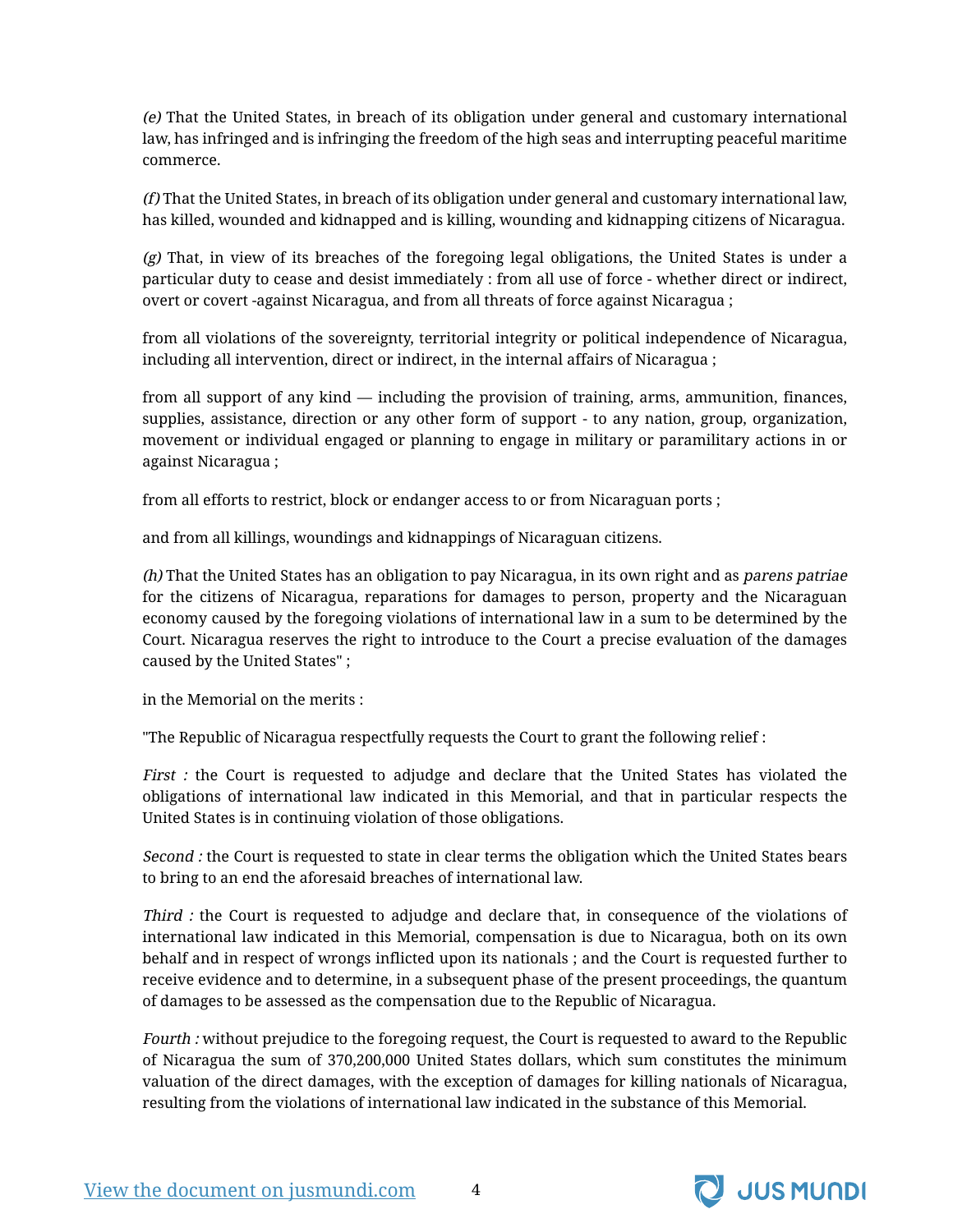*(e)* That the United States, in breach of its obligation under general and customary international law, has infringed and is infringing the freedom of the high seas and interrupting peaceful maritime commerce.

*(f)* That the United States, in breach of its obligation under general and customary international law, has killed, wounded and kidnapped and is killing, wounding and kidnapping citizens of Nicaragua.

*(g)* That, in view of its breaches of the foregoing legal obligations, the United States is under a particular duty to cease and desist immediately : from all use of force - whether direct or indirect, overt or covert -against Nicaragua, and from all threats of force against Nicaragua ;

from all violations of the sovereignty, territorial integrity or political independence of Nicaragua, including all intervention, direct or indirect, in the internal affairs of Nicaragua ;

from all support of any kind — including the provision of training, arms, ammunition, finances, supplies, assistance, direction or any other form of support - to any nation, group, organization, movement or individual engaged or planning to engage in military or paramilitary actions in or against Nicaragua ;

from all efforts to restrict, block or endanger access to or from Nicaraguan ports ;

and from all killings, woundings and kidnappings of Nicaraguan citizens.

*(h)* That the United States has an obligation to pay Nicaragua, in its own right and as *parens patriae* for the citizens of Nicaragua, reparations for damages to person, property and the Nicaraguan economy caused by the foregoing violations of international law in a sum to be determined by the Court. Nicaragua reserves the right to introduce to the Court a precise evaluation of the damages caused by the United States" ;

in the Memorial on the merits :

"The Republic of Nicaragua respectfully requests the Court to grant the following relief :

*First :* the Court is requested to adjudge and declare that the United States has violated the obligations of international law indicated in this Memorial, and that in particular respects the United States is in continuing violation of those obligations.

*Second :* the Court is requested to state in clear terms the obligation which the United States bears to bring to an end the aforesaid breaches of international law.

*Third :* the Court is requested to adjudge and declare that, in consequence of the violations of international law indicated in this Memorial, compensation is due to Nicaragua, both on its own behalf and in respect of wrongs inflicted upon its nationals ; and the Court is requested further to receive evidence and to determine, in a subsequent phase of the present proceedings, the quantum of damages to be assessed as the compensation due to the Republic of Nicaragua.

*Fourth :* without prejudice to the foregoing request, the Court is requested to award to the Republic of Nicaragua the sum of 370,200,000 United States dollars, which sum constitutes the minimum valuation of the direct damages, with the exception of damages for killing nationals of Nicaragua, resulting from the violations of international law indicated in the substance of this Memorial.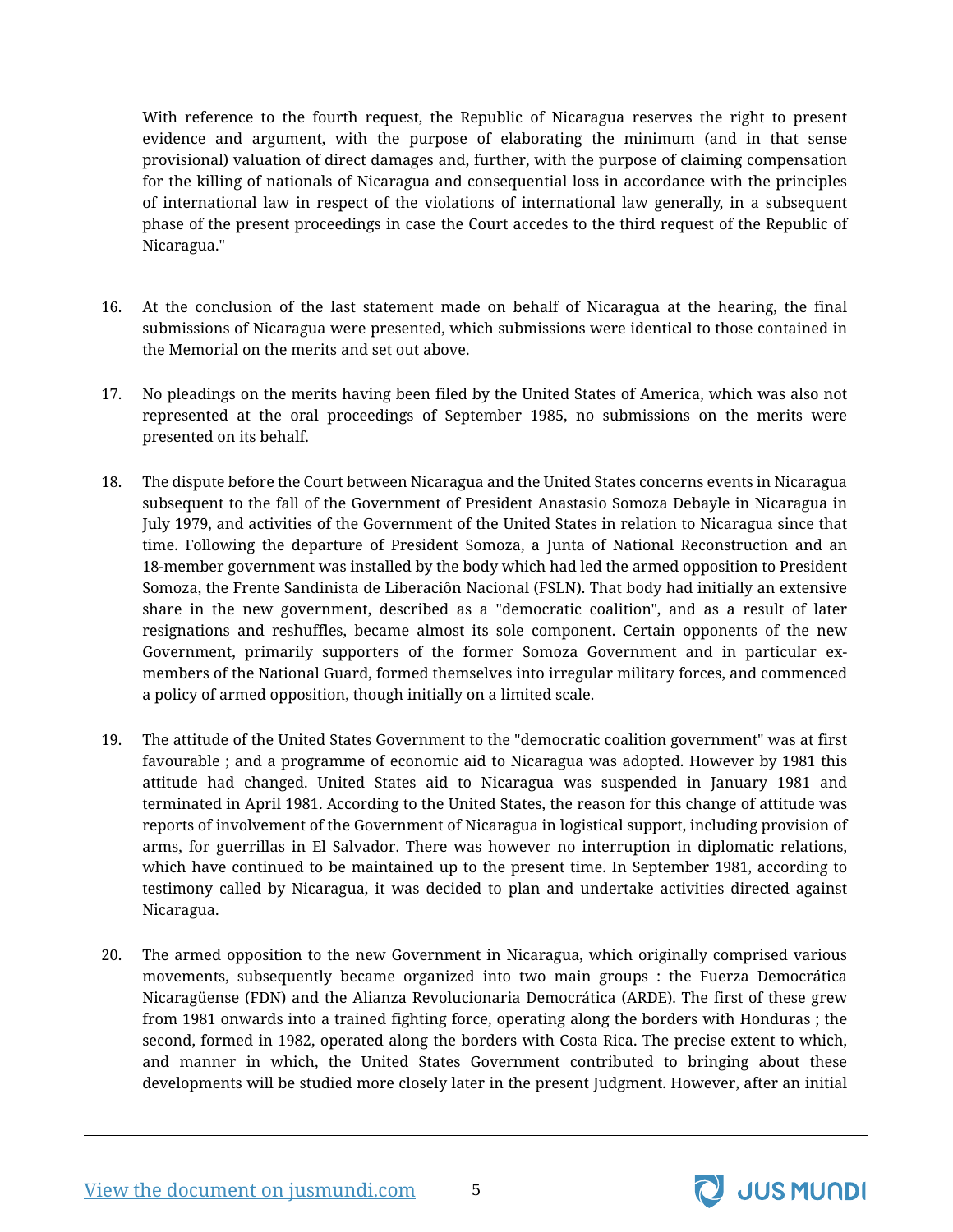With reference to the fourth request, the Republic of Nicaragua reserves the right to present evidence and argument, with the purpose of elaborating the minimum (and in that sense provisional) valuation of direct damages and, further, with the purpose of claiming compensation for the killing of nationals of Nicaragua and consequential loss in accordance with the principles of international law in respect of the violations of international law generally, in a subsequent phase of the present proceedings in case the Court accedes to the third request of the Republic of Nicaragua."

16. At the conclusion of the last statement made on behalf of Nicaragua at the hearing, the final submissions of Nicaragua were presented, which submissions were identical to those contained in the Memorial on the merits and set out above.

17. No pleadings on the merits having been filed by the United States of America, which was also not represented at the oral proceedings of September 1985, no submissions on the merits were presented on its behalf.

18. The dispute before the Court between Nicaragua and the United States concerns events in Nicaragua subsequent to the fall of the Government of President Anastasio Somoza Debayle in Nicaragua in July 1979, and activities of the Government of the United States in relation to Nicaragua since that time. Following the departure of President Somoza, a Junta of National Reconstruction and an 18-member government was installed by the body which had led the armed opposition to President Somoza, the Frente Sandinista de Liberaciôn Nacional (FSLN). That body had initially an extensive share in the new government, described as a "democratic coalition", and as a result of later resignations and reshuffles, became almost its sole component. Certain opponents of the new Government, primarily supporters of the former Somoza Government and in particular ex-members of the National Guard, formed themselves into irregular military forces, and commenced a policy of armed opposition, though initially on a limited scale.

19. The attitude of the United States Government to the "democratic coalition government" was at first favourable ; and a programme of economic aid to Nicaragua was adopted. However by 1981 this attitude had changed. United States aid to Nicaragua was suspended in January 1981 and terminated in April 1981. According to the United States, the reason for this change of attitude was reports of involvement of the Government of Nicaragua in logistical support, including provision of arms, for guerrillas in El Salvador. There was however no interruption in diplomatic relations, which have continued to be maintained up to the present time. In September 1981, according to testimony called by Nicaragua, it was decided to plan and undertake activities directed against Nicaragua.

20. The armed opposition to the new Government in Nicaragua, which originally comprised various movements, subsequently became organized into two main groups : the Fuerza Democrática Nicaragüense (FDN) and the Alianza Revolucionaria Democrática (ARDE). The first of these grew from 1981 onwards into a trained fighting force, operating along the borders with Honduras ; the second, formed in 1982, operated along the borders with Costa Rica. The precise extent to which, and manner in which, the United States Government contributed to bringing about these developments will be studied more closely later in the present Judgment. However, after an initial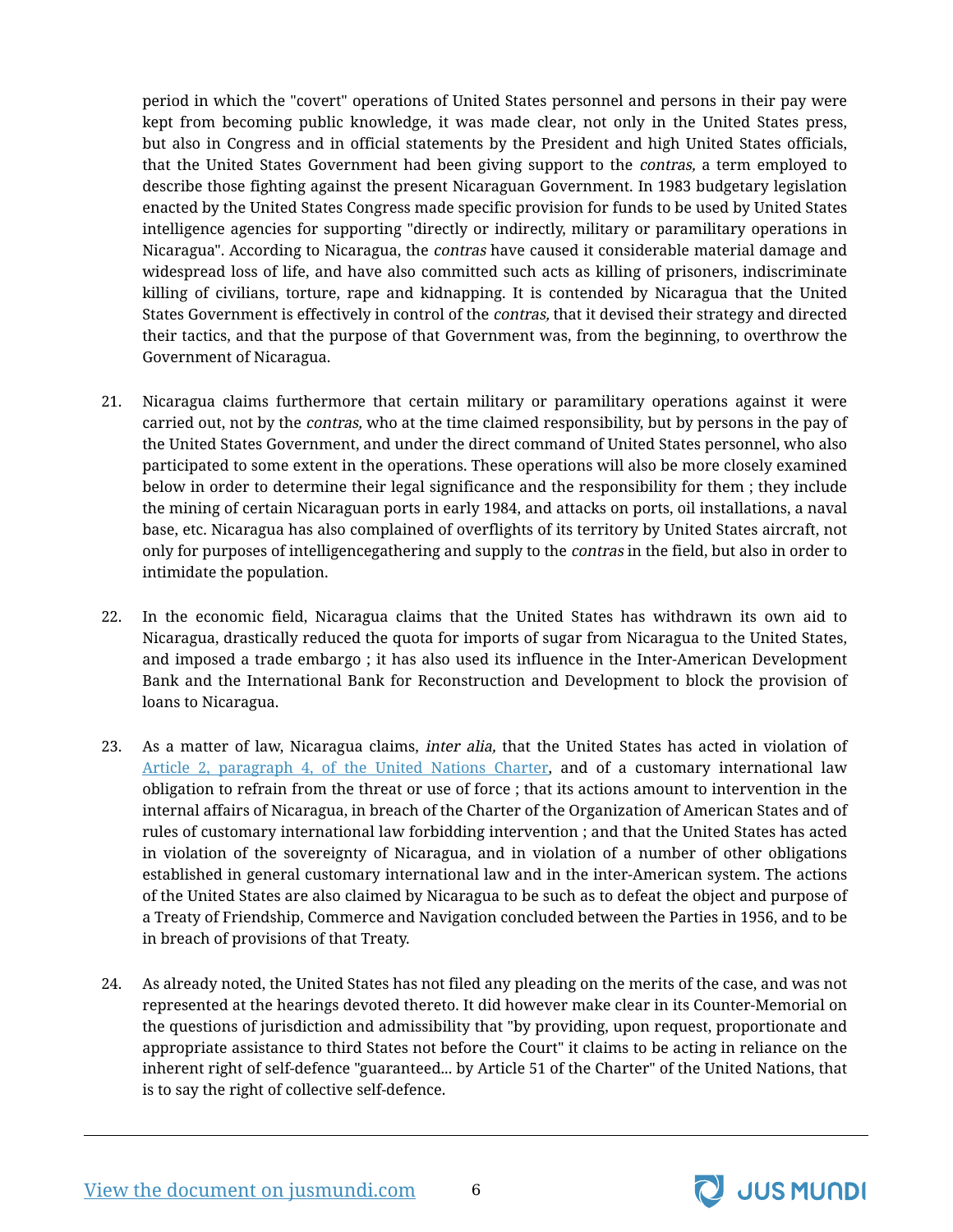period in which the "covert" operations of United States personnel and persons in their pay were kept from becoming public knowledge, it was made clear, not only in the United States press, but also in Congress and in official statements by the President and high United States officials, that the United States Government had been giving support to the *contras,* a term employed to describe those fighting against the present Nicaraguan Government. In 1983 budgetary legislation enacted by the United States Congress made specific provision for funds to be used by United States intelligence agencies for supporting "directly or indirectly, military or paramilitary operations in Nicaragua". According to Nicaragua, the *contras* have caused it considerable material damage and widespread loss of life, and have also committed such acts as killing of prisoners, indiscriminate killing of civilians, torture, rape and kidnapping. It is contended by Nicaragua that the United States Government is effectively in control of the *contras,* that it devised their strategy and directed their tactics, and that the purpose of that Government was, from the beginning, to overthrow the Government of Nicaragua.

21. Nicaragua claims furthermore that certain military or paramilitary operations against it were carried out, not by the *contras,* who at the time claimed responsibility, but by persons in the pay of the United States Government, and under the direct command of United States personnel, who also participated to some extent in the operations. These operations will also be more closely examined below in order to determine their legal significance and the responsibility for them ; they include the mining of certain Nicaraguan ports in early 1984, and attacks on ports, oil installations, a naval base, etc. Nicaragua has also complained of overflights of its territory by United States aircraft, not only for purposes of intelligencegathering and supply to the *contras* in the field, but also in order to intimidate the population.

22. In the economic field, Nicaragua claims that the United States has withdrawn its own aid to Nicaragua, drastically reduced the quota for imports of sugar from Nicaragua to the United States, and imposed a trade embargo ; it has also used its influence in the Inter-American Development Bank and the International Bank for Reconstruction and Development to block the provision of loans to Nicaragua.

23. As a matter of law, Nicaragua claims, *inter alia,* that the United States has acted in violation of Article 2, paragraph 4, of the United Nations Charter, and of a customary international law obligation to refrain from the threat or use of force ; that its actions amount to intervention in the internal affairs of Nicaragua, in breach of the Charter of the Organization of American States and of rules of customary international law forbidding intervention ; and that the United States has acted in violation of the sovereignty of Nicaragua, and in violation of a number of other obligations established in general customary international law and in the inter-American system. The actions of the United States are also claimed by Nicaragua to be such as to defeat the object and purpose of a Treaty of Friendship, Commerce and Navigation concluded between the Parties in 1956, and to be in breach of provisions of that Treaty.

24. As already noted, the United States has not filed any pleading on the merits of the case, and was not represented at the hearings devoted thereto. It did however make clear in its Counter-Memorial on the questions of jurisdiction and admissibility that "by providing, upon request, proportionate and appropriate assistance to third States not before the Court" it claims to be acting in reliance on the inherent right of self-defence "guaranteed... by Article 51 of the Charter" of the United Nations, that is to say the right of collective self-defence.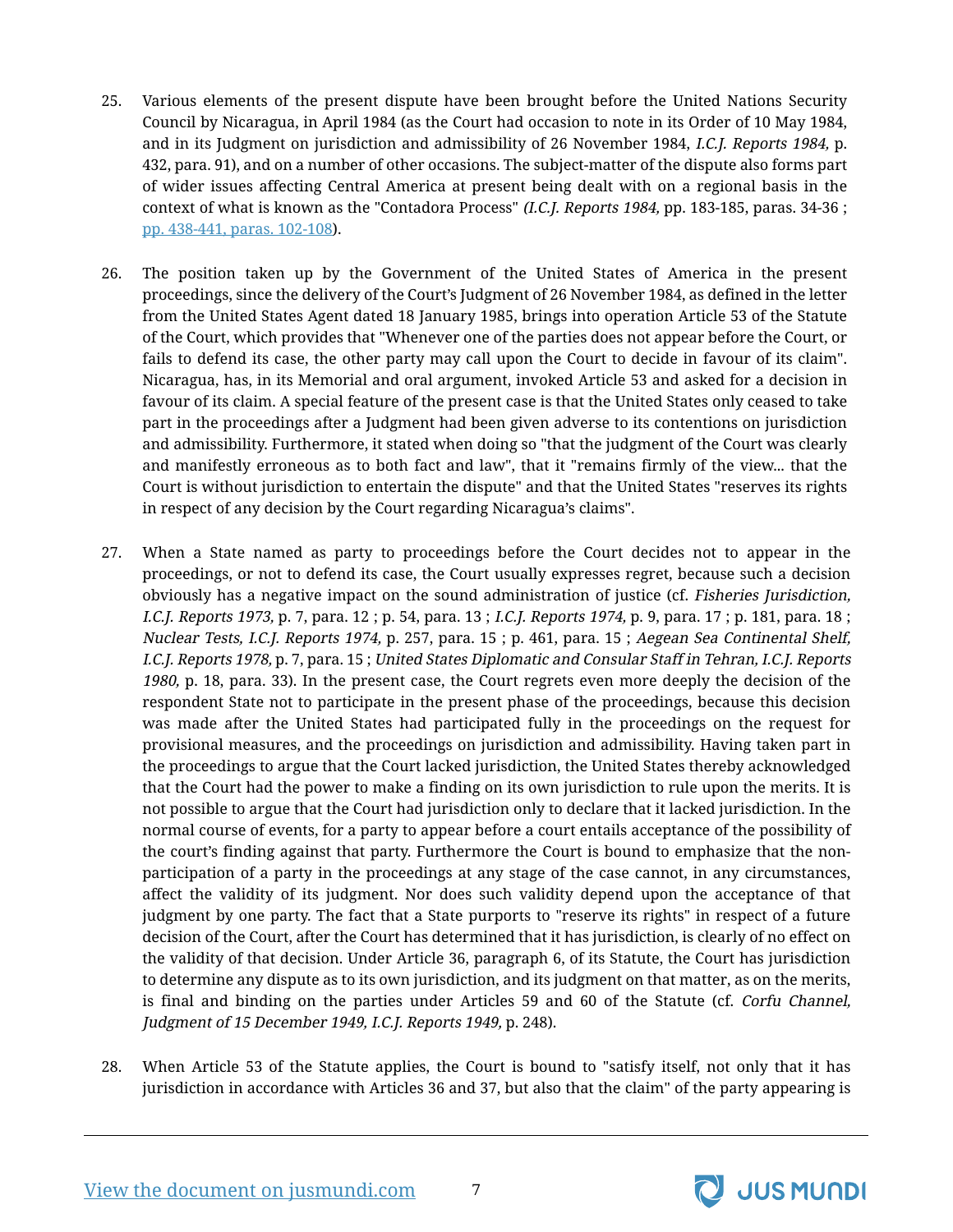25. Various elements of the present dispute have been brought before the United Nations Security Council by Nicaragua, in April 1984 (as the Court had occasion to note in its Order of 10 May 1984, and in its Judgment on jurisdiction and admissibility of 26 November 1984, *I.C.J. Reports 1984,* p. 432, para. 91), and on a number of other occasions. The subject-matter of the dispute also forms part of wider issues affecting Central America at present being dealt with on a regional basis in the context of what is known as the "Contadora Process" *(I.C.J. Reports 1984,* pp. 183-185, paras. 34-36 ; [pp. 438-441, paras. 102-108](#)).

26. The position taken up by the Government of the United States of America in the present proceedings, since the delivery of the Court's Judgment of 26 November 1984, as defined in the letter from the United States Agent dated 18 January 1985, brings into operation Article 53 of the Statute of the Court, which provides that "Whenever one of the parties does not appear before the Court, or fails to defend its case, the other party may call upon the Court to decide in favour of its claim". Nicaragua, has, in its Memorial and oral argument, invoked Article 53 and asked for a decision in favour of its claim. A special feature of the present case is that the United States only ceased to take part in the proceedings after a Judgment had been given adverse to its contentions on jurisdiction and admissibility. Furthermore, it stated when doing so "that the judgment of the Court was clearly and manifestly erroneous as to both fact and law", that it "remains firmly of the view... that the Court is without jurisdiction to entertain the dispute" and that the United States "reserves its rights in respect of any decision by the Court regarding Nicaragua's claims".

27. When a State named as party to proceedings before the Court decides not to appear in the proceedings, or not to defend its case, the Court usually expresses regret, because such a decision obviously has a negative impact on the sound administration of justice (cf. *Fisheries Jurisdiction, I.C.J. Reports 1973,* p. 7, para. 12 ; p. 54, para. 13 ; *I.C.J. Reports 1974,* p. 9, para. 17 ; p. 181, para. 18 ; *Nuclear Tests, I.C.J. Reports 1974,* p. 257, para. 15 ; p. 461, para. 15 ; *Aegean Sea Continental Shelf, I.C.J. Reports 1978,* p. 7, para. 15 ; *United States Diplomatic and Consular Staff in Tehran, I.C.J. Reports 1980,* p. 18, para. 33). In the present case, the Court regrets even more deeply the decision of the respondent State not to participate in the present phase of the proceedings, because this decision was made after the United States had participated fully in the proceedings on the request for provisional measures, and the proceedings on jurisdiction and admissibility. Having taken part in the proceedings to argue that the Court lacked jurisdiction, the United States thereby acknowledged that the Court had the power to make a finding on its own jurisdiction to rule upon the merits. It is not possible to argue that the Court had jurisdiction only to declare that it lacked jurisdiction. In the normal course of events, for a party to appear before a court entails acceptance of the possibility of the court's finding against that party. Furthermore the Court is bound to emphasize that the non-participation of a party in the proceedings at any stage of the case cannot, in any circumstances, affect the validity of its judgment. Nor does such validity depend upon the acceptance of that judgment by one party. The fact that a State purports to "reserve its rights" in respect of a future decision of the Court, after the Court has determined that it has jurisdiction, is clearly of no effect on the validity of that decision. Under Article 36, paragraph 6, of its Statute, the Court has jurisdiction to determine any dispute as to its own jurisdiction, and its judgment on that matter, as on the merits, is final and binding on the parties under Articles 59 and 60 of the Statute (cf. *Corfu Channel, Judgment of 15 December 1949, I.C.J. Reports 1949,* p. 248).

28. When Article 53 of the Statute applies, the Court is bound to "satisfy itself, not only that it has jurisdiction in accordance with Articles 36 and 37, but also that the claim" of the party appearing is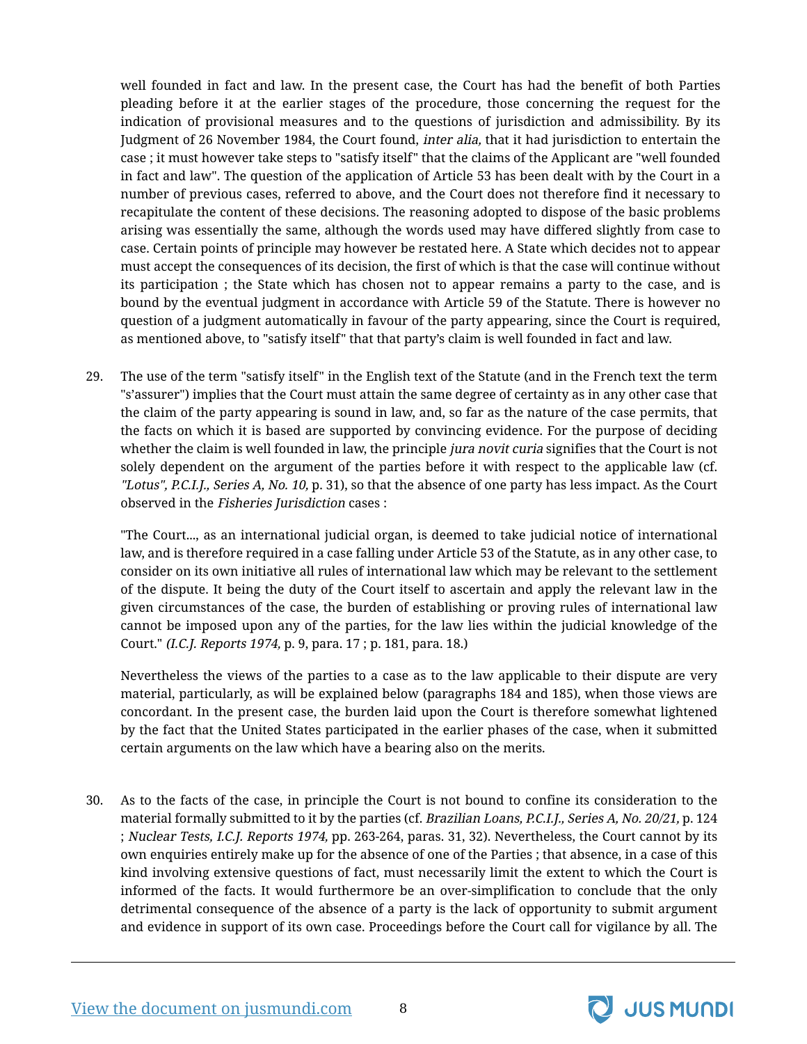well founded in fact and law. In the present case, the Court has had the benefit of both Parties pleading before it at the earlier stages of the procedure, those concerning the request for the indication of provisional measures and to the questions of jurisdiction and admissibility. By its Judgment of 26 November 1984, the Court found, *inter alia,* that it had jurisdiction to entertain the case ; it must however take steps to "satisfy itself" that the claims of the Applicant are "well founded in fact and law". The question of the application of Article 53 has been dealt with by the Court in a number of previous cases, referred to above, and the Court does not therefore find it necessary to recapitulate the content of these decisions. The reasoning adopted to dispose of the basic problems arising was essentially the same, although the words used may have differed slightly from case to case. Certain points of principle may however be restated here. A State which decides not to appear must accept the consequences of its decision, the first of which is that the case will continue without its participation ; the State which has chosen not to appear remains a party to the case, and is bound by the eventual judgment in accordance with Article 59 of the Statute. There is however no question of a judgment automatically in favour of the party appearing, since the Court is required, as mentioned above, to "satisfy itself" that that party's claim is well founded in fact and law.

29. The use of the term "satisfy itself" in the English text of the Statute (and in the French text the term "s'assurer") implies that the Court must attain the same degree of certainty as in any other case that the claim of the party appearing is sound in law, and, so far as the nature of the case permits, that the facts on which it is based are supported by convincing evidence. For the purpose of deciding whether the claim is well founded in law, the principle *jura novit curia* signifies that the Court is not solely dependent on the argument of the parties before it with respect to the applicable law (cf. *"Lotus", P.C.I.J., Series A, No. 10,* p. 31), so that the absence of one party has less impact. As the Court observed in the *Fisheries Jurisdiction* cases :

"The Court..., as an international judicial organ, is deemed to take judicial notice of international law, and is therefore required in a case falling under Article 53 of the Statute, as in any other case, to consider on its own initiative all rules of international law which may be relevant to the settlement of the dispute. It being the duty of the Court itself to ascertain and apply the relevant law in the given circumstances of the case, the burden of establishing or proving rules of international law cannot be imposed upon any of the parties, for the law lies within the judicial knowledge of the Court." *(I.C.J. Reports 1974,* p. 9, para. 17 ; p. 181, para. 18.)

Nevertheless the views of the parties to a case as to the law applicable to their dispute are very material, particularly, as will be explained below (paragraphs 184 and 185), when those views are concordant. In the present case, the burden laid upon the Court is therefore somewhat lightened by the fact that the United States participated in the earlier phases of the case, when it submitted certain arguments on the law which have a bearing also on the merits.

30. As to the facts of the case, in principle the Court is not bound to confine its consideration to the material formally submitted to it by the parties (cf. *Brazilian Loans, P.C.I.J., Series A, No. 20/21,* p. 124 ; *Nuclear Tests, I.C.J. Reports 1974,* pp. 263-264, paras. 31, 32). Nevertheless, the Court cannot by its own enquiries entirely make up for the absence of one of the Parties ; that absence, in a case of this kind involving extensive questions of fact, must necessarily limit the extent to which the Court is informed of the facts. It would furthermore be an over-simplification to conclude that the only detrimental consequence of the absence of a party is the lack of opportunity to submit argument and evidence in support of its own case. Proceedings before the Court call for vigilance by all. The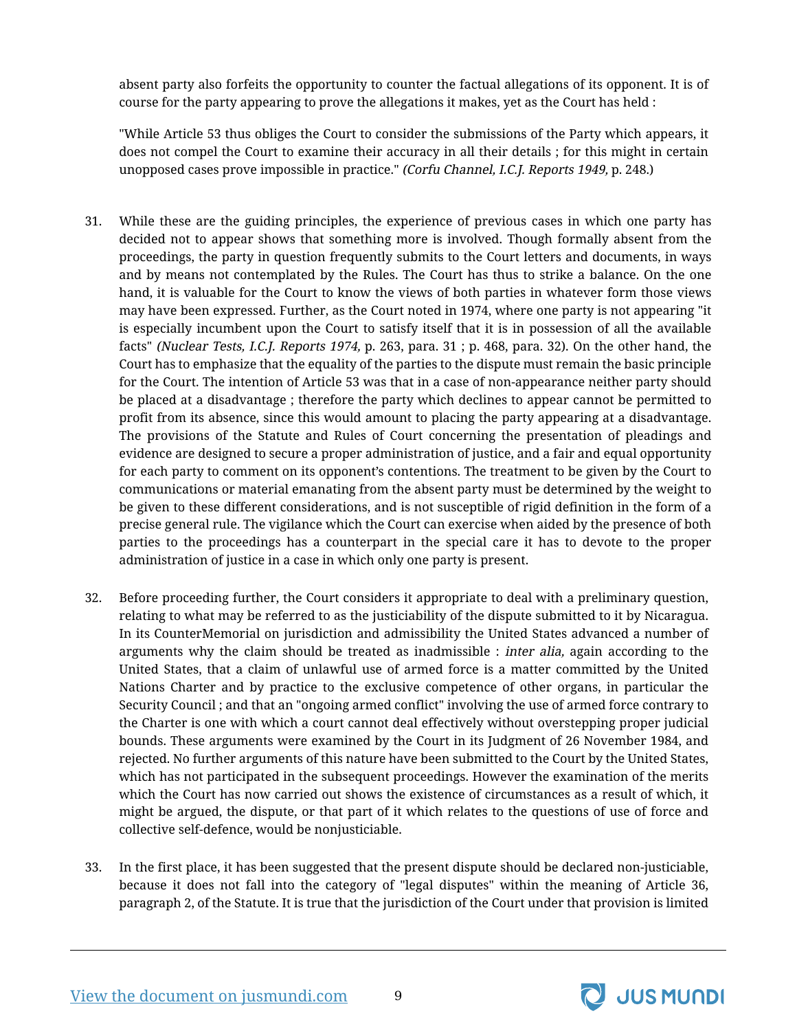absent party also forfeits the opportunity to counter the factual allegations of its opponent. It is of course for the party appearing to prove the allegations it makes, yet as the Court has held :

"While Article 53 thus obliges the Court to consider the submissions of the Party which appears, it does not compel the Court to examine their accuracy in all their details ; for this might in certain unopposed cases prove impossible in practice." *(Corfu Channel, I.C.J. Reports 1949,* p. 248.)

31. While these are the guiding principles, the experience of previous cases in which one party has decided not to appear shows that something more is involved. Though formally absent from the proceedings, the party in question frequently submits to the Court letters and documents, in ways and by means not contemplated by the Rules. The Court has thus to strike a balance. On the one hand, it is valuable for the Court to know the views of both parties in whatever form those views may have been expressed. Further, as the Court noted in 1974, where one party is not appearing "it is especially incumbent upon the Court to satisfy itself that it is in possession of all the available facts" *(Nuclear Tests, I.C.J. Reports 1974,* p. 263, para. 31 ; p. 468, para. 32). On the other hand, the Court has to emphasize that the equality of the parties to the dispute must remain the basic principle for the Court. The intention of Article 53 was that in a case of non-appearance neither party should be placed at a disadvantage ; therefore the party which declines to appear cannot be permitted to profit from its absence, since this would amount to placing the party appearing at a disadvantage. The provisions of the Statute and Rules of Court concerning the presentation of pleadings and evidence are designed to secure a proper administration of justice, and a fair and equal opportunity for each party to comment on its opponent's contentions. The treatment to be given by the Court to communications or material emanating from the absent party must be determined by the weight to be given to these different considerations, and is not susceptible of rigid definition in the form of a precise general rule. The vigilance which the Court can exercise when aided by the presence of both parties to the proceedings has a counterpart in the special care it has to devote to the proper administration of justice in a case in which only one party is present.

32. Before proceeding further, the Court considers it appropriate to deal with a preliminary question, relating to what may be referred to as the justiciability of the dispute submitted to it by Nicaragua. In its CounterMemorial on jurisdiction and admissibility the United States advanced a number of arguments why the claim should be treated as inadmissible : *inter alia,* again according to the United States, that a claim of unlawful use of armed force is a matter committed by the United Nations Charter and by practice to the exclusive competence of other organs, in particular the Security Council ; and that an "ongoing armed conflict" involving the use of armed force contrary to the Charter is one with which a court cannot deal effectively without overstepping proper judicial bounds. These arguments were examined by the Court in its Judgment of 26 November 1984, and rejected. No further arguments of this nature have been submitted to the Court by the United States, which has not participated in the subsequent proceedings. However the examination of the merits which the Court has now carried out shows the existence of circumstances as a result of which, it might be argued, the dispute, or that part of it which relates to the questions of use of force and collective self-defence, would be nonjusticiable.

33. In the first place, it has been suggested that the present dispute should be declared non-justiciable, because it does not fall into the category of "legal disputes" within the meaning of Article 36, paragraph 2, of the Statute. It is true that the jurisdiction of the Court under that provision is limited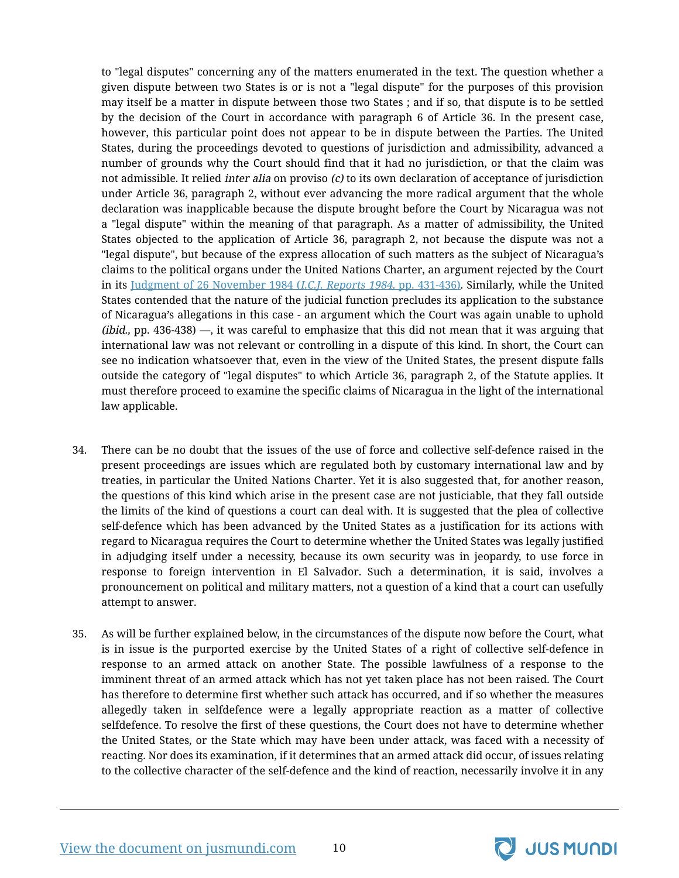to "legal disputes" concerning any of the matters enumerated in the text. The question whether a given dispute between two States is or is not a "legal dispute" for the purposes of this provision may itself be a matter in dispute between those two States ; and if so, that dispute is to be settled by the decision of the Court in accordance with paragraph 6 of Article 36. In the present case, however, this particular point does not appear to be in dispute between the Parties. The United States, during the proceedings devoted to questions of jurisdiction and admissibility, advanced a number of grounds why the Court should find that it had no jurisdiction, or that the claim was not admissible. It relied *inter alia* on proviso *(c)* to its own declaration of acceptance of jurisdiction under Article 36, paragraph 2, without ever advancing the more radical argument that the whole declaration was inapplicable because the dispute brought before the Court by Nicaragua was not a "legal dispute" within the meaning of that paragraph. As a matter of admissibility, the United States objected to the application of Article 36, paragraph 2, not because the dispute was not a "legal dispute", but because of the express allocation of such matters as the subject of Nicaragua's claims to the political organs under the United Nations Charter, an argument rejected by the Court in its Judgment of 26 November 1984 (*I.C.J. Reports 1984*, pp. 431-436). Similarly, while the United States contended that the nature of the judicial function precludes its application to the substance of Nicaragua's allegations in this case - an argument which the Court was again unable to uphold *(ibid.,* pp. 436-438) —, it was careful to emphasize that this did not mean that it was arguing that international law was not relevant or controlling in a dispute of this kind. In short, the Court can see no indication whatsoever that, even in the view of the United States, the present dispute falls outside the category of "legal disputes" to which Article 36, paragraph 2, of the Statute applies. It must therefore proceed to examine the specific claims of Nicaragua in the light of the international law applicable.

34. There can be no doubt that the issues of the use of force and collective self-defence raised in the present proceedings are issues which are regulated both by customary international law and by treaties, in particular the United Nations Charter. Yet it is also suggested that, for another reason, the questions of this kind which arise in the present case are not justiciable, that they fall outside the limits of the kind of questions a court can deal with. It is suggested that the plea of collective self-defence which has been advanced by the United States as a justification for its actions with regard to Nicaragua requires the Court to determine whether the United States was legally justified in adjudging itself under a necessity, because its own security was in jeopardy, to use force in response to foreign intervention in El Salvador. Such a determination, it is said, involves a pronouncement on political and military matters, not a question of a kind that a court can usefully attempt to answer.

35. As will be further explained below, in the circumstances of the dispute now before the Court, what is in issue is the purported exercise by the United States of a right of collective self-defence in response to an armed attack on another State. The possible lawfulness of a response to the imminent threat of an armed attack which has not yet taken place has not been raised. The Court has therefore to determine first whether such attack has occurred, and if so whether the measures allegedly taken in selfdefence were a legally appropriate reaction as a matter of collective selfdefence. To resolve the first of these questions, the Court does not have to determine whether the United States, or the State which may have been under attack, was faced with a necessity of reacting. Nor does its examination, if it determines that an armed attack did occur, of issues relating to the collective character of the self-defence and the kind of reaction, necessarily involve it in any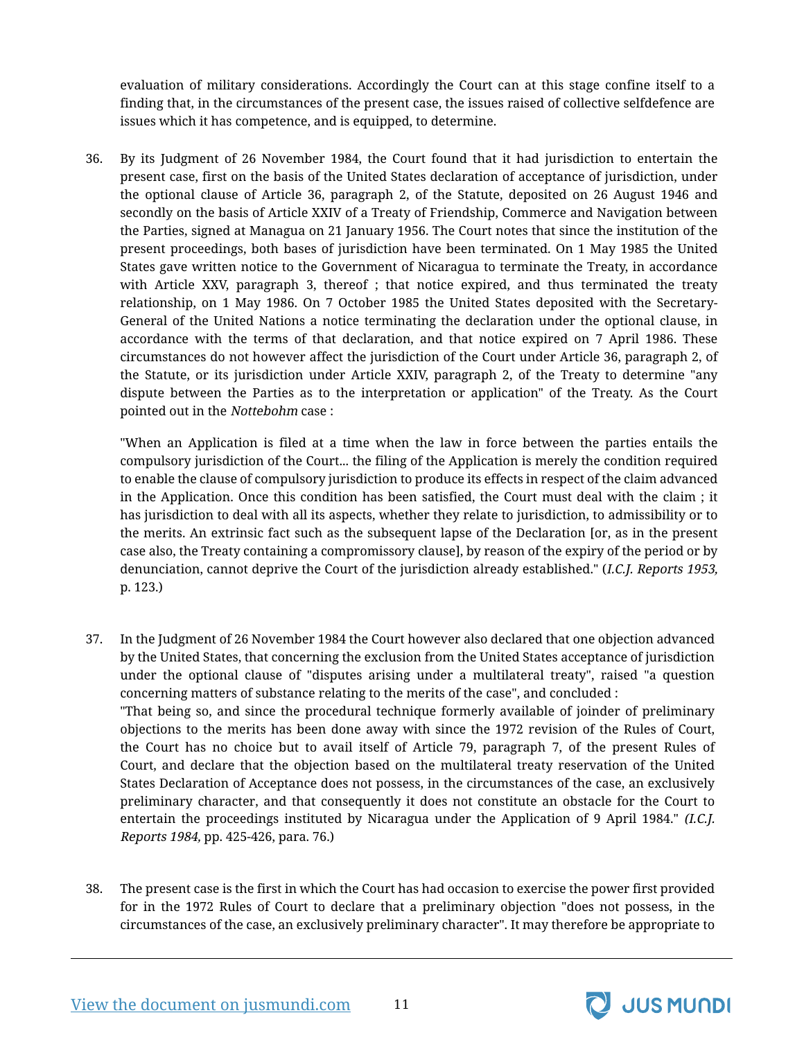evaluation of military considerations. Accordingly the Court can at this stage confine itself to a finding that, in the circumstances of the present case, the issues raised of collective selfdefence are issues which it has competence, and is equipped, to determine.

36. By its Judgment of 26 November 1984, the Court found that it had jurisdiction to entertain the present case, first on the basis of the United States declaration of acceptance of jurisdiction, under the optional clause of Article 36, paragraph 2, of the Statute, deposited on 26 August 1946 and secondly on the basis of Article XXIV of a Treaty of Friendship, Commerce and Navigation between the Parties, signed at Managua on 21 January 1956. The Court notes that since the institution of the present proceedings, both bases of jurisdiction have been terminated. On 1 May 1985 the United States gave written notice to the Government of Nicaragua to terminate the Treaty, in accordance with Article XXV, paragraph 3, thereof ; that notice expired, and thus terminated the treaty relationship, on 1 May 1986. On 7 October 1985 the United States deposited with the Secretary-General of the United Nations a notice terminating the declaration under the optional clause, in accordance with the terms of that declaration, and that notice expired on 7 April 1986. These circumstances do not however affect the jurisdiction of the Court under Article 36, paragraph 2, of the Statute, or its jurisdiction under Article XXIV, paragraph 2, of the Treaty to determine "any dispute between the Parties as to the interpretation or application" of the Treaty. As the Court pointed out in the *Nottebohm* case :

"When an Application is filed at a time when the law in force between the parties entails the compulsory jurisdiction of the Court... the filing of the Application is merely the condition required to enable the clause of compulsory jurisdiction to produce its effects in respect of the claim advanced in the Application. Once this condition has been satisfied, the Court must deal with the claim ; it has jurisdiction to deal with all its aspects, whether they relate to jurisdiction, to admissibility or to the merits. An extrinsic fact such as the subsequent lapse of the Declaration [or, as in the present case also, the Treaty containing a compromissory clause], by reason of the expiry of the period or by denunciation, cannot deprive the Court of the jurisdiction already established." (*I.C.J. Reports 1953,* p. 123.)

37. In the Judgment of 26 November 1984 the Court however also declared that one objection advanced by the United States, that concerning the exclusion from the United States acceptance of jurisdiction under the optional clause of "disputes arising under a multilateral treaty", raised "a question concerning matters of substance relating to the merits of the case", and concluded :
"That being so, and since the procedural technique formerly available of joinder of preliminary objections to the merits has been done away with since the 1972 revision of the Rules of Court, the Court has no choice but to avail itself of Article 79, paragraph 7, of the present Rules of Court, and declare that the objection based on the multilateral treaty reservation of the United States Declaration of Acceptance does not possess, in the circumstances of the case, an exclusively preliminary character, and that consequently it does not constitute an obstacle for the Court to entertain the proceedings instituted by Nicaragua under the Application of 9 April 1984." *(I.C.J. Reports 1984,* pp. 425-426, para. 76.)

38. The present case is the first in which the Court has had occasion to exercise the power first provided for in the 1972 Rules of Court to declare that a preliminary objection "does not possess, in the circumstances of the case, an exclusively preliminary character". It may therefore be appropriate to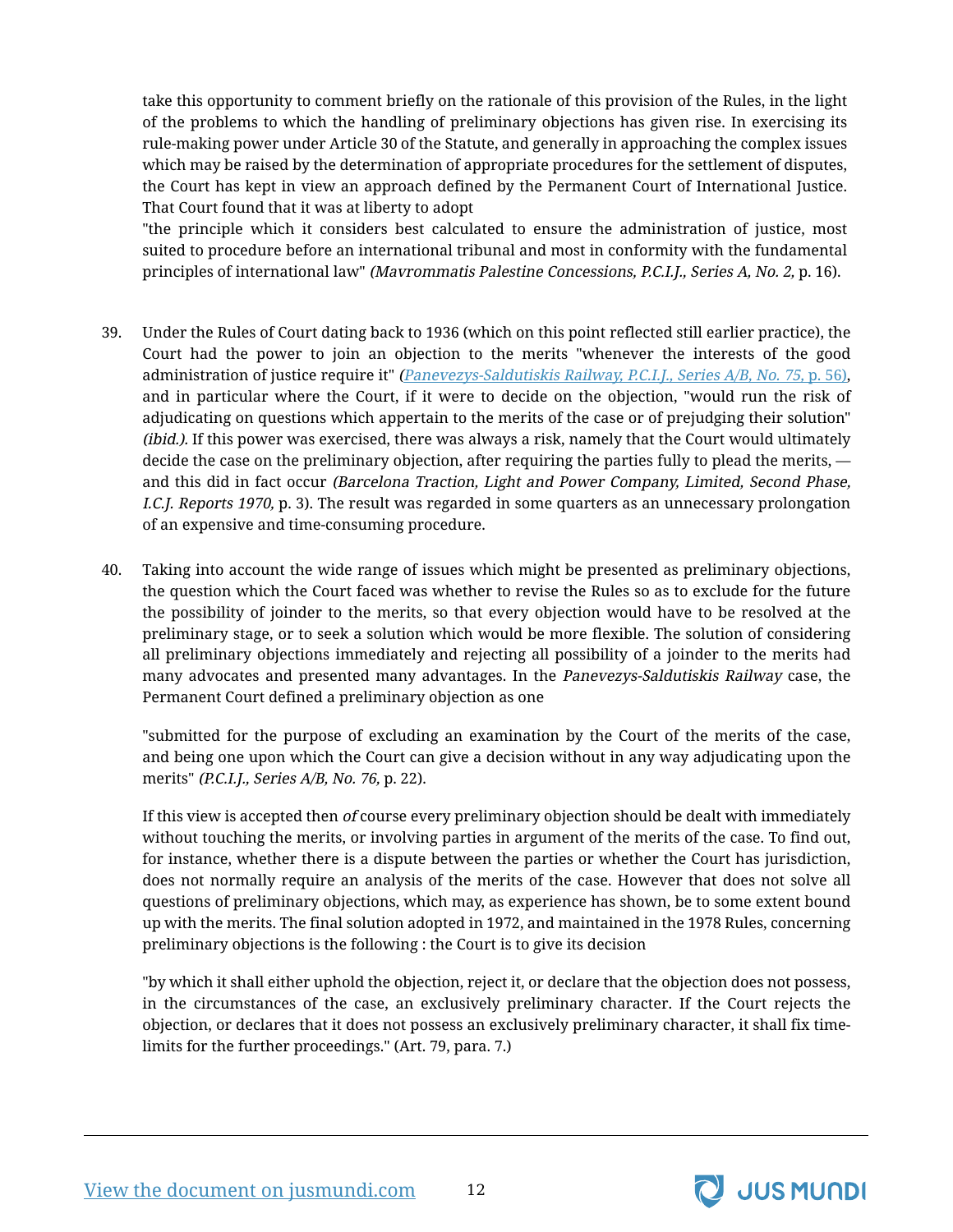take this opportunity to comment briefly on the rationale of this provision of the Rules, in the light of the problems to which the handling of preliminary objections has given rise. In exercising its rule-making power under Article 30 of the Statute, and generally in approaching the complex issues which may be raised by the determination of appropriate procedures for the settlement of disputes, the Court has kept in view an approach defined by the Permanent Court of International Justice. That Court found that it was at liberty to adopt

"the principle which it considers best calculated to ensure the administration of justice, most suited to procedure before an international tribunal and most in conformity with the fundamental principles of international law" *(Mavrommatis Palestine Concessions, P.C.I.J., Series A, No. 2,* p. 16).

39. Under the Rules of Court dating back to 1936 (which on this point reflected still earlier practice), the Court had the power to join an objection to the merits "whenever the interests of the good administration of justice require it" *(Panevezys-Saldutiskis Railway, P.C.I.J., Series A/B, No. 75,* p. 56), and in particular where the Court, if it were to decide on the objection, "would run the risk of adjudicating on questions which appertain to the merits of the case or of prejudging their solution" *(ibid.).* If this power was exercised, there was always a risk, namely that the Court would ultimately decide the case on the preliminary objection, after requiring the parties fully to plead the merits, — and this did in fact occur *(Barcelona Traction, Light and Power Company, Limited, Second Phase, I.C.J. Reports 1970,* p. 3). The result was regarded in some quarters as an unnecessary prolongation of an expensive and time-consuming procedure.

40. Taking into account the wide range of issues which might be presented as preliminary objections, the question which the Court faced was whether to revise the Rules so as to exclude for the future the possibility of joinder to the merits, so that every objection would have to be resolved at the preliminary stage, or to seek a solution which would be more flexible. The solution of considering all preliminary objections immediately and rejecting all possibility of a joinder to the merits had many advocates and presented many advantages. In the *Panevezys-Saldutiskis Railway* case, the Permanent Court defined a preliminary objection as one

"submitted for the purpose of excluding an examination by the Court of the merits of the case, and being one upon which the Court can give a decision without in any way adjudicating upon the merits" *(P.C.I.J., Series A/B, No. 76,* p. 22).

If this view is accepted then *of* course every preliminary objection should be dealt with immediately without touching the merits, or involving parties in argument of the merits of the case. To find out, for instance, whether there is a dispute between the parties or whether the Court has jurisdiction, does not normally require an analysis of the merits of the case. However that does not solve all questions of preliminary objections, which may, as experience has shown, be to some extent bound up with the merits. The final solution adopted in 1972, and maintained in the 1978 Rules, concerning preliminary objections is the following : the Court is to give its decision

"by which it shall either uphold the objection, reject it, or declare that the objection does not possess, in the circumstances of the case, an exclusively preliminary character. If the Court rejects the objection, or declares that it does not possess an exclusively preliminary character, it shall fix time-limits for the further proceedings." (Art. 79, para. 7.)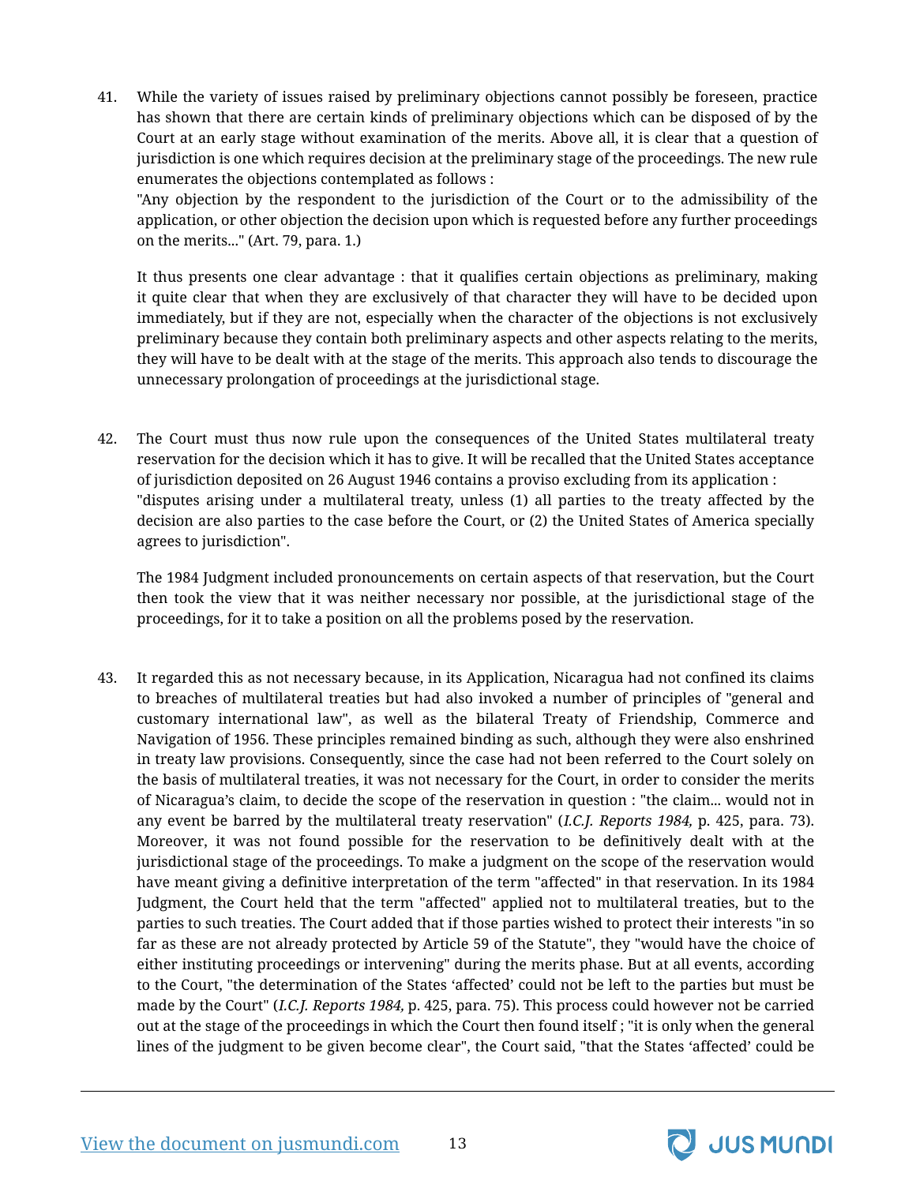41. While the variety of issues raised by preliminary objections cannot possibly be foreseen, practice has shown that there are certain kinds of preliminary objections which can be disposed of by the Court at an early stage without examination of the merits. Above all, it is clear that a question of jurisdiction is one which requires decision at the preliminary stage of the proceedings. The new rule enumerates the objections contemplated as follows :

"Any objection by the respondent to the jurisdiction of the Court or to the admissibility of the application, or other objection the decision upon which is requested before any further proceedings on the merits..." (Art. 79, para. 1.)

It thus presents one clear advantage : that it qualifies certain objections as preliminary, making it quite clear that when they are exclusively of that character they will have to be decided upon immediately, but if they are not, especially when the character of the objections is not exclusively preliminary because they contain both preliminary aspects and other aspects relating to the merits, they will have to be dealt with at the stage of the merits. This approach also tends to discourage the unnecessary prolongation of proceedings at the jurisdictional stage.

42. The Court must thus now rule upon the consequences of the United States multilateral treaty reservation for the decision which it has to give. It will be recalled that the United States acceptance of jurisdiction deposited on 26 August 1946 contains a proviso excluding from its application :

"disputes arising under a multilateral treaty, unless (1) all parties to the treaty affected by the decision are also parties to the case before the Court, or (2) the United States of America specially agrees to jurisdiction".

The 1984 Judgment included pronouncements on certain aspects of that reservation, but the Court then took the view that it was neither necessary nor possible, at the jurisdictional stage of the proceedings, for it to take a position on all the problems posed by the reservation.

43. It regarded this as not necessary because, in its Application, Nicaragua had not confined its claims to breaches of multilateral treaties but had also invoked a number of principles of "general and customary international law", as well as the bilateral Treaty of Friendship, Commerce and Navigation of 1956. These principles remained binding as such, although they were also enshrined in treaty law provisions. Consequently, since the case had not been referred to the Court solely on the basis of multilateral treaties, it was not necessary for the Court, in order to consider the merits of Nicaragua's claim, to decide the scope of the reservation in question : "the claim... would not in any event be barred by the multilateral treaty reservation" (*I.C.J. Reports 1984,* p. 425, para. 73). Moreover, it was not found possible for the reservation to be definitively dealt with at the jurisdictional stage of the proceedings. To make a judgment on the scope of the reservation would have meant giving a definitive interpretation of the term "affected" in that reservation. In its 1984 Judgment, the Court held that the term "affected" applied not to multilateral treaties, but to the parties to such treaties. The Court added that if those parties wished to protect their interests "in so far as these are not already protected by Article 59 of the Statute", they "would have the choice of either instituting proceedings or intervening" during the merits phase. But at all events, according to the Court, "the determination of the States 'affected' could not be left to the parties but must be made by the Court" (*I.C.J. Reports 1984,* p. 425, para. 75). This process could however not be carried out at the stage of the proceedings in which the Court then found itself ; "it is only when the general lines of the judgment to be given become clear", the Court said, "that the States 'affected' could be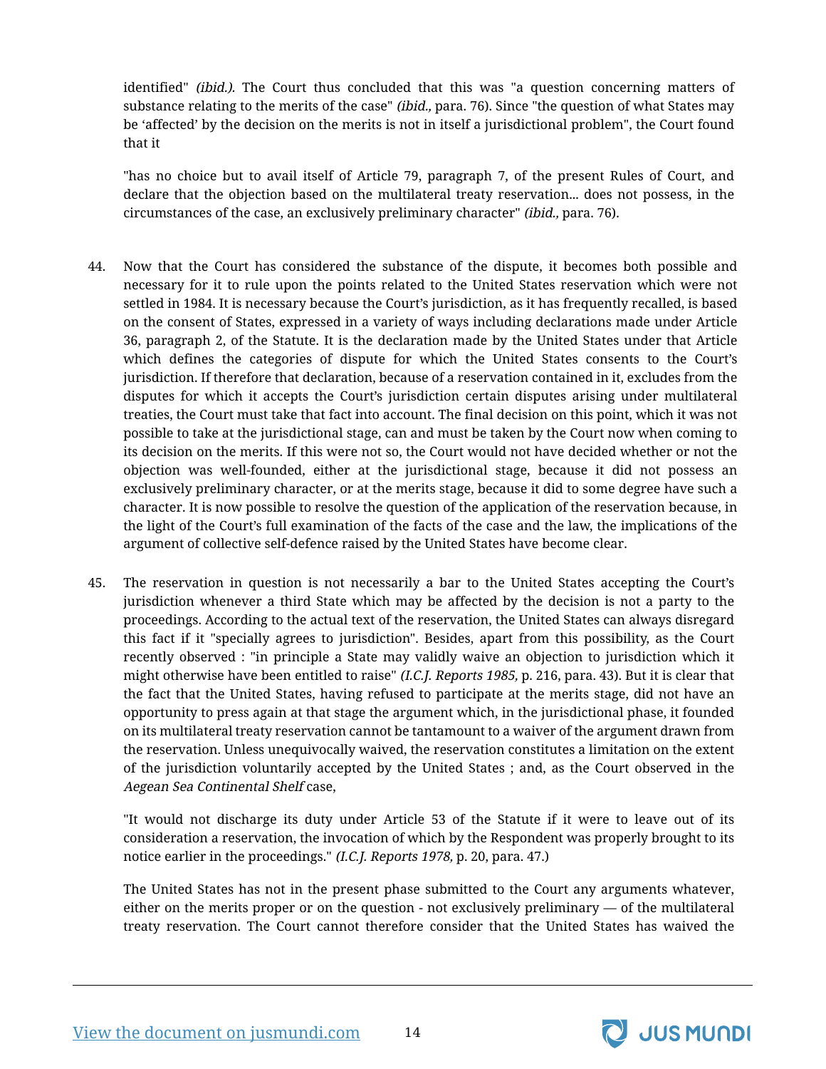identified" *(ibid.).* The Court thus concluded that this was "a question concerning matters of substance relating to the merits of the case" *(ibid.,* para. 76). Since "the question of what States may be 'affected' by the decision on the merits is not in itself a jurisdictional problem", the Court found that it

"has no choice but to avail itself of Article 79, paragraph 7, of the present Rules of Court, and declare that the objection based on the multilateral treaty reservation... does not possess, in the circumstances of the case, an exclusively preliminary character" *(ibid.,* para. 76).

44. Now that the Court has considered the substance of the dispute, it becomes both possible and necessary for it to rule upon the points related to the United States reservation which were not settled in 1984. It is necessary because the Court's jurisdiction, as it has frequently recalled, is based on the consent of States, expressed in a variety of ways including declarations made under Article 36, paragraph 2, of the Statute. It is the declaration made by the United States under that Article which defines the categories of dispute for which the United States consents to the Court's jurisdiction. If therefore that declaration, because of a reservation contained in it, excludes from the disputes for which it accepts the Court's jurisdiction certain disputes arising under multilateral treaties, the Court must take that fact into account. The final decision on this point, which it was not possible to take at the jurisdictional stage, can and must be taken by the Court now when coming to its decision on the merits. If this were not so, the Court would not have decided whether or not the objection was well-founded, either at the jurisdictional stage, because it did not possess an exclusively preliminary character, or at the merits stage, because it did to some degree have such a character. It is now possible to resolve the question of the application of the reservation because, in the light of the Court's full examination of the facts of the case and the law, the implications of the argument of collective self-defence raised by the United States have become clear.

45. The reservation in question is not necessarily a bar to the United States accepting the Court's jurisdiction whenever a third State which may be affected by the decision is not a party to the proceedings. According to the actual text of the reservation, the United States can always disregard this fact if it "specially agrees to jurisdiction". Besides, apart from this possibility, as the Court recently observed : "in principle a State may validly waive an objection to jurisdiction which it might otherwise have been entitled to raise" *(I.C.J. Reports 1985,* p. 216, para. 43). But it is clear that the fact that the United States, having refused to participate at the merits stage, did not have an opportunity to press again at that stage the argument which, in the jurisdictional phase, it founded on its multilateral treaty reservation cannot be tantamount to a waiver of the argument drawn from the reservation. Unless unequivocally waived, the reservation constitutes a limitation on the extent of the jurisdiction voluntarily accepted by the United States ; and, as the Court observed in the *Aegean Sea Continental Shelf* case,

"It would not discharge its duty under Article 53 of the Statute if it were to leave out of its consideration a reservation, the invocation of which by the Respondent was properly brought to its notice earlier in the proceedings." *(I.C.J. Reports 1978,* p. 20, para. 47.)

The United States has not in the present phase submitted to the Court any arguments whatever, either on the merits proper or on the question - not exclusively preliminary — of the multilateral treaty reservation. The Court cannot therefore consider that the United States has waived the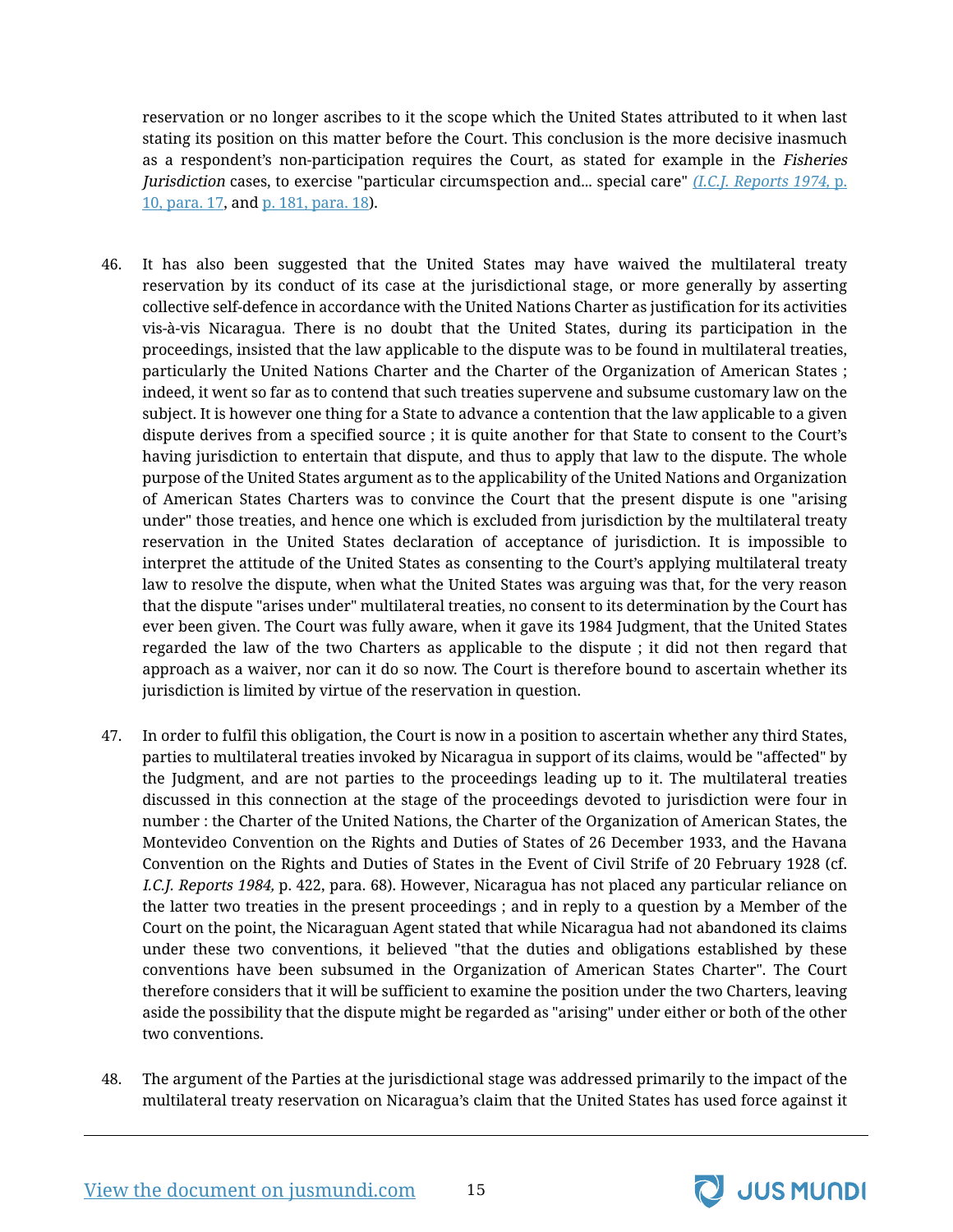reservation or no longer ascribes to it the scope which the United States attributed to it when last stating its position on this matter before the Court. This conclusion is the more decisive inasmuch as a respondent's non-participation requires the Court, as stated for example in the *Fisheries Jurisdiction* cases, to exercise "particular circumspection and... special care" (*I.C.J. Reports 1974*, p. 10, para. 17, and p. 181, para. 18).

46. It has also been suggested that the United States may have waived the multilateral treaty reservation by its conduct of its case at the jurisdictional stage, or more generally by asserting collective self-defence in accordance with the United Nations Charter as justification for its activities vis-à-vis Nicaragua. There is no doubt that the United States, during its participation in the proceedings, insisted that the law applicable to the dispute was to be found in multilateral treaties, particularly the United Nations Charter and the Charter of the Organization of American States ; indeed, it went so far as to contend that such treaties supervene and subsume customary law on the subject. It is however one thing for a State to advance a contention that the law applicable to a given dispute derives from a specified source ; it is quite another for that State to consent to the Court's having jurisdiction to entertain that dispute, and thus to apply that law to the dispute. The whole purpose of the United States argument as to the applicability of the United Nations and Organization of American States Charters was to convince the Court that the present dispute is one "arising under" those treaties, and hence one which is excluded from jurisdiction by the multilateral treaty reservation in the United States declaration of acceptance of jurisdiction. It is impossible to interpret the attitude of the United States as consenting to the Court's applying multilateral treaty law to resolve the dispute, when what the United States was arguing was that, for the very reason that the dispute "arises under" multilateral treaties, no consent to its determination by the Court has ever been given. The Court was fully aware, when it gave its 1984 Judgment, that the United States regarded the law of the two Charters as applicable to the dispute ; it did not then regard that approach as a waiver, nor can it do so now. The Court is therefore bound to ascertain whether its jurisdiction is limited by virtue of the reservation in question.

47. In order to fulfil this obligation, the Court is now in a position to ascertain whether any third States, parties to multilateral treaties invoked by Nicaragua in support of its claims, would be "affected" by the Judgment, and are not parties to the proceedings leading up to it. The multilateral treaties discussed in this connection at the stage of the proceedings devoted to jurisdiction were four in number : the Charter of the United Nations, the Charter of the Organization of American States, the Montevideo Convention on the Rights and Duties of States of 26 December 1933, and the Havana Convention on the Rights and Duties of States in the Event of Civil Strife of 20 February 1928 (cf. *I.C.J. Reports 1984,* p. 422, para. 68). However, Nicaragua has not placed any particular reliance on the latter two treaties in the present proceedings ; and in reply to a question by a Member of the Court on the point, the Nicaraguan Agent stated that while Nicaragua had not abandoned its claims under these two conventions, it believed "that the duties and obligations established by these conventions have been subsumed in the Organization of American States Charter". The Court therefore considers that it will be sufficient to examine the position under the two Charters, leaving aside the possibility that the dispute might be regarded as "arising" under either or both of the other two conventions.

48. The argument of the Parties at the jurisdictional stage was addressed primarily to the impact of the multilateral treaty reservation on Nicaragua's claim that the United States has used force against it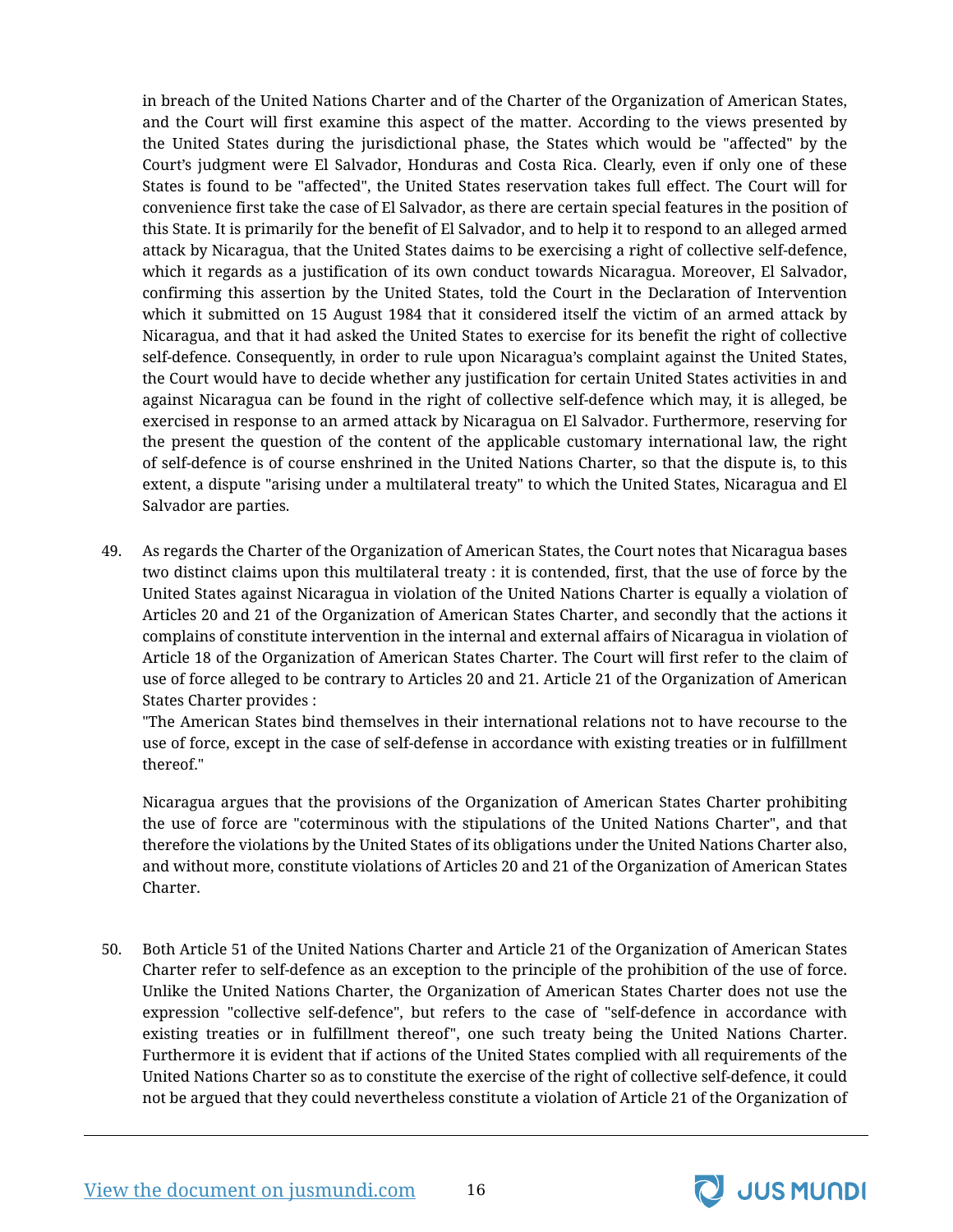in breach of the United Nations Charter and of the Charter of the Organization of American States, and the Court will first examine this aspect of the matter. According to the views presented by the United States during the jurisdictional phase, the States which would be "affected" by the Court's judgment were El Salvador, Honduras and Costa Rica. Clearly, even if only one of these States is found to be "affected", the United States reservation takes full effect. The Court will for convenience first take the case of El Salvador, as there are certain special features in the position of this State. It is primarily for the benefit of El Salvador, and to help it to respond to an alleged armed attack by Nicaragua, that the United States daims to be exercising a right of collective self-defence, which it regards as a justification of its own conduct towards Nicaragua. Moreover, El Salvador, confirming this assertion by the United States, told the Court in the Declaration of Intervention which it submitted on 15 August 1984 that it considered itself the victim of an armed attack by Nicaragua, and that it had asked the United States to exercise for its benefit the right of collective self-defence. Consequently, in order to rule upon Nicaragua's complaint against the United States, the Court would have to decide whether any justification for certain United States activities in and against Nicaragua can be found in the right of collective self-defence which may, it is alleged, be exercised in response to an armed attack by Nicaragua on El Salvador. Furthermore, reserving for the present the question of the content of the applicable customary international law, the right of self-defence is of course enshrined in the United Nations Charter, so that the dispute is, to this extent, a dispute "arising under a multilateral treaty" to which the United States, Nicaragua and El Salvador are parties.

49. As regards the Charter of the Organization of American States, the Court notes that Nicaragua bases two distinct claims upon this multilateral treaty : it is contended, first, that the use of force by the United States against Nicaragua in violation of the United Nations Charter is equally a violation of Articles 20 and 21 of the Organization of American States Charter, and secondly that the actions it complains of constitute intervention in the internal and external affairs of Nicaragua in violation of Article 18 of the Organization of American States Charter. The Court will first refer to the claim of use of force alleged to be contrary to Articles 20 and 21. Article 21 of the Organization of American States Charter provides :

"The American States bind themselves in their international relations not to have recourse to the use of force, except in the case of self-defense in accordance with existing treaties or in fulfillment thereof."

Nicaragua argues that the provisions of the Organization of American States Charter prohibiting the use of force are "coterminous with the stipulations of the United Nations Charter", and that therefore the violations by the United States of its obligations under the United Nations Charter also, and without more, constitute violations of Articles 20 and 21 of the Organization of American States Charter.

50. Both Article 51 of the United Nations Charter and Article 21 of the Organization of American States Charter refer to self-defence as an exception to the principle of the prohibition of the use of force. Unlike the United Nations Charter, the Organization of American States Charter does not use the expression "collective self-defence", but refers to the case of "self-defence in accordance with existing treaties or in fulfillment thereof", one such treaty being the United Nations Charter. Furthermore it is evident that if actions of the United States complied with all requirements of the United Nations Charter so as to constitute the exercise of the right of collective self-defence, it could not be argued that they could nevertheless constitute a violation of Article 21 of the Organization of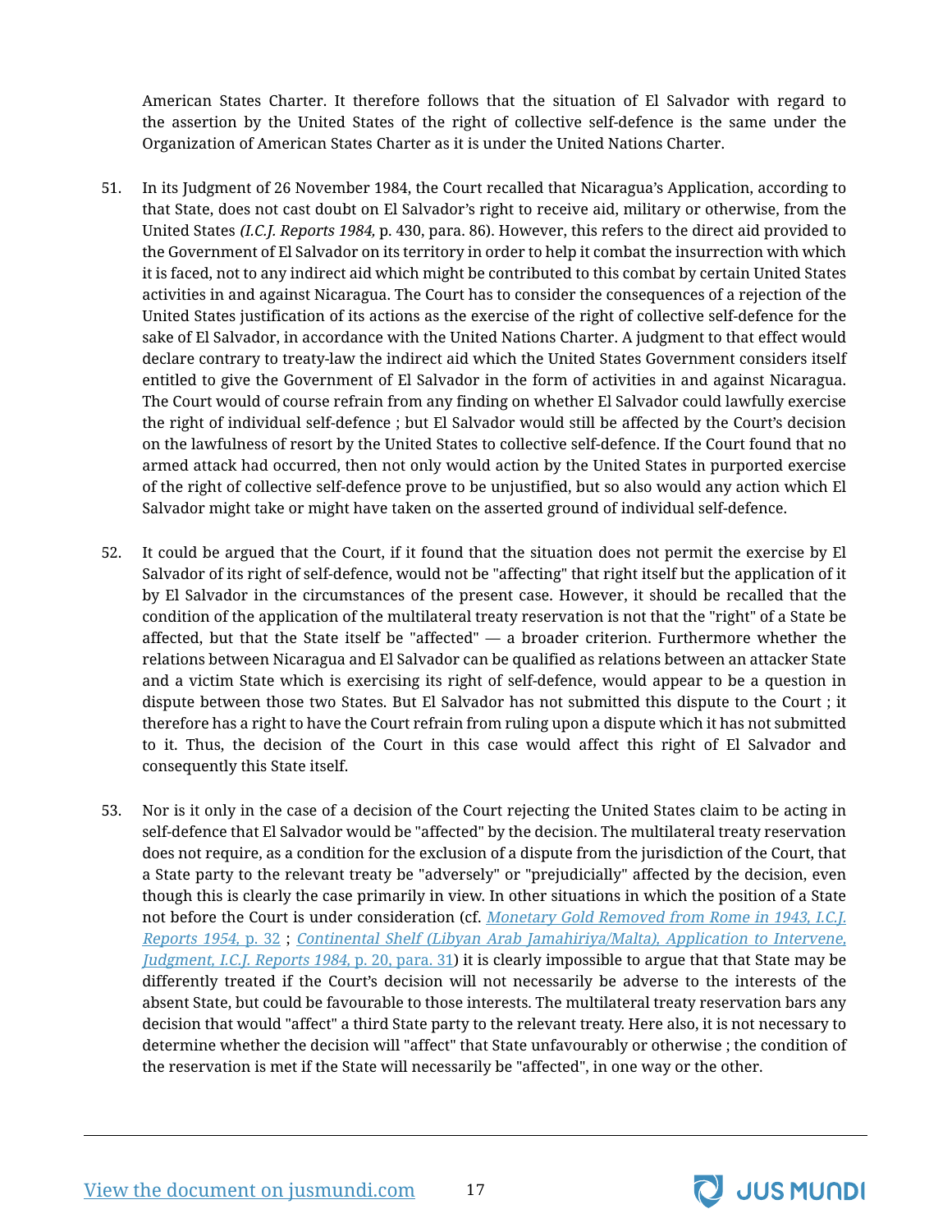American States Charter. It therefore follows that the situation of El Salvador with regard to the assertion by the United States of the right of collective self-defence is the same under the Organization of American States Charter as it is under the United Nations Charter.

51. In its Judgment of 26 November 1984, the Court recalled that Nicaragua's Application, according to that State, does not cast doubt on El Salvador's right to receive aid, military or otherwise, from the United States *(I.C.J. Reports 1984,* p. 430, para. 86). However, this refers to the direct aid provided to the Government of El Salvador on its territory in order to help it combat the insurrection with which it is faced, not to any indirect aid which might be contributed to this combat by certain United States activities in and against Nicaragua. The Court has to consider the consequences of a rejection of the United States justification of its actions as the exercise of the right of collective self-defence for the sake of El Salvador, in accordance with the United Nations Charter. A judgment to that effect would declare contrary to treaty-law the indirect aid which the United States Government considers itself entitled to give the Government of El Salvador in the form of activities in and against Nicaragua. The Court would of course refrain from any finding on whether El Salvador could lawfully exercise the right of individual self-defence ; but El Salvador would still be affected by the Court's decision on the lawfulness of resort by the United States to collective self-defence. If the Court found that no armed attack had occurred, then not only would action by the United States in purported exercise of the right of collective self-defence prove to be unjustified, but so also would any action which El Salvador might take or might have taken on the asserted ground of individual self-defence.

52. It could be argued that the Court, if it found that the situation does not permit the exercise by El Salvador of its right of self-defence, would not be "affecting" that right itself but the application of it by El Salvador in the circumstances of the present case. However, it should be recalled that the condition of the application of the multilateral treaty reservation is not that the "right" of a State be affected, but that the State itself be "affected" — a broader criterion. Furthermore whether the relations between Nicaragua and El Salvador can be qualified as relations between an attacker State and a victim State which is exercising its right of self-defence, would appear to be a question in dispute between those two States. But El Salvador has not submitted this dispute to the Court ; it therefore has a right to have the Court refrain from ruling upon a dispute which it has not submitted to it. Thus, the decision of the Court in this case would affect this right of El Salvador and consequently this State itself.

53. Nor is it only in the case of a decision of the Court rejecting the United States claim to be acting in self-defence that El Salvador would be "affected" by the decision. The multilateral treaty reservation does not require, as a condition for the exclusion of a dispute from the jurisdiction of the Court, that a State party to the relevant treaty be "adversely" or "prejudicially" affected by the decision, even though this is clearly the case primarily in view. In other situations in which the position of a State not before the Court is under consideration (cf. *Monetary Gold Removed from Rome in 1943, I.C.J. Reports 1954,* p. 32 ; *Continental Shelf (Libyan Arab Jamahiriya/Malta), Application to Intervene, Judgment, I.C.J. Reports 1984,* p. 20, para. 31) it is clearly impossible to argue that that State may be differently treated if the Court's decision will not necessarily be adverse to the interests of the absent State, but could be favourable to those interests. The multilateral treaty reservation bars any decision that would "affect" a third State party to the relevant treaty. Here also, it is not necessary to determine whether the decision will "affect" that State unfavourably or otherwise ; the condition of the reservation is met if the State will necessarily be "affected", in one way or the other.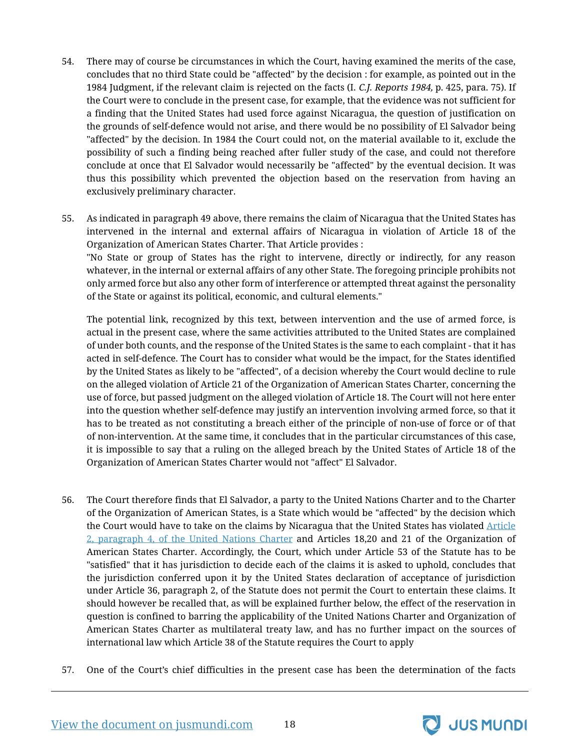54. There may of course be circumstances in which the Court, having examined the merits of the case, concludes that no third State could be "affected" by the decision : for example, as pointed out in the 1984 Judgment, if the relevant claim is rejected on the facts (I. *C.J. Reports 1984,* p. 425, para. 75). If the Court were to conclude in the present case, for example, that the evidence was not sufficient for a finding that the United States had used force against Nicaragua, the question of justification on the grounds of self-defence would not arise, and there would be no possibility of El Salvador being "affected" by the decision. In 1984 the Court could not, on the material available to it, exclude the possibility of such a finding being reached after fuller study of the case, and could not therefore conclude at once that El Salvador would necessarily be "affected" by the eventual decision. It was thus this possibility which prevented the objection based on the reservation from having an exclusively preliminary character.

55. As indicated in paragraph 49 above, there remains the claim of Nicaragua that the United States has intervened in the internal and external affairs of Nicaragua in violation of Article 18 of the Organization of American States Charter. That Article provides :
"No State or group of States has the right to intervene, directly or indirectly, for any reason whatever, in the internal or external affairs of any other State. The foregoing principle prohibits not only armed force but also any other form of interference or attempted threat against the personality of the State or against its political, economic, and cultural elements."

The potential link, recognized by this text, between intervention and the use of armed force, is actual in the present case, where the same activities attributed to the United States are complained of under both counts, and the response of the United States is the same to each complaint - that it has acted in self-defence. The Court has to consider what would be the impact, for the States identified by the United States as likely to be "affected", of a decision whereby the Court would decline to rule on the alleged violation of Article 21 of the Organization of American States Charter, concerning the use of force, but passed judgment on the alleged violation of Article 18. The Court will not here enter into the question whether self-defence may justify an intervention involving armed force, so that it has to be treated as not constituting a breach either of the principle of non-use of force or of that of non-intervention. At the same time, it concludes that in the particular circumstances of this case, it is impossible to say that a ruling on the alleged breach by the United States of Article 18 of the Organization of American States Charter would not "affect" El Salvador.

56. The Court therefore finds that El Salvador, a party to the United Nations Charter and to the Charter of the Organization of American States, is a State which would be "affected" by the decision which the Court would have to take on the claims by Nicaragua that the United States has violated Article 2, paragraph 4, of the United Nations Charter and Articles 18,20 and 21 of the Organization of American States Charter. Accordingly, the Court, which under Article 53 of the Statute has to be "satisfied" that it has jurisdiction to decide each of the claims it is asked to uphold, concludes that the jurisdiction conferred upon it by the United States declaration of acceptance of jurisdiction under Article 36, paragraph 2, of the Statute does not permit the Court to entertain these claims. It should however be recalled that, as will be explained further below, the effect of the reservation in question is confined to barring the applicability of the United Nations Charter and Organization of American States Charter as multilateral treaty law, and has no further impact on the sources of international law which Article 38 of the Statute requires the Court to apply

57. One of the Court's chief difficulties in the present case has been the determination of the facts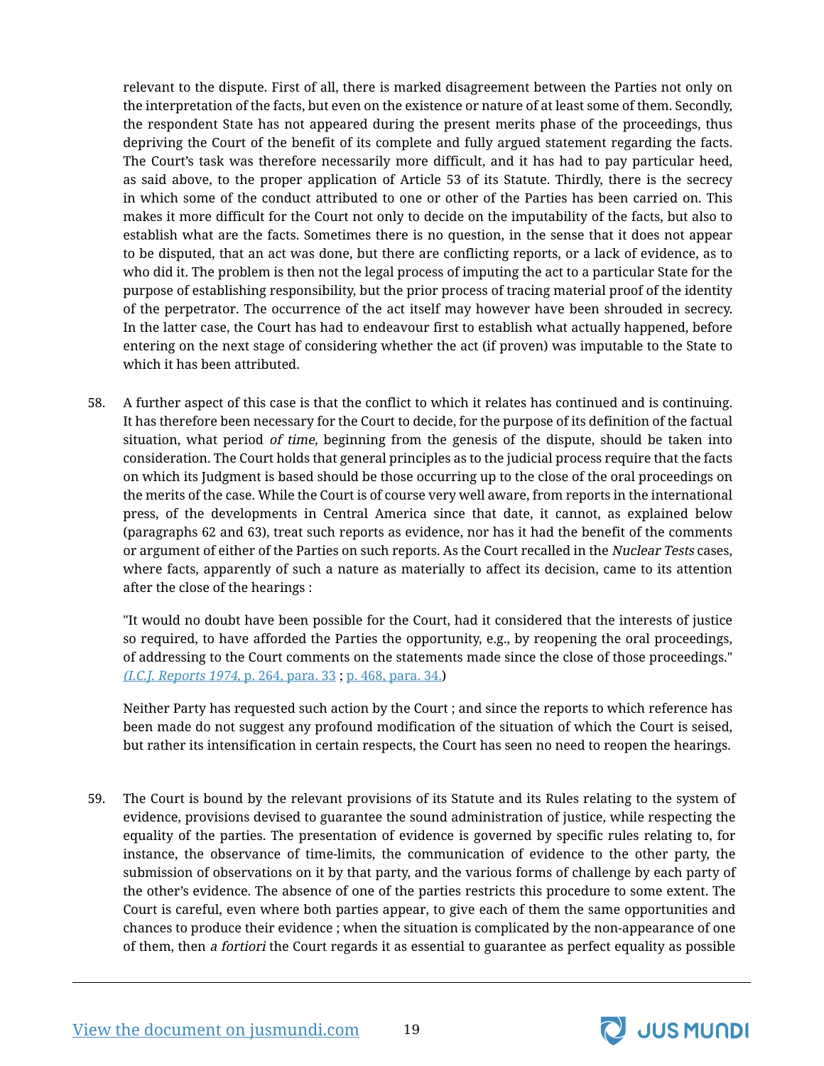relevant to the dispute. First of all, there is marked disagreement between the Parties not only on the interpretation of the facts, but even on the existence or nature of at least some of them. Secondly, the respondent State has not appeared during the present merits phase of the proceedings, thus depriving the Court of the benefit of its complete and fully argued statement regarding the facts. The Court's task was therefore necessarily more difficult, and it has had to pay particular heed, as said above, to the proper application of Article 53 of its Statute. Thirdly, there is the secrecy in which some of the conduct attributed to one or other of the Parties has been carried on. This makes it more difficult for the Court not only to decide on the imputability of the facts, but also to establish what are the facts. Sometimes there is no question, in the sense that it does not appear to be disputed, that an act was done, but there are conflicting reports, or a lack of evidence, as to who did it. The problem is then not the legal process of imputing the act to a particular State for the purpose of establishing responsibility, but the prior process of tracing material proof of the identity of the perpetrator. The occurrence of the act itself may however have been shrouded in secrecy. In the latter case, the Court has had to endeavour first to establish what actually happened, before entering on the next stage of considering whether the act (if proven) was imputable to the State to which it has been attributed.

58. A further aspect of this case is that the conflict to which it relates has continued and is continuing. It has therefore been necessary for the Court to decide, for the purpose of its definition of the factual situation, what period *of time,* beginning from the genesis of the dispute, should be taken into consideration. The Court holds that general principles as to the judicial process require that the facts on which its Judgment is based should be those occurring up to the close of the oral proceedings on the merits of the case. While the Court is of course very well aware, from reports in the international press, of the developments in Central America since that date, it cannot, as explained below (paragraphs 62 and 63), treat such reports as evidence, nor has it had the benefit of the comments or argument of either of the Parties on such reports. As the Court recalled in the *Nuclear Tests* cases, where facts, apparently of such a nature as materially to affect its decision, came to its attention after the close of the hearings :

"It would no doubt have been possible for the Court, had it considered that the interests of justice so required, to have afforded the Parties the opportunity, e.g., by reopening the oral proceedings, of addressing to the Court comments on the statements made since the close of those proceedings." (*I.C.J. Reports 1974*, p. 264, para. 33 ; p. 468, para. 34.)

Neither Party has requested such action by the Court ; and since the reports to which reference has been made do not suggest any profound modification of the situation of which the Court is seised, but rather its intensification in certain respects, the Court has seen no need to reopen the hearings.

59. The Court is bound by the relevant provisions of its Statute and its Rules relating to the system of evidence, provisions devised to guarantee the sound administration of justice, while respecting the equality of the parties. The presentation of evidence is governed by specific rules relating to, for instance, the observance of time-limits, the communication of evidence to the other party, the submission of observations on it by that party, and the various forms of challenge by each party of the other's evidence. The absence of one of the parties restricts this procedure to some extent. The Court is careful, even where both parties appear, to give each of them the same opportunities and chances to produce their evidence ; when the situation is complicated by the non-appearance of one of them, then *a fortiori* the Court regards it as essential to guarantee as perfect equality as possible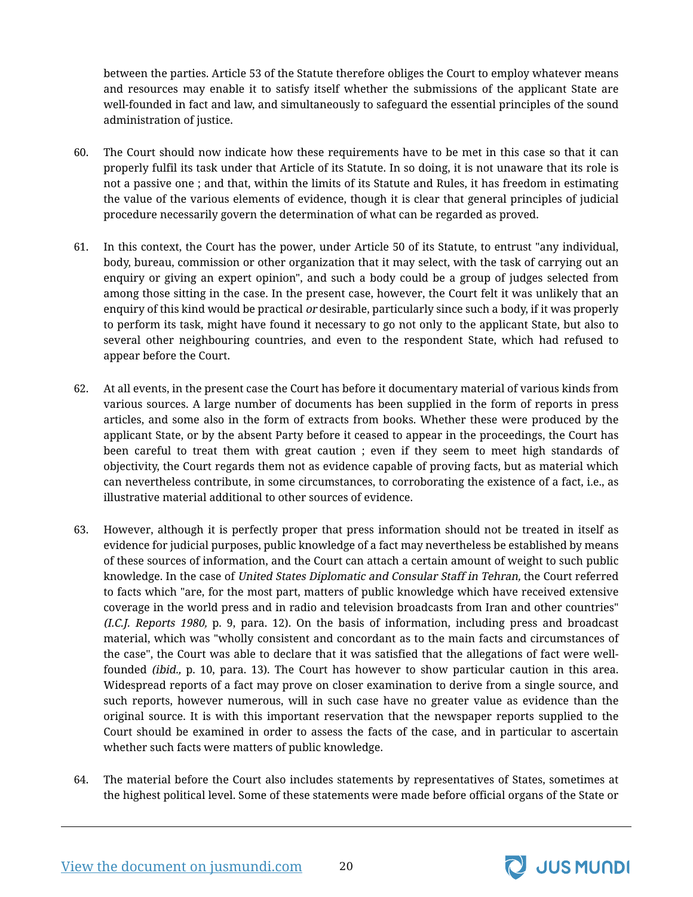between the parties. Article 53 of the Statute therefore obliges the Court to employ whatever means and resources may enable it to satisfy itself whether the submissions of the applicant State are well-founded in fact and law, and simultaneously to safeguard the essential principles of the sound administration of justice.

60. The Court should now indicate how these requirements have to be met in this case so that it can properly fulfil its task under that Article of its Statute. In so doing, it is not unaware that its role is not a passive one ; and that, within the limits of its Statute and Rules, it has freedom in estimating the value of the various elements of evidence, though it is clear that general principles of judicial procedure necessarily govern the determination of what can be regarded as proved.

61. In this context, the Court has the power, under Article 50 of its Statute, to entrust "any individual, body, bureau, commission or other organization that it may select, with the task of carrying out an enquiry or giving an expert opinion", and such a body could be a group of judges selected from among those sitting in the case. In the present case, however, the Court felt it was unlikely that an enquiry of this kind would be practical *or* desirable, particularly since such a body, if it was properly to perform its task, might have found it necessary to go not only to the applicant State, but also to several other neighbouring countries, and even to the respondent State, which had refused to appear before the Court.

62. At all events, in the present case the Court has before it documentary material of various kinds from various sources. A large number of documents has been supplied in the form of reports in press articles, and some also in the form of extracts from books. Whether these were produced by the applicant State, or by the absent Party before it ceased to appear in the proceedings, the Court has been careful to treat them with great caution ; even if they seem to meet high standards of objectivity, the Court regards them not as evidence capable of proving facts, but as material which can nevertheless contribute, in some circumstances, to corroborating the existence of a fact, i.e., as illustrative material additional to other sources of evidence.

63. However, although it is perfectly proper that press information should not be treated in itself as evidence for judicial purposes, public knowledge of a fact may nevertheless be established by means of these sources of information, and the Court can attach a certain amount of weight to such public knowledge. In the case of *United States Diplomatic and Consular Staff in Tehran,* the Court referred to facts which "are, for the most part, matters of public knowledge which have received extensive coverage in the world press and in radio and television broadcasts from Iran and other countries" *(I.C.J. Reports 1980,* p. 9, para. 12). On the basis of information, including press and broadcast material, which was "wholly consistent and concordant as to the main facts and circumstances of the case", the Court was able to declare that it was satisfied that the allegations of fact were well-founded *(ibid.,* p. 10, para. 13). The Court has however to show particular caution in this area. Widespread reports of a fact may prove on closer examination to derive from a single source, and such reports, however numerous, will in such case have no greater value as evidence than the original source. It is with this important reservation that the newspaper reports supplied to the Court should be examined in order to assess the facts of the case, and in particular to ascertain whether such facts were matters of public knowledge.

64. The material before the Court also includes statements by representatives of States, sometimes at the highest political level. Some of these statements were made before official organs of the State or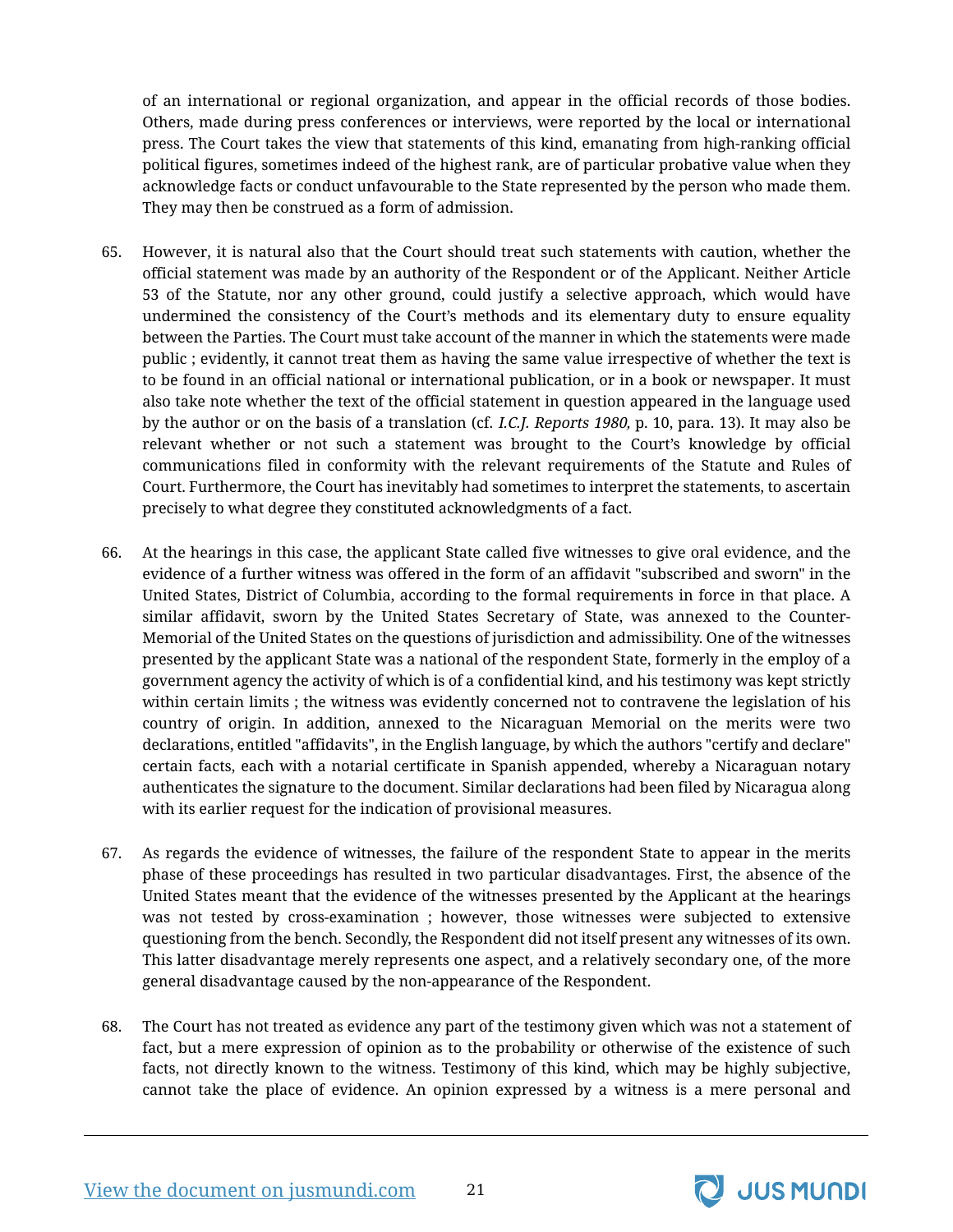of an international or regional organization, and appear in the official records of those bodies. Others, made during press conferences or interviews, were reported by the local or international press. The Court takes the view that statements of this kind, emanating from high-ranking official political figures, sometimes indeed of the highest rank, are of particular probative value when they acknowledge facts or conduct unfavourable to the State represented by the person who made them. They may then be construed as a form of admission.

65. However, it is natural also that the Court should treat such statements with caution, whether the official statement was made by an authority of the Respondent or of the Applicant. Neither Article 53 of the Statute, nor any other ground, could justify a selective approach, which would have undermined the consistency of the Court's methods and its elementary duty to ensure equality between the Parties. The Court must take account of the manner in which the statements were made public ; evidently, it cannot treat them as having the same value irrespective of whether the text is to be found in an official national or international publication, or in a book or newspaper. It must also take note whether the text of the official statement in question appeared in the language used by the author or on the basis of a translation (cf. *I.C.J. Reports 1980,* p. 10, para. 13). It may also be relevant whether or not such a statement was brought to the Court's knowledge by official communications filed in conformity with the relevant requirements of the Statute and Rules of Court. Furthermore, the Court has inevitably had sometimes to interpret the statements, to ascertain precisely to what degree they constituted acknowledgments of a fact.

66. At the hearings in this case, the applicant State called five witnesses to give oral evidence, and the evidence of a further witness was offered in the form of an affidavit "subscribed and sworn" in the United States, District of Columbia, according to the formal requirements in force in that place. A similar affidavit, sworn by the United States Secretary of State, was annexed to the Counter-Memorial of the United States on the questions of jurisdiction and admissibility. One of the witnesses presented by the applicant State was a national of the respondent State, formerly in the employ of a government agency the activity of which is of a confidential kind, and his testimony was kept strictly within certain limits ; the witness was evidently concerned not to contravene the legislation of his country of origin. In addition, annexed to the Nicaraguan Memorial on the merits were two declarations, entitled "affidavits", in the English language, by which the authors "certify and declare" certain facts, each with a notarial certificate in Spanish appended, whereby a Nicaraguan notary authenticates the signature to the document. Similar declarations had been filed by Nicaragua along with its earlier request for the indication of provisional measures.

67. As regards the evidence of witnesses, the failure of the respondent State to appear in the merits phase of these proceedings has resulted in two particular disadvantages. First, the absence of the United States meant that the evidence of the witnesses presented by the Applicant at the hearings was not tested by cross-examination ; however, those witnesses were subjected to extensive questioning from the bench. Secondly, the Respondent did not itself present any witnesses of its own. This latter disadvantage merely represents one aspect, and a relatively secondary one, of the more general disadvantage caused by the non-appearance of the Respondent.

68. The Court has not treated as evidence any part of the testimony given which was not a statement of fact, but a mere expression of opinion as to the probability or otherwise of the existence of such facts, not directly known to the witness. Testimony of this kind, which may be highly subjective, cannot take the place of evidence. An opinion expressed by a witness is a mere personal and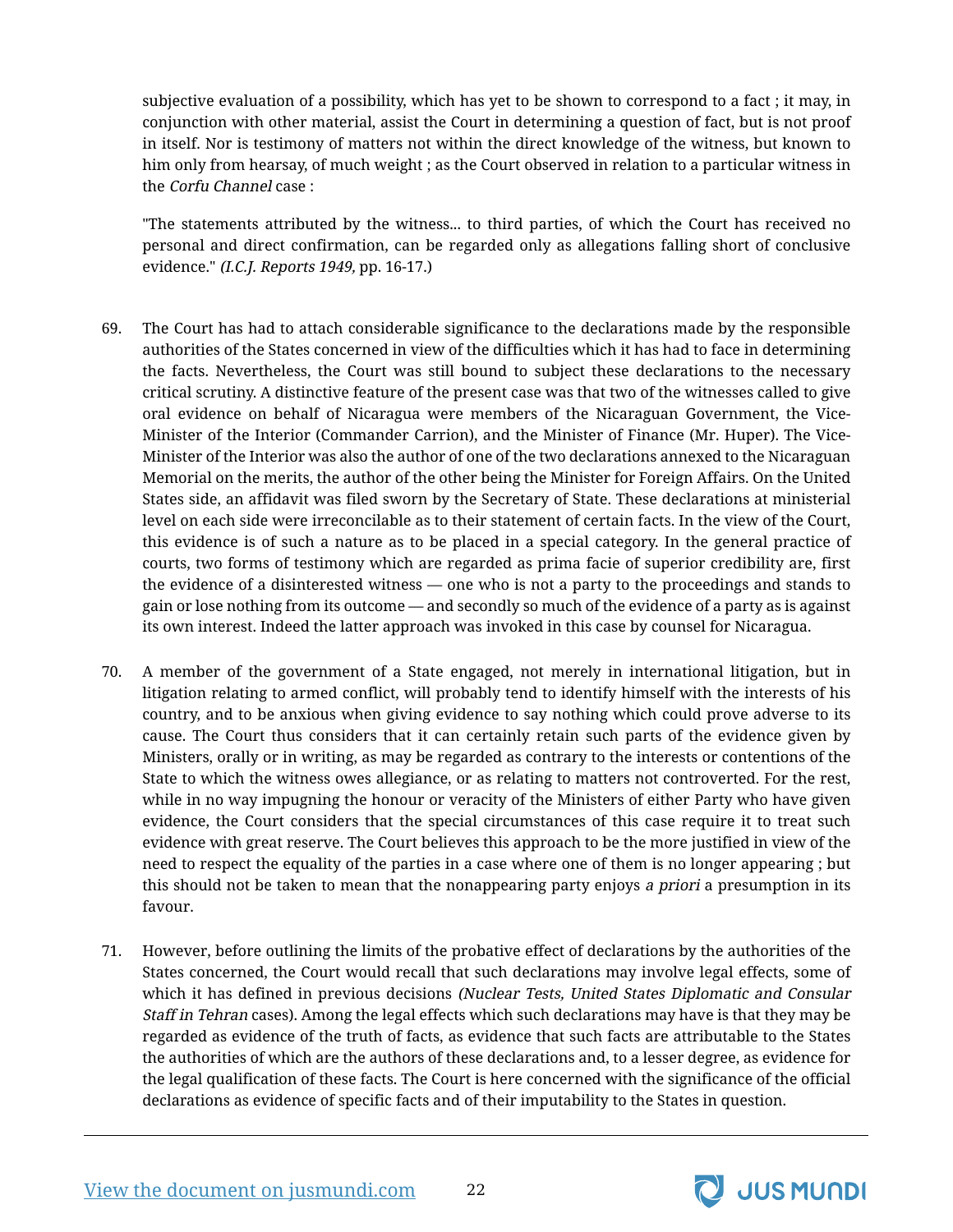subjective evaluation of a possibility, which has yet to be shown to correspond to a fact ; it may, in conjunction with other material, assist the Court in determining a question of fact, but is not proof in itself. Nor is testimony of matters not within the direct knowledge of the witness, but known to him only from hearsay, of much weight ; as the Court observed in relation to a particular witness in the *Corfu Channel* case :

> "The statements attributed by the witness... to third parties, of which the Court has received no personal and direct confirmation, can be regarded only as allegations falling short of conclusive evidence." *(I.C.J. Reports 1949,* pp. 16-17.)

69. The Court has had to attach considerable significance to the declarations made by the responsible authorities of the States concerned in view of the difficulties which it has had to face in determining the facts. Nevertheless, the Court was still bound to subject these declarations to the necessary critical scrutiny. A distinctive feature of the present case was that two of the witnesses called to give oral evidence on behalf of Nicaragua were members of the Nicaraguan Government, the Vice-Minister of the Interior (Commander Carrion), and the Minister of Finance (Mr. Huper). The Vice-Minister of the Interior was also the author of one of the two declarations annexed to the Nicaraguan Memorial on the merits, the author of the other being the Minister for Foreign Affairs. On the United States side, an affidavit was filed sworn by the Secretary of State. These declarations at ministerial level on each side were irreconcilable as to their statement of certain facts. In the view of the Court, this evidence is of such a nature as to be placed in a special category. In the general practice of courts, two forms of testimony which are regarded as prima facie of superior credibility are, first the evidence of a disinterested witness — one who is not a party to the proceedings and stands to gain or lose nothing from its outcome — and secondly so much of the evidence of a party as is against its own interest. Indeed the latter approach was invoked in this case by counsel for Nicaragua.

70. A member of the government of a State engaged, not merely in international litigation, but in litigation relating to armed conflict, will probably tend to identify himself with the interests of his country, and to be anxious when giving evidence to say nothing which could prove adverse to its cause. The Court thus considers that it can certainly retain such parts of the evidence given by Ministers, orally or in writing, as may be regarded as contrary to the interests or contentions of the State to which the witness owes allegiance, or as relating to matters not controverted. For the rest, while in no way impugning the honour or veracity of the Ministers of either Party who have given evidence, the Court considers that the special circumstances of this case require it to treat such evidence with great reserve. The Court believes this approach to be the more justified in view of the need to respect the equality of the parties in a case where one of them is no longer appearing ; but this should not be taken to mean that the nonappearing party enjoys *a priori* a presumption in its favour.

71. However, before outlining the limits of the probative effect of declarations by the authorities of the States concerned, the Court would recall that such declarations may involve legal effects, some of which it has defined in previous decisions *(Nuclear Tests, United States Diplomatic and Consular Staff in Tehran* cases). Among the legal effects which such declarations may have is that they may be regarded as evidence of the truth of facts, as evidence that such facts are attributable to the States the authorities of which are the authors of these declarations and, to a lesser degree, as evidence for the legal qualification of these facts. The Court is here concerned with the significance of the official declarations as evidence of specific facts and of their imputability to the States in question.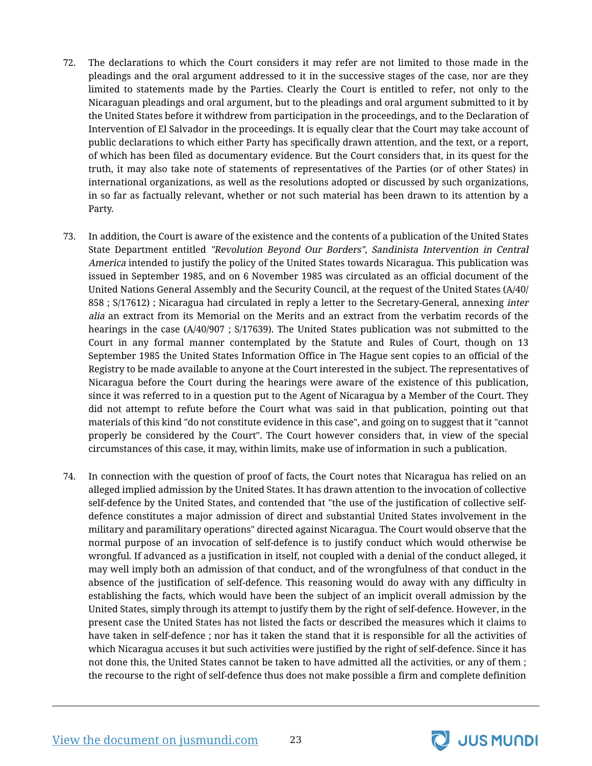72. The declarations to which the Court considers it may refer are not limited to those made in the pleadings and the oral argument addressed to it in the successive stages of the case, nor are they limited to statements made by the Parties. Clearly the Court is entitled to refer, not only to the Nicaraguan pleadings and oral argument, but to the pleadings and oral argument submitted to it by the United States before it withdrew from participation in the proceedings, and to the Declaration of Intervention of El Salvador in the proceedings. It is equally clear that the Court may take account of public declarations to which either Party has specifically drawn attention, and the text, or a report, of which has been filed as documentary evidence. But the Court considers that, in its quest for the truth, it may also take note of statements of representatives of the Parties (or of other States) in international organizations, as well as the resolutions adopted or discussed by such organizations, in so far as factually relevant, whether or not such material has been drawn to its attention by a Party.

73. In addition, the Court is aware of the existence and the contents of a publication of the United States State Department entitled *"Revolution Beyond Our Borders", Sandinista Intervention in Central America* intended to justify the policy of the United States towards Nicaragua. This publication was issued in September 1985, and on 6 November 1985 was circulated as an official document of the United Nations General Assembly and the Security Council, at the request of the United States (A/40/858 ; S/17612) ; Nicaragua had circulated in reply a letter to the Secretary-General, annexing *inter alia* an extract from its Memorial on the Merits and an extract from the verbatim records of the hearings in the case (A/40/907 ; S/17639). The United States publication was not submitted to the Court in any formal manner contemplated by the Statute and Rules of Court, though on 13 September 1985 the United States Information Office in The Hague sent copies to an official of the Registry to be made available to anyone at the Court interested in the subject. The representatives of Nicaragua before the Court during the hearings were aware of the existence of this publication, since it was referred to in a question put to the Agent of Nicaragua by a Member of the Court. They did not attempt to refute before the Court what was said in that publication, pointing out that materials of this kind "do not constitute evidence in this case", and going on to suggest that it "cannot properly be considered by the Court". The Court however considers that, in view of the special circumstances of this case, it may, within limits, make use of information in such a publication.

74. In connection with the question of proof of facts, the Court notes that Nicaragua has relied on an alleged implied admission by the United States. It has drawn attention to the invocation of collective self-defence by the United States, and contended that "the use of the justification of collective self-defence constitutes a major admission of direct and substantial United States involvement in the military and paramilitary operations" directed against Nicaragua. The Court would observe that the normal purpose of an invocation of self-defence is to justify conduct which would otherwise be wrongful. If advanced as a justification in itself, not coupled with a denial of the conduct alleged, it may well imply both an admission of that conduct, and of the wrongfulness of that conduct in the absence of the justification of self-defence. This reasoning would do away with any difficulty in establishing the facts, which would have been the subject of an implicit overall admission by the United States, simply through its attempt to justify them by the right of self-defence. However, in the present case the United States has not listed the facts or described the measures which it claims to have taken in self-defence ; nor has it taken the stand that it is responsible for all the activities of which Nicaragua accuses it but such activities were justified by the right of self-defence. Since it has not done this, the United States cannot be taken to have admitted all the activities, or any of them ; the recourse to the right of self-defence thus does not make possible a firm and complete definition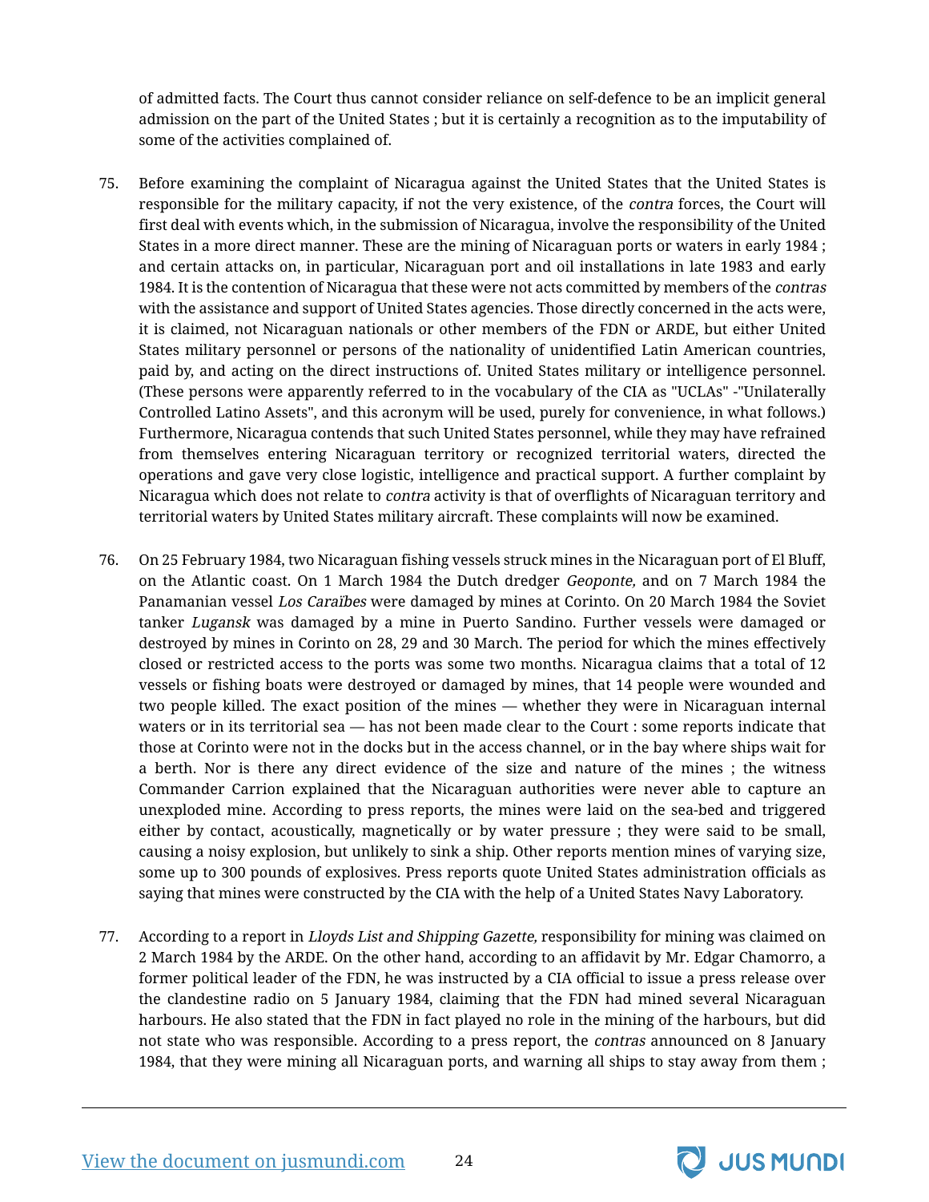of admitted facts. The Court thus cannot consider reliance on self-defence to be an implicit general admission on the part of the United States ; but it is certainly a recognition as to the imputability of some of the activities complained of.

75. Before examining the complaint of Nicaragua against the United States that the United States is responsible for the military capacity, if not the very existence, of the *contra* forces, the Court will first deal with events which, in the submission of Nicaragua, involve the responsibility of the United States in a more direct manner. These are the mining of Nicaraguan ports or waters in early 1984 ; and certain attacks on, in particular, Nicaraguan port and oil installations in late 1983 and early 1984. It is the contention of Nicaragua that these were not acts committed by members of the *contras* with the assistance and support of United States agencies. Those directly concerned in the acts were, it is claimed, not Nicaraguan nationals or other members of the FDN or ARDE, but either United States military personnel or persons of the nationality of unidentified Latin American countries, paid by, and acting on the direct instructions of. United States military or intelligence personnel. (These persons were apparently referred to in the vocabulary of the CIA as "UCLAs" -"Unilaterally Controlled Latino Assets", and this acronym will be used, purely for convenience, in what follows.) Furthermore, Nicaragua contends that such United States personnel, while they may have refrained from themselves entering Nicaraguan territory or recognized territorial waters, directed the operations and gave very close logistic, intelligence and practical support. A further complaint by Nicaragua which does not relate to *contra* activity is that of overflights of Nicaraguan territory and territorial waters by United States military aircraft. These complaints will now be examined.

76. On 25 February 1984, two Nicaraguan fishing vessels struck mines in the Nicaraguan port of El Bluff, on the Atlantic coast. On 1 March 1984 the Dutch dredger *Geoponte,* and on 7 March 1984 the Panamanian vessel *Los Caraïbes* were damaged by mines at Corinto. On 20 March 1984 the Soviet tanker *Lugansk* was damaged by a mine in Puerto Sandino. Further vessels were damaged or destroyed by mines in Corinto on 28, 29 and 30 March. The period for which the mines effectively closed or restricted access to the ports was some two months. Nicaragua claims that a total of 12 vessels or fishing boats were destroyed or damaged by mines, that 14 people were wounded and two people killed. The exact position of the mines — whether they were in Nicaraguan internal waters or in its territorial sea — has not been made clear to the Court : some reports indicate that those at Corinto were not in the docks but in the access channel, or in the bay where ships wait for a berth. Nor is there any direct evidence of the size and nature of the mines ; the witness Commander Carrion explained that the Nicaraguan authorities were never able to capture an unexploded mine. According to press reports, the mines were laid on the sea-bed and triggered either by contact, acoustically, magnetically or by water pressure ; they were said to be small, causing a noisy explosion, but unlikely to sink a ship. Other reports mention mines of varying size, some up to 300 pounds of explosives. Press reports quote United States administration officials as saying that mines were constructed by the CIA with the help of a United States Navy Laboratory.

77. According to a report in *Lloyds List and Shipping Gazette,* responsibility for mining was claimed on 2 March 1984 by the ARDE. On the other hand, according to an affidavit by Mr. Edgar Chamorro, a former political leader of the FDN, he was instructed by a CIA official to issue a press release over the clandestine radio on 5 January 1984, claiming that the FDN had mined several Nicaraguan harbours. He also stated that the FDN in fact played no role in the mining of the harbours, but did not state who was responsible. According to a press report, the *contras* announced on 8 January 1984, that they were mining all Nicaraguan ports, and warning all ships to stay away from them ;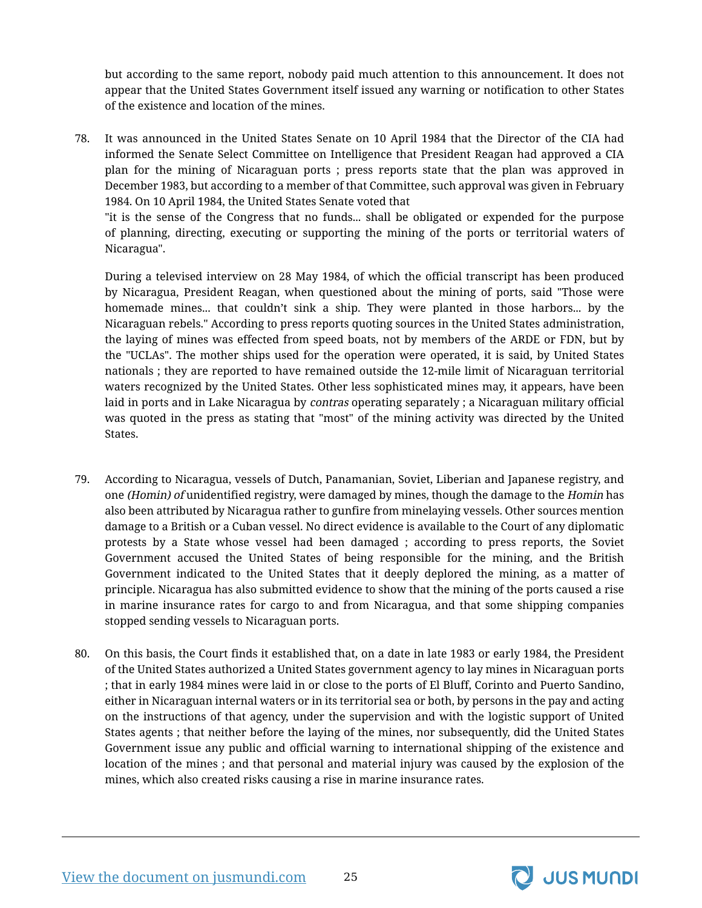but according to the same report, nobody paid much attention to this announcement. It does not appear that the United States Government itself issued any warning or notification to other States of the existence and location of the mines.

78. It was announced in the United States Senate on 10 April 1984 that the Director of the CIA had informed the Senate Select Committee on Intelligence that President Reagan had approved a CIA plan for the mining of Nicaraguan ports ; press reports state that the plan was approved in December 1983, but according to a member of that Committee, such approval was given in February 1984. On 10 April 1984, the United States Senate voted that

"it is the sense of the Congress that no funds... shall be obligated or expended for the purpose of planning, directing, executing or supporting the mining of the ports or territorial waters of Nicaragua".

During a televised interview on 28 May 1984, of which the official transcript has been produced by Nicaragua, President Reagan, when questioned about the mining of ports, said "Those were homemade mines... that couldn't sink a ship. They were planted in those harbors... by the Nicaraguan rebels." According to press reports quoting sources in the United States administration, the laying of mines was effected from speed boats, not by members of the ARDE or FDN, but by the "UCLAs". The mother ships used for the operation were operated, it is said, by United States nationals ; they are reported to have remained outside the 12-mile limit of Nicaraguan territorial waters recognized by the United States. Other less sophisticated mines may, it appears, have been laid in ports and in Lake Nicaragua by *contras* operating separately ; a Nicaraguan military official was quoted in the press as stating that "most" of the mining activity was directed by the United States.

79. According to Nicaragua, vessels of Dutch, Panamanian, Soviet, Liberian and Japanese registry, and one *(Homin) of* unidentified registry, were damaged by mines, though the damage to the *Homin* has also been attributed by Nicaragua rather to gunfire from minelaying vessels. Other sources mention damage to a British or a Cuban vessel. No direct evidence is available to the Court of any diplomatic protests by a State whose vessel had been damaged ; according to press reports, the Soviet Government accused the United States of being responsible for the mining, and the British Government indicated to the United States that it deeply deplored the mining, as a matter of principle. Nicaragua has also submitted evidence to show that the mining of the ports caused a rise in marine insurance rates for cargo to and from Nicaragua, and that some shipping companies stopped sending vessels to Nicaraguan ports.

80. On this basis, the Court finds it established that, on a date in late 1983 or early 1984, the President of the United States authorized a United States government agency to lay mines in Nicaraguan ports ; that in early 1984 mines were laid in or close to the ports of El Bluff, Corinto and Puerto Sandino, either in Nicaraguan internal waters or in its territorial sea or both, by persons in the pay and acting on the instructions of that agency, under the supervision and with the logistic support of United States agents ; that neither before the laying of the mines, nor subsequently, did the United States Government issue any public and official warning to international shipping of the existence and location of the mines ; and that personal and material injury was caused by the explosion of the mines, which also created risks causing a rise in marine insurance rates.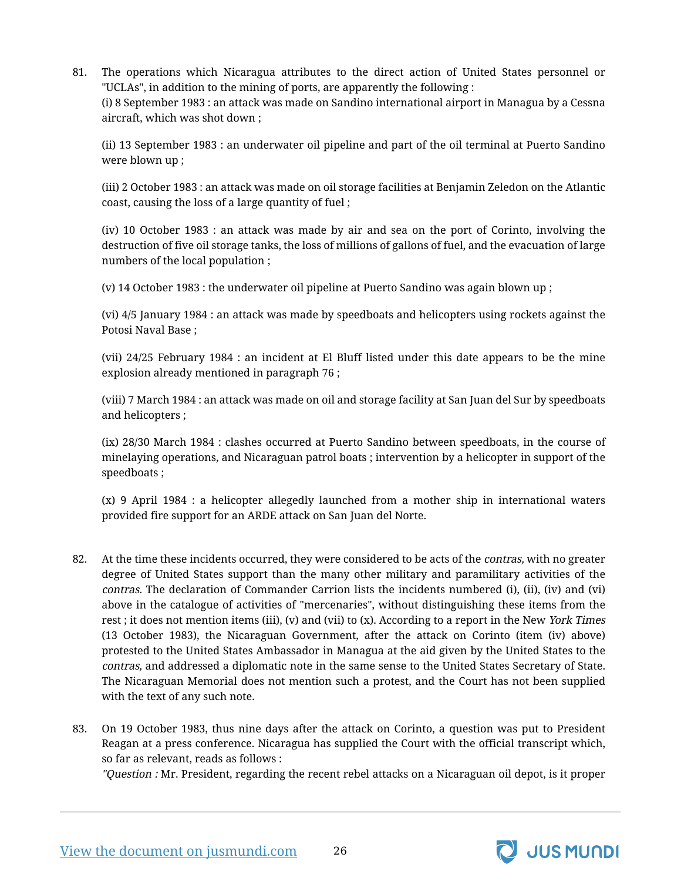81. The operations which Nicaragua attributes to the direct action of United States personnel or "UCLAs", in addition to the mining of ports, are apparently the following :

(i) 8 September 1983 : an attack was made on Sandino international airport in Managua by a Cessna aircraft, which was shot down ;

(ii) 13 September 1983 : an underwater oil pipeline and part of the oil terminal at Puerto Sandino were blown up ;

(iii) 2 October 1983 : an attack was made on oil storage facilities at Benjamin Zeledon on the Atlantic coast, causing the loss of a large quantity of fuel ;

(iv) 10 October 1983 : an attack was made by air and sea on the port of Corinto, involving the destruction of five oil storage tanks, the loss of millions of gallons of fuel, and the evacuation of large numbers of the local population ;

(v) 14 October 1983 : the underwater oil pipeline at Puerto Sandino was again blown up ;

(vi) 4/5 January 1984 : an attack was made by speedboats and helicopters using rockets against the Potosi Naval Base ;

(vii) 24/25 February 1984 : an incident at El Bluff listed under this date appears to be the mine explosion already mentioned in paragraph 76 ;

(viii) 7 March 1984 : an attack was made on oil and storage facility at San Juan del Sur by speedboats and helicopters ;

(ix) 28/30 March 1984 : clashes occurred at Puerto Sandino between speedboats, in the course of minelaying operations, and Nicaraguan patrol boats ; intervention by a helicopter in support of the speedboats ;

(x) 9 April 1984 : a helicopter allegedly launched from a mother ship in international waters provided fire support for an ARDE attack on San Juan del Norte.

82. At the time these incidents occurred, they were considered to be acts of the *contras,* with no greater degree of United States support than the many other military and paramilitary activities of the *contras.* The declaration of Commander Carrion lists the incidents numbered (i), (ii), (iv) and (vi) above in the catalogue of activities of "mercenaries", without distinguishing these items from the rest ; it does not mention items (iii), (v) and (vii) to (x). According to a report in the New *York Times* (13 October 1983), the Nicaraguan Government, after the attack on Corinto (item (iv) above) protested to the United States Ambassador in Managua at the aid given by the United States to the *contras,* and addressed a diplomatic note in the same sense to the United States Secretary of State. The Nicaraguan Memorial does not mention such a protest, and the Court has not been supplied with the text of any such note.

83. On 19 October 1983, thus nine days after the attack on Corinto, a question was put to President Reagan at a press conference. Nicaragua has supplied the Court with the official transcript which, so far as relevant, reads as follows :

*"Question :* Mr. President, regarding the recent rebel attacks on a Nicaraguan oil depot, is it proper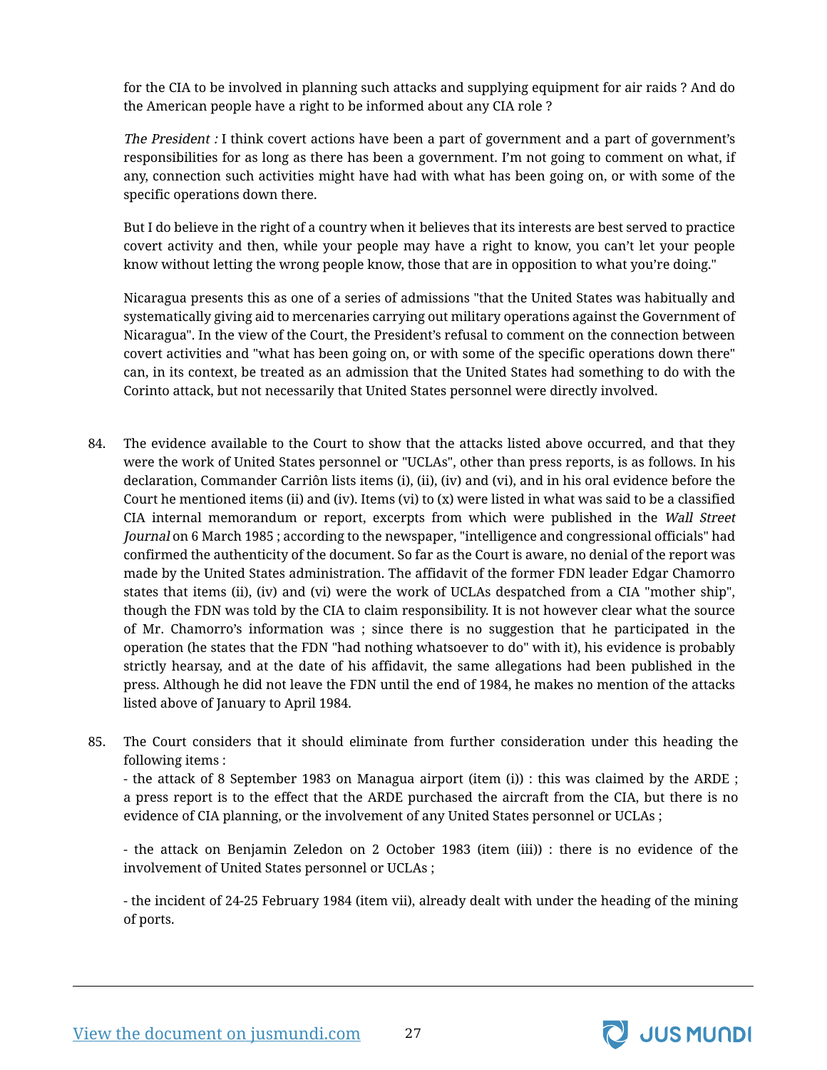for the CIA to be involved in planning such attacks and supplying equipment for air raids ? And do the American people have a right to be informed about any CIA role ?

*The President :* I think covert actions have been a part of government and a part of government's responsibilities for as long as there has been a government. I'm not going to comment on what, if any, connection such activities might have had with what has been going on, or with some of the specific operations down there.

But I do believe in the right of a country when it believes that its interests are best served to practice covert activity and then, while your people may have a right to know, you can't let your people know without letting the wrong people know, those that are in opposition to what you're doing."

Nicaragua presents this as one of a series of admissions "that the United States was habitually and systematically giving aid to mercenaries carrying out military operations against the Government of Nicaragua". In the view of the Court, the President's refusal to comment on the connection between covert activities and "what has been going on, or with some of the specific operations down there" can, in its context, be treated as an admission that the United States had something to do with the Corinto attack, but not necessarily that United States personnel were directly involved.

84. The evidence available to the Court to show that the attacks listed above occurred, and that they were the work of United States personnel or "UCLAs", other than press reports, is as follows. In his declaration, Commander Carriôn lists items (i), (ii), (iv) and (vi), and in his oral evidence before the Court he mentioned items (ii) and (iv). Items (vi) to (x) were listed in what was said to be a classified CIA internal memorandum or report, excerpts from which were published in the *Wall Street Journal* on 6 March 1985 ; according to the newspaper, "intelligence and congressional officials" had confirmed the authenticity of the document. So far as the Court is aware, no denial of the report was made by the United States administration. The affidavit of the former FDN leader Edgar Chamorro states that items (ii), (iv) and (vi) were the work of UCLAs despatched from a CIA "mother ship", though the FDN was told by the CIA to claim responsibility. It is not however clear what the source of Mr. Chamorro's information was ; since there is no suggestion that he participated in the operation (he states that the FDN "had nothing whatsoever to do" with it), his evidence is probably strictly hearsay, and at the date of his affidavit, the same allegations had been published in the press. Although he did not leave the FDN until the end of 1984, he makes no mention of the attacks listed above of January to April 1984.

85. The Court considers that it should eliminate from further consideration under this heading the following items :

- the attack of 8 September 1983 on Managua airport (item (i)) : this was claimed by the ARDE ; a press report is to the effect that the ARDE purchased the aircraft from the CIA, but there is no evidence of CIA planning, or the involvement of any United States personnel or UCLAs ;

- the attack on Benjamin Zeledon on 2 October 1983 (item (iii)) : there is no evidence of the involvement of United States personnel or UCLAs ;

- the incident of 24-25 February 1984 (item vii), already dealt with under the heading of the mining of ports.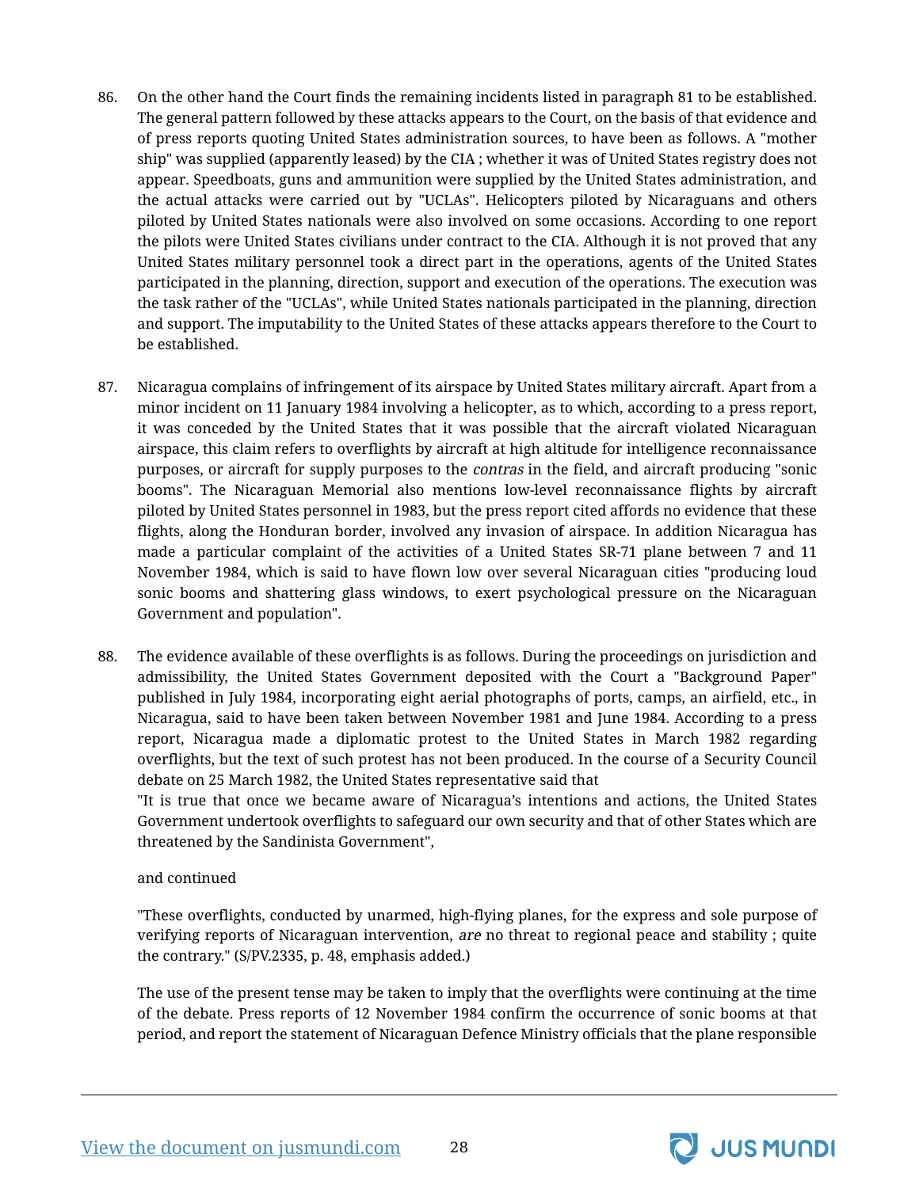86. On the other hand the Court finds the remaining incidents listed in paragraph 81 to be established. The general pattern followed by these attacks appears to the Court, on the basis of that evidence and of press reports quoting United States administration sources, to have been as follows. A "mother ship" was supplied (apparently leased) by the CIA ; whether it was of United States registry does not appear. Speedboats, guns and ammunition were supplied by the United States administration, and the actual attacks were carried out by "UCLAs". Helicopters piloted by Nicaraguans and others piloted by United States nationals were also involved on some occasions. According to one report the pilots were United States civilians under contract to the CIA. Although it is not proved that any United States military personnel took a direct part in the operations, agents of the United States participated in the planning, direction, support and execution of the operations. The execution was the task rather of the "UCLAs", while United States nationals participated in the planning, direction and support. The imputability to the United States of these attacks appears therefore to the Court to be established.

87. Nicaragua complains of infringement of its airspace by United States military aircraft. Apart from a minor incident on 11 January 1984 involving a helicopter, as to which, according to a press report, it was conceded by the United States that it was possible that the aircraft violated Nicaraguan airspace, this claim refers to overflights by aircraft at high altitude for intelligence reconnaissance purposes, or aircraft for supply purposes to the *contras* in the field, and aircraft producing "sonic booms". The Nicaraguan Memorial also mentions low-level reconnaissance flights by aircraft piloted by United States personnel in 1983, but the press report cited affords no evidence that these flights, along the Honduran border, involved any invasion of airspace. In addition Nicaragua has made a particular complaint of the activities of a United States SR-71 plane between 7 and 11 November 1984, which is said to have flown low over several Nicaraguan cities "producing loud sonic booms and shattering glass windows, to exert psychological pressure on the Nicaraguan Government and population".

88. The evidence available of these overflights is as follows. During the proceedings on jurisdiction and admissibility, the United States Government deposited with the Court a "Background Paper" published in July 1984, incorporating eight aerial photographs of ports, camps, an airfield, etc., in Nicaragua, said to have been taken between November 1981 and June 1984. According to a press report, Nicaragua made a diplomatic protest to the United States in March 1982 regarding overflights, but the text of such protest has not been produced. In the course of a Security Council debate on 25 March 1982, the United States representative said that

"It is true that once we became aware of Nicaragua's intentions and actions, the United States Government undertook overflights to safeguard our own security and that of other States which are threatened by the Sandinista Government",

and continued

"These overflights, conducted by unarmed, high-flying planes, for the express and sole purpose of verifying reports of Nicaraguan intervention, *are* no threat to regional peace and stability ; quite the contrary." (S/PV.2335, p. 48, emphasis added.)

The use of the present tense may be taken to imply that the overflights were continuing at the time of the debate. Press reports of 12 November 1984 confirm the occurrence of sonic booms at that period, and report the statement of Nicaraguan Defence Ministry officials that the plane responsible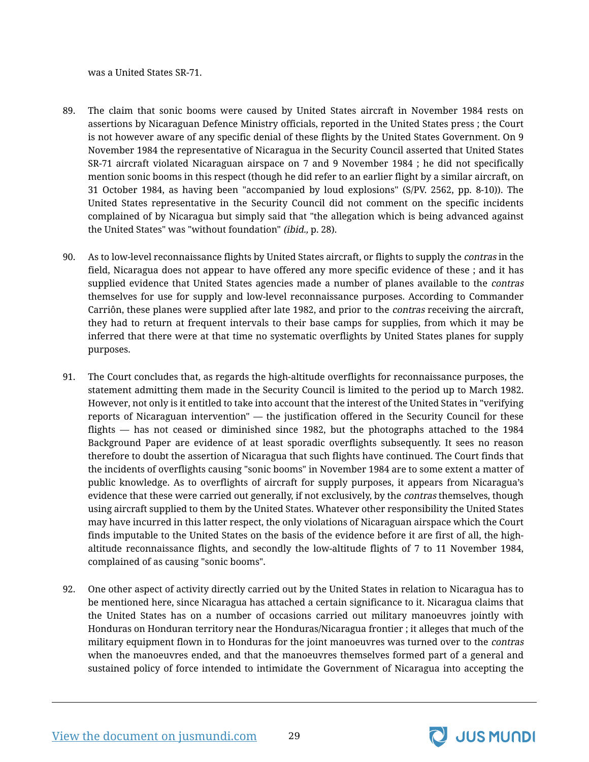was a United States SR-71.

89. The claim that sonic booms were caused by United States aircraft in November 1984 rests on assertions by Nicaraguan Defence Ministry officials, reported in the United States press ; the Court is not however aware of any specific denial of these flights by the United States Government. On 9 November 1984 the representative of Nicaragua in the Security Council asserted that United States SR-71 aircraft violated Nicaraguan airspace on 7 and 9 November 1984 ; he did not specifically mention sonic booms in this respect (though he did refer to an earlier flight by a similar aircraft, on 31 October 1984, as having been "accompanied by loud explosions" (S/PV. 2562, pp. 8-10)). The United States representative in the Security Council did not comment on the specific incidents complained of by Nicaragua but simply said that "the allegation which is being advanced against the United States" was "without foundation" *(ibid.,* p. 28).

90. As to low-level reconnaissance flights by United States aircraft, or flights to supply the *contras* in the field, Nicaragua does not appear to have offered any more specific evidence of these ; and it has supplied evidence that United States agencies made a number of planes available to the *contras* themselves for use for supply and low-level reconnaissance purposes. According to Commander Carriôn, these planes were supplied after late 1982, and prior to the *contras* receiving the aircraft, they had to return at frequent intervals to their base camps for supplies, from which it may be inferred that there were at that time no systematic overflights by United States planes for supply purposes.

91. The Court concludes that, as regards the high-altitude overflights for reconnaissance purposes, the statement admitting them made in the Security Council is limited to the period up to March 1982. However, not only is it entitled to take into account that the interest of the United States in "verifying reports of Nicaraguan intervention" — the justification offered in the Security Council for these flights — has not ceased or diminished since 1982, but the photographs attached to the 1984 Background Paper are evidence of at least sporadic overflights subsequently. It sees no reason therefore to doubt the assertion of Nicaragua that such flights have continued. The Court finds that the incidents of overflights causing "sonic booms" in November 1984 are to some extent a matter of public knowledge. As to overflights of aircraft for supply purposes, it appears from Nicaragua's evidence that these were carried out generally, if not exclusively, by the *contras* themselves, though using aircraft supplied to them by the United States. Whatever other responsibility the United States may have incurred in this latter respect, the only violations of Nicaraguan airspace which the Court finds imputable to the United States on the basis of the evidence before it are first of all, the high-altitude reconnaissance flights, and secondly the low-altitude flights of 7 to 11 November 1984, complained of as causing "sonic booms".

92. One other aspect of activity directly carried out by the United States in relation to Nicaragua has to be mentioned here, since Nicaragua has attached a certain significance to it. Nicaragua claims that the United States has on a number of occasions carried out military manoeuvres jointly with Honduras on Honduran territory near the Honduras/Nicaragua frontier ; it alleges that much of the military equipment flown in to Honduras for the joint manoeuvres was turned over to the *contras* when the manoeuvres ended, and that the manoeuvres themselves formed part of a general and sustained policy of force intended to intimidate the Government of Nicaragua into accepting the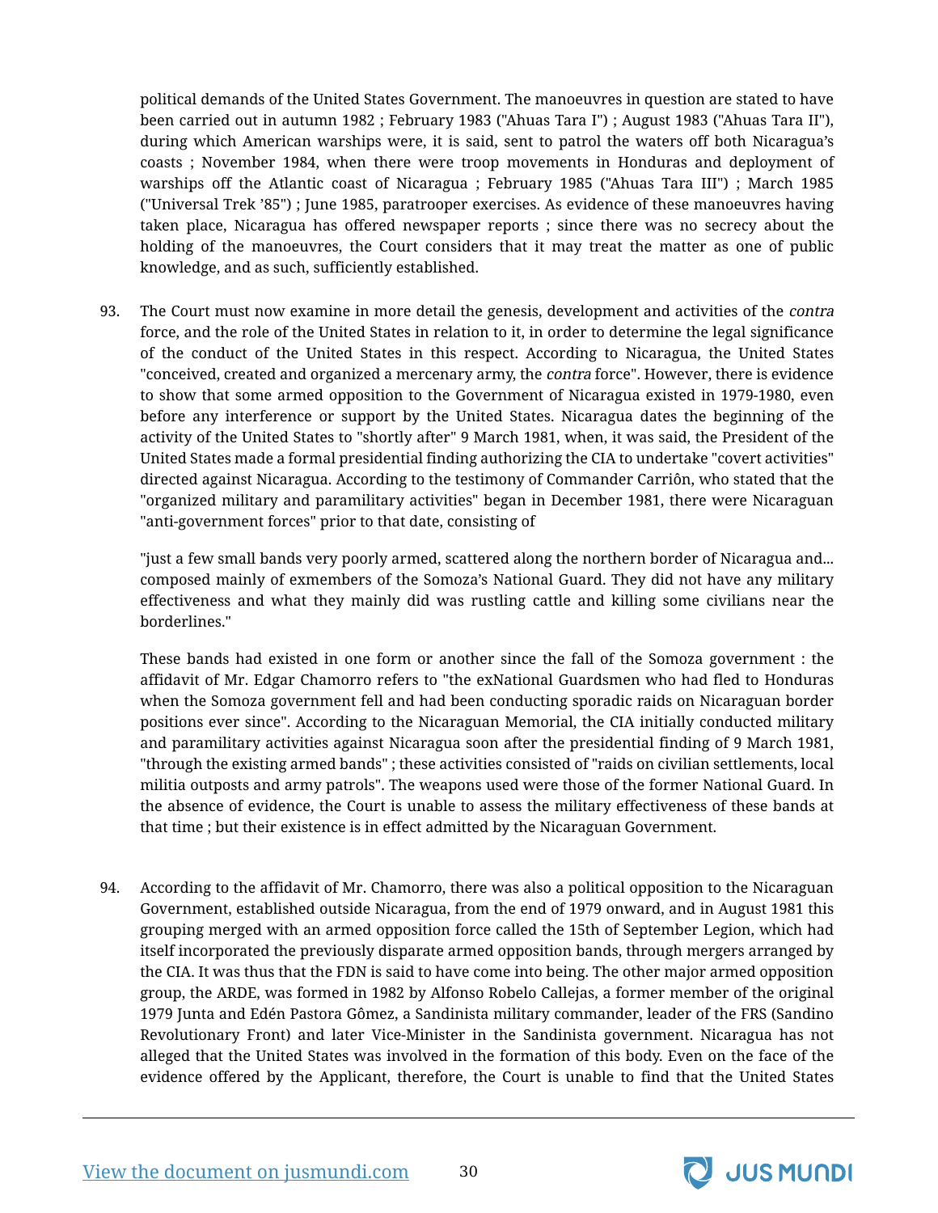political demands of the United States Government. The manoeuvres in question are stated to have been carried out in autumn 1982 ; February 1983 ("Ahuas Tara I") ; August 1983 ("Ahuas Tara II"), during which American warships were, it is said, sent to patrol the waters off both Nicaragua's coasts ; November 1984, when there were troop movements in Honduras and deployment of warships off the Atlantic coast of Nicaragua ; February 1985 ("Ahuas Tara III") ; March 1985 ("Universal Trek '85") ; June 1985, paratrooper exercises. As evidence of these manoeuvres having taken place, Nicaragua has offered newspaper reports ; since there was no secrecy about the holding of the manoeuvres, the Court considers that it may treat the matter as one of public knowledge, and as such, sufficiently established.

93. The Court must now examine in more detail the genesis, development and activities of the *contra* force, and the role of the United States in relation to it, in order to determine the legal significance of the conduct of the United States in this respect. According to Nicaragua, the United States "conceived, created and organized a mercenary army, the *contra* force". However, there is evidence to show that some armed opposition to the Government of Nicaragua existed in 1979-1980, even before any interference or support by the United States. Nicaragua dates the beginning of the activity of the United States to "shortly after" 9 March 1981, when, it was said, the President of the United States made a formal presidential finding authorizing the CIA to undertake "covert activities" directed against Nicaragua. According to the testimony of Commander Carriôn, who stated that the "organized military and paramilitary activities" began in December 1981, there were Nicaraguan "anti-government forces" prior to that date, consisting of

> "just a few small bands very poorly armed, scattered along the northern border of Nicaragua and... composed mainly of exmembers of the Somoza's National Guard. They did not have any military effectiveness and what they mainly did was rustling cattle and killing some civilians near the borderlines."

These bands had existed in one form or another since the fall of the Somoza government : the affidavit of Mr. Edgar Chamorro refers to "the exNational Guardsmen who had fled to Honduras when the Somoza government fell and had been conducting sporadic raids on Nicaraguan border positions ever since". According to the Nicaraguan Memorial, the CIA initially conducted military and paramilitary activities against Nicaragua soon after the presidential finding of 9 March 1981, "through the existing armed bands" ; these activities consisted of "raids on civilian settlements, local militia outposts and army patrols". The weapons used were those of the former National Guard. In the absence of evidence, the Court is unable to assess the military effectiveness of these bands at that time ; but their existence is in effect admitted by the Nicaraguan Government.

94. According to the affidavit of Mr. Chamorro, there was also a political opposition to the Nicaraguan Government, established outside Nicaragua, from the end of 1979 onward, and in August 1981 this grouping merged with an armed opposition force called the 15th of September Legion, which had itself incorporated the previously disparate armed opposition bands, through mergers arranged by the CIA. It was thus that the FDN is said to have come into being. The other major armed opposition group, the ARDE, was formed in 1982 by Alfonso Robelo Callejas, a former member of the original 1979 Junta and Edén Pastora Gômez, a Sandinista military commander, leader of the FRS (Sandino Revolutionary Front) and later Vice-Minister in the Sandinista government. Nicaragua has not alleged that the United States was involved in the formation of this body. Even on the face of the evidence offered by the Applicant, therefore, the Court is unable to find that the United States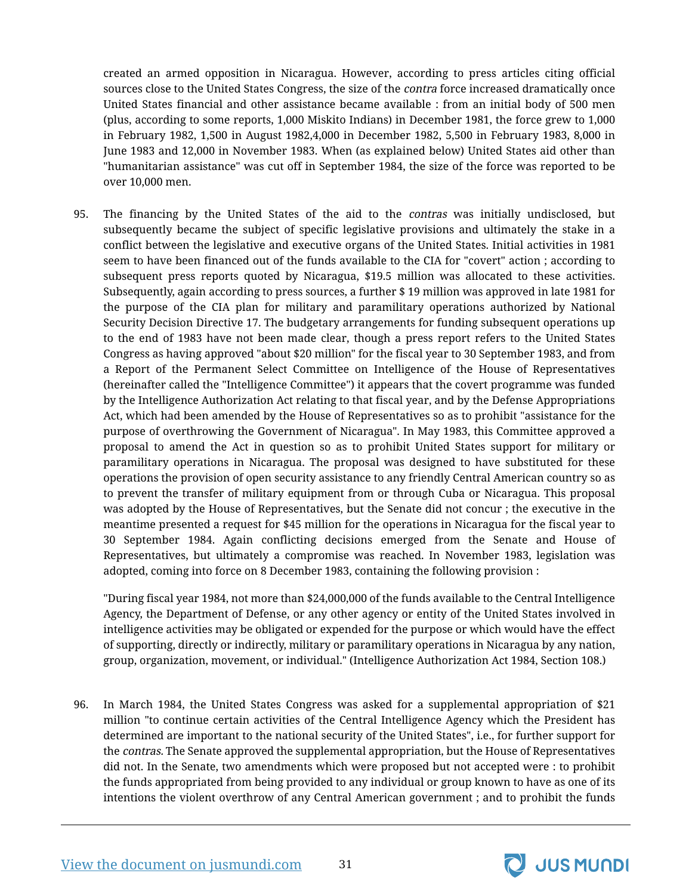created an armed opposition in Nicaragua. However, according to press articles citing official sources close to the United States Congress, the size of the *contra* force increased dramatically once United States financial and other assistance became available : from an initial body of 500 men (plus, according to some reports, 1,000 Miskito Indians) in December 1981, the force grew to 1,000 in February 1982, 1,500 in August 1982,4,000 in December 1982, 5,500 in February 1983, 8,000 in June 1983 and 12,000 in November 1983. When (as explained below) United States aid other than "humanitarian assistance" was cut off in September 1984, the size of the force was reported to be over 10,000 men.

95. The financing by the United States of the aid to the *contras* was initially undisclosed, but subsequently became the subject of specific legislative provisions and ultimately the stake in a conflict between the legislative and executive organs of the United States. Initial activities in 1981 seem to have been financed out of the funds available to the CIA for "covert" action ; according to subsequent press reports quoted by Nicaragua, $19.5 million was allocated to these activities. Subsequently, again according to press sources, a further $ 19 million was approved in late 1981 for the purpose of the CIA plan for military and paramilitary operations authorized by National Security Decision Directive 17. The budgetary arrangements for funding subsequent operations up to the end of 1983 have not been made clear, though a press report refers to the United States Congress as having approved "about $20 million" for the fiscal year to 30 September 1983, and from a Report of the Permanent Select Committee on Intelligence of the House of Representatives (hereinafter called the "Intelligence Committee") it appears that the covert programme was funded by the Intelligence Authorization Act relating to that fiscal year, and by the Defense Appropriations Act, which had been amended by the House of Representatives so as to prohibit "assistance for the purpose of overthrowing the Government of Nicaragua". In May 1983, this Committee approved a proposal to amend the Act in question so as to prohibit United States support for military or paramilitary operations in Nicaragua. The proposal was designed to have substituted for these operations the provision of open security assistance to any friendly Central American country so as to prevent the transfer of military equipment from or through Cuba or Nicaragua. This proposal was adopted by the House of Representatives, but the Senate did not concur ; the executive in the meantime presented a request for $45 million for the operations in Nicaragua for the fiscal year to 30 September 1984. Again conflicting decisions emerged from the Senate and House of Representatives, but ultimately a compromise was reached. In November 1983, legislation was adopted, coming into force on 8 December 1983, containing the following provision :

> "During fiscal year 1984, not more than $24,000,000 of the funds available to the Central Intelligence Agency, the Department of Defense, or any other agency or entity of the United States involved in intelligence activities may be obligated or expended for the purpose or which would have the effect of supporting, directly or indirectly, military or paramilitary operations in Nicaragua by any nation, group, organization, movement, or individual." (Intelligence Authorization Act 1984, Section 108.)

96. In March 1984, the United States Congress was asked for a supplemental appropriation of $21 million "to continue certain activities of the Central Intelligence Agency which the President has determined are important to the national security of the United States", i.e., for further support for the *contras.* The Senate approved the supplemental appropriation, but the House of Representatives did not. In the Senate, two amendments which were proposed but not accepted were : to prohibit the funds appropriated from being provided to any individual or group known to have as one of its intentions the violent overthrow of any Central American government ; and to prohibit the funds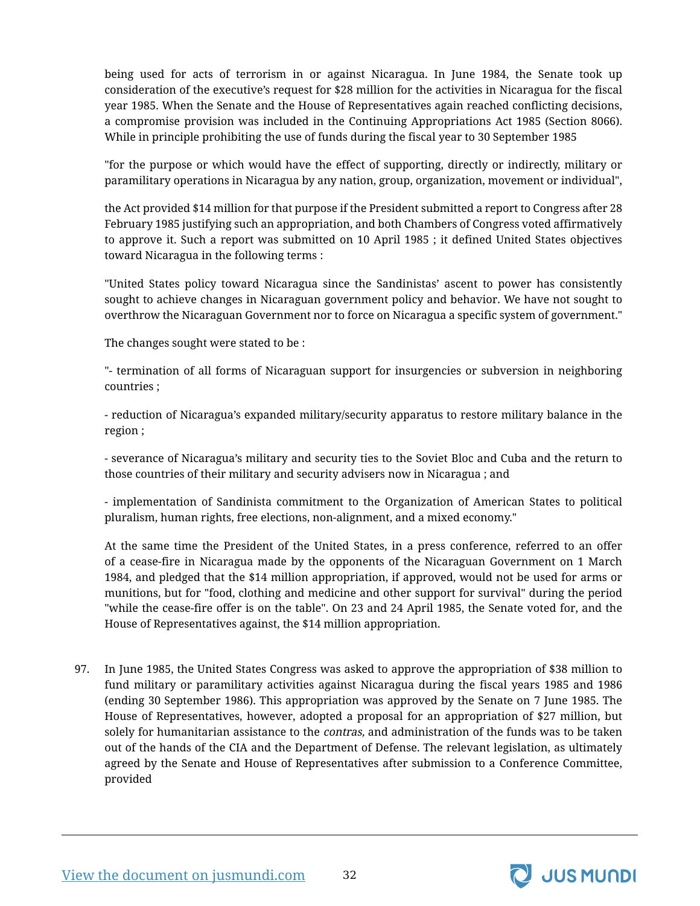being used for acts of terrorism in or against Nicaragua. In June 1984, the Senate took up consideration of the executive's request for $28 million for the activities in Nicaragua for the fiscal year 1985. When the Senate and the House of Representatives again reached conflicting decisions, a compromise provision was included in the Continuing Appropriations Act 1985 (Section 8066). While in principle prohibiting the use of funds during the fiscal year to 30 September 1985

"for the purpose or which would have the effect of supporting, directly or indirectly, military or paramilitary operations in Nicaragua by any nation, group, organization, movement or individual",

the Act provided $14 million for that purpose if the President submitted a report to Congress after 28 February 1985 justifying such an appropriation, and both Chambers of Congress voted affirmatively to approve it. Such a report was submitted on 10 April 1985 ; it defined United States objectives toward Nicaragua in the following terms :

"United States policy toward Nicaragua since the Sandinistas' ascent to power has consistently sought to achieve changes in Nicaraguan government policy and behavior. We have not sought to overthrow the Nicaraguan Government nor to force on Nicaragua a specific system of government."

The changes sought were stated to be :

"- termination of all forms of Nicaraguan support for insurgencies or subversion in neighboring countries ;

- reduction of Nicaragua's expanded military/security apparatus to restore military balance in the region ;

- severance of Nicaragua's military and security ties to the Soviet Bloc and Cuba and the return to those countries of their military and security advisers now in Nicaragua ; and

- implementation of Sandinista commitment to the Organization of American States to political pluralism, human rights, free elections, non-alignment, and a mixed economy."

At the same time the President of the United States, in a press conference, referred to an offer of a cease-fire in Nicaragua made by the opponents of the Nicaraguan Government on 1 March 1984, and pledged that the $14 million appropriation, if approved, would not be used for arms or munitions, but for "food, clothing and medicine and other support for survival" during the period "while the cease-fire offer is on the table". On 23 and 24 April 1985, the Senate voted for, and the House of Representatives against, the $14 million appropriation.

97. In June 1985, the United States Congress was asked to approve the appropriation of $38 million to fund military or paramilitary activities against Nicaragua during the fiscal years 1985 and 1986 (ending 30 September 1986). This appropriation was approved by the Senate on 7 June 1985. The House of Representatives, however, adopted a proposal for an appropriation of $27 million, but solely for humanitarian assistance to the *contras,* and administration of the funds was to be taken out of the hands of the CIA and the Department of Defense. The relevant legislation, as ultimately agreed by the Senate and House of Representatives after submission to a Conference Committee, provided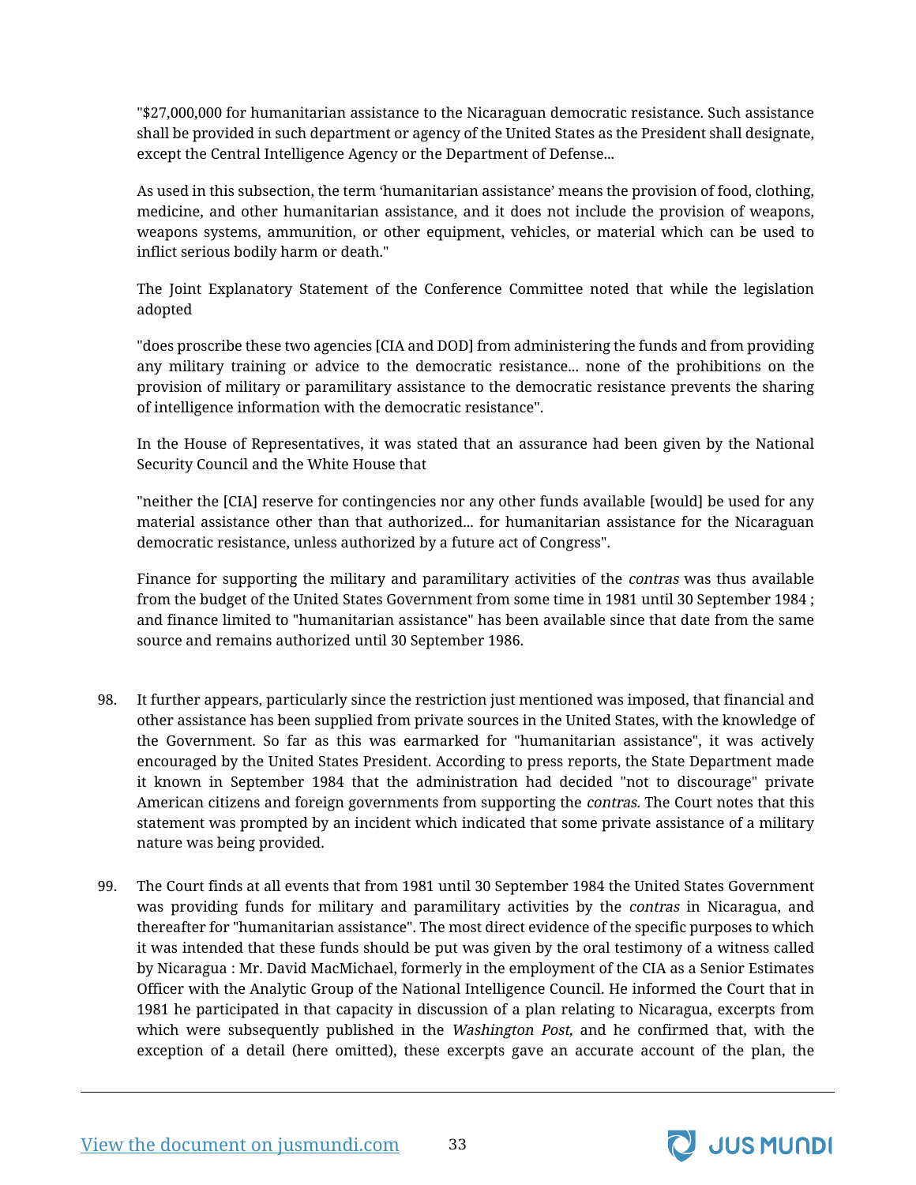"$27,000,000 for humanitarian assistance to the Nicaraguan democratic resistance. Such assistance shall be provided in such department or agency of the United States as the President shall designate, except the Central Intelligence Agency or the Department of Defense...

As used in this subsection, the term 'humanitarian assistance' means the provision of food, clothing, medicine, and other humanitarian assistance, and it does not include the provision of weapons, weapons systems, ammunition, or other equipment, vehicles, or material which can be used to inflict serious bodily harm or death."

The Joint Explanatory Statement of the Conference Committee noted that while the legislation adopted

"does proscribe these two agencies [CIA and DOD] from administering the funds and from providing any military training or advice to the democratic resistance... none of the prohibitions on the provision of military or paramilitary assistance to the democratic resistance prevents the sharing of intelligence information with the democratic resistance".

In the House of Representatives, it was stated that an assurance had been given by the National Security Council and the White House that

"neither the [CIA] reserve for contingencies nor any other funds available [would] be used for any material assistance other than that authorized... for humanitarian assistance for the Nicaraguan democratic resistance, unless authorized by a future act of Congress".

Finance for supporting the military and paramilitary activities of the *contras* was thus available from the budget of the United States Government from some time in 1981 until 30 September 1984 ; and finance limited to "humanitarian assistance" has been available since that date from the same source and remains authorized until 30 September 1986.

98. It further appears, particularly since the restriction just mentioned was imposed, that financial and other assistance has been supplied from private sources in the United States, with the knowledge of the Government. So far as this was earmarked for "humanitarian assistance", it was actively encouraged by the United States President. According to press reports, the State Department made it known in September 1984 that the administration had decided "not to discourage" private American citizens and foreign governments from supporting the *contras.* The Court notes that this statement was prompted by an incident which indicated that some private assistance of a military nature was being provided.

99. The Court finds at all events that from 1981 until 30 September 1984 the United States Government was providing funds for military and paramilitary activities by the *contras* in Nicaragua, and thereafter for "humanitarian assistance". The most direct evidence of the specific purposes to which it was intended that these funds should be put was given by the oral testimony of a witness called by Nicaragua : Mr. David MacMichael, formerly in the employment of the CIA as a Senior Estimates Officer with the Analytic Group of the National Intelligence Council. He informed the Court that in 1981 he participated in that capacity in discussion of a plan relating to Nicaragua, excerpts from which were subsequently published in the *Washington Post,* and he confirmed that, with the exception of a detail (here omitted), these excerpts gave an accurate account of the plan, the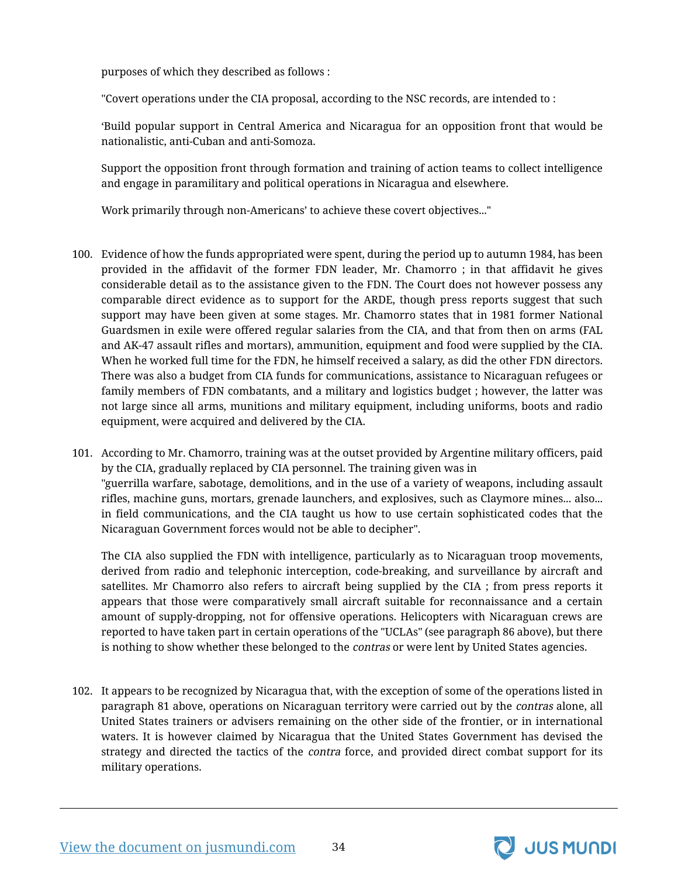purposes of which they described as follows :

"Covert operations under the CIA proposal, according to the NSC records, are intended to :

'Build popular support in Central America and Nicaragua for an opposition front that would be nationalistic, anti-Cuban and anti-Somoza.

Support the opposition front through formation and training of action teams to collect intelligence and engage in paramilitary and political operations in Nicaragua and elsewhere.

Work primarily through non-Americans' to achieve these covert objectives..."

100. Evidence of how the funds appropriated were spent, during the period up to autumn 1984, has been provided in the affidavit of the former FDN leader, Mr. Chamorro ; in that affidavit he gives considerable detail as to the assistance given to the FDN. The Court does not however possess any comparable direct evidence as to support for the ARDE, though press reports suggest that such support may have been given at some stages. Mr. Chamorro states that in 1981 former National Guardsmen in exile were offered regular salaries from the CIA, and that from then on arms (FAL and AK-47 assault rifles and mortars), ammunition, equipment and food were supplied by the CIA. When he worked full time for the FDN, he himself received a salary, as did the other FDN directors. There was also a budget from CIA funds for communications, assistance to Nicaraguan refugees or family members of FDN combatants, and a military and logistics budget ; however, the latter was not large since all arms, munitions and military equipment, including uniforms, boots and radio equipment, were acquired and delivered by the CIA.

101. According to Mr. Chamorro, training was at the outset provided by Argentine military officers, paid by the CIA, gradually replaced by CIA personnel. The training given was in "guerrilla warfare, sabotage, demolitions, and in the use of a variety of weapons, including assault rifles, machine guns, mortars, grenade launchers, and explosives, such as Claymore mines... also... in field communications, and the CIA taught us how to use certain sophisticated codes that the Nicaraguan Government forces would not be able to decipher".

The CIA also supplied the FDN with intelligence, particularly as to Nicaraguan troop movements, derived from radio and telephonic interception, code-breaking, and surveillance by aircraft and satellites. Mr Chamorro also refers to aircraft being supplied by the CIA ; from press reports it appears that those were comparatively small aircraft suitable for reconnaissance and a certain amount of supply-dropping, not for offensive operations. Helicopters with Nicaraguan crews are reported to have taken part in certain operations of the "UCLAs" (see paragraph 86 above), but there is nothing to show whether these belonged to the *contras* or were lent by United States agencies.

102. It appears to be recognized by Nicaragua that, with the exception of some of the operations listed in paragraph 81 above, operations on Nicaraguan territory were carried out by the *contras* alone, all United States trainers or advisers remaining on the other side of the frontier, or in international waters. It is however claimed by Nicaragua that the United States Government has devised the strategy and directed the tactics of the *contra* force, and provided direct combat support for its military operations.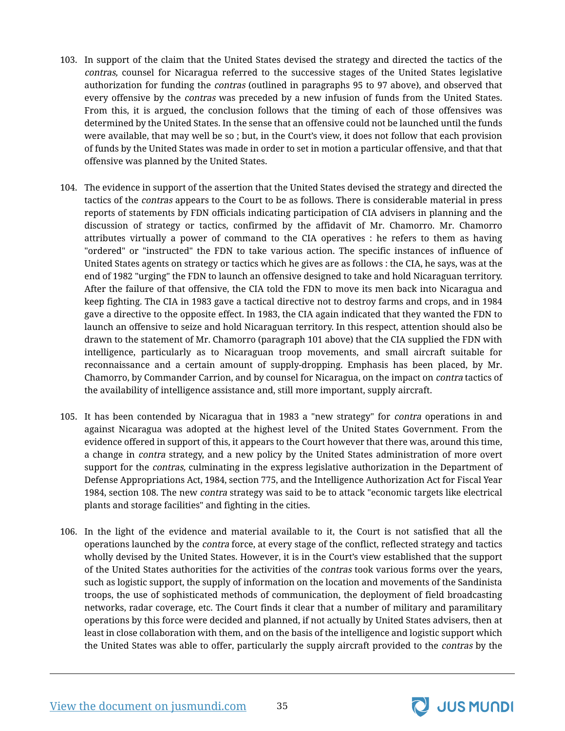103. In support of the claim that the United States devised the strategy and directed the tactics of the *contras,* counsel for Nicaragua referred to the successive stages of the United States legislative authorization for funding the *contras* (outlined in paragraphs 95 to 97 above), and observed that every offensive by the *contras* was preceded by a new infusion of funds from the United States. From this, it is argued, the conclusion follows that the timing of each of those offensives was determined by the United States. In the sense that an offensive could not be launched until the funds were available, that may well be so ; but, in the Court's view, it does not follow that each provision of funds by the United States was made in order to set in motion a particular offensive, and that that offensive was planned by the United States.

104. The evidence in support of the assertion that the United States devised the strategy and directed the tactics of the *contras* appears to the Court to be as follows. There is considerable material in press reports of statements by FDN officials indicating participation of CIA advisers in planning and the discussion of strategy or tactics, confirmed by the affidavit of Mr. Chamorro. Mr. Chamorro attributes virtually a power of command to the CIA operatives : he refers to them as having "ordered" or "instructed" the FDN to take various action. The specific instances of influence of United States agents on strategy or tactics which he gives are as follows : the CIA, he says, was at the end of 1982 "urging" the FDN to launch an offensive designed to take and hold Nicaraguan territory. After the failure of that offensive, the CIA told the FDN to move its men back into Nicaragua and keep fighting. The CIA in 1983 gave a tactical directive not to destroy farms and crops, and in 1984 gave a directive to the opposite effect. In 1983, the CIA again indicated that they wanted the FDN to launch an offensive to seize and hold Nicaraguan territory. In this respect, attention should also be drawn to the statement of Mr. Chamorro (paragraph 101 above) that the CIA supplied the FDN with intelligence, particularly as to Nicaraguan troop movements, and small aircraft suitable for reconnaissance and a certain amount of supply-dropping. Emphasis has been placed, by Mr. Chamorro, by Commander Carrion, and by counsel for Nicaragua, on the impact on *contra* tactics of the availability of intelligence assistance and, still more important, supply aircraft.

105. It has been contended by Nicaragua that in 1983 a "new strategy" for *contra* operations in and against Nicaragua was adopted at the highest level of the United States Government. From the evidence offered in support of this, it appears to the Court however that there was, around this time, a change in *contra* strategy, and a new policy by the United States administration of more overt support for the *contras,* culminating in the express legislative authorization in the Department of Defense Appropriations Act, 1984, section 775, and the Intelligence Authorization Act for Fiscal Year 1984, section 108. The new *contra* strategy was said to be to attack "economic targets like electrical plants and storage facilities" and fighting in the cities.

106. In the light of the evidence and material available to it, the Court is not satisfied that all the operations launched by the *contra* force, at every stage of the conflict, reflected strategy and tactics wholly devised by the United States. However, it is in the Court's view established that the support of the United States authorities for the activities of the *contras* took various forms over the years, such as logistic support, the supply of information on the location and movements of the Sandinista troops, the use of sophisticated methods of communication, the deployment of field broadcasting networks, radar coverage, etc. The Court finds it clear that a number of military and paramilitary operations by this force were decided and planned, if not actually by United States advisers, then at least in close collaboration with them, and on the basis of the intelligence and logistic support which the United States was able to offer, particularly the supply aircraft provided to the *contras* by the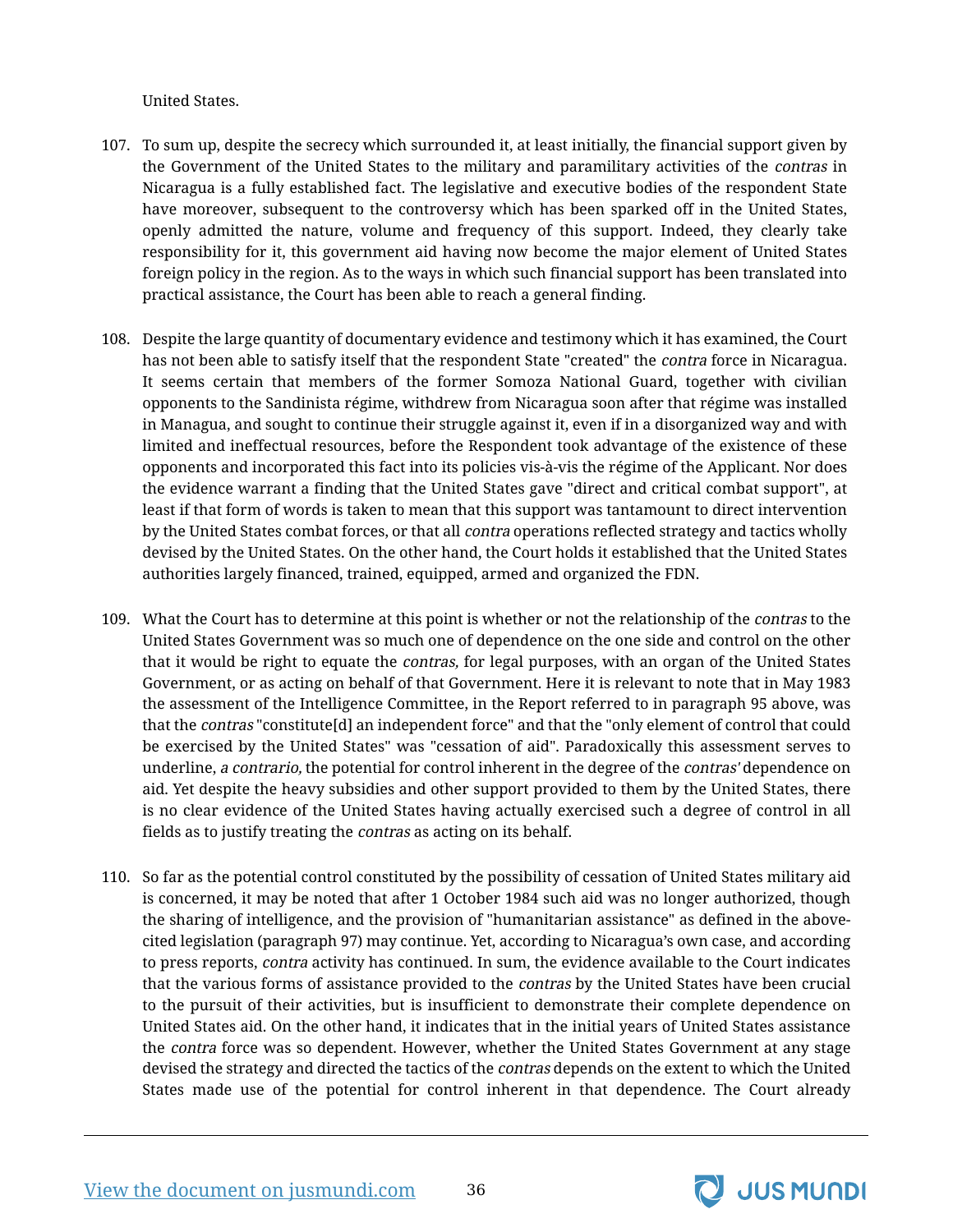United States.

107. To sum up, despite the secrecy which surrounded it, at least initially, the financial support given by the Government of the United States to the military and paramilitary activities of the *contras* in Nicaragua is a fully established fact. The legislative and executive bodies of the respondent State have moreover, subsequent to the controversy which has been sparked off in the United States, openly admitted the nature, volume and frequency of this support. Indeed, they clearly take responsibility for it, this government aid having now become the major element of United States foreign policy in the region. As to the ways in which such financial support has been translated into practical assistance, the Court has been able to reach a general finding.

108. Despite the large quantity of documentary evidence and testimony which it has examined, the Court has not been able to satisfy itself that the respondent State "created" the *contra* force in Nicaragua. It seems certain that members of the former Somoza National Guard, together with civilian opponents to the Sandinista régime, withdrew from Nicaragua soon after that régime was installed in Managua, and sought to continue their struggle against it, even if in a disorganized way and with limited and ineffectual resources, before the Respondent took advantage of the existence of these opponents and incorporated this fact into its policies vis-à-vis the régime of the Applicant. Nor does the evidence warrant a finding that the United States gave "direct and critical combat support", at least if that form of words is taken to mean that this support was tantamount to direct intervention by the United States combat forces, or that all *contra* operations reflected strategy and tactics wholly devised by the United States. On the other hand, the Court holds it established that the United States authorities largely financed, trained, equipped, armed and organized the FDN.

109. What the Court has to determine at this point is whether or not the relationship of the *contras* to the United States Government was so much one of dependence on the one side and control on the other that it would be right to equate the *contras,* for legal purposes, with an organ of the United States Government, or as acting on behalf of that Government. Here it is relevant to note that in May 1983 the assessment of the Intelligence Committee, in the Report referred to in paragraph 95 above, was that the *contras* "constitute[d] an independent force" and that the "only element of control that could be exercised by the United States" was "cessation of aid". Paradoxically this assessment serves to underline, *a contrario,* the potential for control inherent in the degree of the *contras'* dependence on aid. Yet despite the heavy subsidies and other support provided to them by the United States, there is no clear evidence of the United States having actually exercised such a degree of control in all fields as to justify treating the *contras* as acting on its behalf.

110. So far as the potential control constituted by the possibility of cessation of United States military aid is concerned, it may be noted that after 1 October 1984 such aid was no longer authorized, though the sharing of intelligence, and the provision of "humanitarian assistance" as defined in the above-cited legislation (paragraph 97) may continue. Yet, according to Nicaragua's own case, and according to press reports, *contra* activity has continued. In sum, the evidence available to the Court indicates that the various forms of assistance provided to the *contras* by the United States have been crucial to the pursuit of their activities, but is insufficient to demonstrate their complete dependence on United States aid. On the other hand, it indicates that in the initial years of United States assistance the *contra* force was so dependent. However, whether the United States Government at any stage devised the strategy and directed the tactics of the *contras* depends on the extent to which the United States made use of the potential for control inherent in that dependence. The Court already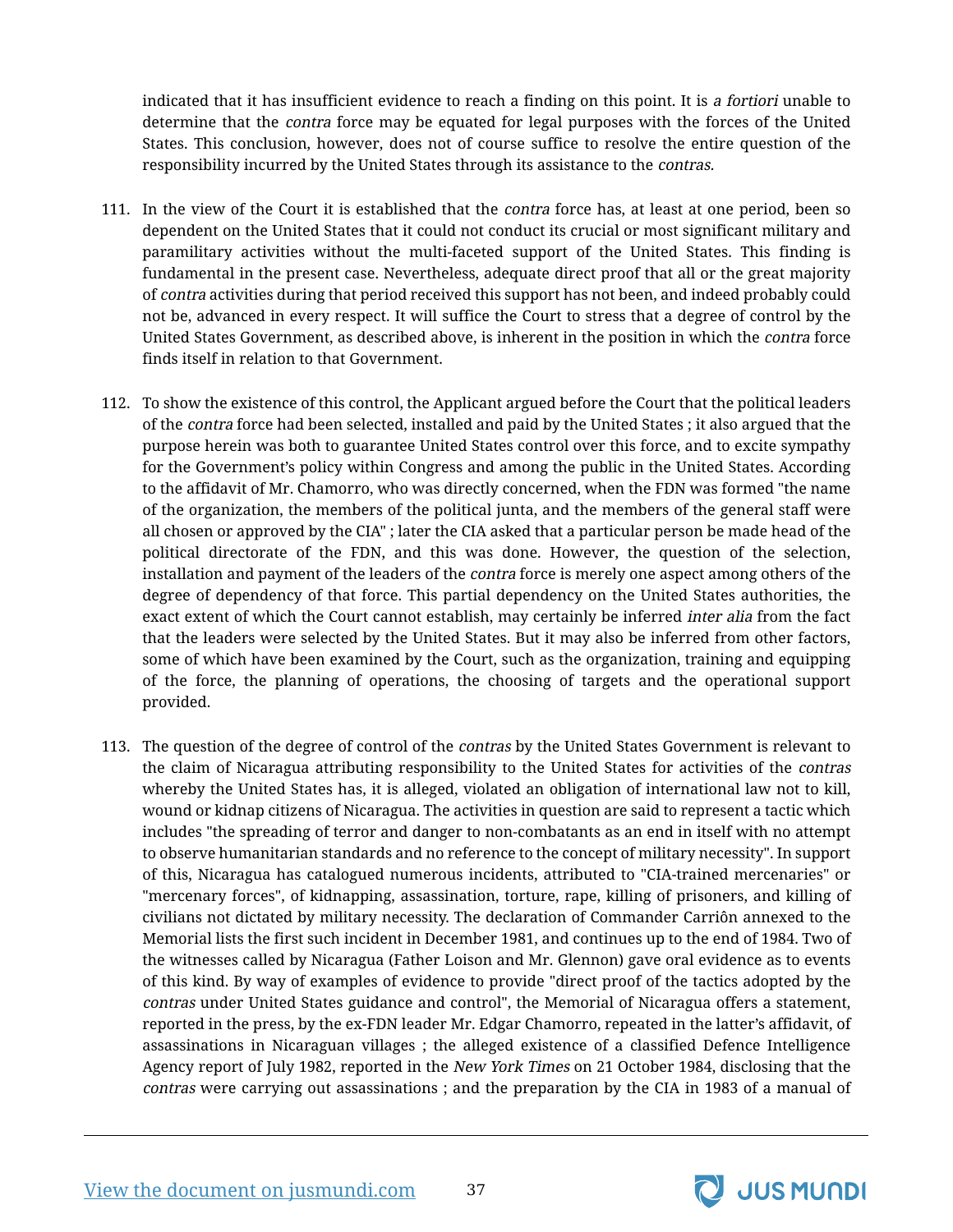indicated that it has insufficient evidence to reach a finding on this point. It is *a fortiori* unable to determine that the *contra* force may be equated for legal purposes with the forces of the United States. This conclusion, however, does not of course suffice to resolve the entire question of the responsibility incurred by the United States through its assistance to the *contras*.

111. In the view of the Court it is established that the *contra* force has, at least at one period, been so dependent on the United States that it could not conduct its crucial or most significant military and paramilitary activities without the multi-faceted support of the United States. This finding is fundamental in the present case. Nevertheless, adequate direct proof that all or the great majority of *contra* activities during that period received this support has not been, and indeed probably could not be, advanced in every respect. It will suffice the Court to stress that a degree of control by the United States Government, as described above, is inherent in the position in which the *contra* force finds itself in relation to that Government.

112. To show the existence of this control, the Applicant argued before the Court that the political leaders of the *contra* force had been selected, installed and paid by the United States ; it also argued that the purpose herein was both to guarantee United States control over this force, and to excite sympathy for the Government's policy within Congress and among the public in the United States. According to the affidavit of Mr. Chamorro, who was directly concerned, when the FDN was formed "the name of the organization, the members of the political junta, and the members of the general staff were all chosen or approved by the CIA" ; later the CIA asked that a particular person be made head of the political directorate of the FDN, and this was done. However, the question of the selection, installation and payment of the leaders of the *contra* force is merely one aspect among others of the degree of dependency of that force. This partial dependency on the United States authorities, the exact extent of which the Court cannot establish, may certainly be inferred *inter alia* from the fact that the leaders were selected by the United States. But it may also be inferred from other factors, some of which have been examined by the Court, such as the organization, training and equipping of the force, the planning of operations, the choosing of targets and the operational support provided.

113. The question of the degree of control of the *contras* by the United States Government is relevant to the claim of Nicaragua attributing responsibility to the United States for activities of the *contras* whereby the United States has, it is alleged, violated an obligation of international law not to kill, wound or kidnap citizens of Nicaragua. The activities in question are said to represent a tactic which includes "the spreading of terror and danger to non-combatants as an end in itself with no attempt to observe humanitarian standards and no reference to the concept of military necessity". In support of this, Nicaragua has catalogued numerous incidents, attributed to "CIA-trained mercenaries" or "mercenary forces", of kidnapping, assassination, torture, rape, killing of prisoners, and killing of civilians not dictated by military necessity. The declaration of Commander Carriôn annexed to the Memorial lists the first such incident in December 1981, and continues up to the end of 1984. Two of the witnesses called by Nicaragua (Father Loison and Mr. Glennon) gave oral evidence as to events of this kind. By way of examples of evidence to provide "direct proof of the tactics adopted by the *contras* under United States guidance and control", the Memorial of Nicaragua offers a statement, reported in the press, by the ex-FDN leader Mr. Edgar Chamorro, repeated in the latter's affidavit, of assassinations in Nicaraguan villages ; the alleged existence of a classified Defence Intelligence Agency report of July 1982, reported in the *New York Times* on 21 October 1984, disclosing that the *contras* were carrying out assassinations ; and the preparation by the CIA in 1983 of a manual of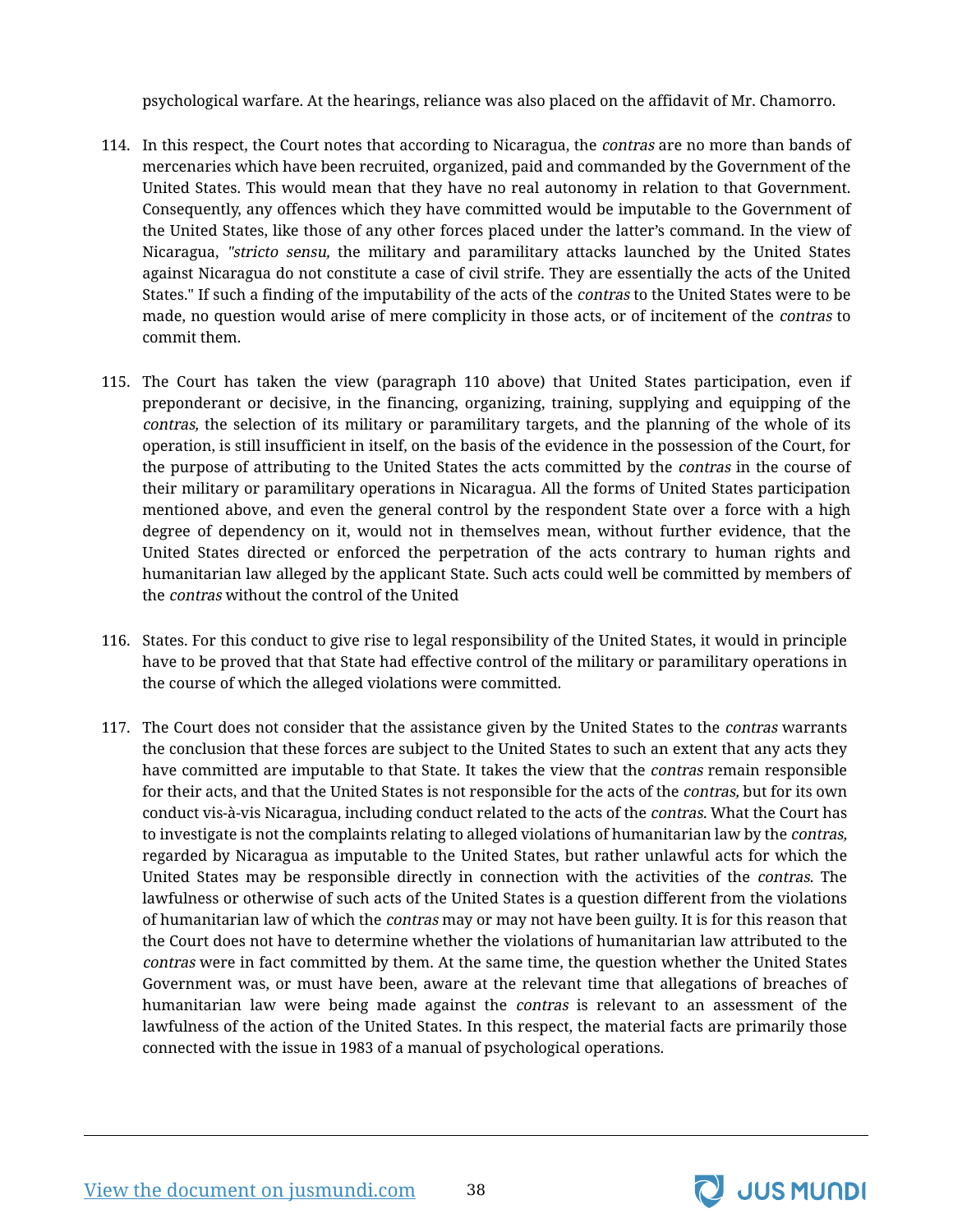psychological warfare. At the hearings, reliance was also placed on the affidavit of Mr. Chamorro.

114. In this respect, the Court notes that according to Nicaragua, the *contras* are no more than bands of mercenaries which have been recruited, organized, paid and commanded by the Government of the United States. This would mean that they have no real autonomy in relation to that Government. Consequently, any offences which they have committed would be imputable to the Government of the United States, like those of any other forces placed under the latter's command. In the view of Nicaragua, *"stricto sensu,* the military and paramilitary attacks launched by the United States against Nicaragua do not constitute a case of civil strife. They are essentially the acts of the United States." If such a finding of the imputability of the acts of the *contras* to the United States were to be made, no question would arise of mere complicity in those acts, or of incitement of the *contras* to commit them.

115. The Court has taken the view (paragraph 110 above) that United States participation, even if preponderant or decisive, in the financing, organizing, training, supplying and equipping of the *contras,* the selection of its military or paramilitary targets, and the planning of the whole of its operation, is still insufficient in itself, on the basis of the evidence in the possession of the Court, for the purpose of attributing to the United States the acts committed by the *contras* in the course of their military or paramilitary operations in Nicaragua. All the forms of United States participation mentioned above, and even the general control by the respondent State over a force with a high degree of dependency on it, would not in themselves mean, without further evidence, that the United States directed or enforced the perpetration of the acts contrary to human rights and humanitarian law alleged by the applicant State. Such acts could well be committed by members of the *contras* without the control of the United

116. States. For this conduct to give rise to legal responsibility of the United States, it would in principle have to be proved that that State had effective control of the military or paramilitary operations in the course of which the alleged violations were committed.

117. The Court does not consider that the assistance given by the United States to the *contras* warrants the conclusion that these forces are subject to the United States to such an extent that any acts they have committed are imputable to that State. It takes the view that the *contras* remain responsible for their acts, and that the United States is not responsible for the acts of the *contras,* but for its own conduct vis-à-vis Nicaragua, including conduct related to the acts of the *contras.* What the Court has to investigate is not the complaints relating to alleged violations of humanitarian law by the *contras,* regarded by Nicaragua as imputable to the United States, but rather unlawful acts for which the United States may be responsible directly in connection with the activities of the *contras.* The lawfulness or otherwise of such acts of the United States is a question different from the violations of humanitarian law of which the *contras* may or may not have been guilty. It is for this reason that the Court does not have to determine whether the violations of humanitarian law attributed to the *contras* were in fact committed by them. At the same time, the question whether the United States Government was, or must have been, aware at the relevant time that allegations of breaches of humanitarian law were being made against the *contras* is relevant to an assessment of the lawfulness of the action of the United States. In this respect, the material facts are primarily those connected with the issue in 1983 of a manual of psychological operations.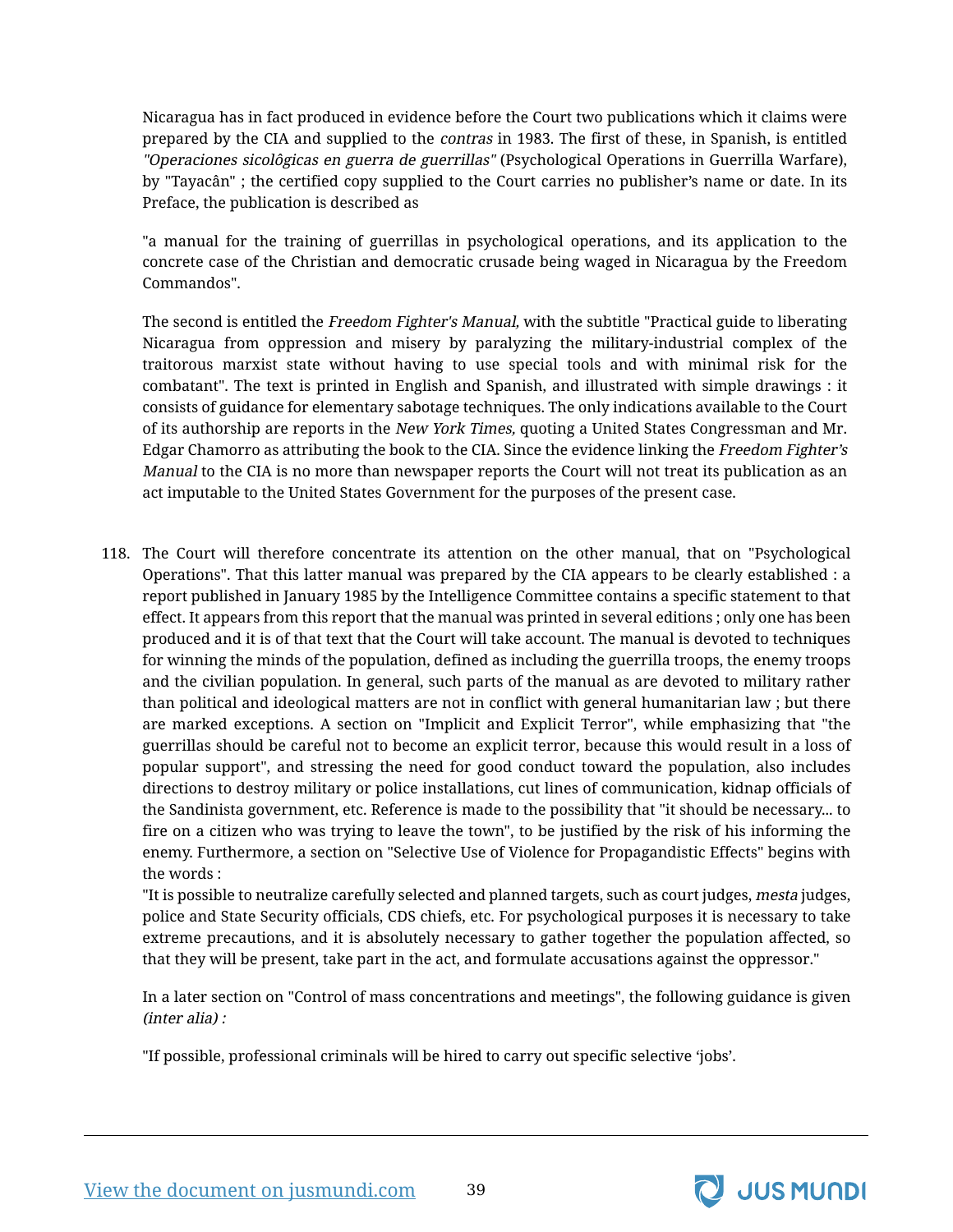Nicaragua has in fact produced in evidence before the Court two publications which it claims were prepared by the CIA and supplied to the *contras* in 1983. The first of these, in Spanish, is entitled *"Operaciones sicolôgicas en guerra de guerrillas"* (Psychological Operations in Guerrilla Warfare), by "Tayacân" ; the certified copy supplied to the Court carries no publisher's name or date. In its Preface, the publication is described as

"a manual for the training of guerrillas in psychological operations, and its application to the concrete case of the Christian and democratic crusade being waged in Nicaragua by the Freedom Commandos".

The second is entitled the *Freedom Fighter's Manual,* with the subtitle "Practical guide to liberating Nicaragua from oppression and misery by paralyzing the military-industrial complex of the traitorous marxist state without having to use special tools and with minimal risk for the combatant". The text is printed in English and Spanish, and illustrated with simple drawings : it consists of guidance for elementary sabotage techniques. The only indications available to the Court of its authorship are reports in the *New York Times,* quoting a United States Congressman and Mr. Edgar Chamorro as attributing the book to the CIA. Since the evidence linking the *Freedom Fighter's Manual* to the CIA is no more than newspaper reports the Court will not treat its publication as an act imputable to the United States Government for the purposes of the present case.

118. The Court will therefore concentrate its attention on the other manual, that on "Psychological Operations". That this latter manual was prepared by the CIA appears to be clearly established : a report published in January 1985 by the Intelligence Committee contains a specific statement to that effect. It appears from this report that the manual was printed in several editions ; only one has been produced and it is of that text that the Court will take account. The manual is devoted to techniques for winning the minds of the population, defined as including the guerrilla troops, the enemy troops and the civilian population. In general, such parts of the manual as are devoted to military rather than political and ideological matters are not in conflict with general humanitarian law ; but there are marked exceptions. A section on "Implicit and Explicit Terror", while emphasizing that "the guerrillas should be careful not to become an explicit terror, because this would result in a loss of popular support", and stressing the need for good conduct toward the population, also includes directions to destroy military or police installations, cut lines of communication, kidnap officials of the Sandinista government, etc. Reference is made to the possibility that "it should be necessary... to fire on a citizen who was trying to leave the town", to be justified by the risk of his informing the enemy. Furthermore, a section on "Selective Use of Violence for Propagandistic Effects" begins with the words :

"It is possible to neutralize carefully selected and planned targets, such as court judges, *mesta* judges, police and State Security officials, CDS chiefs, etc. For psychological purposes it is necessary to take extreme precautions, and it is absolutely necessary to gather together the population affected, so that they will be present, take part in the act, and formulate accusations against the oppressor."

In a later section on "Control of mass concentrations and meetings", the following guidance is given *(inter alia) :*

"If possible, professional criminals will be hired to carry out specific selective 'jobs'.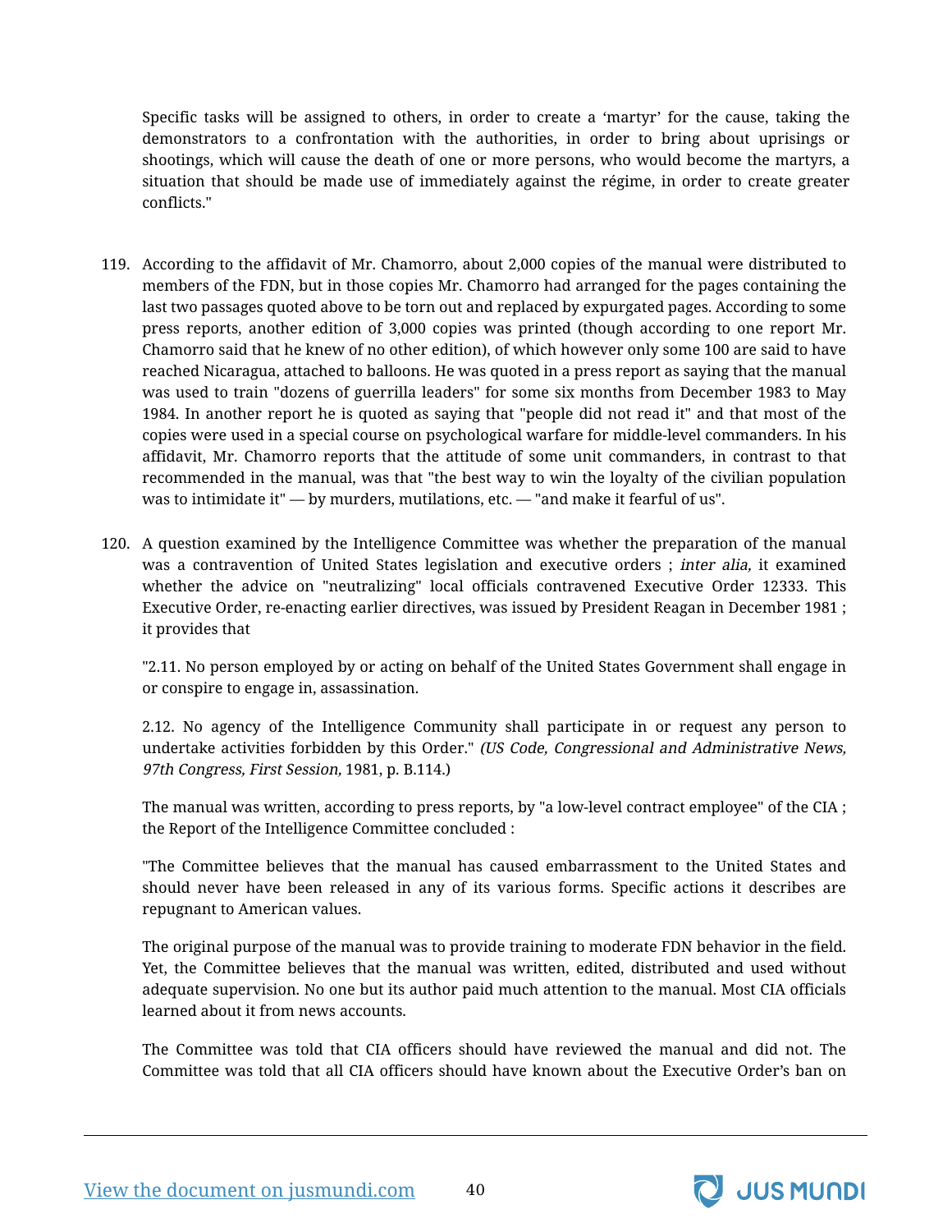Specific tasks will be assigned to others, in order to create a 'martyr' for the cause, taking the demonstrators to a confrontation with the authorities, in order to bring about uprisings or shootings, which will cause the death of one or more persons, who would become the martyrs, a situation that should be made use of immediately against the régime, in order to create greater conflicts."

119. According to the affidavit of Mr. Chamorro, about 2,000 copies of the manual were distributed to members of the FDN, but in those copies Mr. Chamorro had arranged for the pages containing the last two passages quoted above to be torn out and replaced by expurgated pages. According to some press reports, another edition of 3,000 copies was printed (though according to one report Mr. Chamorro said that he knew of no other edition), of which however only some 100 are said to have reached Nicaragua, attached to balloons. He was quoted in a press report as saying that the manual was used to train "dozens of guerrilla leaders" for some six months from December 1983 to May 1984. In another report he is quoted as saying that "people did not read it" and that most of the copies were used in a special course on psychological warfare for middle-level commanders. In his affidavit, Mr. Chamorro reports that the attitude of some unit commanders, in contrast to that recommended in the manual, was that "the best way to win the loyalty of the civilian population was to intimidate it" — by murders, mutilations, etc. — "and make it fearful of us".

120. A question examined by the Intelligence Committee was whether the preparation of the manual was a contravention of United States legislation and executive orders ; *inter alia,* it examined whether the advice on "neutralizing" local officials contravened Executive Order 12333. This Executive Order, re-enacting earlier directives, was issued by President Reagan in December 1981 ; it provides that

"2.11. No person employed by or acting on behalf of the United States Government shall engage in or conspire to engage in, assassination.

2.12. No agency of the Intelligence Community shall participate in or request any person to undertake activities forbidden by this Order." *(US Code, Congressional and Administrative News, 97th Congress, First Session,* 1981, p. B.114.)

The manual was written, according to press reports, by "a low-level contract employee" of the CIA ; the Report of the Intelligence Committee concluded :

"The Committee believes that the manual has caused embarrassment to the United States and should never have been released in any of its various forms. Specific actions it describes are repugnant to American values.

The original purpose of the manual was to provide training to moderate FDN behavior in the field. Yet, the Committee believes that the manual was written, edited, distributed and used without adequate supervision. No one but its author paid much attention to the manual. Most CIA officials learned about it from news accounts.

The Committee was told that CIA officers should have reviewed the manual and did not. The Committee was told that all CIA officers should have known about the Executive Order's ban on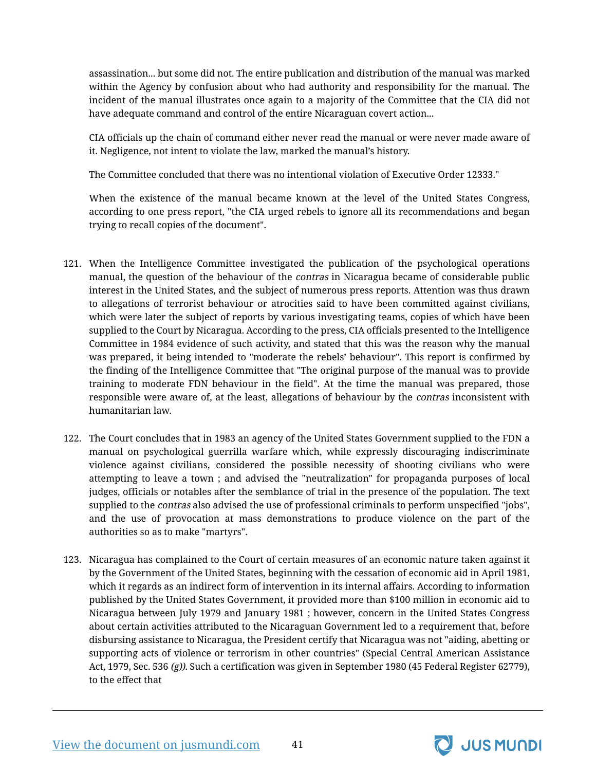assassination... but some did not. The entire publication and distribution of the manual was marked within the Agency by confusion about who had authority and responsibility for the manual. The incident of the manual illustrates once again to a majority of the Committee that the CIA did not have adequate command and control of the entire Nicaraguan covert action...

CIA officials up the chain of command either never read the manual or were never made aware of it. Negligence, not intent to violate the law, marked the manual's history.

The Committee concluded that there was no intentional violation of Executive Order 12333."

When the existence of the manual became known at the level of the United States Congress, according to one press report, "the CIA urged rebels to ignore all its recommendations and began trying to recall copies of the document".

121. When the Intelligence Committee investigated the publication of the psychological operations manual, the question of the behaviour of the *contras* in Nicaragua became of considerable public interest in the United States, and the subject of numerous press reports. Attention was thus drawn to allegations of terrorist behaviour or atrocities said to have been committed against civilians, which were later the subject of reports by various investigating teams, copies of which have been supplied to the Court by Nicaragua. According to the press, CIA officials presented to the Intelligence Committee in 1984 evidence of such activity, and stated that this was the reason why the manual was prepared, it being intended to "moderate the rebels' behaviour". This report is confirmed by the finding of the Intelligence Committee that "The original purpose of the manual was to provide training to moderate FDN behaviour in the field". At the time the manual was prepared, those responsible were aware of, at the least, allegations of behaviour by the *contras* inconsistent with humanitarian law.

122. The Court concludes that in 1983 an agency of the United States Government supplied to the FDN a manual on psychological guerrilla warfare which, while expressly discouraging indiscriminate violence against civilians, considered the possible necessity of shooting civilians who were attempting to leave a town ; and advised the "neutralization" for propaganda purposes of local judges, officials or notables after the semblance of trial in the presence of the population. The text supplied to the *contras* also advised the use of professional criminals to perform unspecified "jobs", and the use of provocation at mass demonstrations to produce violence on the part of the authorities so as to make "martyrs".

123. Nicaragua has complained to the Court of certain measures of an economic nature taken against it by the Government of the United States, beginning with the cessation of economic aid in April 1981, which it regards as an indirect form of intervention in its internal affairs. According to information published by the United States Government, it provided more than $100 million in economic aid to Nicaragua between July 1979 and January 1981 ; however, concern in the United States Congress about certain activities attributed to the Nicaraguan Government led to a requirement that, before disbursing assistance to Nicaragua, the President certify that Nicaragua was not "aiding, abetting or supporting acts of violence or terrorism in other countries" (Special Central American Assistance Act, 1979, Sec. 536 *(g))*. Such a certification was given in September 1980 (45 Federal Register 62779), to the effect that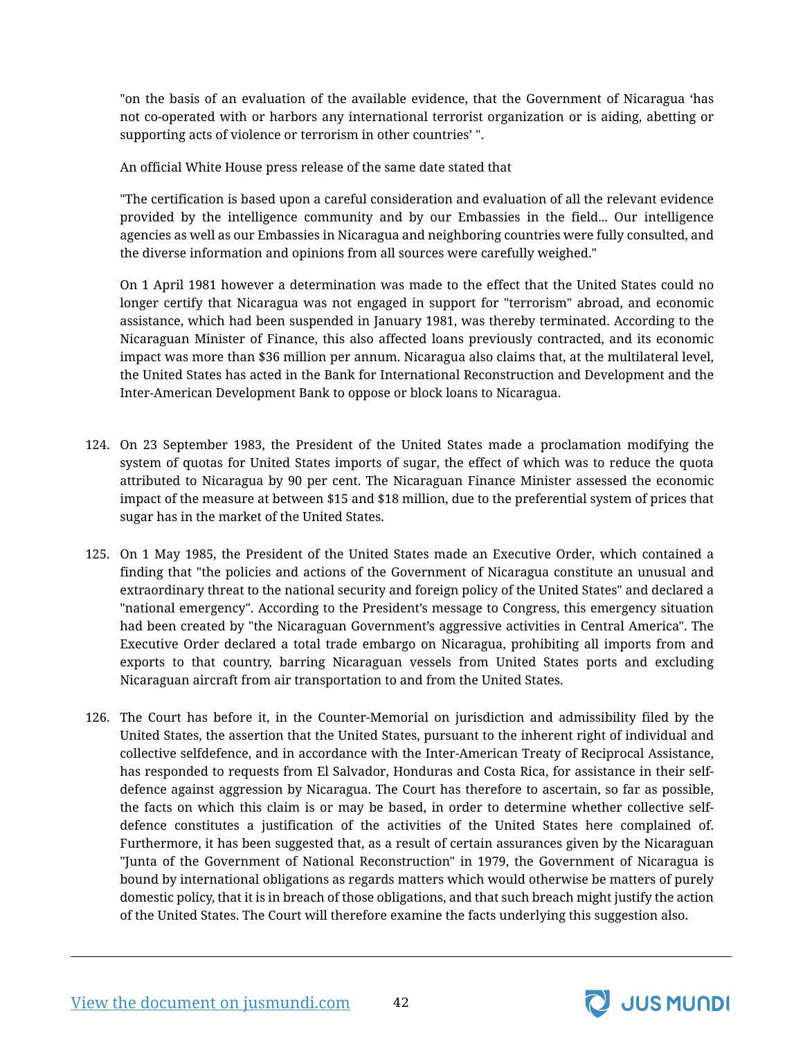"on the basis of an evaluation of the available evidence, that the Government of Nicaragua 'has not co-operated with or harbors any international terrorist organization or is aiding, abetting or supporting acts of violence or terrorism in other countries' ".

An official White House press release of the same date stated that

"The certification is based upon a careful consideration and evaluation of all the relevant evidence provided by the intelligence community and by our Embassies in the field... Our intelligence agencies as well as our Embassies in Nicaragua and neighboring countries were fully consulted, and the diverse information and opinions from all sources were carefully weighed."

On 1 April 1981 however a determination was made to the effect that the United States could no longer certify that Nicaragua was not engaged in support for "terrorism" abroad, and economic assistance, which had been suspended in January 1981, was thereby terminated. According to the Nicaraguan Minister of Finance, this also affected loans previously contracted, and its economic impact was more than $36 million per annum. Nicaragua also claims that, at the multilateral level, the United States has acted in the Bank for International Reconstruction and Development and the Inter-American Development Bank to oppose or block loans to Nicaragua.

124. On 23 September 1983, the President of the United States made a proclamation modifying the system of quotas for United States imports of sugar, the effect of which was to reduce the quota attributed to Nicaragua by 90 per cent. The Nicaraguan Finance Minister assessed the economic impact of the measure at between $15 and $18 million, due to the preferential system of prices that sugar has in the market of the United States.

125. On 1 May 1985, the President of the United States made an Executive Order, which contained a finding that "the policies and actions of the Government of Nicaragua constitute an unusual and extraordinary threat to the national security and foreign policy of the United States" and declared a "national emergency". According to the President's message to Congress, this emergency situation had been created by "the Nicaraguan Government's aggressive activities in Central America". The Executive Order declared a total trade embargo on Nicaragua, prohibiting all imports from and exports to that country, barring Nicaraguan vessels from United States ports and excluding Nicaraguan aircraft from air transportation to and from the United States.

126. The Court has before it, in the Counter-Memorial on jurisdiction and admissibility filed by the United States, the assertion that the United States, pursuant to the inherent right of individual and collective selfdefence, and in accordance with the Inter-American Treaty of Reciprocal Assistance, has responded to requests from El Salvador, Honduras and Costa Rica, for assistance in their self-defence against aggression by Nicaragua. The Court has therefore to ascertain, so far as possible, the facts on which this claim is or may be based, in order to determine whether collective self-defence constitutes a justification of the activities of the United States here complained of. Furthermore, it has been suggested that, as a result of certain assurances given by the Nicaraguan "Junta of the Government of National Reconstruction" in 1979, the Government of Nicaragua is bound by international obligations as regards matters which would otherwise be matters of purely domestic policy, that it is in breach of those obligations, and that such breach might justify the action of the United States. The Court will therefore examine the facts underlying this suggestion also.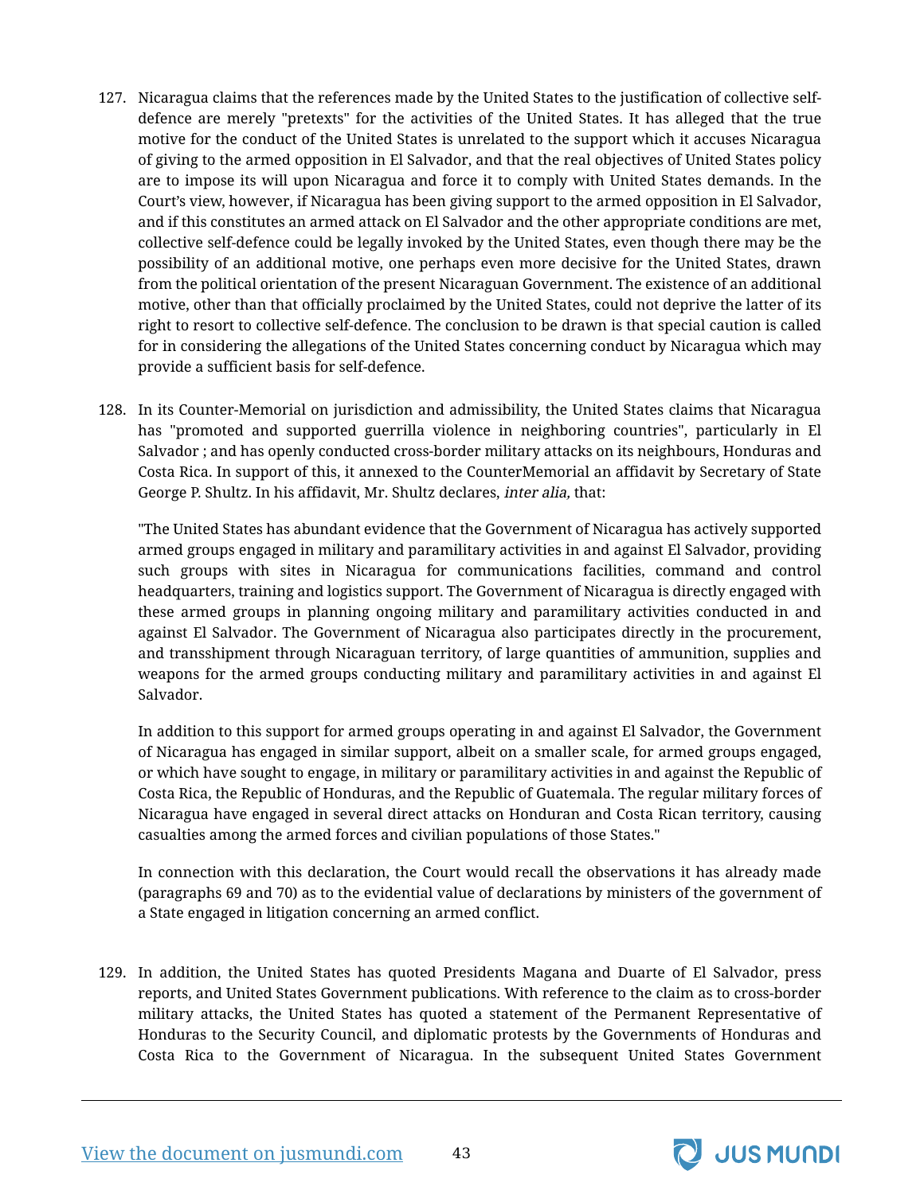127. Nicaragua claims that the references made by the United States to the justification of collective self-defence are merely "pretexts" for the activities of the United States. It has alleged that the true motive for the conduct of the United States is unrelated to the support which it accuses Nicaragua of giving to the armed opposition in El Salvador, and that the real objectives of United States policy are to impose its will upon Nicaragua and force it to comply with United States demands. In the Court's view, however, if Nicaragua has been giving support to the armed opposition in El Salvador, and if this constitutes an armed attack on El Salvador and the other appropriate conditions are met, collective self-defence could be legally invoked by the United States, even though there may be the possibility of an additional motive, one perhaps even more decisive for the United States, drawn from the political orientation of the present Nicaraguan Government. The existence of an additional motive, other than that officially proclaimed by the United States, could not deprive the latter of its right to resort to collective self-defence. The conclusion to be drawn is that special caution is called for in considering the allegations of the United States concerning conduct by Nicaragua which may provide a sufficient basis for self-defence.

128. In its Counter-Memorial on jurisdiction and admissibility, the United States claims that Nicaragua has "promoted and supported guerrilla violence in neighboring countries", particularly in El Salvador ; and has openly conducted cross-border military attacks on its neighbours, Honduras and Costa Rica. In support of this, it annexed to the CounterMemorial an affidavit by Secretary of State George P. Shultz. In his affidavit, Mr. Shultz declares, *inter alia,* that:

"The United States has abundant evidence that the Government of Nicaragua has actively supported armed groups engaged in military and paramilitary activities in and against El Salvador, providing such groups with sites in Nicaragua for communications facilities, command and control headquarters, training and logistics support. The Government of Nicaragua is directly engaged with these armed groups in planning ongoing military and paramilitary activities conducted in and against El Salvador. The Government of Nicaragua also participates directly in the procurement, and transshipment through Nicaraguan territory, of large quantities of ammunition, supplies and weapons for the armed groups conducting military and paramilitary activities in and against El Salvador.

In addition to this support for armed groups operating in and against El Salvador, the Government of Nicaragua has engaged in similar support, albeit on a smaller scale, for armed groups engaged, or which have sought to engage, in military or paramilitary activities in and against the Republic of Costa Rica, the Republic of Honduras, and the Republic of Guatemala. The regular military forces of Nicaragua have engaged in several direct attacks on Honduran and Costa Rican territory, causing casualties among the armed forces and civilian populations of those States."

In connection with this declaration, the Court would recall the observations it has already made (paragraphs 69 and 70) as to the evidential value of declarations by ministers of the government of a State engaged in litigation concerning an armed conflict.

129. In addition, the United States has quoted Presidents Magana and Duarte of El Salvador, press reports, and United States Government publications. With reference to the claim as to cross-border military attacks, the United States has quoted a statement of the Permanent Representative of Honduras to the Security Council, and diplomatic protests by the Governments of Honduras and Costa Rica to the Government of Nicaragua. In the subsequent United States Government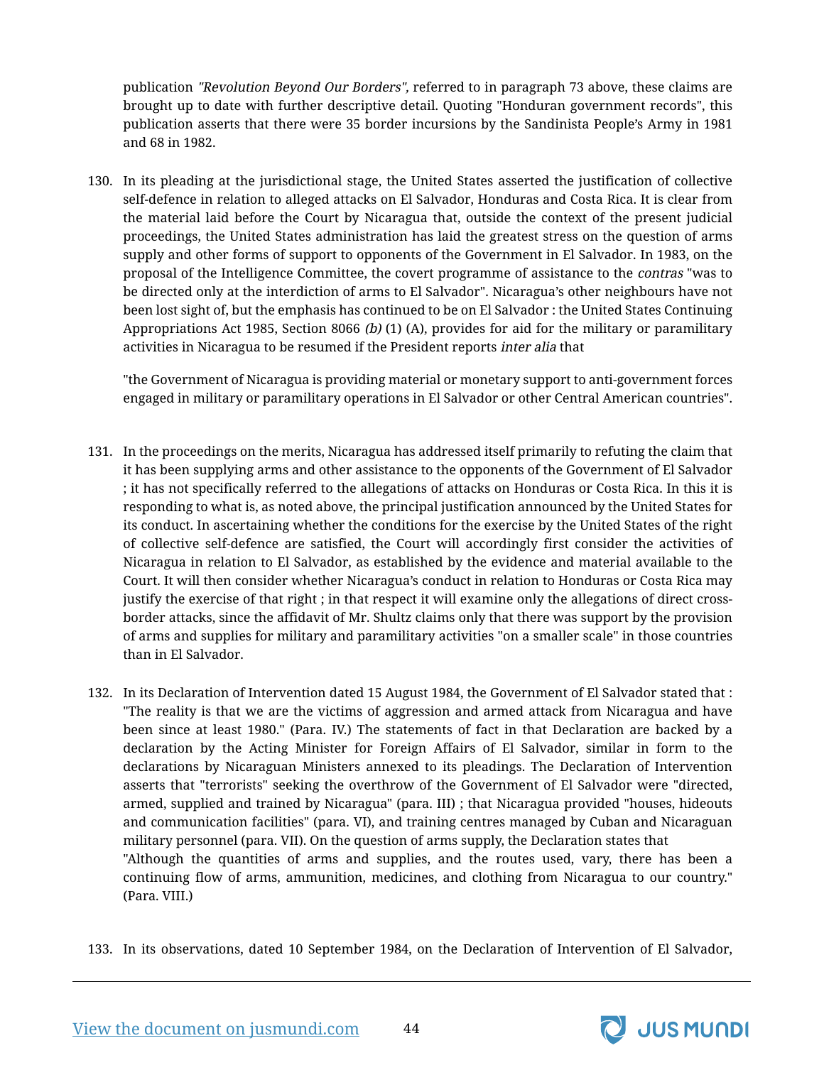publication *"Revolution Beyond Our Borders",* referred to in paragraph 73 above, these claims are brought up to date with further descriptive detail. Quoting "Honduran government records", this publication asserts that there were 35 border incursions by the Sandinista People's Army in 1981 and 68 in 1982.

130. In its pleading at the jurisdictional stage, the United States asserted the justification of collective self-defence in relation to alleged attacks on El Salvador, Honduras and Costa Rica. It is clear from the material laid before the Court by Nicaragua that, outside the context of the present judicial proceedings, the United States administration has laid the greatest stress on the question of arms supply and other forms of support to opponents of the Government in El Salvador. In 1983, on the proposal of the Intelligence Committee, the covert programme of assistance to the *contras* "was to be directed only at the interdiction of arms to El Salvador". Nicaragua's other neighbours have not been lost sight of, but the emphasis has continued to be on El Salvador : the United States Continuing Appropriations Act 1985, Section 8066 *(b)* (1) (A), provides for aid for the military or paramilitary activities in Nicaragua to be resumed if the President reports *inter alia* that

"the Government of Nicaragua is providing material or monetary support to anti-government forces engaged in military or paramilitary operations in El Salvador or other Central American countries".

131. In the proceedings on the merits, Nicaragua has addressed itself primarily to refuting the claim that it has been supplying arms and other assistance to the opponents of the Government of El Salvador ; it has not specifically referred to the allegations of attacks on Honduras or Costa Rica. In this it is responding to what is, as noted above, the principal justification announced by the United States for its conduct. In ascertaining whether the conditions for the exercise by the United States of the right of collective self-defence are satisfied, the Court will accordingly first consider the activities of Nicaragua in relation to El Salvador, as established by the evidence and material available to the Court. It will then consider whether Nicaragua's conduct in relation to Honduras or Costa Rica may justify the exercise of that right ; in that respect it will examine only the allegations of direct cross-border attacks, since the affidavit of Mr. Shultz claims only that there was support by the provision of arms and supplies for military and paramilitary activities "on a smaller scale" in those countries than in El Salvador.

132. In its Declaration of Intervention dated 15 August 1984, the Government of El Salvador stated that : "The reality is that we are the victims of aggression and armed attack from Nicaragua and have been since at least 1980." (Para. IV.) The statements of fact in that Declaration are backed by a declaration by the Acting Minister for Foreign Affairs of El Salvador, similar in form to the declarations by Nicaraguan Ministers annexed to its pleadings. The Declaration of Intervention asserts that "terrorists" seeking the overthrow of the Government of El Salvador were "directed, armed, supplied and trained by Nicaragua" (para. III) ; that Nicaragua provided "houses, hideouts and communication facilities" (para. VI), and training centres managed by Cuban and Nicaraguan military personnel (para. VII). On the question of arms supply, the Declaration states that

"Although the quantities of arms and supplies, and the routes used, vary, there has been a continuing flow of arms, ammunition, medicines, and clothing from Nicaragua to our country." (Para. VIII.)

133. In its observations, dated 10 September 1984, on the Declaration of Intervention of El Salvador,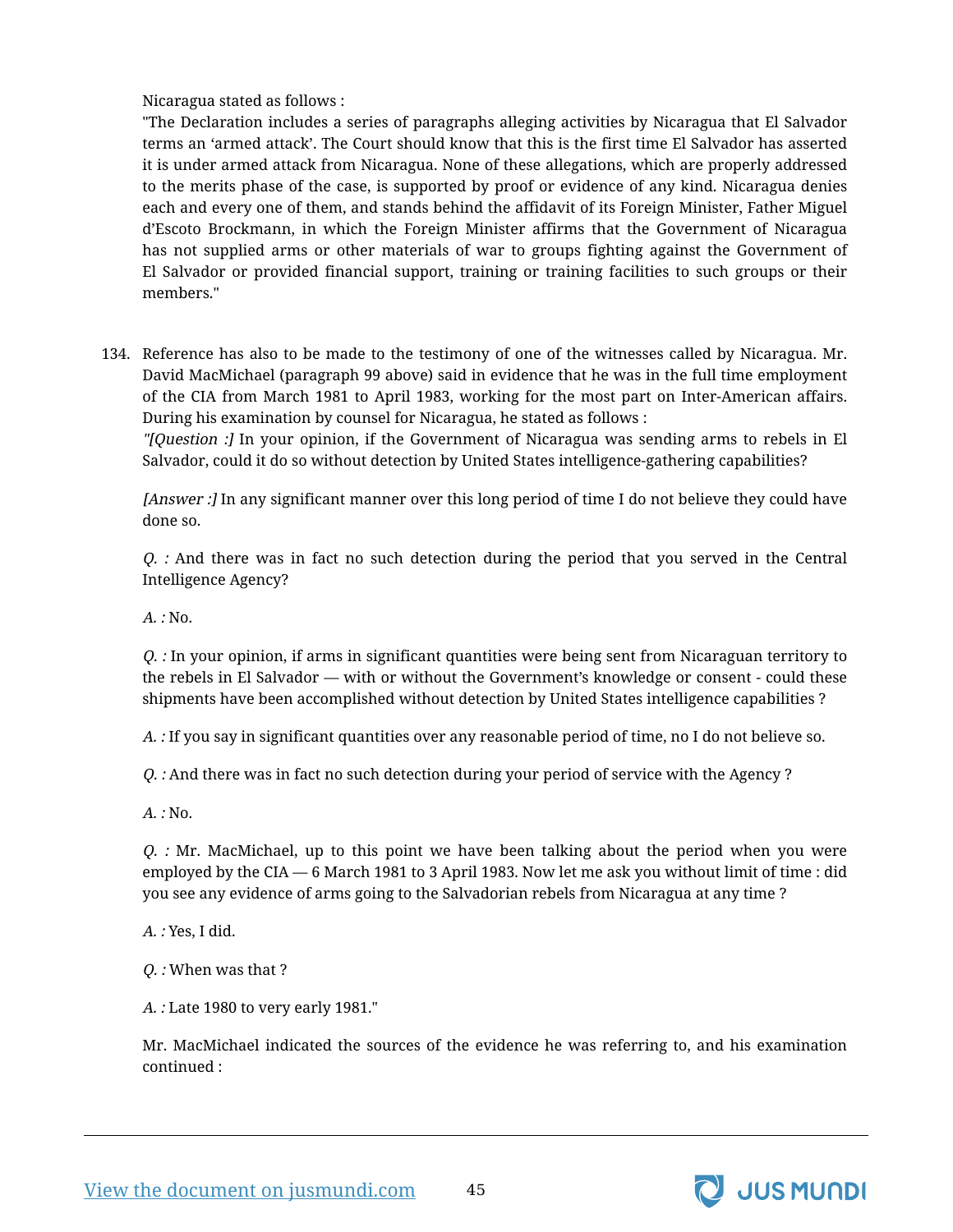Nicaragua stated as follows :

"The Declaration includes a series of paragraphs alleging activities by Nicaragua that El Salvador terms an 'armed attack'. The Court should know that this is the first time El Salvador has asserted it is under armed attack from Nicaragua. None of these allegations, which are properly addressed to the merits phase of the case, is supported by proof or evidence of any kind. Nicaragua denies each and every one of them, and stands behind the affidavit of its Foreign Minister, Father Miguel d'Escoto Brockmann, in which the Foreign Minister affirms that the Government of Nicaragua has not supplied arms or other materials of war to groups fighting against the Government of El Salvador or provided financial support, training or training facilities to such groups or their members."

134. Reference has also to be made to the testimony of one of the witnesses called by Nicaragua. Mr. David MacMichael (paragraph 99 above) said in evidence that he was in the full time employment of the CIA from March 1981 to April 1983, working for the most part on Inter-American affairs. During his examination by counsel for Nicaragua, he stated as follows :

*"[Question :]* In your opinion, if the Government of Nicaragua was sending arms to rebels in El Salvador, could it do so without detection by United States intelligence-gathering capabilities?

*[Answer :]* In any significant manner over this long period of time I do not believe they could have done so.

*Q. :* And there was in fact no such detection during the period that you served in the Central Intelligence Agency?

*A. :* No.

*Q. :* In your opinion, if arms in significant quantities were being sent from Nicaraguan territory to the rebels in El Salvador — with or without the Government's knowledge or consent - could these shipments have been accomplished without detection by United States intelligence capabilities ?

*A. :* If you say in significant quantities over any reasonable period of time, no I do not believe so.

*Q. :* And there was in fact no such detection during your period of service with the Agency ?

*A. :* No.

*Q. :* Mr. MacMichael, up to this point we have been talking about the period when you were employed by the CIA — 6 March 1981 to 3 April 1983. Now let me ask you without limit of time : did you see any evidence of arms going to the Salvadorian rebels from Nicaragua at any time ?

*A. :* Yes, I did.

*Q. :* When was that ?

*A. :* Late 1980 to very early 1981."

Mr. MacMichael indicated the sources of the evidence he was referring to, and his examination continued :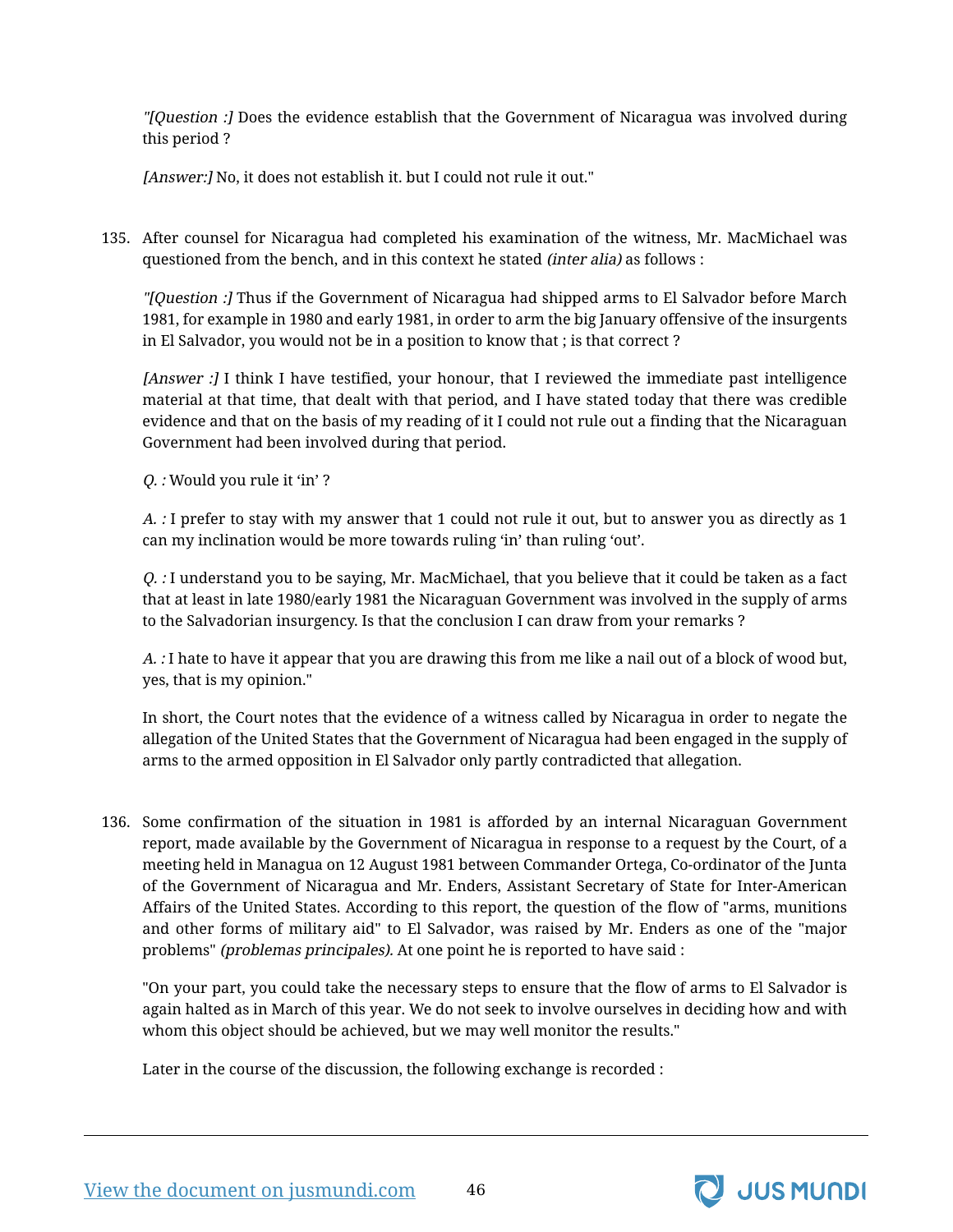*"[Question :]* Does the evidence establish that the Government of Nicaragua was involved during this period ?

*[Answer:]* No, it does not establish it. but I could not rule it out."

135. After counsel for Nicaragua had completed his examination of the witness, Mr. MacMichael was questioned from the bench, and in this context he stated *(inter alia)* as follows :

*"[Question :]* Thus if the Government of Nicaragua had shipped arms to El Salvador before March 1981, for example in 1980 and early 1981, in order to arm the big January offensive of the insurgents in El Salvador, you would not be in a position to know that ; is that correct ?

*[Answer :]* I think I have testified, your honour, that I reviewed the immediate past intelligence material at that time, that dealt with that period, and I have stated today that there was credible evidence and that on the basis of my reading of it I could not rule out a finding that the Nicaraguan Government had been involved during that period.

*Q. :* Would you rule it 'in' ?

*A. :* I prefer to stay with my answer that 1 could not rule it out, but to answer you as directly as 1 can my inclination would be more towards ruling 'in' than ruling 'out'.

*Q. :* I understand you to be saying, Mr. MacMichael, that you believe that it could be taken as a fact that at least in late 1980/early 1981 the Nicaraguan Government was involved in the supply of arms to the Salvadorian insurgency. Is that the conclusion I can draw from your remarks ?

*A. :* I hate to have it appear that you are drawing this from me like a nail out of a block of wood but, yes, that is my opinion."

In short, the Court notes that the evidence of a witness called by Nicaragua in order to negate the allegation of the United States that the Government of Nicaragua had been engaged in the supply of arms to the armed opposition in El Salvador only partly contradicted that allegation.

136. Some confirmation of the situation in 1981 is afforded by an internal Nicaraguan Government report, made available by the Government of Nicaragua in response to a request by the Court, of a meeting held in Managua on 12 August 1981 between Commander Ortega, Co-ordinator of the Junta of the Government of Nicaragua and Mr. Enders, Assistant Secretary of State for Inter-American Affairs of the United States. According to this report, the question of the flow of "arms, munitions and other forms of military aid" to El Salvador, was raised by Mr. Enders as one of the "major problems" *(problemas principales).* At one point he is reported to have said :

"On your part, you could take the necessary steps to ensure that the flow of arms to El Salvador is again halted as in March of this year. We do not seek to involve ourselves in deciding how and with whom this object should be achieved, but we may well monitor the results."

Later in the course of the discussion, the following exchange is recorded :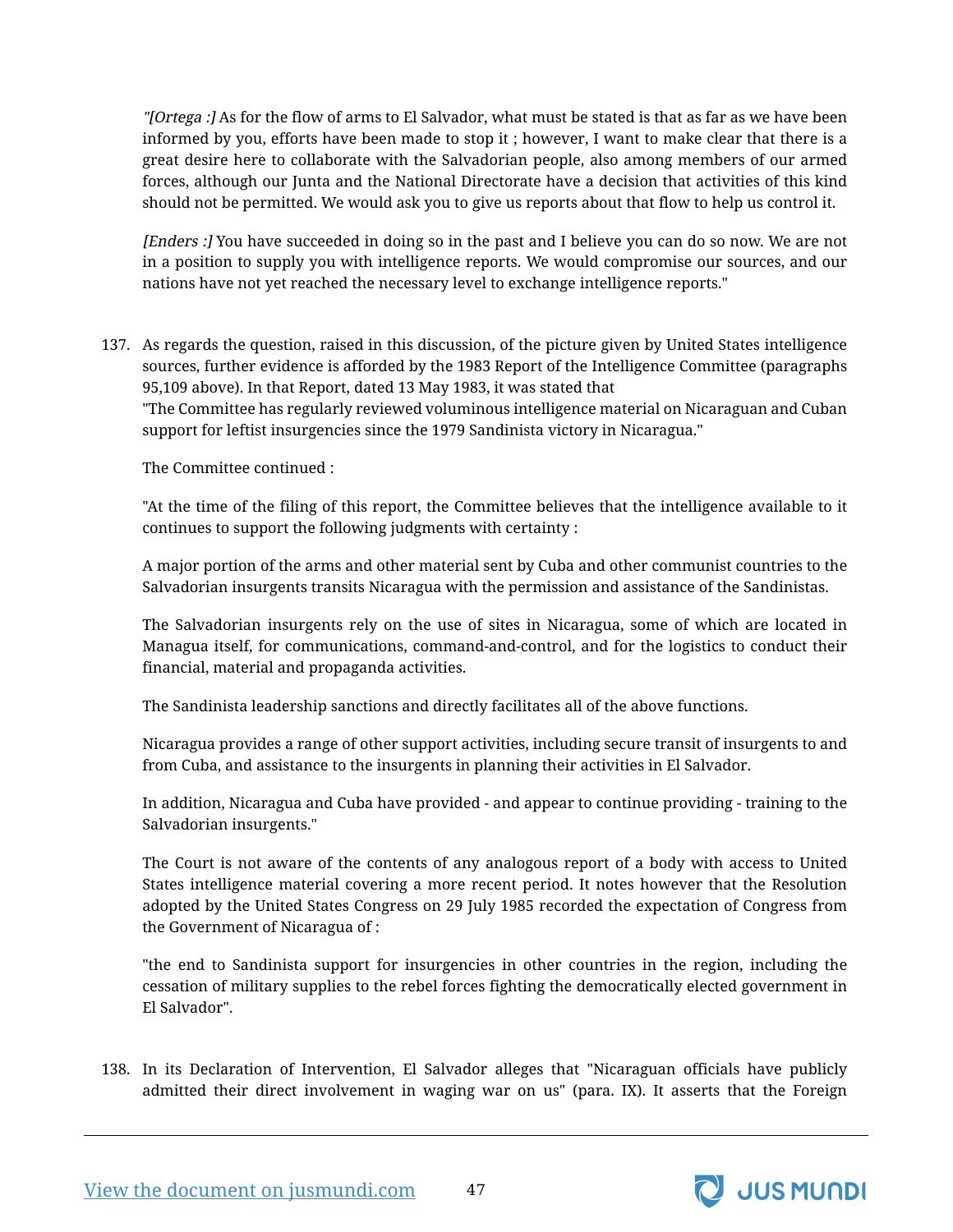*"[Ortega :]* As for the flow of arms to El Salvador, what must be stated is that as far as we have been informed by you, efforts have been made to stop it ; however, I want to make clear that there is a great desire here to collaborate with the Salvadorian people, also among members of our armed forces, although our Junta and the National Directorate have a decision that activities of this kind should not be permitted. We would ask you to give us reports about that flow to help us control it.

*[Enders :]* You have succeeded in doing so in the past and I believe you can do so now. We are not in a position to supply you with intelligence reports. We would compromise our sources, and our nations have not yet reached the necessary level to exchange intelligence reports."

137. As regards the question, raised in this discussion, of the picture given by United States intelligence sources, further evidence is afforded by the 1983 Report of the Intelligence Committee (paragraphs 95,109 above). In that Report, dated 13 May 1983, it was stated that
"The Committee has regularly reviewed voluminous intelligence material on Nicaraguan and Cuban support for leftist insurgencies since the 1979 Sandinista victory in Nicaragua."

The Committee continued :

"At the time of the filing of this report, the Committee believes that the intelligence available to it continues to support the following judgments with certainty :

A major portion of the arms and other material sent by Cuba and other communist countries to the Salvadorian insurgents transits Nicaragua with the permission and assistance of the Sandinistas.

The Salvadorian insurgents rely on the use of sites in Nicaragua, some of which are located in Managua itself, for communications, command-and-control, and for the logistics to conduct their financial, material and propaganda activities.

The Sandinista leadership sanctions and directly facilitates all of the above functions.

Nicaragua provides a range of other support activities, including secure transit of insurgents to and from Cuba, and assistance to the insurgents in planning their activities in El Salvador.

In addition, Nicaragua and Cuba have provided - and appear to continue providing - training to the Salvadorian insurgents."

The Court is not aware of the contents of any analogous report of a body with access to United States intelligence material covering a more recent period. It notes however that the Resolution adopted by the United States Congress on 29 July 1985 recorded the expectation of Congress from the Government of Nicaragua of :

"the end to Sandinista support for insurgencies in other countries in the region, including the cessation of military supplies to the rebel forces fighting the democratically elected government in El Salvador".

138. In its Declaration of Intervention, El Salvador alleges that "Nicaraguan officials have publicly admitted their direct involvement in waging war on us" (para. IX). It asserts that the Foreign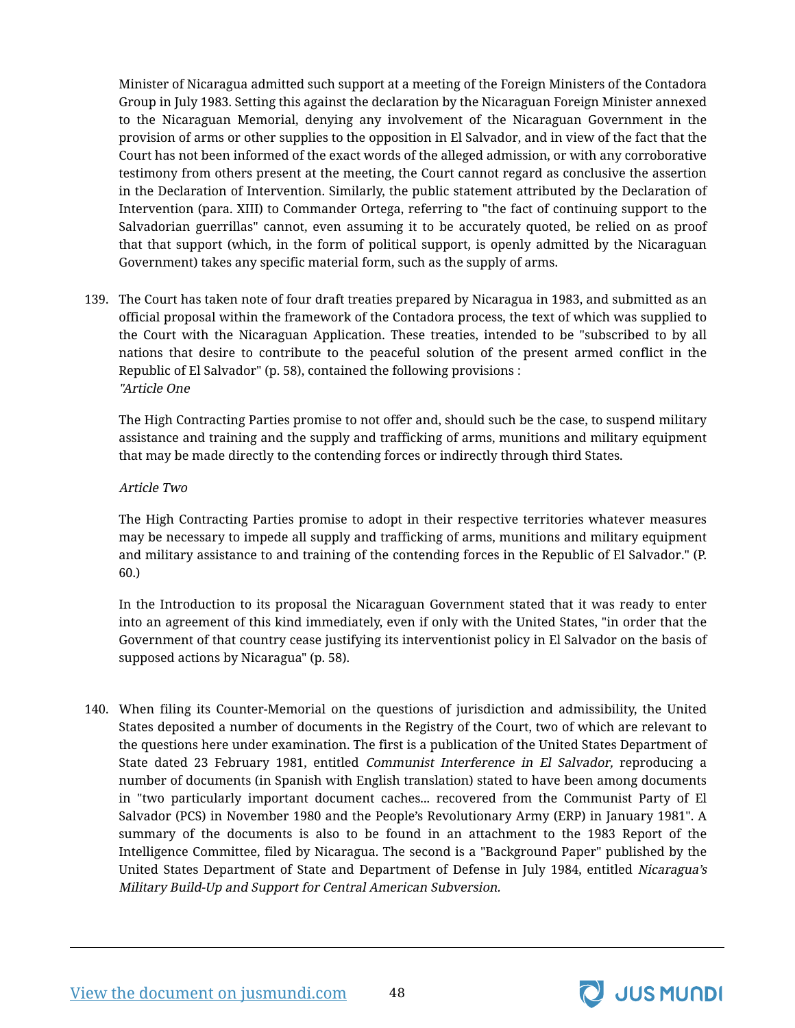Minister of Nicaragua admitted such support at a meeting of the Foreign Ministers of the Contadora Group in July 1983. Setting this against the declaration by the Nicaraguan Foreign Minister annexed to the Nicaraguan Memorial, denying any involvement of the Nicaraguan Government in the provision of arms or other supplies to the opposition in El Salvador, and in view of the fact that the Court has not been informed of the exact words of the alleged admission, or with any corroborative testimony from others present at the meeting, the Court cannot regard as conclusive the assertion in the Declaration of Intervention. Similarly, the public statement attributed by the Declaration of Intervention (para. XIII) to Commander Ortega, referring to "the fact of continuing support to the Salvadorian guerrillas" cannot, even assuming it to be accurately quoted, be relied on as proof that that support (which, in the form of political support, is openly admitted by the Nicaraguan Government) takes any specific material form, such as the supply of arms.

139. The Court has taken note of four draft treaties prepared by Nicaragua in 1983, and submitted as an official proposal within the framework of the Contadora process, the text of which was supplied to the Court with the Nicaraguan Application. These treaties, intended to be "subscribed to by all nations that desire to contribute to the peaceful solution of the present armed conflict in the Republic of El Salvador" (p. 58), contained the following provisions :

*"Article One*

The High Contracting Parties promise to not offer and, should such be the case, to suspend military assistance and training and the supply and trafficking of arms, munitions and military equipment that may be made directly to the contending forces or indirectly through third States.

*Article Two*

The High Contracting Parties promise to adopt in their respective territories whatever measures may be necessary to impede all supply and trafficking of arms, munitions and military equipment and military assistance to and training of the contending forces in the Republic of El Salvador." (P. 60.)

In the Introduction to its proposal the Nicaraguan Government stated that it was ready to enter into an agreement of this kind immediately, even if only with the United States, "in order that the Government of that country cease justifying its interventionist policy in El Salvador on the basis of supposed actions by Nicaragua" (p. 58).

140. When filing its Counter-Memorial on the questions of jurisdiction and admissibility, the United States deposited a number of documents in the Registry of the Court, two of which are relevant to the questions here under examination. The first is a publication of the United States Department of State dated 23 February 1981, entitled *Communist Interference in El Salvador,* reproducing a number of documents (in Spanish with English translation) stated to have been among documents in "two particularly important document caches... recovered from the Communist Party of El Salvador (PCS) in November 1980 and the People's Revolutionary Army (ERP) in January 1981". A summary of the documents is also to be found in an attachment to the 1983 Report of the Intelligence Committee, filed by Nicaragua. The second is a "Background Paper" published by the United States Department of State and Department of Defense in July 1984, entitled *Nicaragua's Military Build-Up and Support for Central American Subversion.*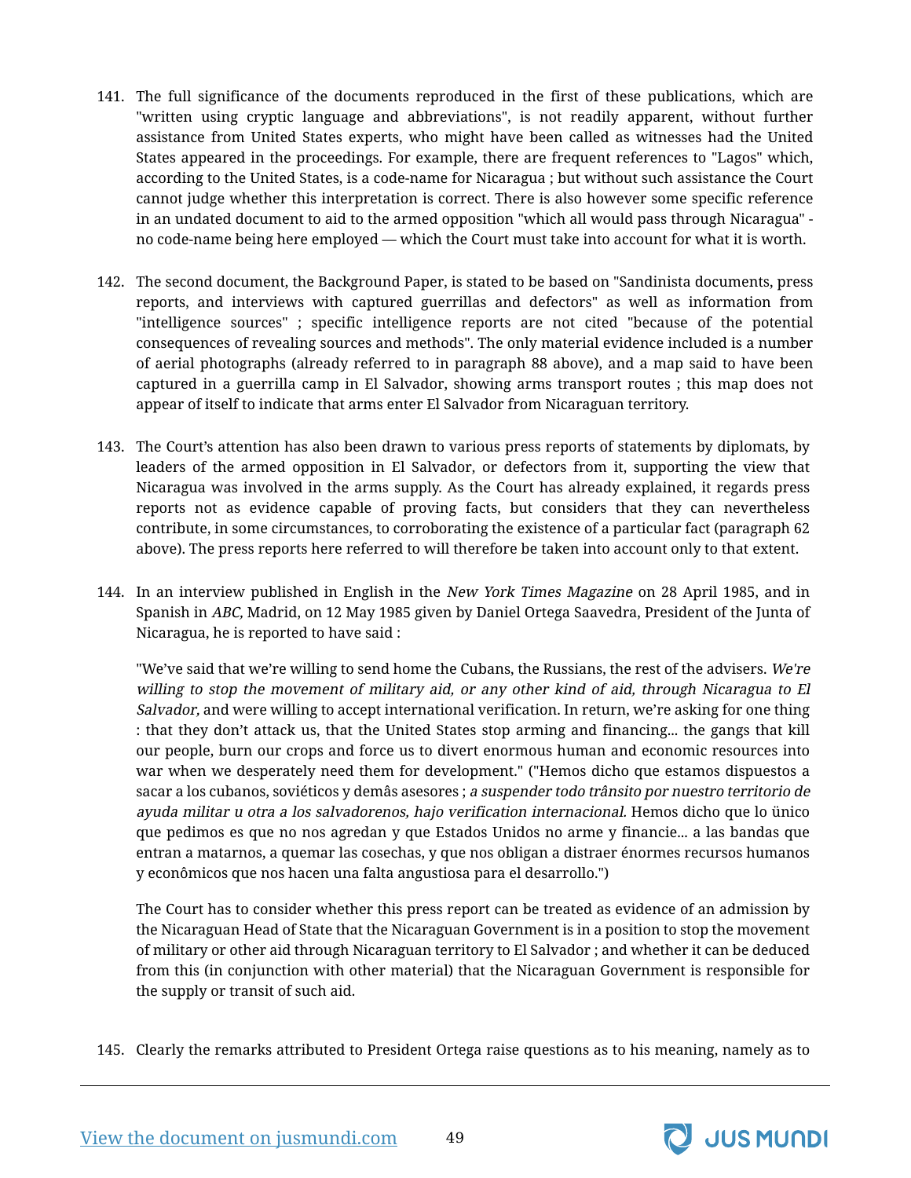141. The full significance of the documents reproduced in the first of these publications, which are "written using cryptic language and abbreviations", is not readily apparent, without further assistance from United States experts, who might have been called as witnesses had the United States appeared in the proceedings. For example, there are frequent references to "Lagos" which, according to the United States, is a code-name for Nicaragua ; but without such assistance the Court cannot judge whether this interpretation is correct. There is also however some specific reference in an undated document to aid to the armed opposition "which all would pass through Nicaragua" - no code-name being here employed — which the Court must take into account for what it is worth.

142. The second document, the Background Paper, is stated to be based on "Sandinista documents, press reports, and interviews with captured guerrillas and defectors" as well as information from "intelligence sources" ; specific intelligence reports are not cited "because of the potential consequences of revealing sources and methods". The only material evidence included is a number of aerial photographs (already referred to in paragraph 88 above), and a map said to have been captured in a guerrilla camp in El Salvador, showing arms transport routes ; this map does not appear of itself to indicate that arms enter El Salvador from Nicaraguan territory.

143. The Court's attention has also been drawn to various press reports of statements by diplomats, by leaders of the armed opposition in El Salvador, or defectors from it, supporting the view that Nicaragua was involved in the arms supply. As the Court has already explained, it regards press reports not as evidence capable of proving facts, but considers that they can nevertheless contribute, in some circumstances, to corroborating the existence of a particular fact (paragraph 62 above). The press reports here referred to will therefore be taken into account only to that extent.

144. In an interview published in English in the *New York Times Magazine* on 28 April 1985, and in Spanish in *ABC,* Madrid, on 12 May 1985 given by Daniel Ortega Saavedra, President of the Junta of Nicaragua, he is reported to have said :

"We've said that we're willing to send home the Cubans, the Russians, the rest of the advisers. *We're willing to stop the movement of military aid, or any other kind of aid, through Nicaragua to El Salvador,* and were willing to accept international verification. In return, we're asking for one thing : that they don't attack us, that the United States stop arming and financing... the gangs that kill our people, burn our crops and force us to divert enormous human and economic resources into war when we desperately need them for development." ("Hemos dicho que estamos dispuestos a sacar a los cubanos, soviéticos y demâs asesores ; *a suspender todo trânsito por nuestro territorio de ayuda militar u otra a los salvadorenos, hajo verification internacional.* Hemos dicho que lo ünico que pedimos es que no nos agredan y que Estados Unidos no arme y financie... a las bandas que entran a matarnos, a quemar las cosechas, y que nos obligan a distraer énormes recursos humanos y econômicos que nos hacen una falta angustiosa para el desarrollo.")

The Court has to consider whether this press report can be treated as evidence of an admission by the Nicaraguan Head of State that the Nicaraguan Government is in a position to stop the movement of military or other aid through Nicaraguan territory to El Salvador ; and whether it can be deduced from this (in conjunction with other material) that the Nicaraguan Government is responsible for the supply or transit of such aid.

145. Clearly the remarks attributed to President Ortega raise questions as to his meaning, namely as to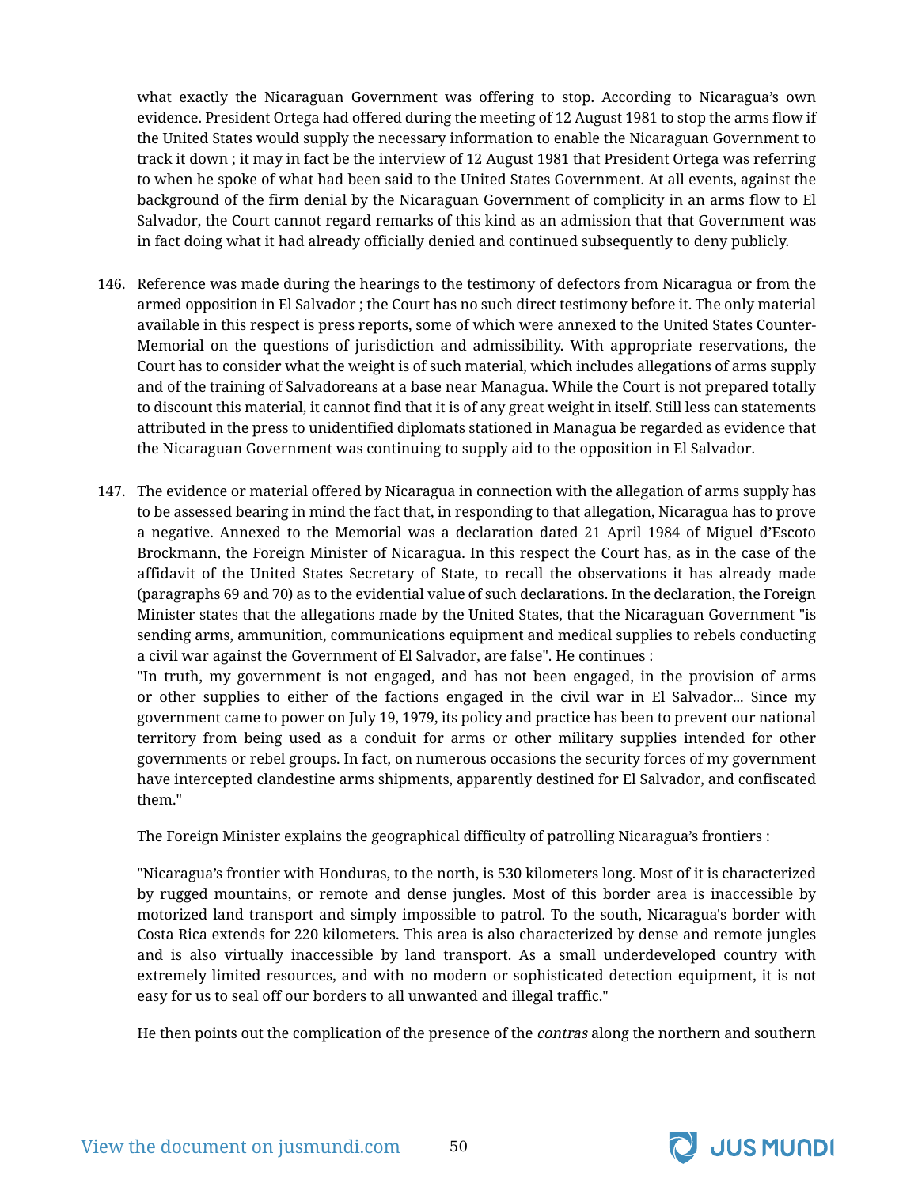what exactly the Nicaraguan Government was offering to stop. According to Nicaragua's own evidence. President Ortega had offered during the meeting of 12 August 1981 to stop the arms flow if the United States would supply the necessary information to enable the Nicaraguan Government to track it down ; it may in fact be the interview of 12 August 1981 that President Ortega was referring to when he spoke of what had been said to the United States Government. At all events, against the background of the firm denial by the Nicaraguan Government of complicity in an arms flow to El Salvador, the Court cannot regard remarks of this kind as an admission that that Government was in fact doing what it had already officially denied and continued subsequently to deny publicly.

146. Reference was made during the hearings to the testimony of defectors from Nicaragua or from the armed opposition in El Salvador ; the Court has no such direct testimony before it. The only material available in this respect is press reports, some of which were annexed to the United States Counter-Memorial on the questions of jurisdiction and admissibility. With appropriate reservations, the Court has to consider what the weight is of such material, which includes allegations of arms supply and of the training of Salvadoreans at a base near Managua. While the Court is not prepared totally to discount this material, it cannot find that it is of any great weight in itself. Still less can statements attributed in the press to unidentified diplomats stationed in Managua be regarded as evidence that the Nicaraguan Government was continuing to supply aid to the opposition in El Salvador.

147. The evidence or material offered by Nicaragua in connection with the allegation of arms supply has to be assessed bearing in mind the fact that, in responding to that allegation, Nicaragua has to prove a negative. Annexed to the Memorial was a declaration dated 21 April 1984 of Miguel d'Escoto Brockmann, the Foreign Minister of Nicaragua. In this respect the Court has, as in the case of the affidavit of the United States Secretary of State, to recall the observations it has already made (paragraphs 69 and 70) as to the evidential value of such declarations. In the declaration, the Foreign Minister states that the allegations made by the United States, that the Nicaraguan Government "is sending arms, ammunition, communications equipment and medical supplies to rebels conducting a civil war against the Government of El Salvador, are false". He continues :

"In truth, my government is not engaged, and has not been engaged, in the provision of arms or other supplies to either of the factions engaged in the civil war in El Salvador... Since my government came to power on July 19, 1979, its policy and practice has been to prevent our national territory from being used as a conduit for arms or other military supplies intended for other governments or rebel groups. In fact, on numerous occasions the security forces of my government have intercepted clandestine arms shipments, apparently destined for El Salvador, and confiscated them."

The Foreign Minister explains the geographical difficulty of patrolling Nicaragua's frontiers :

"Nicaragua's frontier with Honduras, to the north, is 530 kilometers long. Most of it is characterized by rugged mountains, or remote and dense jungles. Most of this border area is inaccessible by motorized land transport and simply impossible to patrol. To the south, Nicaragua's border with Costa Rica extends for 220 kilometers. This area is also characterized by dense and remote jungles and is also virtually inaccessible by land transport. As a small underdeveloped country with extremely limited resources, and with no modern or sophisticated detection equipment, it is not easy for us to seal off our borders to all unwanted and illegal traffic."

He then points out the complication of the presence of the *contras* along the northern and southern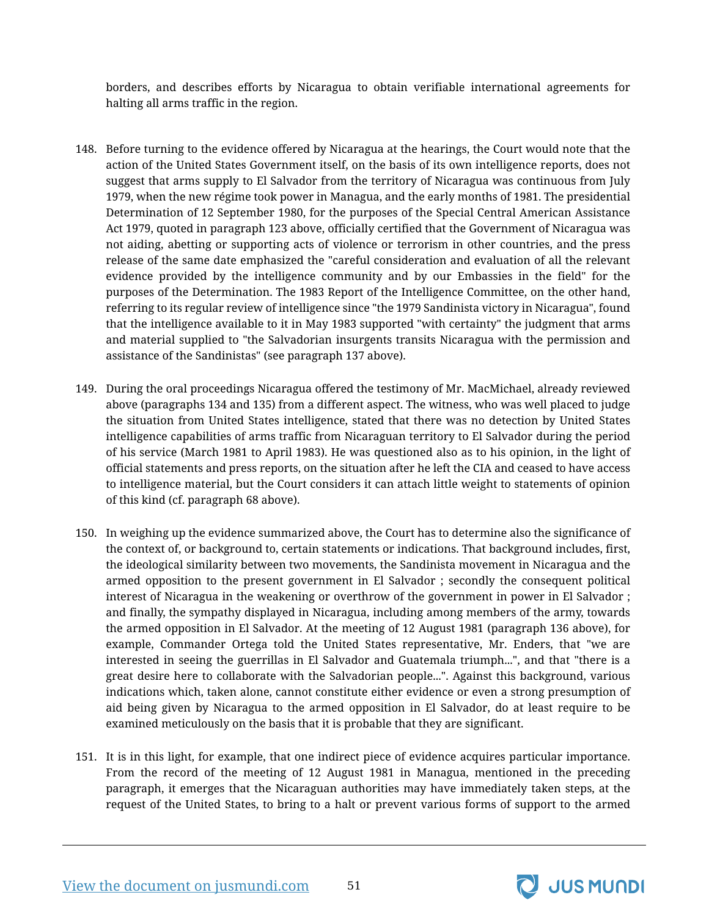borders, and describes efforts by Nicaragua to obtain verifiable international agreements for halting all arms traffic in the region.

148. Before turning to the evidence offered by Nicaragua at the hearings, the Court would note that the action of the United States Government itself, on the basis of its own intelligence reports, does not suggest that arms supply to El Salvador from the territory of Nicaragua was continuous from July 1979, when the new régime took power in Managua, and the early months of 1981. The presidential Determination of 12 September 1980, for the purposes of the Special Central American Assistance Act 1979, quoted in paragraph 123 above, officially certified that the Government of Nicaragua was not aiding, abetting or supporting acts of violence or terrorism in other countries, and the press release of the same date emphasized the "careful consideration and evaluation of all the relevant evidence provided by the intelligence community and by our Embassies in the field" for the purposes of the Determination. The 1983 Report of the Intelligence Committee, on the other hand, referring to its regular review of intelligence since "the 1979 Sandinista victory in Nicaragua", found that the intelligence available to it in May 1983 supported "with certainty" the judgment that arms and material supplied to "the Salvadorian insurgents transits Nicaragua with the permission and assistance of the Sandinistas" (see paragraph 137 above).

149. During the oral proceedings Nicaragua offered the testimony of Mr. MacMichael, already reviewed above (paragraphs 134 and 135) from a different aspect. The witness, who was well placed to judge the situation from United States intelligence, stated that there was no detection by United States intelligence capabilities of arms traffic from Nicaraguan territory to El Salvador during the period of his service (March 1981 to April 1983). He was questioned also as to his opinion, in the light of official statements and press reports, on the situation after he left the CIA and ceased to have access to intelligence material, but the Court considers it can attach little weight to statements of opinion of this kind (cf. paragraph 68 above).

150. In weighing up the evidence summarized above, the Court has to determine also the significance of the context of, or background to, certain statements or indications. That background includes, first, the ideological similarity between two movements, the Sandinista movement in Nicaragua and the armed opposition to the present government in El Salvador ; secondly the consequent political interest of Nicaragua in the weakening or overthrow of the government in power in El Salvador ; and finally, the sympathy displayed in Nicaragua, including among members of the army, towards the armed opposition in El Salvador. At the meeting of 12 August 1981 (paragraph 136 above), for example, Commander Ortega told the United States representative, Mr. Enders, that "we are interested in seeing the guerrillas in El Salvador and Guatemala triumph...", and that "there is a great desire here to collaborate with the Salvadorian people...". Against this background, various indications which, taken alone, cannot constitute either evidence or even a strong presumption of aid being given by Nicaragua to the armed opposition in El Salvador, do at least require to be examined meticulously on the basis that it is probable that they are significant.

151. It is in this light, for example, that one indirect piece of evidence acquires particular importance. From the record of the meeting of 12 August 1981 in Managua, mentioned in the preceding paragraph, it emerges that the Nicaraguan authorities may have immediately taken steps, at the request of the United States, to bring to a halt or prevent various forms of support to the armed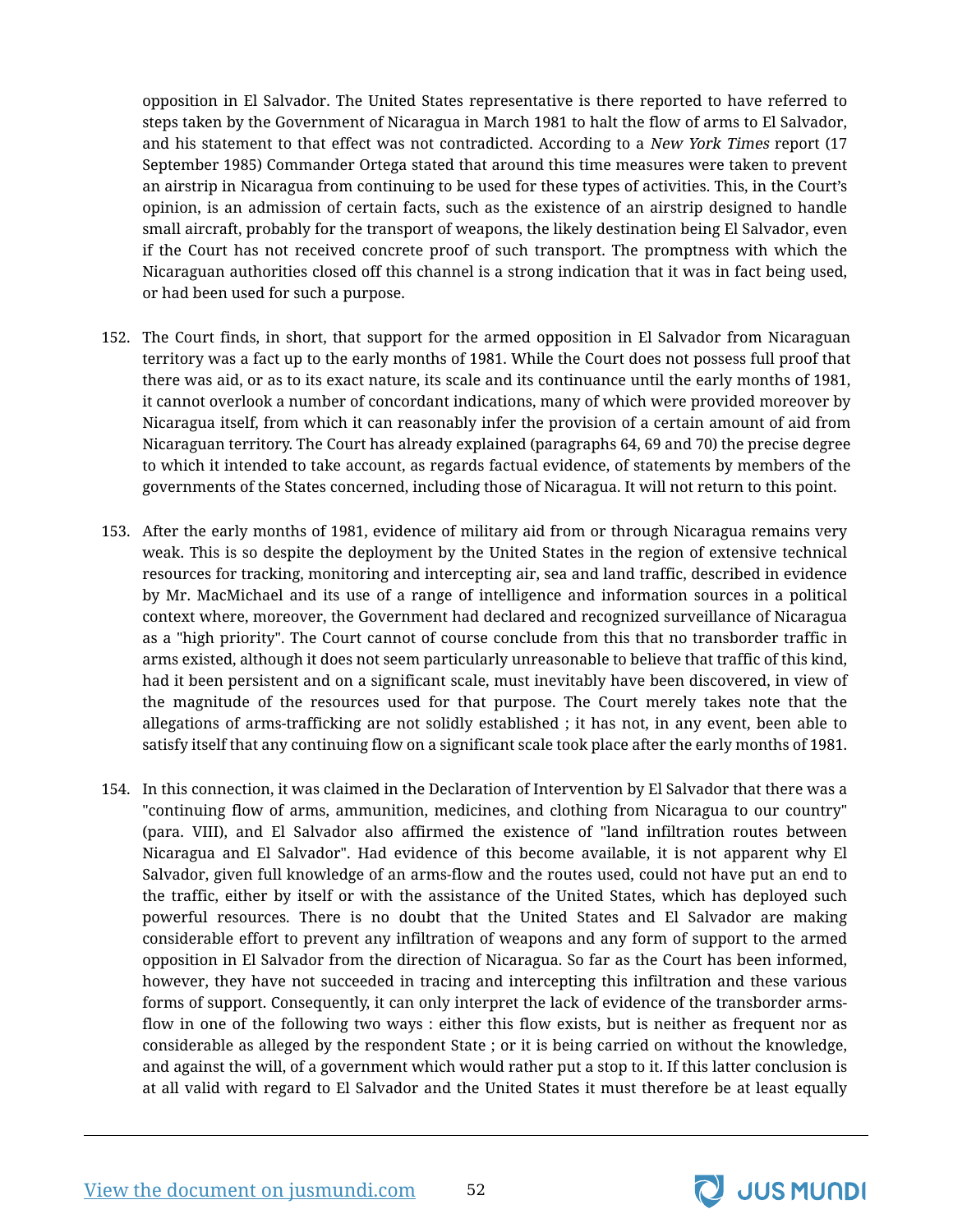opposition in El Salvador. The United States representative is there reported to have referred to steps taken by the Government of Nicaragua in March 1981 to halt the flow of arms to El Salvador, and his statement to that effect was not contradicted. According to a *New York Times* report (17 September 1985) Commander Ortega stated that around this time measures were taken to prevent an airstrip in Nicaragua from continuing to be used for these types of activities. This, in the Court's opinion, is an admission of certain facts, such as the existence of an airstrip designed to handle small aircraft, probably for the transport of weapons, the likely destination being El Salvador, even if the Court has not received concrete proof of such transport. The promptness with which the Nicaraguan authorities closed off this channel is a strong indication that it was in fact being used, or had been used for such a purpose.

152. The Court finds, in short, that support for the armed opposition in El Salvador from Nicaraguan territory was a fact up to the early months of 1981. While the Court does not possess full proof that there was aid, or as to its exact nature, its scale and its continuance until the early months of 1981, it cannot overlook a number of concordant indications, many of which were provided moreover by Nicaragua itself, from which it can reasonably infer the provision of a certain amount of aid from Nicaraguan territory. The Court has already explained (paragraphs 64, 69 and 70) the precise degree to which it intended to take account, as regards factual evidence, of statements by members of the governments of the States concerned, including those of Nicaragua. It will not return to this point.

153. After the early months of 1981, evidence of military aid from or through Nicaragua remains very weak. This is so despite the deployment by the United States in the region of extensive technical resources for tracking, monitoring and intercepting air, sea and land traffic, described in evidence by Mr. MacMichael and its use of a range of intelligence and information sources in a political context where, moreover, the Government had declared and recognized surveillance of Nicaragua as a "high priority". The Court cannot of course conclude from this that no transborder traffic in arms existed, although it does not seem particularly unreasonable to believe that traffic of this kind, had it been persistent and on a significant scale, must inevitably have been discovered, in view of the magnitude of the resources used for that purpose. The Court merely takes note that the allegations of arms-trafficking are not solidly established ; it has not, in any event, been able to satisfy itself that any continuing flow on a significant scale took place after the early months of 1981.

154. In this connection, it was claimed in the Declaration of Intervention by El Salvador that there was a "continuing flow of arms, ammunition, medicines, and clothing from Nicaragua to our country" (para. VIII), and El Salvador also affirmed the existence of "land infiltration routes between Nicaragua and El Salvador". Had evidence of this become available, it is not apparent why El Salvador, given full knowledge of an arms-flow and the routes used, could not have put an end to the traffic, either by itself or with the assistance of the United States, which has deployed such powerful resources. There is no doubt that the United States and El Salvador are making considerable effort to prevent any infiltration of weapons and any form of support to the armed opposition in El Salvador from the direction of Nicaragua. So far as the Court has been informed, however, they have not succeeded in tracing and intercepting this infiltration and these various forms of support. Consequently, it can only interpret the lack of evidence of the transborder arms-flow in one of the following two ways : either this flow exists, but is neither as frequent nor as considerable as alleged by the respondent State ; or it is being carried on without the knowledge, and against the will, of a government which would rather put a stop to it. If this latter conclusion is at all valid with regard to El Salvador and the United States it must therefore be at least equally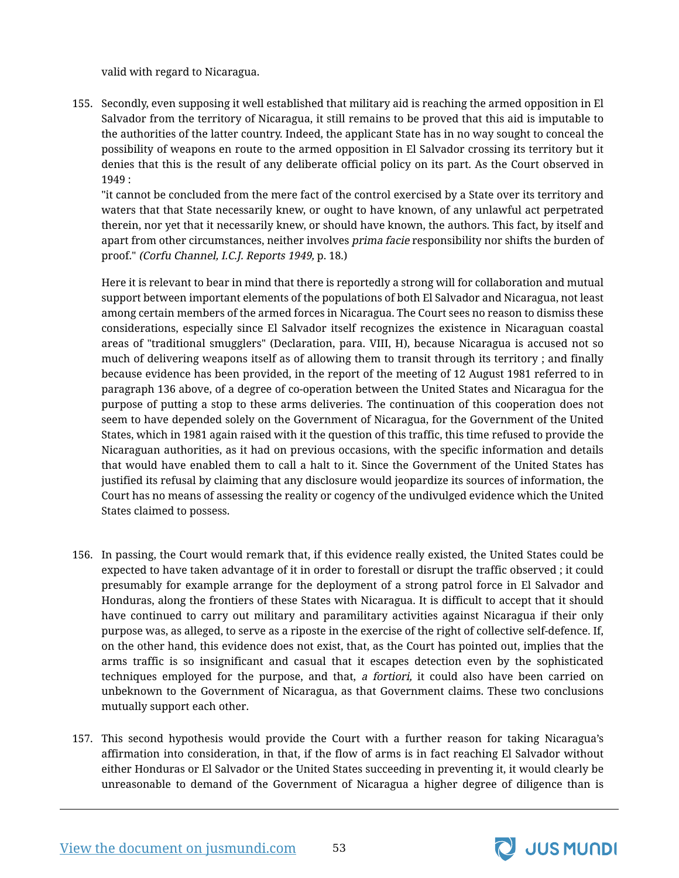valid with regard to Nicaragua.

155. Secondly, even supposing it well established that military aid is reaching the armed opposition in El Salvador from the territory of Nicaragua, it still remains to be proved that this aid is imputable to the authorities of the latter country. Indeed, the applicant State has in no way sought to conceal the possibility of weapons en route to the armed opposition in El Salvador crossing its territory but it denies that this is the result of any deliberate official policy on its part. As the Court observed in 1949 :

"it cannot be concluded from the mere fact of the control exercised by a State over its territory and waters that that State necessarily knew, or ought to have known, of any unlawful act perpetrated therein, nor yet that it necessarily knew, or should have known, the authors. This fact, by itself and apart from other circumstances, neither involves *prima facie* responsibility nor shifts the burden of proof." *(Corfu Channel, I.C.J. Reports 1949,* p. 18.)

Here it is relevant to bear in mind that there is reportedly a strong will for collaboration and mutual support between important elements of the populations of both El Salvador and Nicaragua, not least among certain members of the armed forces in Nicaragua. The Court sees no reason to dismiss these considerations, especially since El Salvador itself recognizes the existence in Nicaraguan coastal areas of "traditional smugglers" (Declaration, para. VIII, H), because Nicaragua is accused not so much of delivering weapons itself as of allowing them to transit through its territory ; and finally because evidence has been provided, in the report of the meeting of 12 August 1981 referred to in paragraph 136 above, of a degree of co-operation between the United States and Nicaragua for the purpose of putting a stop to these arms deliveries. The continuation of this cooperation does not seem to have depended solely on the Government of Nicaragua, for the Government of the United States, which in 1981 again raised with it the question of this traffic, this time refused to provide the Nicaraguan authorities, as it had on previous occasions, with the specific information and details that would have enabled them to call a halt to it. Since the Government of the United States has justified its refusal by claiming that any disclosure would jeopardize its sources of information, the Court has no means of assessing the reality or cogency of the undivulged evidence which the United States claimed to possess.

156. In passing, the Court would remark that, if this evidence really existed, the United States could be expected to have taken advantage of it in order to forestall or disrupt the traffic observed ; it could presumably for example arrange for the deployment of a strong patrol force in El Salvador and Honduras, along the frontiers of these States with Nicaragua. It is difficult to accept that it should have continued to carry out military and paramilitary activities against Nicaragua if their only purpose was, as alleged, to serve as a riposte in the exercise of the right of collective self-defence. If, on the other hand, this evidence does not exist, that, as the Court has pointed out, implies that the arms traffic is so insignificant and casual that it escapes detection even by the sophisticated techniques employed for the purpose, and that, *a fortiori,* it could also have been carried on unbeknown to the Government of Nicaragua, as that Government claims. These two conclusions mutually support each other.

157. This second hypothesis would provide the Court with a further reason for taking Nicaragua's affirmation into consideration, in that, if the flow of arms is in fact reaching El Salvador without either Honduras or El Salvador or the United States succeeding in preventing it, it would clearly be unreasonable to demand of the Government of Nicaragua a higher degree of diligence than is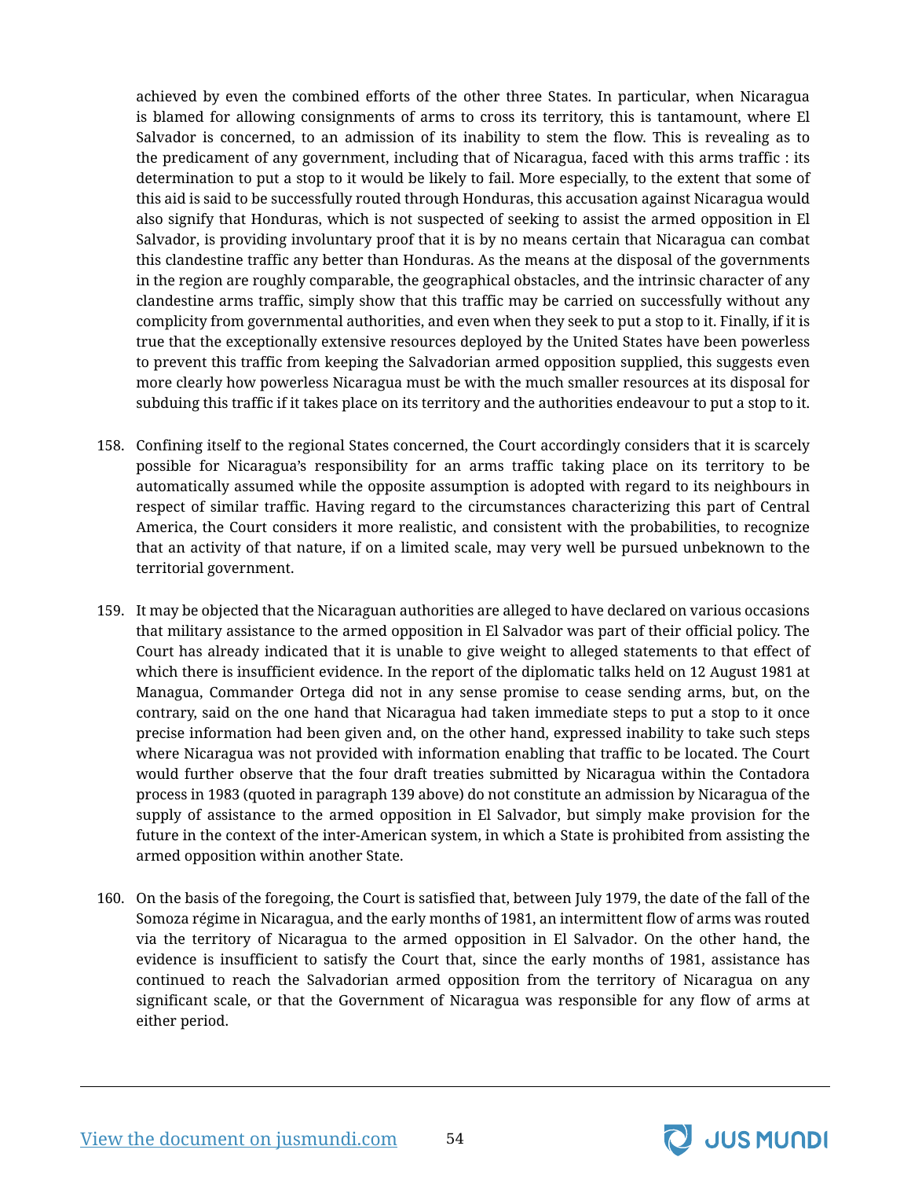achieved by even the combined efforts of the other three States. In particular, when Nicaragua is blamed for allowing consignments of arms to cross its territory, this is tantamount, where El Salvador is concerned, to an admission of its inability to stem the flow. This is revealing as to the predicament of any government, including that of Nicaragua, faced with this arms traffic : its determination to put a stop to it would be likely to fail. More especially, to the extent that some of this aid is said to be successfully routed through Honduras, this accusation against Nicaragua would also signify that Honduras, which is not suspected of seeking to assist the armed opposition in El Salvador, is providing involuntary proof that it is by no means certain that Nicaragua can combat this clandestine traffic any better than Honduras. As the means at the disposal of the governments in the region are roughly comparable, the geographical obstacles, and the intrinsic character of any clandestine arms traffic, simply show that this traffic may be carried on successfully without any complicity from governmental authorities, and even when they seek to put a stop to it. Finally, if it is true that the exceptionally extensive resources deployed by the United States have been powerless to prevent this traffic from keeping the Salvadorian armed opposition supplied, this suggests even more clearly how powerless Nicaragua must be with the much smaller resources at its disposal for subduing this traffic if it takes place on its territory and the authorities endeavour to put a stop to it.

158. Confining itself to the regional States concerned, the Court accordingly considers that it is scarcely possible for Nicaragua's responsibility for an arms traffic taking place on its territory to be automatically assumed while the opposite assumption is adopted with regard to its neighbours in respect of similar traffic. Having regard to the circumstances characterizing this part of Central America, the Court considers it more realistic, and consistent with the probabilities, to recognize that an activity of that nature, if on a limited scale, may very well be pursued unbeknown to the territorial government.

159. It may be objected that the Nicaraguan authorities are alleged to have declared on various occasions that military assistance to the armed opposition in El Salvador was part of their official policy. The Court has already indicated that it is unable to give weight to alleged statements to that effect of which there is insufficient evidence. In the report of the diplomatic talks held on 12 August 1981 at Managua, Commander Ortega did not in any sense promise to cease sending arms, but, on the contrary, said on the one hand that Nicaragua had taken immediate steps to put a stop to it once precise information had been given and, on the other hand, expressed inability to take such steps where Nicaragua was not provided with information enabling that traffic to be located. The Court would further observe that the four draft treaties submitted by Nicaragua within the Contadora process in 1983 (quoted in paragraph 139 above) do not constitute an admission by Nicaragua of the supply of assistance to the armed opposition in El Salvador, but simply make provision for the future in the context of the inter-American system, in which a State is prohibited from assisting the armed opposition within another State.

160. On the basis of the foregoing, the Court is satisfied that, between July 1979, the date of the fall of the Somoza régime in Nicaragua, and the early months of 1981, an intermittent flow of arms was routed via the territory of Nicaragua to the armed opposition in El Salvador. On the other hand, the evidence is insufficient to satisfy the Court that, since the early months of 1981, assistance has continued to reach the Salvadorian armed opposition from the territory of Nicaragua on any significant scale, or that the Government of Nicaragua was responsible for any flow of arms at either period.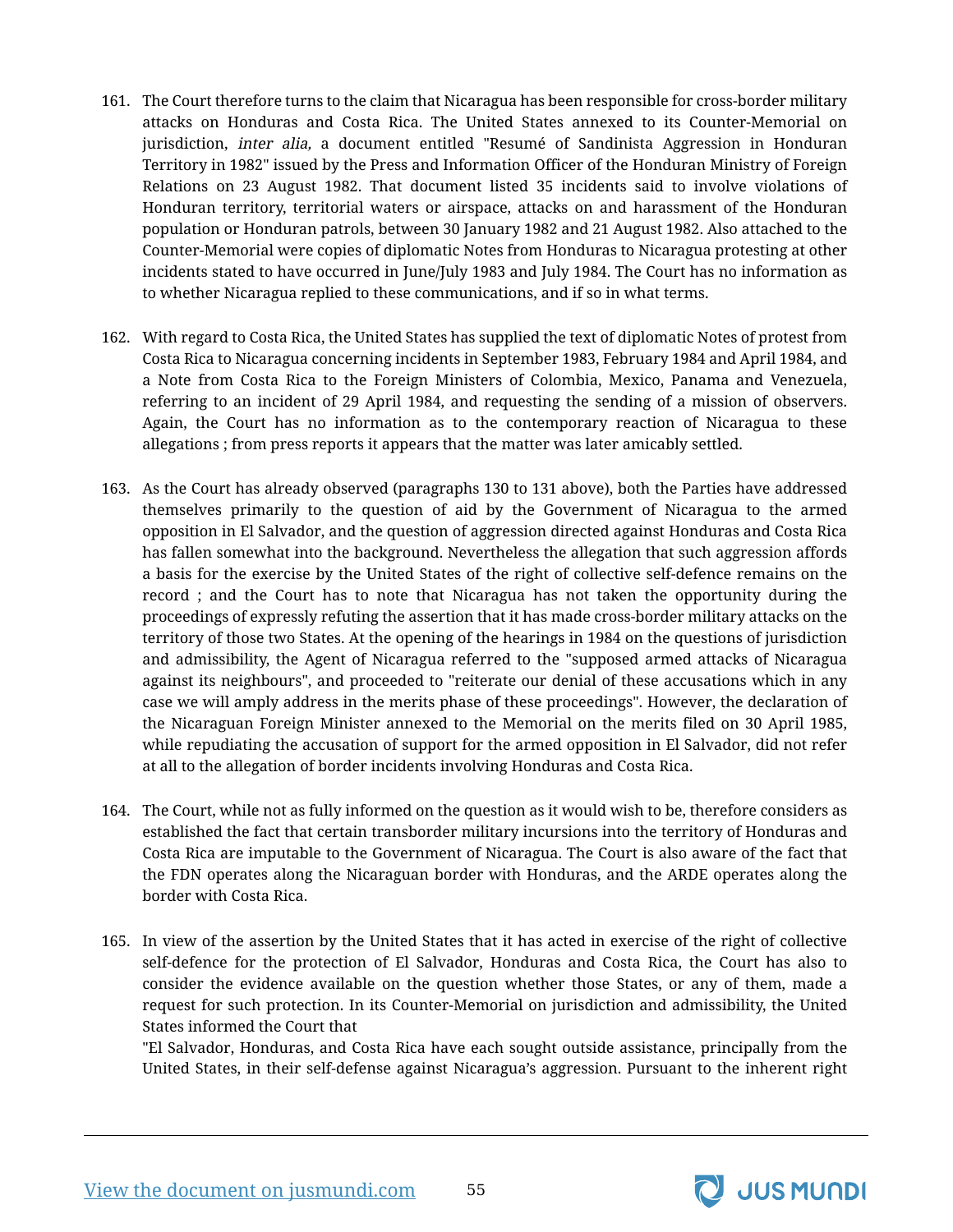161. The Court therefore turns to the claim that Nicaragua has been responsible for cross-border military attacks on Honduras and Costa Rica. The United States annexed to its Counter-Memorial on jurisdiction, *inter alia,* a document entitled "Resumé of Sandinista Aggression in Honduran Territory in 1982" issued by the Press and Information Officer of the Honduran Ministry of Foreign Relations on 23 August 1982. That document listed 35 incidents said to involve violations of Honduran territory, territorial waters or airspace, attacks on and harassment of the Honduran population or Honduran patrols, between 30 January 1982 and 21 August 1982. Also attached to the Counter-Memorial were copies of diplomatic Notes from Honduras to Nicaragua protesting at other incidents stated to have occurred in June/July 1983 and July 1984. The Court has no information as to whether Nicaragua replied to these communications, and if so in what terms.

162. With regard to Costa Rica, the United States has supplied the text of diplomatic Notes of protest from Costa Rica to Nicaragua concerning incidents in September 1983, February 1984 and April 1984, and a Note from Costa Rica to the Foreign Ministers of Colombia, Mexico, Panama and Venezuela, referring to an incident of 29 April 1984, and requesting the sending of a mission of observers. Again, the Court has no information as to the contemporary reaction of Nicaragua to these allegations ; from press reports it appears that the matter was later amicably settled.

163. As the Court has already observed (paragraphs 130 to 131 above), both the Parties have addressed themselves primarily to the question of aid by the Government of Nicaragua to the armed opposition in El Salvador, and the question of aggression directed against Honduras and Costa Rica has fallen somewhat into the background. Nevertheless the allegation that such aggression affords a basis for the exercise by the United States of the right of collective self-defence remains on the record ; and the Court has to note that Nicaragua has not taken the opportunity during the proceedings of expressly refuting the assertion that it has made cross-border military attacks on the territory of those two States. At the opening of the hearings in 1984 on the questions of jurisdiction and admissibility, the Agent of Nicaragua referred to the "supposed armed attacks of Nicaragua against its neighbours", and proceeded to "reiterate our denial of these accusations which in any case we will amply address in the merits phase of these proceedings". However, the declaration of the Nicaraguan Foreign Minister annexed to the Memorial on the merits filed on 30 April 1985, while repudiating the accusation of support for the armed opposition in El Salvador, did not refer at all to the allegation of border incidents involving Honduras and Costa Rica.

164. The Court, while not as fully informed on the question as it would wish to be, therefore considers as established the fact that certain transborder military incursions into the territory of Honduras and Costa Rica are imputable to the Government of Nicaragua. The Court is also aware of the fact that the FDN operates along the Nicaraguan border with Honduras, and the ARDE operates along the border with Costa Rica.

165. In view of the assertion by the United States that it has acted in exercise of the right of collective self-defence for the protection of El Salvador, Honduras and Costa Rica, the Court has also to consider the evidence available on the question whether those States, or any of them, made a request for such protection. In its Counter-Memorial on jurisdiction and admissibility, the United States informed the Court that

"El Salvador, Honduras, and Costa Rica have each sought outside assistance, principally from the United States, in their self-defense against Nicaragua's aggression. Pursuant to the inherent right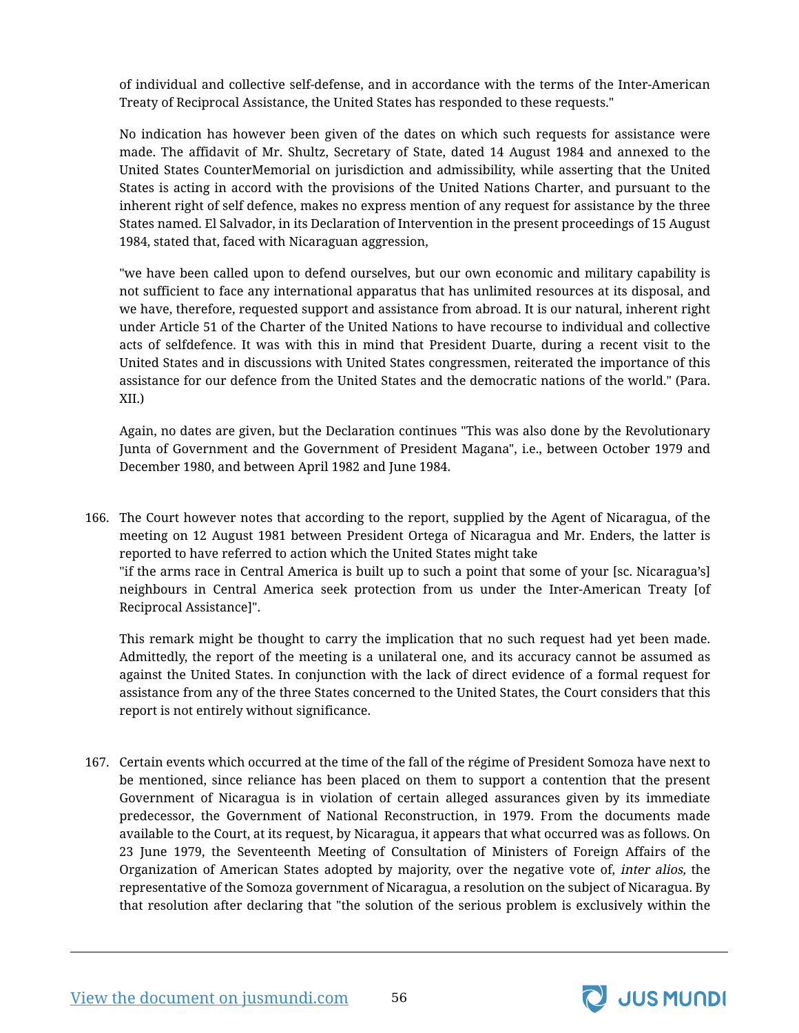of individual and collective self-defense, and in accordance with the terms of the Inter-American Treaty of Reciprocal Assistance, the United States has responded to these requests."

No indication has however been given of the dates on which such requests for assistance were made. The affidavit of Mr. Shultz, Secretary of State, dated 14 August 1984 and annexed to the United States CounterMemorial on jurisdiction and admissibility, while asserting that the United States is acting in accord with the provisions of the United Nations Charter, and pursuant to the inherent right of self defence, makes no express mention of any request for assistance by the three States named. El Salvador, in its Declaration of Intervention in the present proceedings of 15 August 1984, stated that, faced with Nicaraguan aggression,

"we have been called upon to defend ourselves, but our own economic and military capability is not sufficient to face any international apparatus that has unlimited resources at its disposal, and we have, therefore, requested support and assistance from abroad. It is our natural, inherent right under Article 51 of the Charter of the United Nations to have recourse to individual and collective acts of selfdefence. It was with this in mind that President Duarte, during a recent visit to the United States and in discussions with United States congressmen, reiterated the importance of this assistance for our defence from the United States and the democratic nations of the world." (Para. XII.)

Again, no dates are given, but the Declaration continues "This was also done by the Revolutionary Junta of Government and the Government of President Magana", i.e., between October 1979 and December 1980, and between April 1982 and June 1984.

166. The Court however notes that according to the report, supplied by the Agent of Nicaragua, of the meeting on 12 August 1981 between President Ortega of Nicaragua and Mr. Enders, the latter is reported to have referred to action which the United States might take
"if the arms race in Central America is built up to such a point that some of your [sc. Nicaragua's] neighbours in Central America seek protection from us under the Inter-American Treaty [of Reciprocal Assistance]".

This remark might be thought to carry the implication that no such request had yet been made. Admittedly, the report of the meeting is a unilateral one, and its accuracy cannot be assumed as against the United States. In conjunction with the lack of direct evidence of a formal request for assistance from any of the three States concerned to the United States, the Court considers that this report is not entirely without significance.

167. Certain events which occurred at the time of the fall of the régime of President Somoza have next to be mentioned, since reliance has been placed on them to support a contention that the present Government of Nicaragua is in violation of certain alleged assurances given by its immediate predecessor, the Government of National Reconstruction, in 1979. From the documents made available to the Court, at its request, by Nicaragua, it appears that what occurred was as follows. On 23 June 1979, the Seventeenth Meeting of Consultation of Ministers of Foreign Affairs of the Organization of American States adopted by majority, over the negative vote of, *inter alios,* the representative of the Somoza government of Nicaragua, a resolution on the subject of Nicaragua. By that resolution after declaring that "the solution of the serious problem is exclusively within the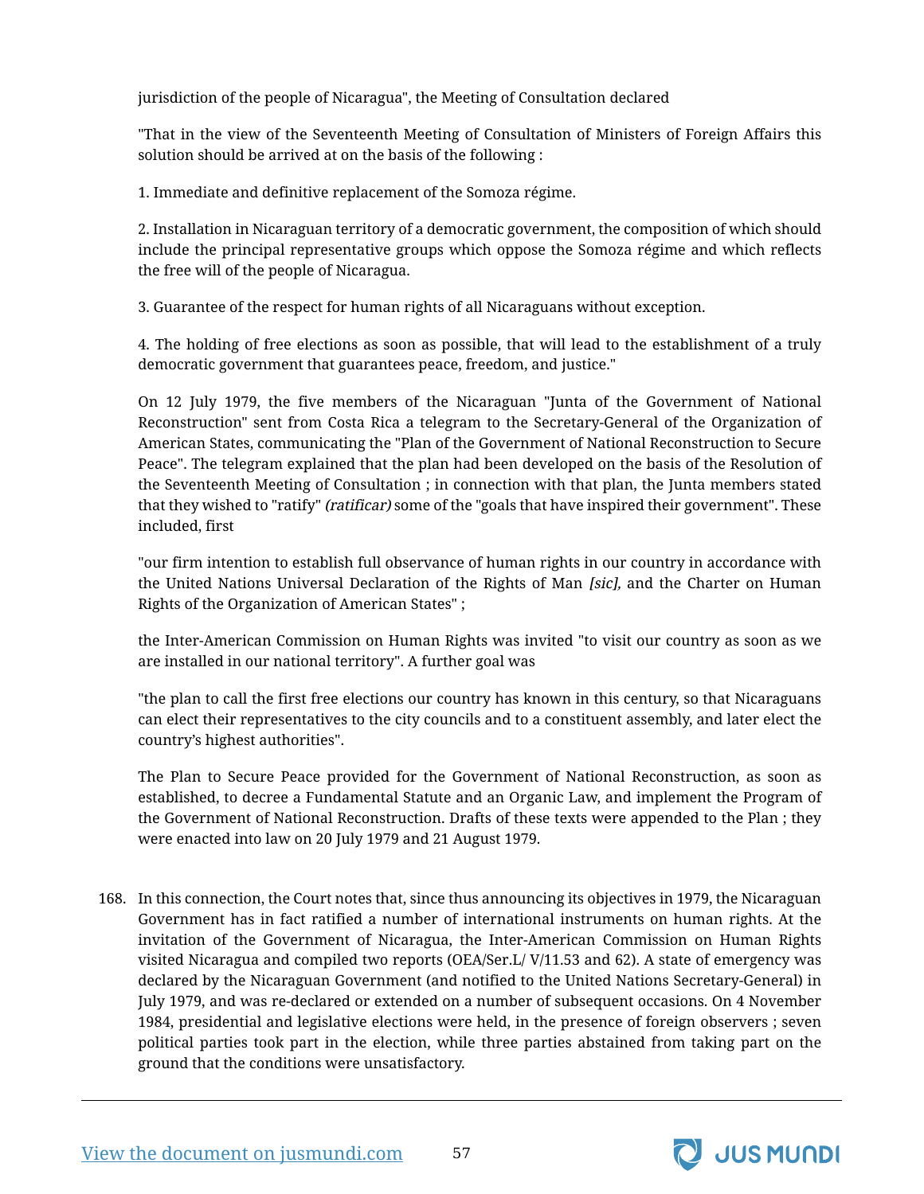jurisdiction of the people of Nicaragua", the Meeting of Consultation declared

"That in the view of the Seventeenth Meeting of Consultation of Ministers of Foreign Affairs this solution should be arrived at on the basis of the following :

1. Immediate and definitive replacement of the Somoza régime.

2. Installation in Nicaraguan territory of a democratic government, the composition of which should include the principal representative groups which oppose the Somoza régime and which reflects the free will of the people of Nicaragua.

3. Guarantee of the respect for human rights of all Nicaraguans without exception.

4. The holding of free elections as soon as possible, that will lead to the establishment of a truly democratic government that guarantees peace, freedom, and justice."

On 12 July 1979, the five members of the Nicaraguan "Junta of the Government of National Reconstruction" sent from Costa Rica a telegram to the Secretary-General of the Organization of American States, communicating the "Plan of the Government of National Reconstruction to Secure Peace". The telegram explained that the plan had been developed on the basis of the Resolution of the Seventeenth Meeting of Consultation ; in connection with that plan, the Junta members stated that they wished to "ratify" *(ratificar)* some of the "goals that have inspired their government". These included, first

"our firm intention to establish full observance of human rights in our country in accordance with the United Nations Universal Declaration of the Rights of Man *[sic],* and the Charter on Human Rights of the Organization of American States" ;

the Inter-American Commission on Human Rights was invited "to visit our country as soon as we are installed in our national territory". A further goal was

"the plan to call the first free elections our country has known in this century, so that Nicaraguans can elect their representatives to the city councils and to a constituent assembly, and later elect the country's highest authorities".

The Plan to Secure Peace provided for the Government of National Reconstruction, as soon as established, to decree a Fundamental Statute and an Organic Law, and implement the Program of the Government of National Reconstruction. Drafts of these texts were appended to the Plan ; they were enacted into law on 20 July 1979 and 21 August 1979.

168. In this connection, the Court notes that, since thus announcing its objectives in 1979, the Nicaraguan Government has in fact ratified a number of international instruments on human rights. At the invitation of the Government of Nicaragua, the Inter-American Commission on Human Rights visited Nicaragua and compiled two reports (OEA/Ser.L/ V/11.53 and 62). A state of emergency was declared by the Nicaraguan Government (and notified to the United Nations Secretary-General) in July 1979, and was re-declared or extended on a number of subsequent occasions. On 4 November 1984, presidential and legislative elections were held, in the presence of foreign observers ; seven political parties took part in the election, while three parties abstained from taking part on the ground that the conditions were unsatisfactory.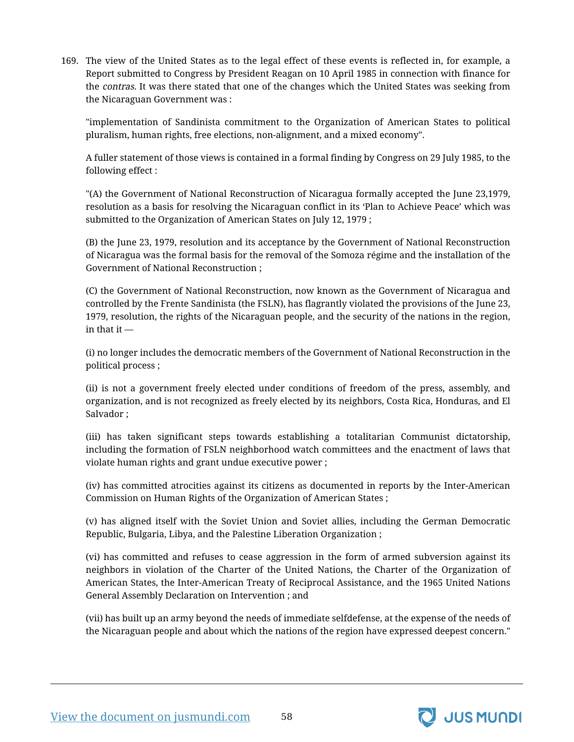169. The view of the United States as to the legal effect of these events is reflected in, for example, a Report submitted to Congress by President Reagan on 10 April 1985 in connection with finance for the *contras.* It was there stated that one of the changes which the United States was seeking from the Nicaraguan Government was :

"implementation of Sandinista commitment to the Organization of American States to political pluralism, human rights, free elections, non-alignment, and a mixed economy".

A fuller statement of those views is contained in a formal finding by Congress on 29 July 1985, to the following effect :

"(A) the Government of National Reconstruction of Nicaragua formally accepted the June 23,1979, resolution as a basis for resolving the Nicaraguan conflict in its 'Plan to Achieve Peace' which was submitted to the Organization of American States on July 12, 1979 ;

(B) the June 23, 1979, resolution and its acceptance by the Government of National Reconstruction of Nicaragua was the formal basis for the removal of the Somoza régime and the installation of the Government of National Reconstruction ;

(C) the Government of National Reconstruction, now known as the Government of Nicaragua and controlled by the Frente Sandinista (the FSLN), has flagrantly violated the provisions of the June 23, 1979, resolution, the rights of the Nicaraguan people, and the security of the nations in the region, in that it —

(i) no longer includes the democratic members of the Government of National Reconstruction in the political process ;

(ii) is not a government freely elected under conditions of freedom of the press, assembly, and organization, and is not recognized as freely elected by its neighbors, Costa Rica, Honduras, and El Salvador ;

(iii) has taken significant steps towards establishing a totalitarian Communist dictatorship, including the formation of FSLN neighborhood watch committees and the enactment of laws that violate human rights and grant undue executive power ;

(iv) has committed atrocities against its citizens as documented in reports by the Inter-American Commission on Human Rights of the Organization of American States ;

(v) has aligned itself with the Soviet Union and Soviet allies, including the German Democratic Republic, Bulgaria, Libya, and the Palestine Liberation Organization ;

(vi) has committed and refuses to cease aggression in the form of armed subversion against its neighbors in violation of the Charter of the United Nations, the Charter of the Organization of American States, the Inter-American Treaty of Reciprocal Assistance, and the 1965 United Nations General Assembly Declaration on Intervention ; and

(vii) has built up an army beyond the needs of immediate selfdefense, at the expense of the needs of the Nicaraguan people and about which the nations of the region have expressed deepest concern."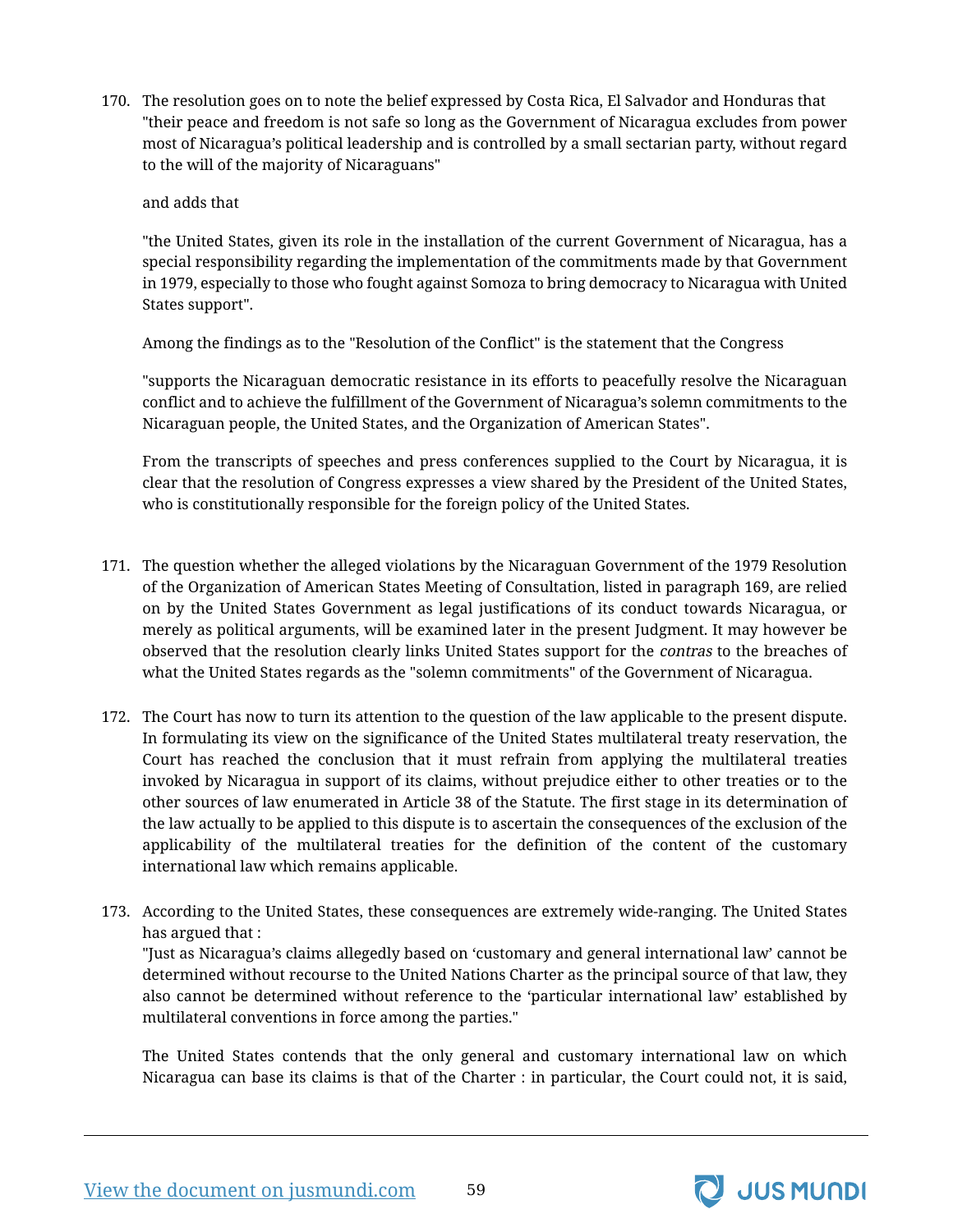170. The resolution goes on to note the belief expressed by Costa Rica, El Salvador and Honduras that "their peace and freedom is not safe so long as the Government of Nicaragua excludes from power most of Nicaragua's political leadership and is controlled by a small sectarian party, without regard to the will of the majority of Nicaraguans"

     and adds that

     "the United States, given its role in the installation of the current Government of Nicaragua, has a special responsibility regarding the implementation of the commitments made by that Government in 1979, especially to those who fought against Somoza to bring democracy to Nicaragua with United States support".

     Among the findings as to the "Resolution of the Conflict" is the statement that the Congress

     "supports the Nicaraguan democratic resistance in its efforts to peacefully resolve the Nicaraguan conflict and to achieve the fulfillment of the Government of Nicaragua's solemn commitments to the Nicaraguan people, the United States, and the Organization of American States".

     From the transcripts of speeches and press conferences supplied to the Court by Nicaragua, it is clear that the resolution of Congress expresses a view shared by the President of the United States, who is constitutionally responsible for the foreign policy of the United States.

171. The question whether the alleged violations by the Nicaraguan Government of the 1979 Resolution of the Organization of American States Meeting of Consultation, listed in paragraph 169, are relied on by the United States Government as legal justifications of its conduct towards Nicaragua, or merely as political arguments, will be examined later in the present Judgment. It may however be observed that the resolution clearly links United States support for the *contras* to the breaches of what the United States regards as the "solemn commitments" of the Government of Nicaragua.

172. The Court has now to turn its attention to the question of the law applicable to the present dispute. In formulating its view on the significance of the United States multilateral treaty reservation, the Court has reached the conclusion that it must refrain from applying the multilateral treaties invoked by Nicaragua in support of its claims, without prejudice either to other treaties or to the other sources of law enumerated in Article 38 of the Statute. The first stage in its determination of the law actually to be applied to this dispute is to ascertain the consequences of the exclusion of the applicability of the multilateral treaties for the definition of the content of the customary international law which remains applicable.

173. According to the United States, these consequences are extremely wide-ranging. The United States has argued that :

     "Just as Nicaragua's claims allegedly based on 'customary and general international law' cannot be determined without recourse to the United Nations Charter as the principal source of that law, they also cannot be determined without reference to the 'particular international law' established by multilateral conventions in force among the parties."

     The United States contends that the only general and customary international law on which Nicaragua can base its claims is that of the Charter : in particular, the Court could not, it is said,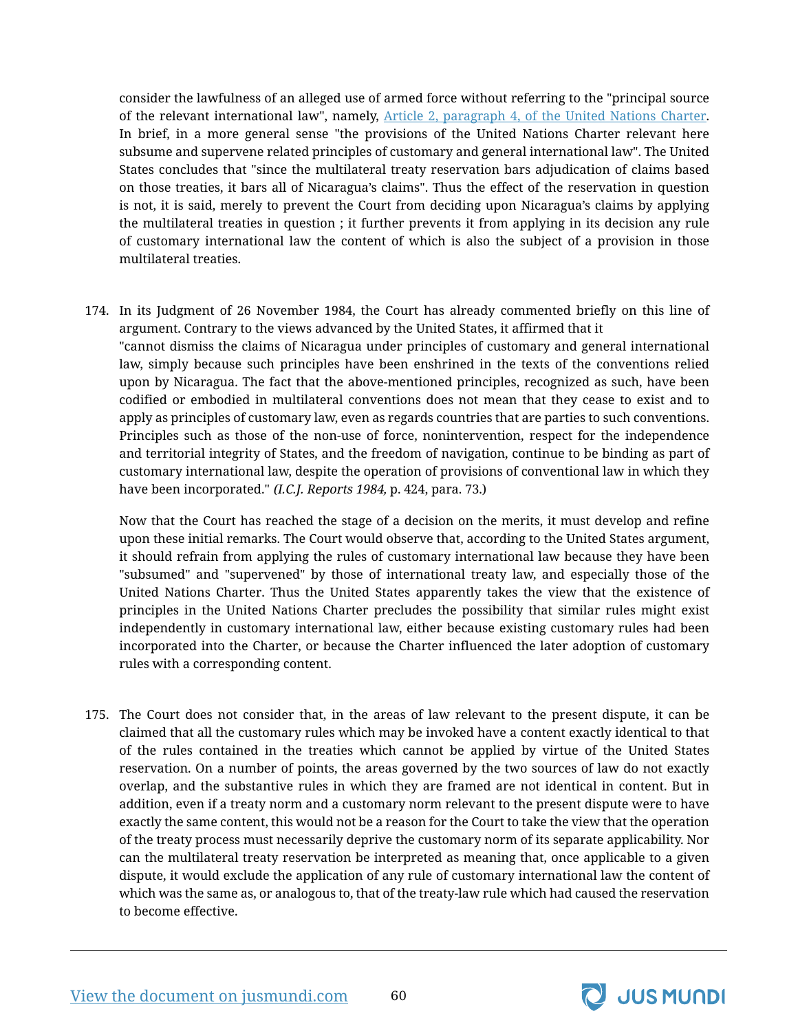consider the lawfulness of an alleged use of armed force without referring to the "principal source of the relevant international law", namely, Article 2, paragraph 4, of the United Nations Charter. In brief, in a more general sense "the provisions of the United Nations Charter relevant here subsume and supervene related principles of customary and general international law". The United States concludes that "since the multilateral treaty reservation bars adjudication of claims based on those treaties, it bars all of Nicaragua's claims". Thus the effect of the reservation in question is not, it is said, merely to prevent the Court from deciding upon Nicaragua's claims by applying the multilateral treaties in question ; it further prevents it from applying in its decision any rule of customary international law the content of which is also the subject of a provision in those multilateral treaties.

174. In its Judgment of 26 November 1984, the Court has already commented briefly on this line of argument. Contrary to the views advanced by the United States, it affirmed that it
"cannot dismiss the claims of Nicaragua under principles of customary and general international law, simply because such principles have been enshrined in the texts of the conventions relied upon by Nicaragua. The fact that the above-mentioned principles, recognized as such, have been codified or embodied in multilateral conventions does not mean that they cease to exist and to apply as principles of customary law, even as regards countries that are parties to such conventions. Principles such as those of the non-use of force, nonintervention, respect for the independence and territorial integrity of States, and the freedom of navigation, continue to be binding as part of customary international law, despite the operation of provisions of conventional law in which they have been incorporated." *(I.C.J. Reports 1984,* p. 424, para. 73.)

Now that the Court has reached the stage of a decision on the merits, it must develop and refine upon these initial remarks. The Court would observe that, according to the United States argument, it should refrain from applying the rules of customary international law because they have been "subsumed" and "supervened" by those of international treaty law, and especially those of the United Nations Charter. Thus the United States apparently takes the view that the existence of principles in the United Nations Charter precludes the possibility that similar rules might exist independently in customary international law, either because existing customary rules had been incorporated into the Charter, or because the Charter influenced the later adoption of customary rules with a corresponding content.

175. The Court does not consider that, in the areas of law relevant to the present dispute, it can be claimed that all the customary rules which may be invoked have a content exactly identical to that of the rules contained in the treaties which cannot be applied by virtue of the United States reservation. On a number of points, the areas governed by the two sources of law do not exactly overlap, and the substantive rules in which they are framed are not identical in content. But in addition, even if a treaty norm and a customary norm relevant to the present dispute were to have exactly the same content, this would not be a reason for the Court to take the view that the operation of the treaty process must necessarily deprive the customary norm of its separate applicability. Nor can the multilateral treaty reservation be interpreted as meaning that, once applicable to a given dispute, it would exclude the application of any rule of customary international law the content of which was the same as, or analogous to, that of the treaty-law rule which had caused the reservation to become effective.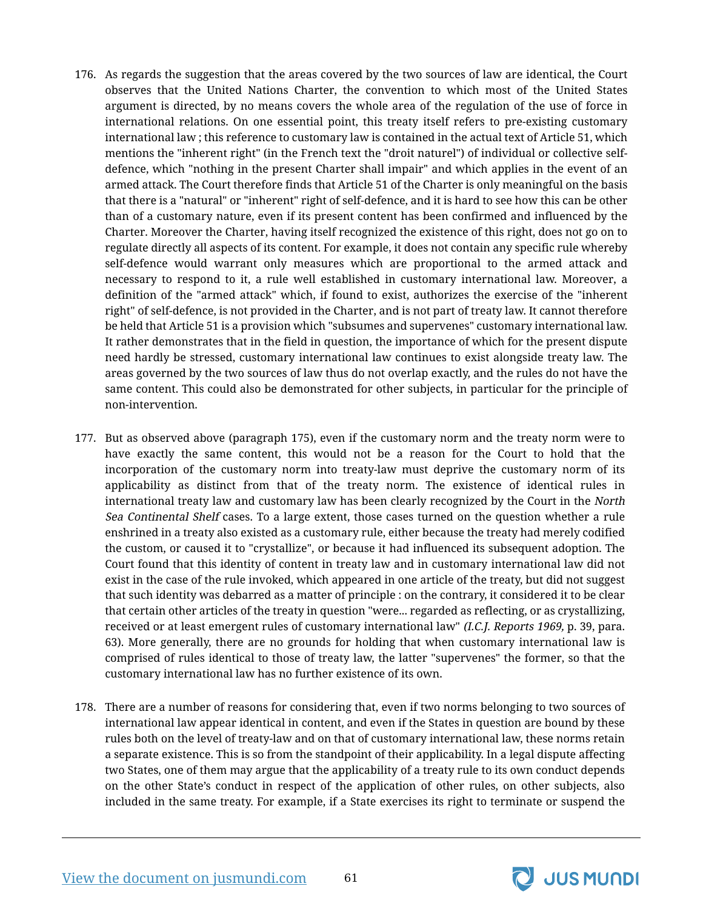176. As regards the suggestion that the areas covered by the two sources of law are identical, the Court observes that the United Nations Charter, the convention to which most of the United States argument is directed, by no means covers the whole area of the regulation of the use of force in international relations. On one essential point, this treaty itself refers to pre-existing customary international law ; this reference to customary law is contained in the actual text of Article 51, which mentions the "inherent right" (in the French text the "droit naturel") of individual or collective self-defence, which "nothing in the present Charter shall impair" and which applies in the event of an armed attack. The Court therefore finds that Article 51 of the Charter is only meaningful on the basis that there is a "natural" or "inherent" right of self-defence, and it is hard to see how this can be other than of a customary nature, even if its present content has been confirmed and influenced by the Charter. Moreover the Charter, having itself recognized the existence of this right, does not go on to regulate directly all aspects of its content. For example, it does not contain any specific rule whereby self-defence would warrant only measures which are proportional to the armed attack and necessary to respond to it, a rule well established in customary international law. Moreover, a definition of the "armed attack" which, if found to exist, authorizes the exercise of the "inherent right" of self-defence, is not provided in the Charter, and is not part of treaty law. It cannot therefore be held that Article 51 is a provision which "subsumes and supervenes" customary international law. It rather demonstrates that in the field in question, the importance of which for the present dispute need hardly be stressed, customary international law continues to exist alongside treaty law. The areas governed by the two sources of law thus do not overlap exactly, and the rules do not have the same content. This could also be demonstrated for other subjects, in particular for the principle of non-intervention.

177. But as observed above (paragraph 175), even if the customary norm and the treaty norm were to have exactly the same content, this would not be a reason for the Court to hold that the incorporation of the customary norm into treaty-law must deprive the customary norm of its applicability as distinct from that of the treaty norm. The existence of identical rules in international treaty law and customary law has been clearly recognized by the Court in the *North Sea Continental Shelf* cases. To a large extent, those cases turned on the question whether a rule enshrined in a treaty also existed as a customary rule, either because the treaty had merely codified the custom, or caused it to "crystallize", or because it had influenced its subsequent adoption. The Court found that this identity of content in treaty law and in customary international law did not exist in the case of the rule invoked, which appeared in one article of the treaty, but did not suggest that such identity was debarred as a matter of principle : on the contrary, it considered it to be clear that certain other articles of the treaty in question "were... regarded as reflecting, or as crystallizing, received or at least emergent rules of customary international law" *(I.C.J. Reports 1969,* p. 39, para. 63). More generally, there are no grounds for holding that when customary international law is comprised of rules identical to those of treaty law, the latter "supervenes" the former, so that the customary international law has no further existence of its own.

178. There are a number of reasons for considering that, even if two norms belonging to two sources of international law appear identical in content, and even if the States in question are bound by these rules both on the level of treaty-law and on that of customary international law, these norms retain a separate existence. This is so from the standpoint of their applicability. In a legal dispute affecting two States, one of them may argue that the applicability of a treaty rule to its own conduct depends on the other State's conduct in respect of the application of other rules, on other subjects, also included in the same treaty. For example, if a State exercises its right to terminate or suspend the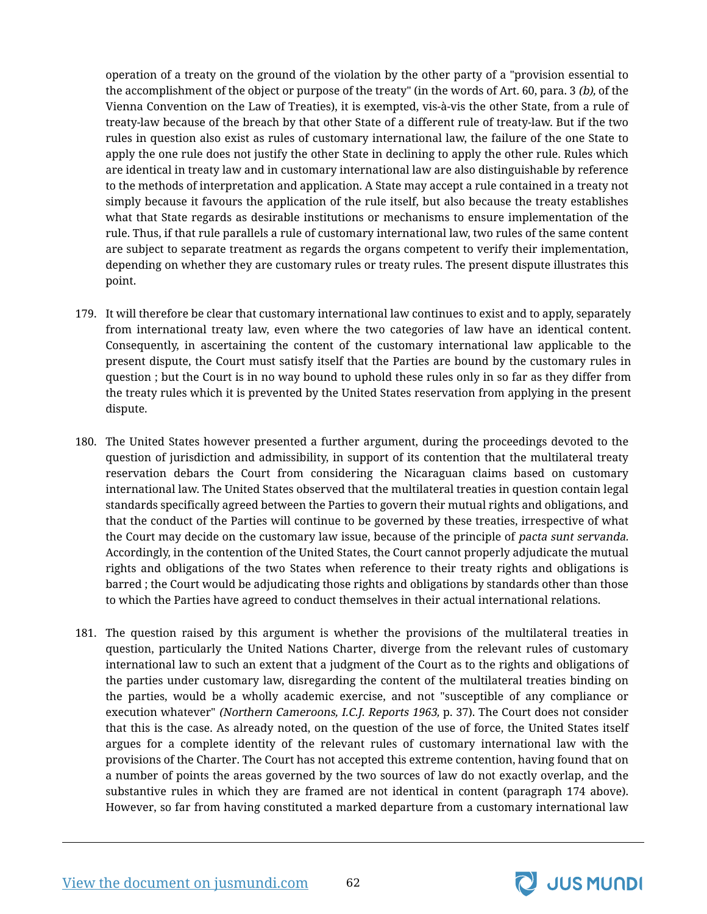operation of a treaty on the ground of the violation by the other party of a "provision essential to the accomplishment of the object or purpose of the treaty" (in the words of Art. 60, para. 3 *(b),* of the Vienna Convention on the Law of Treaties), it is exempted, vis-à-vis the other State, from a rule of treaty-law because of the breach by that other State of a different rule of treaty-law. But if the two rules in question also exist as rules of customary international law, the failure of the one State to apply the one rule does not justify the other State in declining to apply the other rule. Rules which are identical in treaty law and in customary international law are also distinguishable by reference to the methods of interpretation and application. A State may accept a rule contained in a treaty not simply because it favours the application of the rule itself, but also because the treaty establishes what that State regards as desirable institutions or mechanisms to ensure implementation of the rule. Thus, if that rule parallels a rule of customary international law, two rules of the same content are subject to separate treatment as regards the organs competent to verify their implementation, depending on whether they are customary rules or treaty rules. The present dispute illustrates this point.

179. It will therefore be clear that customary international law continues to exist and to apply, separately from international treaty law, even where the two categories of law have an identical content. Consequently, in ascertaining the content of the customary international law applicable to the present dispute, the Court must satisfy itself that the Parties are bound by the customary rules in question ; but the Court is in no way bound to uphold these rules only in so far as they differ from the treaty rules which it is prevented by the United States reservation from applying in the present dispute.

180. The United States however presented a further argument, during the proceedings devoted to the question of jurisdiction and admissibility, in support of its contention that the multilateral treaty reservation debars the Court from considering the Nicaraguan claims based on customary international law. The United States observed that the multilateral treaties in question contain legal standards specifically agreed between the Parties to govern their mutual rights and obligations, and that the conduct of the Parties will continue to be governed by these treaties, irrespective of what the Court may decide on the customary law issue, because of the principle of *pacta sunt servanda.* Accordingly, in the contention of the United States, the Court cannot properly adjudicate the mutual rights and obligations of the two States when reference to their treaty rights and obligations is barred ; the Court would be adjudicating those rights and obligations by standards other than those to which the Parties have agreed to conduct themselves in their actual international relations.

181. The question raised by this argument is whether the provisions of the multilateral treaties in question, particularly the United Nations Charter, diverge from the relevant rules of customary international law to such an extent that a judgment of the Court as to the rights and obligations of the parties under customary law, disregarding the content of the multilateral treaties binding on the parties, would be a wholly academic exercise, and not "susceptible of any compliance or execution whatever" *(Northern Cameroons, I.C.J. Reports 1963,* p. 37). The Court does not consider that this is the case. As already noted, on the question of the use of force, the United States itself argues for a complete identity of the relevant rules of customary international law with the provisions of the Charter. The Court has not accepted this extreme contention, having found that on a number of points the areas governed by the two sources of law do not exactly overlap, and the substantive rules in which they are framed are not identical in content (paragraph 174 above). However, so far from having constituted a marked departure from a customary international law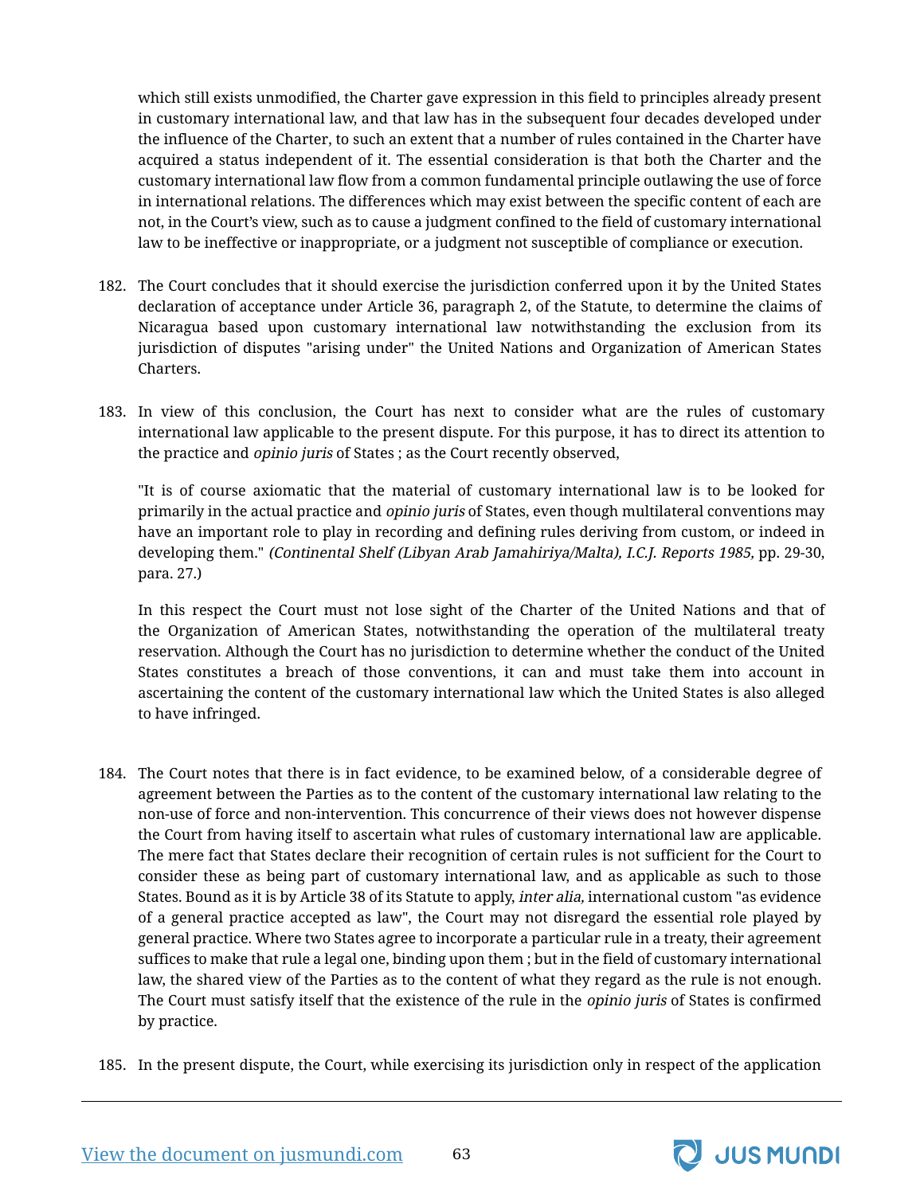which still exists unmodified, the Charter gave expression in this field to principles already present in customary international law, and that law has in the subsequent four decades developed under the influence of the Charter, to such an extent that a number of rules contained in the Charter have acquired a status independent of it. The essential consideration is that both the Charter and the customary international law flow from a common fundamental principle outlawing the use of force in international relations. The differences which may exist between the specific content of each are not, in the Court's view, such as to cause a judgment confined to the field of customary international law to be ineffective or inappropriate, or a judgment not susceptible of compliance or execution.

182. The Court concludes that it should exercise the jurisdiction conferred upon it by the United States declaration of acceptance under Article 36, paragraph 2, of the Statute, to determine the claims of Nicaragua based upon customary international law notwithstanding the exclusion from its jurisdiction of disputes "arising under" the United Nations and Organization of American States Charters.

183. In view of this conclusion, the Court has next to consider what are the rules of customary international law applicable to the present dispute. For this purpose, it has to direct its attention to the practice and *opinio juris* of States ; as the Court recently observed,

"It is of course axiomatic that the material of customary international law is to be looked for primarily in the actual practice and *opinio juris* of States, even though multilateral conventions may have an important role to play in recording and defining rules deriving from custom, or indeed in developing them." *(Continental Shelf (Libyan Arab Jamahiriya/Malta), I.C.J. Reports 1985,* pp. 29-30, para. 27.)

In this respect the Court must not lose sight of the Charter of the United Nations and that of the Organization of American States, notwithstanding the operation of the multilateral treaty reservation. Although the Court has no jurisdiction to determine whether the conduct of the United States constitutes a breach of those conventions, it can and must take them into account in ascertaining the content of the customary international law which the United States is also alleged to have infringed.

184. The Court notes that there is in fact evidence, to be examined below, of a considerable degree of agreement between the Parties as to the content of the customary international law relating to the non-use of force and non-intervention. This concurrence of their views does not however dispense the Court from having itself to ascertain what rules of customary international law are applicable. The mere fact that States declare their recognition of certain rules is not sufficient for the Court to consider these as being part of customary international law, and as applicable as such to those States. Bound as it is by Article 38 of its Statute to apply, *inter alia,* international custom "as evidence of a general practice accepted as law", the Court may not disregard the essential role played by general practice. Where two States agree to incorporate a particular rule in a treaty, their agreement suffices to make that rule a legal one, binding upon them ; but in the field of customary international law, the shared view of the Parties as to the content of what they regard as the rule is not enough. The Court must satisfy itself that the existence of the rule in the *opinio juris* of States is confirmed by practice.

185. In the present dispute, the Court, while exercising its jurisdiction only in respect of the application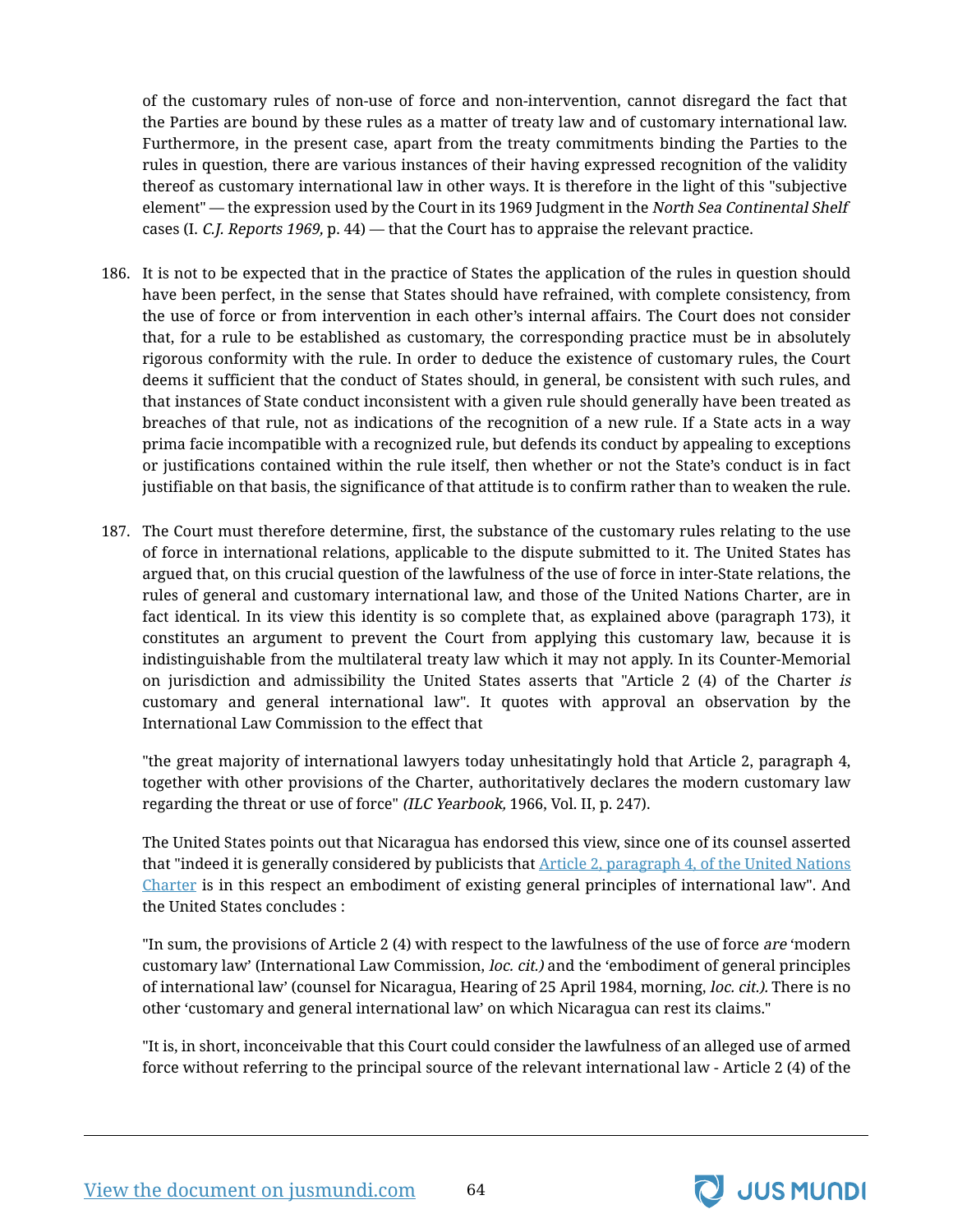of the customary rules of non-use of force and non-intervention, cannot disregard the fact that the Parties are bound by these rules as a matter of treaty law and of customary international law. Furthermore, in the present case, apart from the treaty commitments binding the Parties to the rules in question, there are various instances of their having expressed recognition of the validity thereof as customary international law in other ways. It is therefore in the light of this "subjective element" — the expression used by the Court in its 1969 Judgment in the *North Sea Continental Shelf* cases (I. *C.J. Reports 1969,* p. 44) — that the Court has to appraise the relevant practice.

186. It is not to be expected that in the practice of States the application of the rules in question should have been perfect, in the sense that States should have refrained, with complete consistency, from the use of force or from intervention in each other's internal affairs. The Court does not consider that, for a rule to be established as customary, the corresponding practice must be in absolutely rigorous conformity with the rule. In order to deduce the existence of customary rules, the Court deems it sufficient that the conduct of States should, in general, be consistent with such rules, and that instances of State conduct inconsistent with a given rule should generally have been treated as breaches of that rule, not as indications of the recognition of a new rule. If a State acts in a way prima facie incompatible with a recognized rule, but defends its conduct by appealing to exceptions or justifications contained within the rule itself, then whether or not the State's conduct is in fact justifiable on that basis, the significance of that attitude is to confirm rather than to weaken the rule.

187. The Court must therefore determine, first, the substance of the customary rules relating to the use of force in international relations, applicable to the dispute submitted to it. The United States has argued that, on this crucial question of the lawfulness of the use of force in inter-State relations, the rules of general and customary international law, and those of the United Nations Charter, are in fact identical. In its view this identity is so complete that, as explained above (paragraph 173), it constitutes an argument to prevent the Court from applying this customary law, because it is indistinguishable from the multilateral treaty law which it may not apply. In its Counter-Memorial on jurisdiction and admissibility the United States asserts that "Article 2 (4) of the Charter *is* customary and general international law". It quotes with approval an observation by the International Law Commission to the effect that

"the great majority of international lawyers today unhesitatingly hold that Article 2, paragraph 4, together with other provisions of the Charter, authoritatively declares the modern customary law regarding the threat or use of force" *(ILC Yearbook,* 1966, Vol. II, p. 247).

The United States points out that Nicaragua has endorsed this view, since one of its counsel asserted that "indeed it is generally considered by publicists that Article 2, paragraph 4, of the United Nations Charter is in this respect an embodiment of existing general principles of international law". And the United States concludes :

"In sum, the provisions of Article 2 (4) with respect to the lawfulness of the use of force *are* 'modern customary law' (International Law Commission, *loc. cit.)* and the 'embodiment of general principles of international law' (counsel for Nicaragua, Hearing of 25 April 1984, morning, *loc. cit.).* There is no other 'customary and general international law' on which Nicaragua can rest its claims."

"It is, in short, inconceivable that this Court could consider the lawfulness of an alleged use of armed force without referring to the principal source of the relevant international law - Article 2 (4) of the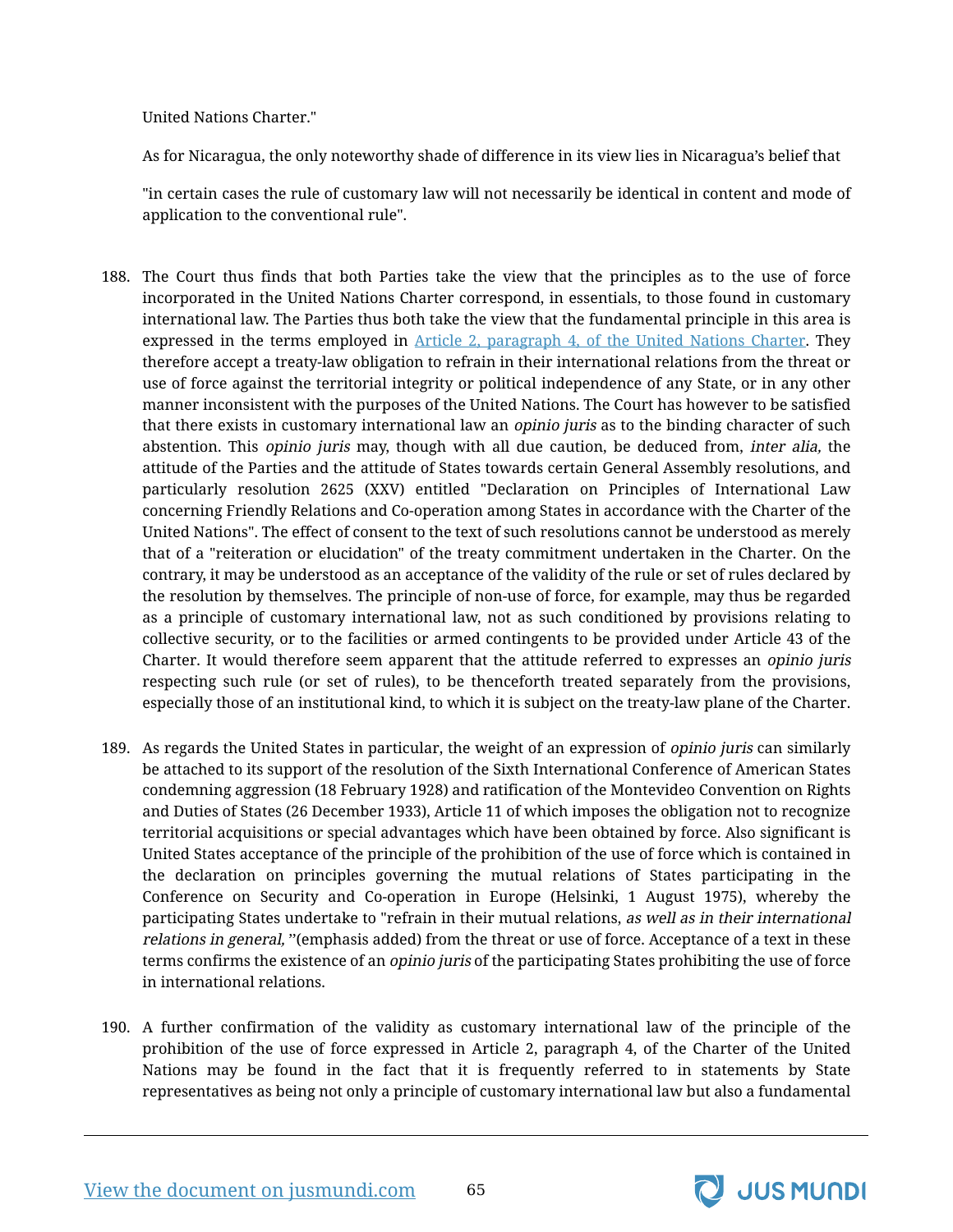United Nations Charter."

As for Nicaragua, the only noteworthy shade of difference in its view lies in Nicaragua's belief that

"in certain cases the rule of customary law will not necessarily be identical in content and mode of application to the conventional rule".

188. The Court thus finds that both Parties take the view that the principles as to the use of force incorporated in the United Nations Charter correspond, in essentials, to those found in customary international law. The Parties thus both take the view that the fundamental principle in this area is expressed in the terms employed in [Article 2, paragraph 4, of the United Nations Charter](). They therefore accept a treaty-law obligation to refrain in their international relations from the threat or use of force against the territorial integrity or political independence of any State, or in any other manner inconsistent with the purposes of the United Nations. The Court has however to be satisfied that there exists in customary international law an *opinio juris* as to the binding character of such abstention. This *opinio juris* may, though with all due caution, be deduced from, *inter alia,* the attitude of the Parties and the attitude of States towards certain General Assembly resolutions, and particularly resolution 2625 (XXV) entitled "Declaration on Principles of International Law concerning Friendly Relations and Co-operation among States in accordance with the Charter of the United Nations". The effect of consent to the text of such resolutions cannot be understood as merely that of a "reiteration or elucidation" of the treaty commitment undertaken in the Charter. On the contrary, it may be understood as an acceptance of the validity of the rule or set of rules declared by the resolution by themselves. The principle of non-use of force, for example, may thus be regarded as a principle of customary international law, not as such conditioned by provisions relating to collective security, or to the facilities or armed contingents to be provided under Article 43 of the Charter. It would therefore seem apparent that the attitude referred to expresses an *opinio juris* respecting such rule (or set of rules), to be thenceforth treated separately from the provisions, especially those of an institutional kind, to which it is subject on the treaty-law plane of the Charter.

189. As regards the United States in particular, the weight of an expression of *opinio juris* can similarly be attached to its support of the resolution of the Sixth International Conference of American States condemning aggression (18 February 1928) and ratification of the Montevideo Convention on Rights and Duties of States (26 December 1933), Article 11 of which imposes the obligation not to recognize territorial acquisitions or special advantages which have been obtained by force. Also significant is United States acceptance of the principle of the prohibition of the use of force which is contained in the declaration on principles governing the mutual relations of States participating in the Conference on Security and Co-operation in Europe (Helsinki, 1 August 1975), whereby the participating States undertake to "refrain in their mutual relations, *as well as in their international relations in general,* "(emphasis added) from the threat or use of force. Acceptance of a text in these terms confirms the existence of an *opinio juris* of the participating States prohibiting the use of force in international relations.

190. A further confirmation of the validity as customary international law of the principle of the prohibition of the use of force expressed in Article 2, paragraph 4, of the Charter of the United Nations may be found in the fact that it is frequently referred to in statements by State representatives as being not only a principle of customary international law but also a fundamental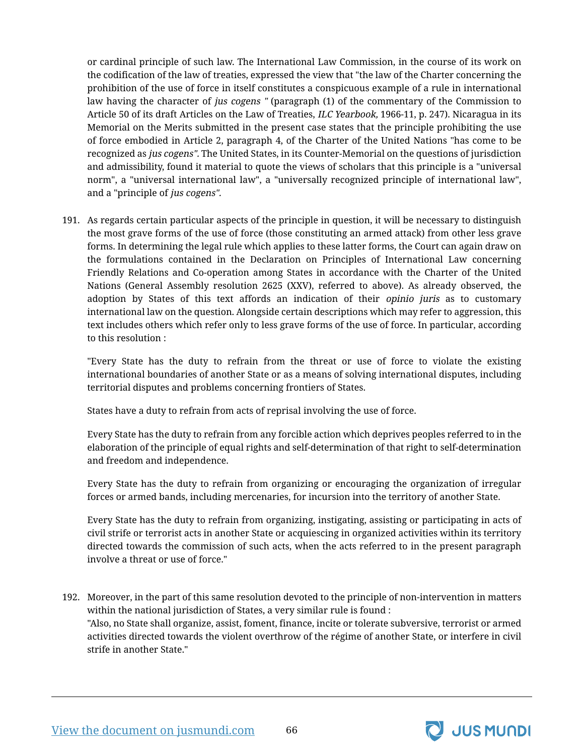or cardinal principle of such law. The International Law Commission, in the course of its work on the codification of the law of treaties, expressed the view that "the law of the Charter concerning the prohibition of the use of force in itself constitutes a conspicuous example of a rule in international law having the character of *jus cogens "* (paragraph (1) of the commentary of the Commission to Article 50 of its draft Articles on the Law of Treaties, *ILC Yearbook,* 1966-11, p. 247). Nicaragua in its Memorial on the Merits submitted in the present case states that the principle prohibiting the use of force embodied in Article 2, paragraph 4, of the Charter of the United Nations "has come to be recognized as *jus cogens".* The United States, in its Counter-Memorial on the questions of jurisdiction and admissibility, found it material to quote the views of scholars that this principle is a "universal norm", a "universal international law", a "universally recognized principle of international law", and a "principle of *jus cogens".*

191. As regards certain particular aspects of the principle in question, it will be necessary to distinguish the most grave forms of the use of force (those constituting an armed attack) from other less grave forms. In determining the legal rule which applies to these latter forms, the Court can again draw on the formulations contained in the Declaration on Principles of International Law concerning Friendly Relations and Co-operation among States in accordance with the Charter of the United Nations (General Assembly resolution 2625 (XXV), referred to above). As already observed, the adoption by States of this text affords an indication of their *opinio juris* as to customary international law on the question. Alongside certain descriptions which may refer to aggression, this text includes others which refer only to less grave forms of the use of force. In particular, according to this resolution :

"Every State has the duty to refrain from the threat or use of force to violate the existing international boundaries of another State or as a means of solving international disputes, including territorial disputes and problems concerning frontiers of States.

States have a duty to refrain from acts of reprisal involving the use of force.

Every State has the duty to refrain from any forcible action which deprives peoples referred to in the elaboration of the principle of equal rights and self-determination of that right to self-determination and freedom and independence.

Every State has the duty to refrain from organizing or encouraging the organization of irregular forces or armed bands, including mercenaries, for incursion into the territory of another State.

Every State has the duty to refrain from organizing, instigating, assisting or participating in acts of civil strife or terrorist acts in another State or acquiescing in organized activities within its territory directed towards the commission of such acts, when the acts referred to in the present paragraph involve a threat or use of force."

192. Moreover, in the part of this same resolution devoted to the principle of non-intervention in matters within the national jurisdiction of States, a very similar rule is found :
"Also, no State shall organize, assist, foment, finance, incite or tolerate subversive, terrorist or armed activities directed towards the violent overthrow of the régime of another State, or interfere in civil strife in another State."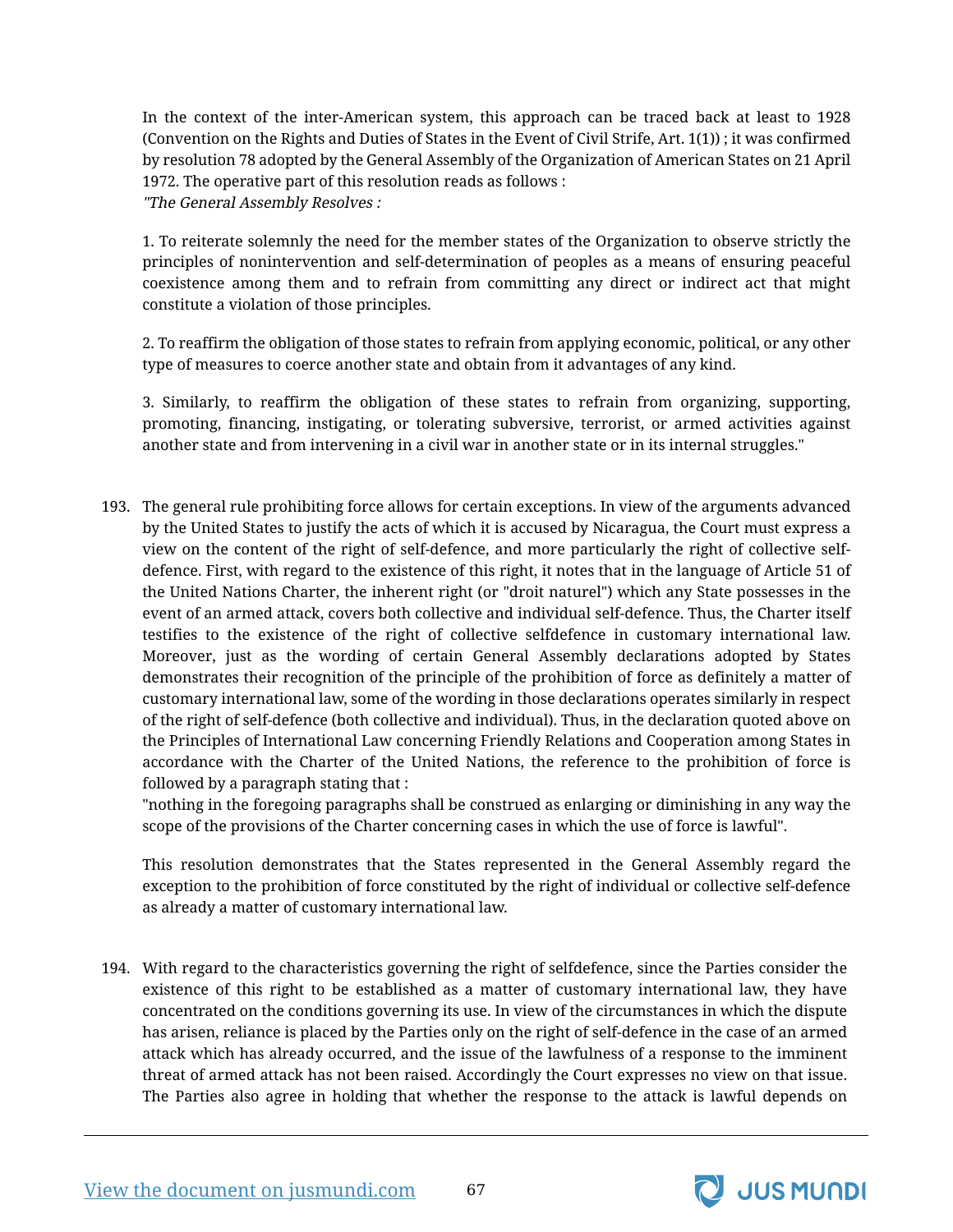In the context of the inter-American system, this approach can be traced back at least to 1928 (Convention on the Rights and Duties of States in the Event of Civil Strife, Art. 1(1)) ; it was confirmed by resolution 78 adopted by the General Assembly of the Organization of American States on 21 April 1972. The operative part of this resolution reads as follows :

*"The General Assembly Resolves :*

1. To reiterate solemnly the need for the member states of the Organization to observe strictly the principles of nonintervention and self-determination of peoples as a means of ensuring peaceful coexistence among them and to refrain from committing any direct or indirect act that might constitute a violation of those principles.

2. To reaffirm the obligation of those states to refrain from applying economic, political, or any other type of measures to coerce another state and obtain from it advantages of any kind.

3. Similarly, to reaffirm the obligation of these states to refrain from organizing, supporting, promoting, financing, instigating, or tolerating subversive, terrorist, or armed activities against another state and from intervening in a civil war in another state or in its internal struggles."

193. The general rule prohibiting force allows for certain exceptions. In view of the arguments advanced by the United States to justify the acts of which it is accused by Nicaragua, the Court must express a view on the content of the right of self-defence, and more particularly the right of collective self-defence. First, with regard to the existence of this right, it notes that in the language of Article 51 of the United Nations Charter, the inherent right (or "droit naturel") which any State possesses in the event of an armed attack, covers both collective and individual self-defence. Thus, the Charter itself testifies to the existence of the right of collective selfdefence in customary international law. Moreover, just as the wording of certain General Assembly declarations adopted by States demonstrates their recognition of the principle of the prohibition of force as definitely a matter of customary international law, some of the wording in those declarations operates similarly in respect of the right of self-defence (both collective and individual). Thus, in the declaration quoted above on the Principles of International Law concerning Friendly Relations and Cooperation among States in accordance with the Charter of the United Nations, the reference to the prohibition of force is followed by a paragraph stating that :

"nothing in the foregoing paragraphs shall be construed as enlarging or diminishing in any way the scope of the provisions of the Charter concerning cases in which the use of force is lawful".

This resolution demonstrates that the States represented in the General Assembly regard the exception to the prohibition of force constituted by the right of individual or collective self-defence as already a matter of customary international law.

194. With regard to the characteristics governing the right of selfdefence, since the Parties consider the existence of this right to be established as a matter of customary international law, they have concentrated on the conditions governing its use. In view of the circumstances in which the dispute has arisen, reliance is placed by the Parties only on the right of self-defence in the case of an armed attack which has already occurred, and the issue of the lawfulness of a response to the imminent threat of armed attack has not been raised. Accordingly the Court expresses no view on that issue. The Parties also agree in holding that whether the response to the attack is lawful depends on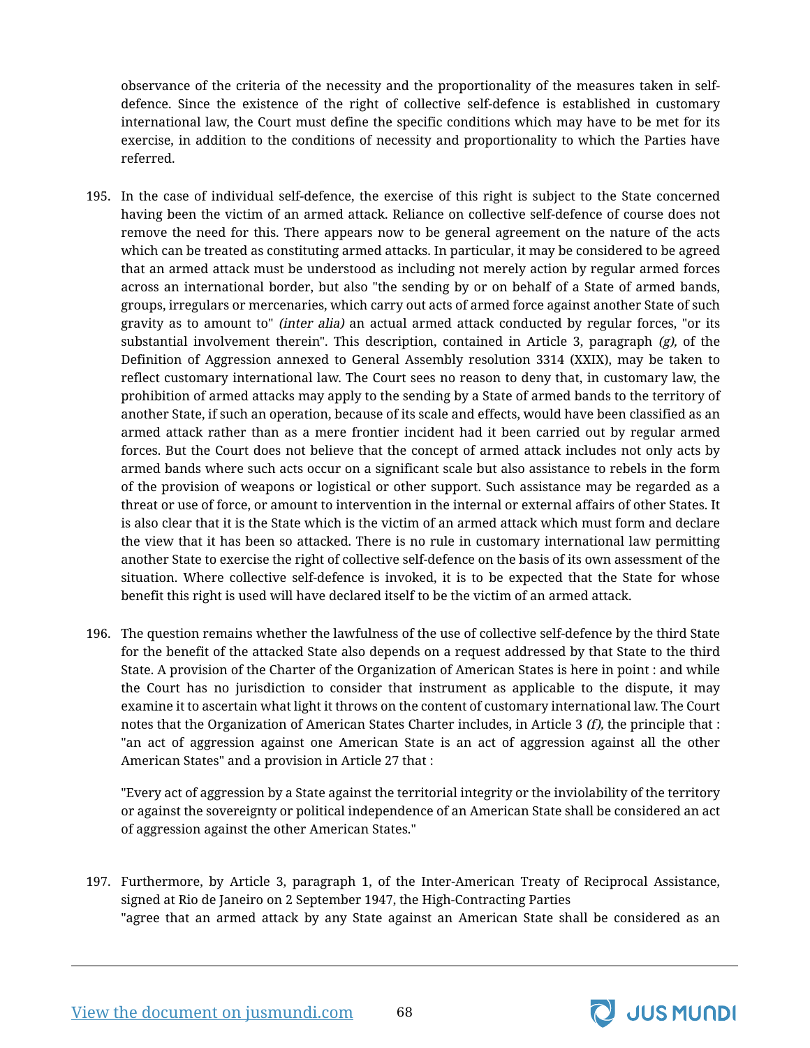observance of the criteria of the necessity and the proportionality of the measures taken in self-defence. Since the existence of the right of collective self-defence is established in customary international law, the Court must define the specific conditions which may have to be met for its exercise, in addition to the conditions of necessity and proportionality to which the Parties have referred.

195. In the case of individual self-defence, the exercise of this right is subject to the State concerned having been the victim of an armed attack. Reliance on collective self-defence of course does not remove the need for this. There appears now to be general agreement on the nature of the acts which can be treated as constituting armed attacks. In particular, it may be considered to be agreed that an armed attack must be understood as including not merely action by regular armed forces across an international border, but also "the sending by or on behalf of a State of armed bands, groups, irregulars or mercenaries, which carry out acts of armed force against another State of such gravity as to amount to" *(inter alia)* an actual armed attack conducted by regular forces, "or its substantial involvement therein". This description, contained in Article 3, paragraph *(g),* of the Definition of Aggression annexed to General Assembly resolution 3314 (XXIX), may be taken to reflect customary international law. The Court sees no reason to deny that, in customary law, the prohibition of armed attacks may apply to the sending by a State of armed bands to the territory of another State, if such an operation, because of its scale and effects, would have been classified as an armed attack rather than as a mere frontier incident had it been carried out by regular armed forces. But the Court does not believe that the concept of armed attack includes not only acts by armed bands where such acts occur on a significant scale but also assistance to rebels in the form of the provision of weapons or logistical or other support. Such assistance may be regarded as a threat or use of force, or amount to intervention in the internal or external affairs of other States. It is also clear that it is the State which is the victim of an armed attack which must form and declare the view that it has been so attacked. There is no rule in customary international law permitting another State to exercise the right of collective self-defence on the basis of its own assessment of the situation. Where collective self-defence is invoked, it is to be expected that the State for whose benefit this right is used will have declared itself to be the victim of an armed attack.

196. The question remains whether the lawfulness of the use of collective self-defence by the third State for the benefit of the attacked State also depends on a request addressed by that State to the third State. A provision of the Charter of the Organization of American States is here in point : and while the Court has no jurisdiction to consider that instrument as applicable to the dispute, it may examine it to ascertain what light it throws on the content of customary international law. The Court notes that the Organization of American States Charter includes, in Article 3 *(f),* the principle that : "an act of aggression against one American State is an act of aggression against all the other American States" and a provision in Article 27 that :

"Every act of aggression by a State against the territorial integrity or the inviolability of the territory or against the sovereignty or political independence of an American State shall be considered an act of aggression against the other American States."

197. Furthermore, by Article 3, paragraph 1, of the Inter-American Treaty of Reciprocal Assistance, signed at Rio de Janeiro on 2 September 1947, the High-Contracting Parties
"agree that an armed attack by any State against an American State shall be considered as an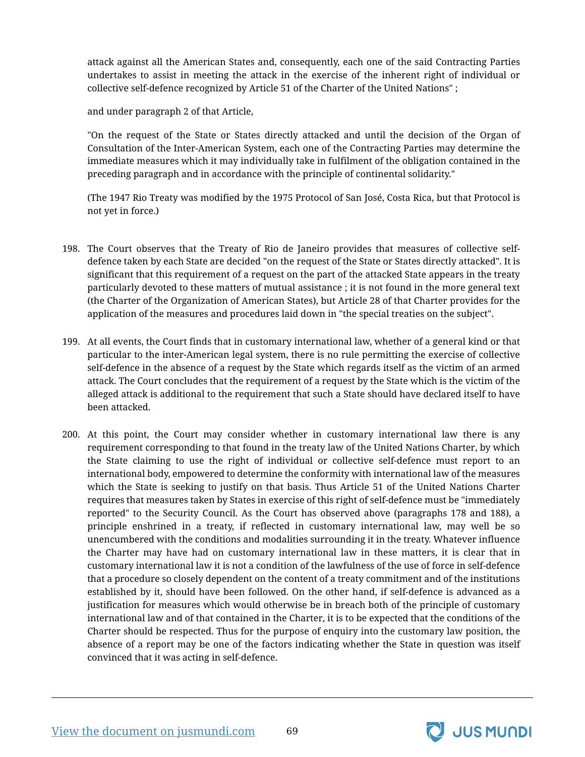attack against all the American States and, consequently, each one of the said Contracting Parties undertakes to assist in meeting the attack in the exercise of the inherent right of individual or collective self-defence recognized by Article 51 of the Charter of the United Nations" ;

and under paragraph 2 of that Article,

"On the request of the State or States directly attacked and until the decision of the Organ of Consultation of the Inter-American System, each one of the Contracting Parties may determine the immediate measures which it may individually take in fulfilment of the obligation contained in the preceding paragraph and in accordance with the principle of continental solidarity."

(The 1947 Rio Treaty was modified by the 1975 Protocol of San José, Costa Rica, but that Protocol is not yet in force.)

198. The Court observes that the Treaty of Rio de Janeiro provides that measures of collective self-defence taken by each State are decided "on the request of the State or States directly attacked". It is significant that this requirement of a request on the part of the attacked State appears in the treaty particularly devoted to these matters of mutual assistance ; it is not found in the more general text (the Charter of the Organization of American States), but Article 28 of that Charter provides for the application of the measures and procedures laid down in "the special treaties on the subject".

199. At all events, the Court finds that in customary international law, whether of a general kind or that particular to the inter-American legal system, there is no rule permitting the exercise of collective self-defence in the absence of a request by the State which regards itself as the victim of an armed attack. The Court concludes that the requirement of a request by the State which is the victim of the alleged attack is additional to the requirement that such a State should have declared itself to have been attacked.

200. At this point, the Court may consider whether in customary international law there is any requirement corresponding to that found in the treaty law of the United Nations Charter, by which the State claiming to use the right of individual or collective self-defence must report to an international body, empowered to determine the conformity with international law of the measures which the State is seeking to justify on that basis. Thus Article 51 of the United Nations Charter requires that measures taken by States in exercise of this right of self-defence must be "immediately reported" to the Security Council. As the Court has observed above (paragraphs 178 and 188), a principle enshrined in a treaty, if reflected in customary international law, may well be so unencumbered with the conditions and modalities surrounding it in the treaty. Whatever influence the Charter may have had on customary international law in these matters, it is clear that in customary international law it is not a condition of the lawfulness of the use of force in self-defence that a procedure so closely dependent on the content of a treaty commitment and of the institutions established by it, should have been followed. On the other hand, if self-defence is advanced as a justification for measures which would otherwise be in breach both of the principle of customary international law and of that contained in the Charter, it is to be expected that the conditions of the Charter should be respected. Thus for the purpose of enquiry into the customary law position, the absence of a report may be one of the factors indicating whether the State in question was itself convinced that it was acting in self-defence.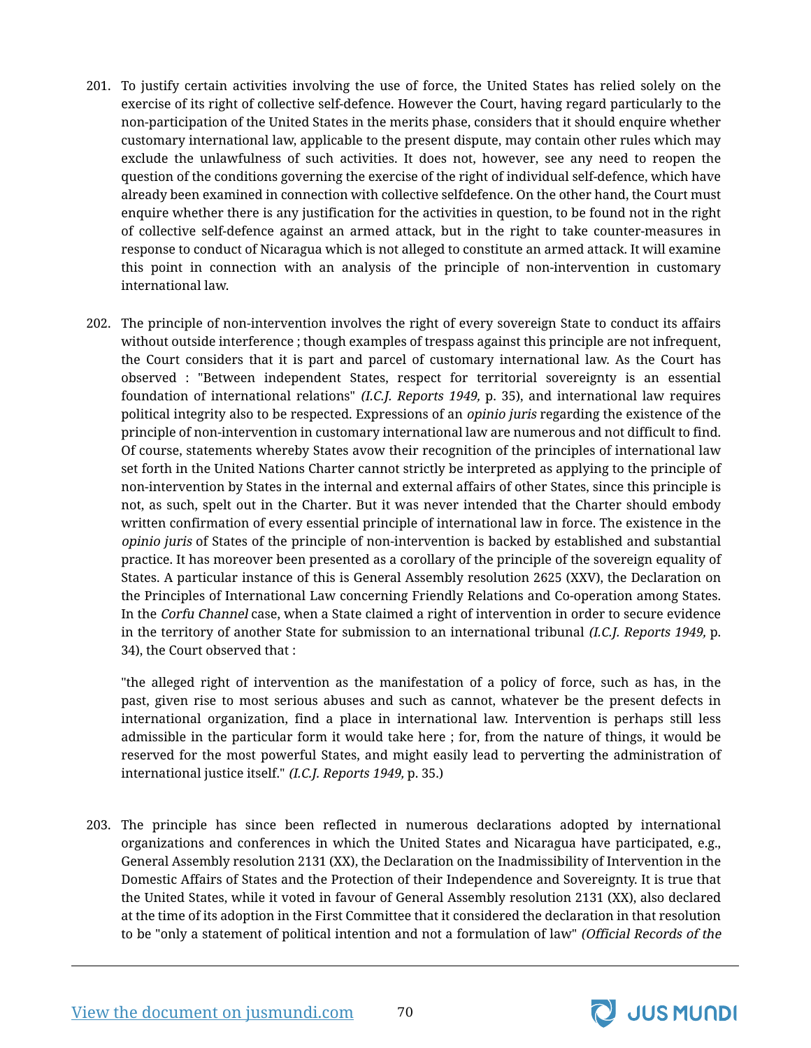201. To justify certain activities involving the use of force, the United States has relied solely on the exercise of its right of collective self-defence. However the Court, having regard particularly to the non-participation of the United States in the merits phase, considers that it should enquire whether customary international law, applicable to the present dispute, may contain other rules which may exclude the unlawfulness of such activities. It does not, however, see any need to reopen the question of the conditions governing the exercise of the right of individual self-defence, which have already been examined in connection with collective selfdefence. On the other hand, the Court must enquire whether there is any justification for the activities in question, to be found not in the right of collective self-defence against an armed attack, but in the right to take counter-measures in response to conduct of Nicaragua which is not alleged to constitute an armed attack. It will examine this point in connection with an analysis of the principle of non-intervention in customary international law.

202. The principle of non-intervention involves the right of every sovereign State to conduct its affairs without outside interference ; though examples of trespass against this principle are not infrequent, the Court considers that it is part and parcel of customary international law. As the Court has observed : "Between independent States, respect for territorial sovereignty is an essential foundation of international relations" *(I.C.J. Reports 1949,* p. 35), and international law requires political integrity also to be respected. Expressions of an *opinio juris* regarding the existence of the principle of non-intervention in customary international law are numerous and not difficult to find. Of course, statements whereby States avow their recognition of the principles of international law set forth in the United Nations Charter cannot strictly be interpreted as applying to the principle of non-intervention by States in the internal and external affairs of other States, since this principle is not, as such, spelt out in the Charter. But it was never intended that the Charter should embody written confirmation of every essential principle of international law in force. The existence in the *opinio juris* of States of the principle of non-intervention is backed by established and substantial practice. It has moreover been presented as a corollary of the principle of the sovereign equality of States. A particular instance of this is General Assembly resolution 2625 (XXV), the Declaration on the Principles of International Law concerning Friendly Relations and Co-operation among States. In the *Corfu Channel* case, when a State claimed a right of intervention in order to secure evidence in the territory of another State for submission to an international tribunal *(I.C.J. Reports 1949,* p. 34), the Court observed that :

> "the alleged right of intervention as the manifestation of a policy of force, such as has, in the past, given rise to most serious abuses and such as cannot, whatever be the present defects in international organization, find a place in international law. Intervention is perhaps still less admissible in the particular form it would take here ; for, from the nature of things, it would be reserved for the most powerful States, and might easily lead to perverting the administration of international justice itself." *(I.C.J. Reports 1949,* p. 35.)

203. The principle has since been reflected in numerous declarations adopted by international organizations and conferences in which the United States and Nicaragua have participated, e.g., General Assembly resolution 2131 (XX), the Declaration on the Inadmissibility of Intervention in the Domestic Affairs of States and the Protection of their Independence and Sovereignty. It is true that the United States, while it voted in favour of General Assembly resolution 2131 (XX), also declared at the time of its adoption in the First Committee that it considered the declaration in that resolution to be "only a statement of political intention and not a formulation of law" *(Official Records of the*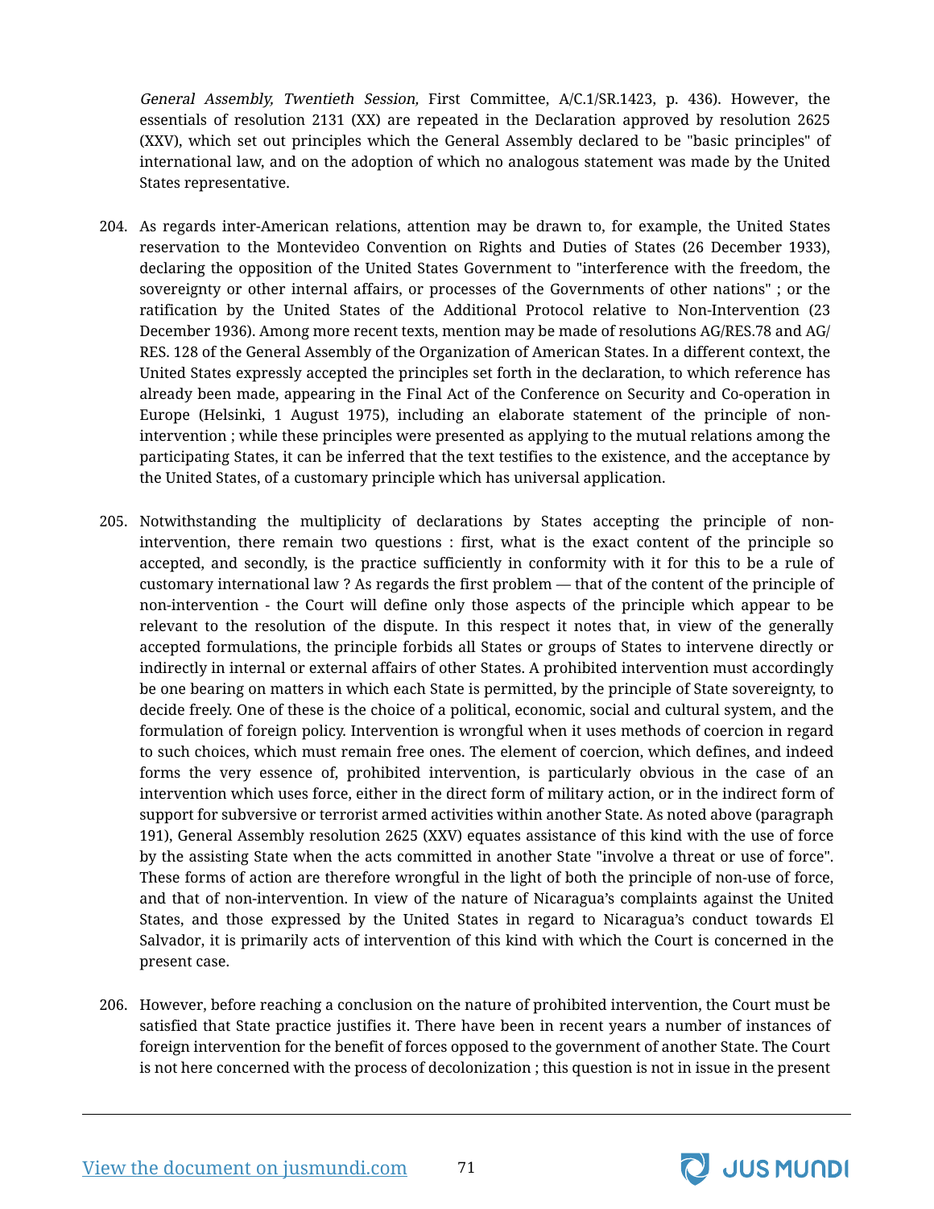*General Assembly, Twentieth Session,* First Committee, A/C.1/SR.1423, p. 436). However, the essentials of resolution 2131 (XX) are repeated in the Declaration approved by resolution 2625 (XXV), which set out principles which the General Assembly declared to be "basic principles" of international law, and on the adoption of which no analogous statement was made by the United States representative.

204. As regards inter-American relations, attention may be drawn to, for example, the United States reservation to the Montevideo Convention on Rights and Duties of States (26 December 1933), declaring the opposition of the United States Government to "interference with the freedom, the sovereignty or other internal affairs, or processes of the Governments of other nations" ; or the ratification by the United States of the Additional Protocol relative to Non-Intervention (23 December 1936). Among more recent texts, mention may be made of resolutions AG/RES.78 and AG/RES. 128 of the General Assembly of the Organization of American States. In a different context, the United States expressly accepted the principles set forth in the declaration, to which reference has already been made, appearing in the Final Act of the Conference on Security and Co-operation in Europe (Helsinki, 1 August 1975), including an elaborate statement of the principle of non-intervention ; while these principles were presented as applying to the mutual relations among the participating States, it can be inferred that the text testifies to the existence, and the acceptance by the United States, of a customary principle which has universal application.

205. Notwithstanding the multiplicity of declarations by States accepting the principle of non-intervention, there remain two questions : first, what is the exact content of the principle so accepted, and secondly, is the practice sufficiently in conformity with it for this to be a rule of customary international law ? As regards the first problem — that of the content of the principle of non-intervention - the Court will define only those aspects of the principle which appear to be relevant to the resolution of the dispute. In this respect it notes that, in view of the generally accepted formulations, the principle forbids all States or groups of States to intervene directly or indirectly in internal or external affairs of other States. A prohibited intervention must accordingly be one bearing on matters in which each State is permitted, by the principle of State sovereignty, to decide freely. One of these is the choice of a political, economic, social and cultural system, and the formulation of foreign policy. Intervention is wrongful when it uses methods of coercion in regard to such choices, which must remain free ones. The element of coercion, which defines, and indeed forms the very essence of, prohibited intervention, is particularly obvious in the case of an intervention which uses force, either in the direct form of military action, or in the indirect form of support for subversive or terrorist armed activities within another State. As noted above (paragraph 191), General Assembly resolution 2625 (XXV) equates assistance of this kind with the use of force by the assisting State when the acts committed in another State "involve a threat or use of force". These forms of action are therefore wrongful in the light of both the principle of non-use of force, and that of non-intervention. In view of the nature of Nicaragua's complaints against the United States, and those expressed by the United States in regard to Nicaragua's conduct towards El Salvador, it is primarily acts of intervention of this kind with which the Court is concerned in the present case.

206. However, before reaching a conclusion on the nature of prohibited intervention, the Court must be satisfied that State practice justifies it. There have been in recent years a number of instances of foreign intervention for the benefit of forces opposed to the government of another State. The Court is not here concerned with the process of decolonization ; this question is not in issue in the present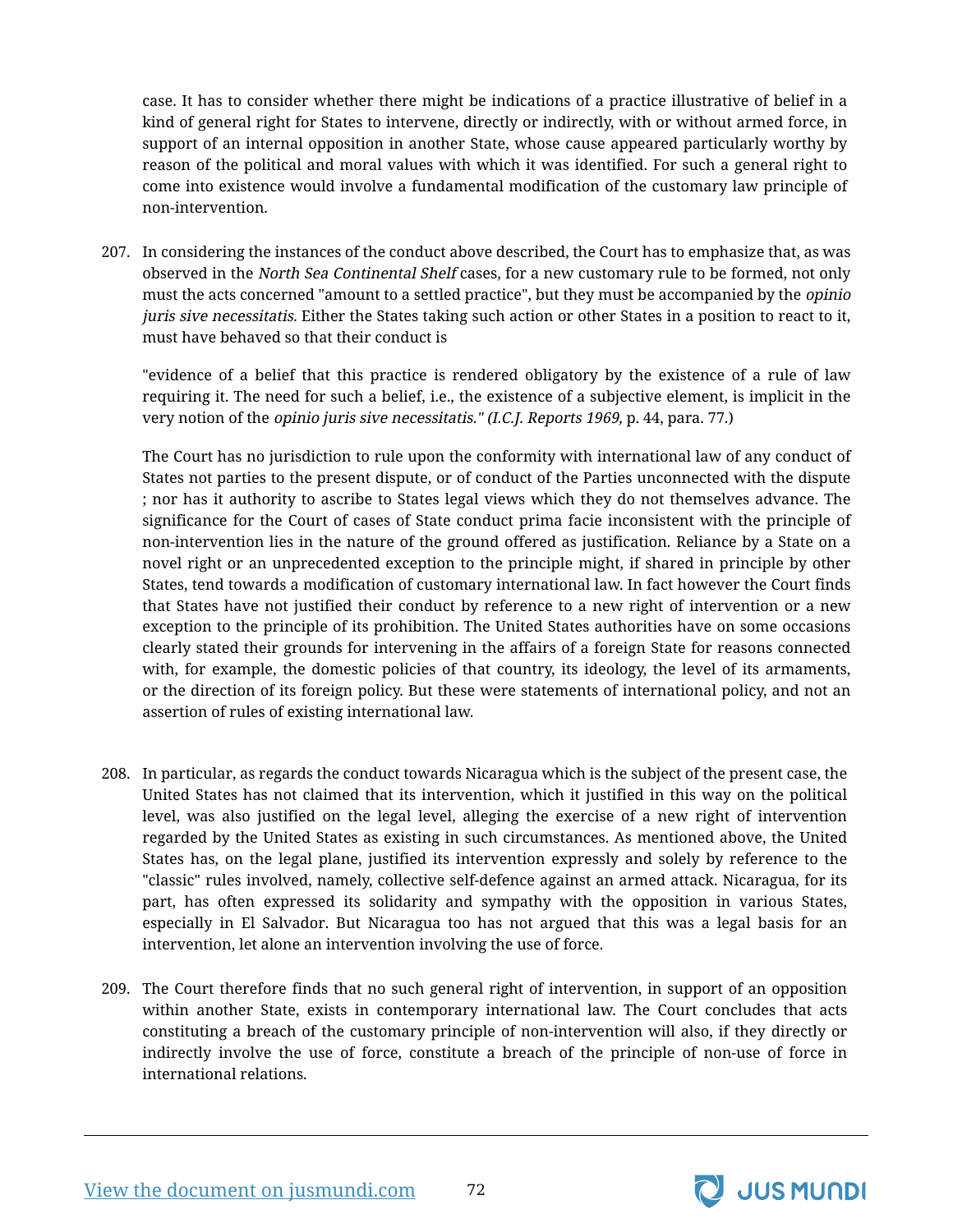case. It has to consider whether there might be indications of a practice illustrative of belief in a kind of general right for States to intervene, directly or indirectly, with or without armed force, in support of an internal opposition in another State, whose cause appeared particularly worthy by reason of the political and moral values with which it was identified. For such a general right to come into existence would involve a fundamental modification of the customary law principle of non-intervention.

207. In considering the instances of the conduct above described, the Court has to emphasize that, as was observed in the *North Sea Continental Shelf* cases, for a new customary rule to be formed, not only must the acts concerned "amount to a settled practice", but they must be accompanied by the *opinio juris sive necessitatis.* Either the States taking such action or other States in a position to react to it, must have behaved so that their conduct is

"evidence of a belief that this practice is rendered obligatory by the existence of a rule of law requiring it. The need for such a belief, i.e., the existence of a subjective element, is implicit in the very notion of the *opinio juris sive necessitatis." (I.C.J. Reports 1969,* p. 44, para. 77.)

The Court has no jurisdiction to rule upon the conformity with international law of any conduct of States not parties to the present dispute, or of conduct of the Parties unconnected with the dispute ; nor has it authority to ascribe to States legal views which they do not themselves advance. The significance for the Court of cases of State conduct prima facie inconsistent with the principle of non-intervention lies in the nature of the ground offered as justification. Reliance by a State on a novel right or an unprecedented exception to the principle might, if shared in principle by other States, tend towards a modification of customary international law. In fact however the Court finds that States have not justified their conduct by reference to a new right of intervention or a new exception to the principle of its prohibition. The United States authorities have on some occasions clearly stated their grounds for intervening in the affairs of a foreign State for reasons connected with, for example, the domestic policies of that country, its ideology, the level of its armaments, or the direction of its foreign policy. But these were statements of international policy, and not an assertion of rules of existing international law.

208. In particular, as regards the conduct towards Nicaragua which is the subject of the present case, the United States has not claimed that its intervention, which it justified in this way on the political level, was also justified on the legal level, alleging the exercise of a new right of intervention regarded by the United States as existing in such circumstances. As mentioned above, the United States has, on the legal plane, justified its intervention expressly and solely by reference to the "classic" rules involved, namely, collective self-defence against an armed attack. Nicaragua, for its part, has often expressed its solidarity and sympathy with the opposition in various States, especially in El Salvador. But Nicaragua too has not argued that this was a legal basis for an intervention, let alone an intervention involving the use of force.

209. The Court therefore finds that no such general right of intervention, in support of an opposition within another State, exists in contemporary international law. The Court concludes that acts constituting a breach of the customary principle of non-intervention will also, if they directly or indirectly involve the use of force, constitute a breach of the principle of non-use of force in international relations.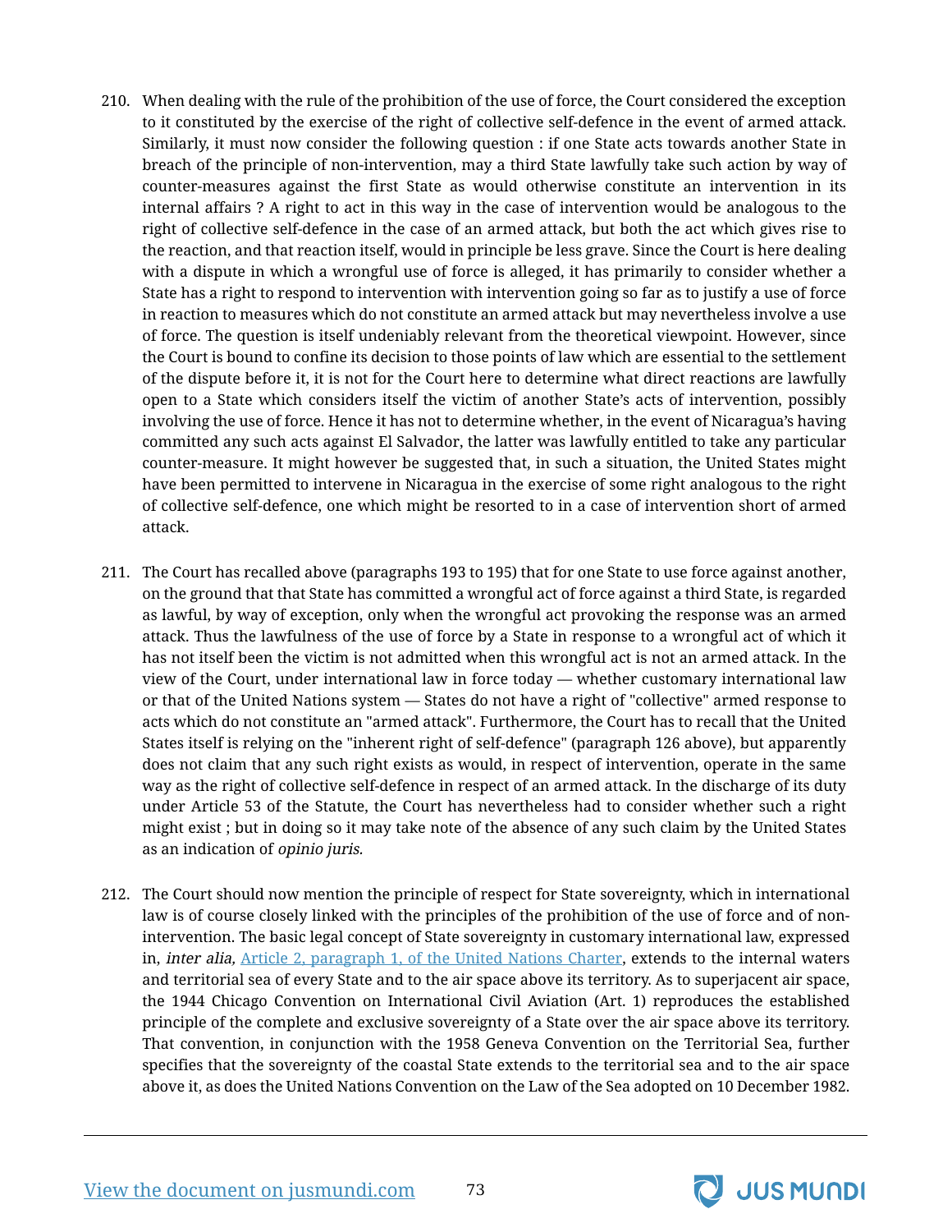210. When dealing with the rule of the prohibition of the use of force, the Court considered the exception to it constituted by the exercise of the right of collective self-defence in the event of armed attack. Similarly, it must now consider the following question : if one State acts towards another State in breach of the principle of non-intervention, may a third State lawfully take such action by way of counter-measures against the first State as would otherwise constitute an intervention in its internal affairs ? A right to act in this way in the case of intervention would be analogous to the right of collective self-defence in the case of an armed attack, but both the act which gives rise to the reaction, and that reaction itself, would in principle be less grave. Since the Court is here dealing with a dispute in which a wrongful use of force is alleged, it has primarily to consider whether a State has a right to respond to intervention with intervention going so far as to justify a use of force in reaction to measures which do not constitute an armed attack but may nevertheless involve a use of force. The question is itself undeniably relevant from the theoretical viewpoint. However, since the Court is bound to confine its decision to those points of law which are essential to the settlement of the dispute before it, it is not for the Court here to determine what direct reactions are lawfully open to a State which considers itself the victim of another State's acts of intervention, possibly involving the use of force. Hence it has not to determine whether, in the event of Nicaragua's having committed any such acts against El Salvador, the latter was lawfully entitled to take any particular counter-measure. It might however be suggested that, in such a situation, the United States might have been permitted to intervene in Nicaragua in the exercise of some right analogous to the right of collective self-defence, one which might be resorted to in a case of intervention short of armed attack.

211. The Court has recalled above (paragraphs 193 to 195) that for one State to use force against another, on the ground that that State has committed a wrongful act of force against a third State, is regarded as lawful, by way of exception, only when the wrongful act provoking the response was an armed attack. Thus the lawfulness of the use of force by a State in response to a wrongful act of which it has not itself been the victim is not admitted when this wrongful act is not an armed attack. In the view of the Court, under international law in force today — whether customary international law or that of the United Nations system — States do not have a right of "collective" armed response to acts which do not constitute an "armed attack". Furthermore, the Court has to recall that the United States itself is relying on the "inherent right of self-defence" (paragraph 126 above), but apparently does not claim that any such right exists as would, in respect of intervention, operate in the same way as the right of collective self-defence in respect of an armed attack. In the discharge of its duty under Article 53 of the Statute, the Court has nevertheless had to consider whether such a right might exist ; but in doing so it may take note of the absence of any such claim by the United States as an indication of *opinio juris.*

212. The Court should now mention the principle of respect for State sovereignty, which in international law is of course closely linked with the principles of the prohibition of the use of force and of non-intervention. The basic legal concept of State sovereignty in customary international law, expressed in, *inter alia,* Article 2, paragraph 1, of the United Nations Charter, extends to the internal waters and territorial sea of every State and to the air space above its territory. As to superjacent air space, the 1944 Chicago Convention on International Civil Aviation (Art. 1) reproduces the established principle of the complete and exclusive sovereignty of a State over the air space above its territory. That convention, in conjunction with the 1958 Geneva Convention on the Territorial Sea, further specifies that the sovereignty of the coastal State extends to the territorial sea and to the air space above it, as does the United Nations Convention on the Law of the Sea adopted on 10 December 1982.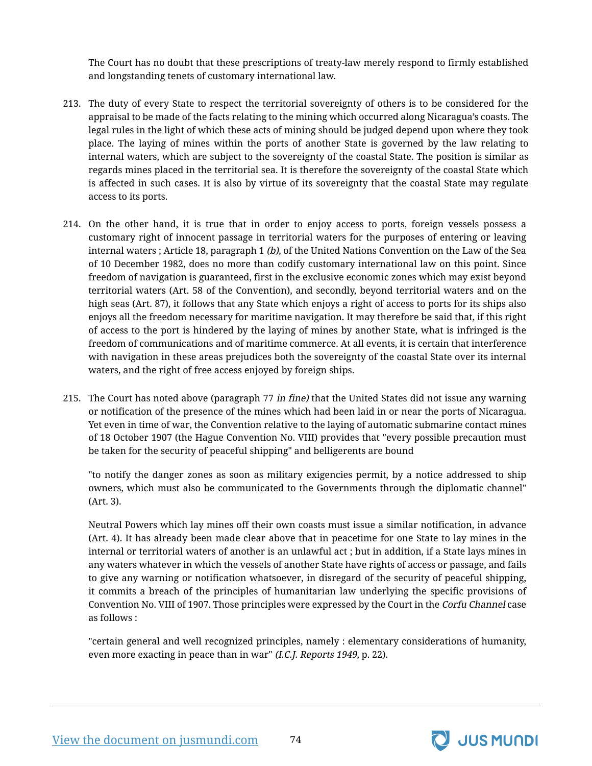The Court has no doubt that these prescriptions of treaty-law merely respond to firmly established and longstanding tenets of customary international law.

213. The duty of every State to respect the territorial sovereignty of others is to be considered for the appraisal to be made of the facts relating to the mining which occurred along Nicaragua's coasts. The legal rules in the light of which these acts of mining should be judged depend upon where they took place. The laying of mines within the ports of another State is governed by the law relating to internal waters, which are subject to the sovereignty of the coastal State. The position is similar as regards mines placed in the territorial sea. It is therefore the sovereignty of the coastal State which is affected in such cases. It is also by virtue of its sovereignty that the coastal State may regulate access to its ports.

214. On the other hand, it is true that in order to enjoy access to ports, foreign vessels possess a customary right of innocent passage in territorial waters for the purposes of entering or leaving internal waters ; Article 18, paragraph 1 *(b),* of the United Nations Convention on the Law of the Sea of 10 December 1982, does no more than codify customary international law on this point. Since freedom of navigation is guaranteed, first in the exclusive economic zones which may exist beyond territorial waters (Art. 58 of the Convention), and secondly, beyond territorial waters and on the high seas (Art. 87), it follows that any State which enjoys a right of access to ports for its ships also enjoys all the freedom necessary for maritime navigation. It may therefore be said that, if this right of access to the port is hindered by the laying of mines by another State, what is infringed is the freedom of communications and of maritime commerce. At all events, it is certain that interference with navigation in these areas prejudices both the sovereignty of the coastal State over its internal waters, and the right of free access enjoyed by foreign ships.

215. The Court has noted above (paragraph 77 *in fine)* that the United States did not issue any warning or notification of the presence of the mines which had been laid in or near the ports of Nicaragua. Yet even in time of war, the Convention relative to the laying of automatic submarine contact mines of 18 October 1907 (the Hague Convention No. VIII) provides that "every possible precaution must be taken for the security of peaceful shipping" and belligerents are bound

"to notify the danger zones as soon as military exigencies permit, by a notice addressed to ship owners, which must also be communicated to the Governments through the diplomatic channel" (Art. 3).

Neutral Powers which lay mines off their own coasts must issue a similar notification, in advance (Art. 4). It has already been made clear above that in peacetime for one State to lay mines in the internal or territorial waters of another is an unlawful act ; but in addition, if a State lays mines in any waters whatever in which the vessels of another State have rights of access or passage, and fails to give any warning or notification whatsoever, in disregard of the security of peaceful shipping, it commits a breach of the principles of humanitarian law underlying the specific provisions of Convention No. VIII of 1907. Those principles were expressed by the Court in the *Corfu Channel* case as follows :

"certain general and well recognized principles, namely : elementary considerations of humanity, even more exacting in peace than in war" *(I.C.J. Reports 1949,* p. 22).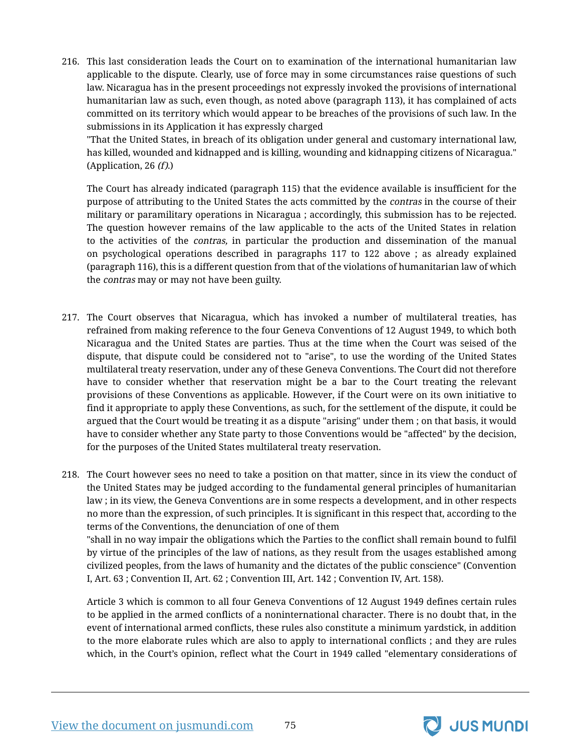216. This last consideration leads the Court on to examination of the international humanitarian law applicable to the dispute. Clearly, use of force may in some circumstances raise questions of such law. Nicaragua has in the present proceedings not expressly invoked the provisions of international humanitarian law as such, even though, as noted above (paragraph 113), it has complained of acts committed on its territory which would appear to be breaches of the provisions of such law. In the submissions in its Application it has expressly charged

"That the United States, in breach of its obligation under general and customary international law, has killed, wounded and kidnapped and is killing, wounding and kidnapping citizens of Nicaragua." (Application, 26 *(f)*.)

The Court has already indicated (paragraph 115) that the evidence available is insufficient for the purpose of attributing to the United States the acts committed by the *contras* in the course of their military or paramilitary operations in Nicaragua ; accordingly, this submission has to be rejected. The question however remains of the law applicable to the acts of the United States in relation to the activities of the *contras,* in particular the production and dissemination of the manual on psychological operations described in paragraphs 117 to 122 above ; as already explained (paragraph 116), this is a different question from that of the violations of humanitarian law of which the *contras* may or may not have been guilty.

217. The Court observes that Nicaragua, which has invoked a number of multilateral treaties, has refrained from making reference to the four Geneva Conventions of 12 August 1949, to which both Nicaragua and the United States are parties. Thus at the time when the Court was seised of the dispute, that dispute could be considered not to "arise", to use the wording of the United States multilateral treaty reservation, under any of these Geneva Conventions. The Court did not therefore have to consider whether that reservation might be a bar to the Court treating the relevant provisions of these Conventions as applicable. However, if the Court were on its own initiative to find it appropriate to apply these Conventions, as such, for the settlement of the dispute, it could be argued that the Court would be treating it as a dispute "arising" under them ; on that basis, it would have to consider whether any State party to those Conventions would be "affected" by the decision, for the purposes of the United States multilateral treaty reservation.

218. The Court however sees no need to take a position on that matter, since in its view the conduct of the United States may be judged according to the fundamental general principles of humanitarian law ; in its view, the Geneva Conventions are in some respects a development, and in other respects no more than the expression, of such principles. It is significant in this respect that, according to the terms of the Conventions, the denunciation of one of them

"shall in no way impair the obligations which the Parties to the conflict shall remain bound to fulfil by virtue of the principles of the law of nations, as they result from the usages established among civilized peoples, from the laws of humanity and the dictates of the public conscience" (Convention I, Art. 63 ; Convention II, Art. 62 ; Convention III, Art. 142 ; Convention IV, Art. 158).

Article 3 which is common to all four Geneva Conventions of 12 August 1949 defines certain rules to be applied in the armed conflicts of a noninternational character. There is no doubt that, in the event of international armed conflicts, these rules also constitute a minimum yardstick, in addition to the more elaborate rules which are also to apply to international conflicts ; and they are rules which, in the Court's opinion, reflect what the Court in 1949 called "elementary considerations of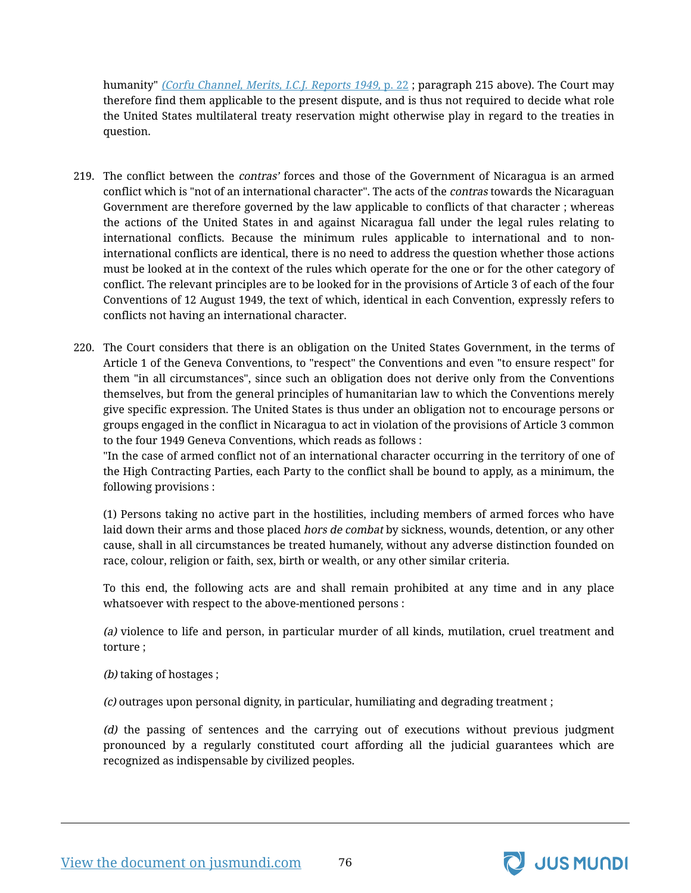humanity" *(Corfu Channel, Merits, I.C.J. Reports 1949,* p. 22 ; paragraph 215 above). The Court may therefore find them applicable to the present dispute, and is thus not required to decide what role the United States multilateral treaty reservation might otherwise play in regard to the treaties in question.

219. The conflict between the *contras'* forces and those of the Government of Nicaragua is an armed conflict which is "not of an international character". The acts of the *contras* towards the Nicaraguan Government are therefore governed by the law applicable to conflicts of that character ; whereas the actions of the United States in and against Nicaragua fall under the legal rules relating to international conflicts. Because the minimum rules applicable to international and to non-international conflicts are identical, there is no need to address the question whether those actions must be looked at in the context of the rules which operate for the one or for the other category of conflict. The relevant principles are to be looked for in the provisions of Article 3 of each of the four Conventions of 12 August 1949, the text of which, identical in each Convention, expressly refers to conflicts not having an international character.

220. The Court considers that there is an obligation on the United States Government, in the terms of Article 1 of the Geneva Conventions, to "respect" the Conventions and even "to ensure respect" for them "in all circumstances", since such an obligation does not derive only from the Conventions themselves, but from the general principles of humanitarian law to which the Conventions merely give specific expression. The United States is thus under an obligation not to encourage persons or groups engaged in the conflict in Nicaragua to act in violation of the provisions of Article 3 common to the four 1949 Geneva Conventions, which reads as follows :

"In the case of armed conflict not of an international character occurring in the territory of one of the High Contracting Parties, each Party to the conflict shall be bound to apply, as a minimum, the following provisions :

(1) Persons taking no active part in the hostilities, including members of armed forces who have laid down their arms and those placed *hors de combat* by sickness, wounds, detention, or any other cause, shall in all circumstances be treated humanely, without any adverse distinction founded on race, colour, religion or faith, sex, birth or wealth, or any other similar criteria.

To this end, the following acts are and shall remain prohibited at any time and in any place whatsoever with respect to the above-mentioned persons :

*(a)* violence to life and person, in particular murder of all kinds, mutilation, cruel treatment and torture ;

*(b)* taking of hostages ;

*(c)* outrages upon personal dignity, in particular, humiliating and degrading treatment ;

*(d)* the passing of sentences and the carrying out of executions without previous judgment pronounced by a regularly constituted court affording all the judicial guarantees which are recognized as indispensable by civilized peoples.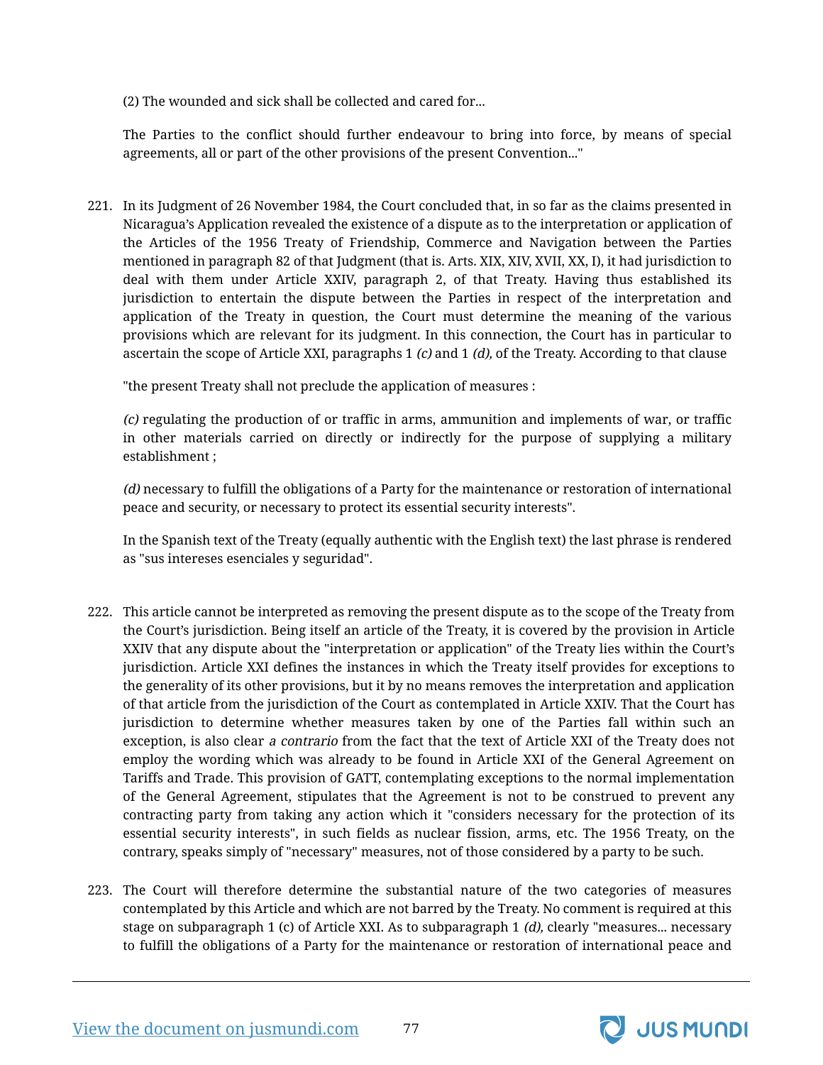(2) The wounded and sick shall be collected and cared for...

The Parties to the conflict should further endeavour to bring into force, by means of special agreements, all or part of the other provisions of the present Convention..."

221. In its Judgment of 26 November 1984, the Court concluded that, in so far as the claims presented in Nicaragua's Application revealed the existence of a dispute as to the interpretation or application of the Articles of the 1956 Treaty of Friendship, Commerce and Navigation between the Parties mentioned in paragraph 82 of that Judgment (that is. Arts. XIX, XIV, XVII, XX, I), it had jurisdiction to deal with them under Article XXIV, paragraph 2, of that Treaty. Having thus established its jurisdiction to entertain the dispute between the Parties in respect of the interpretation and application of the Treaty in question, the Court must determine the meaning of the various provisions which are relevant for its judgment. In this connection, the Court has in particular to ascertain the scope of Article XXI, paragraphs 1 *(c)* and 1 *(d),* of the Treaty. According to that clause

"the present Treaty shall not preclude the application of measures :

*(c)* regulating the production of or traffic in arms, ammunition and implements of war, or traffic in other materials carried on directly or indirectly for the purpose of supplying a military establishment ;

*(d)* necessary to fulfill the obligations of a Party for the maintenance or restoration of international peace and security, or necessary to protect its essential security interests".

In the Spanish text of the Treaty (equally authentic with the English text) the last phrase is rendered as "sus intereses esenciales y seguridad".

222. This article cannot be interpreted as removing the present dispute as to the scope of the Treaty from the Court's jurisdiction. Being itself an article of the Treaty, it is covered by the provision in Article XXIV that any dispute about the "interpretation or application" of the Treaty lies within the Court's jurisdiction. Article XXI defines the instances in which the Treaty itself provides for exceptions to the generality of its other provisions, but it by no means removes the interpretation and application of that article from the jurisdiction of the Court as contemplated in Article XXIV. That the Court has jurisdiction to determine whether measures taken by one of the Parties fall within such an exception, is also clear *a contrario* from the fact that the text of Article XXI of the Treaty does not employ the wording which was already to be found in Article XXI of the General Agreement on Tariffs and Trade. This provision of GATT, contemplating exceptions to the normal implementation of the General Agreement, stipulates that the Agreement is not to be construed to prevent any contracting party from taking any action which it "considers necessary for the protection of its essential security interests", in such fields as nuclear fission, arms, etc. The 1956 Treaty, on the contrary, speaks simply of "necessary" measures, not of those considered by a party to be such.

223. The Court will therefore determine the substantial nature of the two categories of measures contemplated by this Article and which are not barred by the Treaty. No comment is required at this stage on subparagraph 1 (c) of Article XXI. As to subparagraph 1 *(d),* clearly "measures... necessary to fulfill the obligations of a Party for the maintenance or restoration of international peace and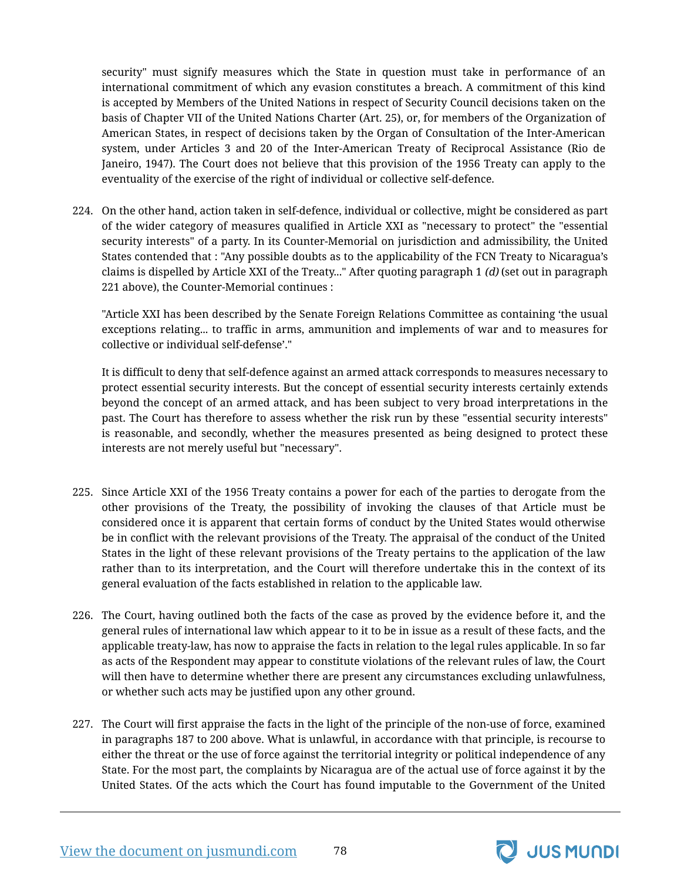security" must signify measures which the State in question must take in performance of an international commitment of which any evasion constitutes a breach. A commitment of this kind is accepted by Members of the United Nations in respect of Security Council decisions taken on the basis of Chapter VII of the United Nations Charter (Art. 25), or, for members of the Organization of American States, in respect of decisions taken by the Organ of Consultation of the Inter-American system, under Articles 3 and 20 of the Inter-American Treaty of Reciprocal Assistance (Rio de Janeiro, 1947). The Court does not believe that this provision of the 1956 Treaty can apply to the eventuality of the exercise of the right of individual or collective self-defence.

224. On the other hand, action taken in self-defence, individual or collective, might be considered as part of the wider category of measures qualified in Article XXI as "necessary to protect" the "essential security interests" of a party. In its Counter-Memorial on jurisdiction and admissibility, the United States contended that : "Any possible doubts as to the applicability of the FCN Treaty to Nicaragua's claims is dispelled by Article XXI of the Treaty..." After quoting paragraph 1 *(d)* (set out in paragraph 221 above), the Counter-Memorial continues :

 "Article XXI has been described by the Senate Foreign Relations Committee as containing 'the usual exceptions relating... to traffic in arms, ammunition and implements of war and to measures for collective or individual self-defense'."

 It is difficult to deny that self-defence against an armed attack corresponds to measures necessary to protect essential security interests. But the concept of essential security interests certainly extends beyond the concept of an armed attack, and has been subject to very broad interpretations in the past. The Court has therefore to assess whether the risk run by these "essential security interests" is reasonable, and secondly, whether the measures presented as being designed to protect these interests are not merely useful but "necessary".

225. Since Article XXI of the 1956 Treaty contains a power for each of the parties to derogate from the other provisions of the Treaty, the possibility of invoking the clauses of that Article must be considered once it is apparent that certain forms of conduct by the United States would otherwise be in conflict with the relevant provisions of the Treaty. The appraisal of the conduct of the United States in the light of these relevant provisions of the Treaty pertains to the application of the law rather than to its interpretation, and the Court will therefore undertake this in the context of its general evaluation of the facts established in relation to the applicable law.

226. The Court, having outlined both the facts of the case as proved by the evidence before it, and the general rules of international law which appear to it to be in issue as a result of these facts, and the applicable treaty-law, has now to appraise the facts in relation to the legal rules applicable. In so far as acts of the Respondent may appear to constitute violations of the relevant rules of law, the Court will then have to determine whether there are present any circumstances excluding unlawfulness, or whether such acts may be justified upon any other ground.

227. The Court will first appraise the facts in the light of the principle of the non-use of force, examined in paragraphs 187 to 200 above. What is unlawful, in accordance with that principle, is recourse to either the threat or the use of force against the territorial integrity or political independence of any State. For the most part, the complaints by Nicaragua are of the actual use of force against it by the United States. Of the acts which the Court has found imputable to the Government of the United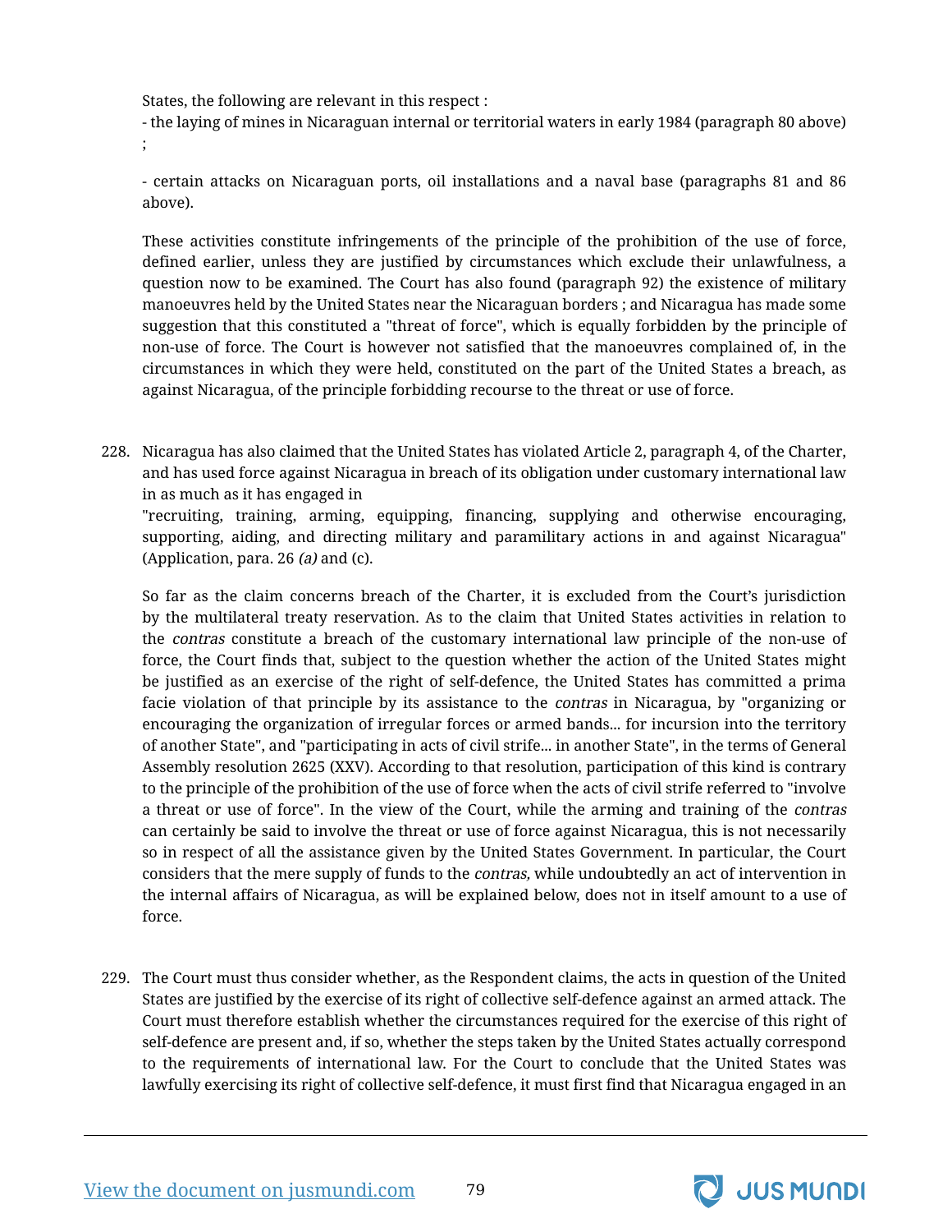States, the following are relevant in this respect :

- the laying of mines in Nicaraguan internal or territorial waters in early 1984 (paragraph 80 above) ;

- certain attacks on Nicaraguan ports, oil installations and a naval base (paragraphs 81 and 86 above).

These activities constitute infringements of the principle of the prohibition of the use of force, defined earlier, unless they are justified by circumstances which exclude their unlawfulness, a question now to be examined. The Court has also found (paragraph 92) the existence of military manoeuvres held by the United States near the Nicaraguan borders ; and Nicaragua has made some suggestion that this constituted a "threat of force", which is equally forbidden by the principle of non-use of force. The Court is however not satisfied that the manoeuvres complained of, in the circumstances in which they were held, constituted on the part of the United States a breach, as against Nicaragua, of the principle forbidding recourse to the threat or use of force.

228. Nicaragua has also claimed that the United States has violated Article 2, paragraph 4, of the Charter, and has used force against Nicaragua in breach of its obligation under customary international law in as much as it has engaged in

"recruiting, training, arming, equipping, financing, supplying and otherwise encouraging, supporting, aiding, and directing military and paramilitary actions in and against Nicaragua" (Application, para. 26 *(a)* and (c).

So far as the claim concerns breach of the Charter, it is excluded from the Court's jurisdiction by the multilateral treaty reservation. As to the claim that United States activities in relation to the *contras* constitute a breach of the customary international law principle of the non-use of force, the Court finds that, subject to the question whether the action of the United States might be justified as an exercise of the right of self-defence, the United States has committed a prima facie violation of that principle by its assistance to the *contras* in Nicaragua, by "organizing or encouraging the organization of irregular forces or armed bands... for incursion into the territory of another State", and "participating in acts of civil strife... in another State", in the terms of General Assembly resolution 2625 (XXV). According to that resolution, participation of this kind is contrary to the principle of the prohibition of the use of force when the acts of civil strife referred to "involve a threat or use of force". In the view of the Court, while the arming and training of the *contras* can certainly be said to involve the threat or use of force against Nicaragua, this is not necessarily so in respect of all the assistance given by the United States Government. In particular, the Court considers that the mere supply of funds to the *contras,* while undoubtedly an act of intervention in the internal affairs of Nicaragua, as will be explained below, does not in itself amount to a use of force.

229. The Court must thus consider whether, as the Respondent claims, the acts in question of the United States are justified by the exercise of its right of collective self-defence against an armed attack. The Court must therefore establish whether the circumstances required for the exercise of this right of self-defence are present and, if so, whether the steps taken by the United States actually correspond to the requirements of international law. For the Court to conclude that the United States was lawfully exercising its right of collective self-defence, it must first find that Nicaragua engaged in an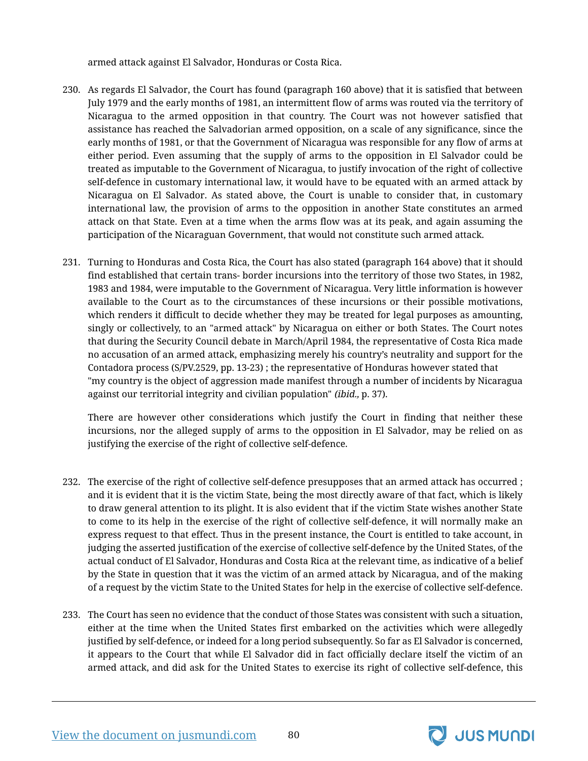armed attack against El Salvador, Honduras or Costa Rica.

230. As regards El Salvador, the Court has found (paragraph 160 above) that it is satisfied that between July 1979 and the early months of 1981, an intermittent flow of arms was routed via the territory of Nicaragua to the armed opposition in that country. The Court was not however satisfied that assistance has reached the Salvadorian armed opposition, on a scale of any significance, since the early months of 1981, or that the Government of Nicaragua was responsible for any flow of arms at either period. Even assuming that the supply of arms to the opposition in El Salvador could be treated as imputable to the Government of Nicaragua, to justify invocation of the right of collective self-defence in customary international law, it would have to be equated with an armed attack by Nicaragua on El Salvador. As stated above, the Court is unable to consider that, in customary international law, the provision of arms to the opposition in another State constitutes an armed attack on that State. Even at a time when the arms flow was at its peak, and again assuming the participation of the Nicaraguan Government, that would not constitute such armed attack.

231. Turning to Honduras and Costa Rica, the Court has also stated (paragraph 164 above) that it should find established that certain trans- border incursions into the territory of those two States, in 1982, 1983 and 1984, were imputable to the Government of Nicaragua. Very little information is however available to the Court as to the circumstances of these incursions or their possible motivations, which renders it difficult to decide whether they may be treated for legal purposes as amounting, singly or collectively, to an "armed attack" by Nicaragua on either or both States. The Court notes that during the Security Council debate in March/April 1984, the representative of Costa Rica made no accusation of an armed attack, emphasizing merely his country's neutrality and support for the Contadora process (S/PV.2529, pp. 13-23) ; the representative of Honduras however stated that "my country is the object of aggression made manifest through a number of incidents by Nicaragua against our territorial integrity and civilian population" *(ibid.,* p. 37).

There are however other considerations which justify the Court in finding that neither these incursions, nor the alleged supply of arms to the opposition in El Salvador, may be relied on as justifying the exercise of the right of collective self-defence.

232. The exercise of the right of collective self-defence presupposes that an armed attack has occurred ; and it is evident that it is the victim State, being the most directly aware of that fact, which is likely to draw general attention to its plight. It is also evident that if the victim State wishes another State to come to its help in the exercise of the right of collective self-defence, it will normally make an express request to that effect. Thus in the present instance, the Court is entitled to take account, in judging the asserted justification of the exercise of collective self-defence by the United States, of the actual conduct of El Salvador, Honduras and Costa Rica at the relevant time, as indicative of a belief by the State in question that it was the victim of an armed attack by Nicaragua, and of the making of a request by the victim State to the United States for help in the exercise of collective self-defence.

233. The Court has seen no evidence that the conduct of those States was consistent with such a situation, either at the time when the United States first embarked on the activities which were allegedly justified by self-defence, or indeed for a long period subsequently. So far as El Salvador is concerned, it appears to the Court that while El Salvador did in fact officially declare itself the victim of an armed attack, and did ask for the United States to exercise its right of collective self-defence, this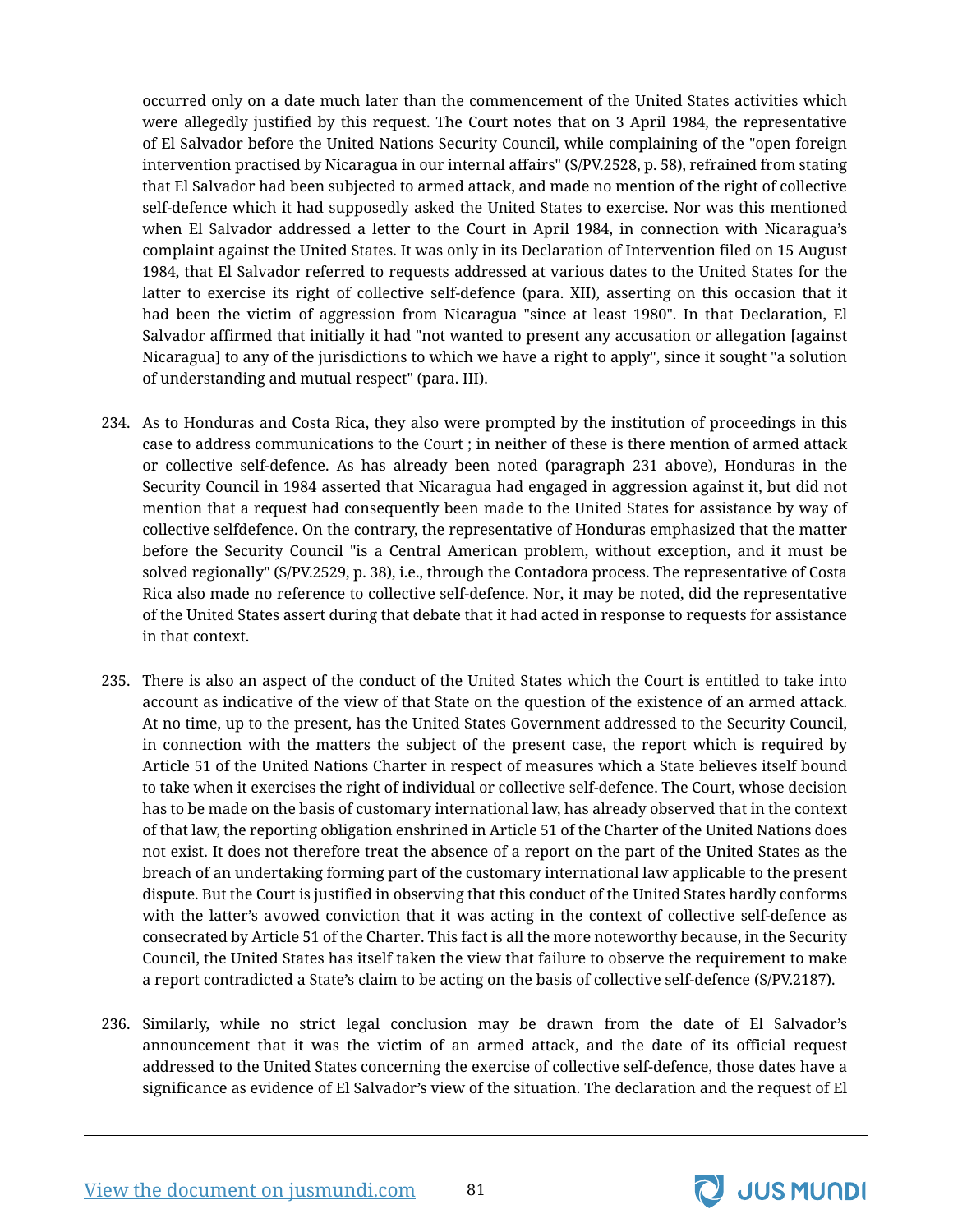occurred only on a date much later than the commencement of the United States activities which were allegedly justified by this request. The Court notes that on 3 April 1984, the representative of El Salvador before the United Nations Security Council, while complaining of the "open foreign intervention practised by Nicaragua in our internal affairs" (S/PV.2528, p. 58), refrained from stating that El Salvador had been subjected to armed attack, and made no mention of the right of collective self-defence which it had supposedly asked the United States to exercise. Nor was this mentioned when El Salvador addressed a letter to the Court in April 1984, in connection with Nicaragua's complaint against the United States. It was only in its Declaration of Intervention filed on 15 August 1984, that El Salvador referred to requests addressed at various dates to the United States for the latter to exercise its right of collective self-defence (para. XII), asserting on this occasion that it had been the victim of aggression from Nicaragua "since at least 1980". In that Declaration, El Salvador affirmed that initially it had "not wanted to present any accusation or allegation [against Nicaragua] to any of the jurisdictions to which we have a right to apply", since it sought "a solution of understanding and mutual respect" (para. III).

234. As to Honduras and Costa Rica, they also were prompted by the institution of proceedings in this case to address communications to the Court ; in neither of these is there mention of armed attack or collective self-defence. As has already been noted (paragraph 231 above), Honduras in the Security Council in 1984 asserted that Nicaragua had engaged in aggression against it, but did not mention that a request had consequently been made to the United States for assistance by way of collective selfdefence. On the contrary, the representative of Honduras emphasized that the matter before the Security Council "is a Central American problem, without exception, and it must be solved regionally" (S/PV.2529, p. 38), i.e., through the Contadora process. The representative of Costa Rica also made no reference to collective self-defence. Nor, it may be noted, did the representative of the United States assert during that debate that it had acted in response to requests for assistance in that context.

235. There is also an aspect of the conduct of the United States which the Court is entitled to take into account as indicative of the view of that State on the question of the existence of an armed attack. At no time, up to the present, has the United States Government addressed to the Security Council, in connection with the matters the subject of the present case, the report which is required by Article 51 of the United Nations Charter in respect of measures which a State believes itself bound to take when it exercises the right of individual or collective self-defence. The Court, whose decision has to be made on the basis of customary international law, has already observed that in the context of that law, the reporting obligation enshrined in Article 51 of the Charter of the United Nations does not exist. It does not therefore treat the absence of a report on the part of the United States as the breach of an undertaking forming part of the customary international law applicable to the present dispute. But the Court is justified in observing that this conduct of the United States hardly conforms with the latter's avowed conviction that it was acting in the context of collective self-defence as consecrated by Article 51 of the Charter. This fact is all the more noteworthy because, in the Security Council, the United States has itself taken the view that failure to observe the requirement to make a report contradicted a State's claim to be acting on the basis of collective self-defence (S/PV.2187).

236. Similarly, while no strict legal conclusion may be drawn from the date of El Salvador's announcement that it was the victim of an armed attack, and the date of its official request addressed to the United States concerning the exercise of collective self-defence, those dates have a significance as evidence of El Salvador's view of the situation. The declaration and the request of El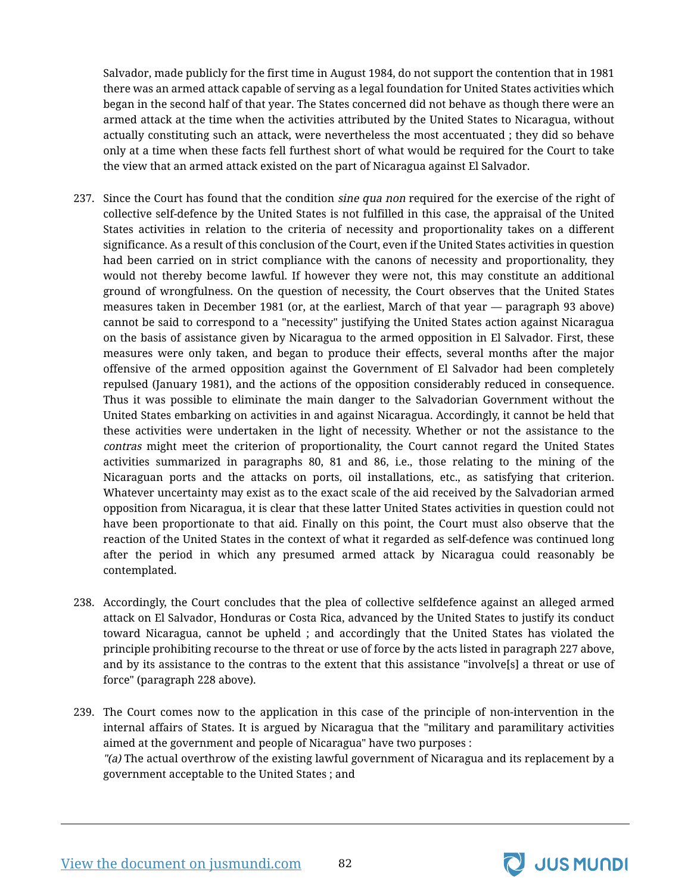Salvador, made publicly for the first time in August 1984, do not support the contention that in 1981 there was an armed attack capable of serving as a legal foundation for United States activities which began in the second half of that year. The States concerned did not behave as though there were an armed attack at the time when the activities attributed by the United States to Nicaragua, without actually constituting such an attack, were nevertheless the most accentuated ; they did so behave only at a time when these facts fell furthest short of what would be required for the Court to take the view that an armed attack existed on the part of Nicaragua against El Salvador.

237. Since the Court has found that the condition *sine qua non* required for the exercise of the right of collective self-defence by the United States is not fulfilled in this case, the appraisal of the United States activities in relation to the criteria of necessity and proportionality takes on a different significance. As a result of this conclusion of the Court, even if the United States activities in question had been carried on in strict compliance with the canons of necessity and proportionality, they would not thereby become lawful. If however they were not, this may constitute an additional ground of wrongfulness. On the question of necessity, the Court observes that the United States measures taken in December 1981 (or, at the earliest, March of that year — paragraph 93 above) cannot be said to correspond to a "necessity" justifying the United States action against Nicaragua on the basis of assistance given by Nicaragua to the armed opposition in El Salvador. First, these measures were only taken, and began to produce their effects, several months after the major offensive of the armed opposition against the Government of El Salvador had been completely repulsed (January 1981), and the actions of the opposition considerably reduced in consequence. Thus it was possible to eliminate the main danger to the Salvadorian Government without the United States embarking on activities in and against Nicaragua. Accordingly, it cannot be held that these activities were undertaken in the light of necessity. Whether or not the assistance to the *contras* might meet the criterion of proportionality, the Court cannot regard the United States activities summarized in paragraphs 80, 81 and 86, i.e., those relating to the mining of the Nicaraguan ports and the attacks on ports, oil installations, etc., as satisfying that criterion. Whatever uncertainty may exist as to the exact scale of the aid received by the Salvadorian armed opposition from Nicaragua, it is clear that these latter United States activities in question could not have been proportionate to that aid. Finally on this point, the Court must also observe that the reaction of the United States in the context of what it regarded as self-defence was continued long after the period in which any presumed armed attack by Nicaragua could reasonably be contemplated.

238. Accordingly, the Court concludes that the plea of collective selfdefence against an alleged armed attack on El Salvador, Honduras or Costa Rica, advanced by the United States to justify its conduct toward Nicaragua, cannot be upheld ; and accordingly that the United States has violated the principle prohibiting recourse to the threat or use of force by the acts listed in paragraph 227 above, and by its assistance to the contras to the extent that this assistance "involve[s] a threat or use of force" (paragraph 228 above).

239. The Court comes now to the application in this case of the principle of non-intervention in the internal affairs of States. It is argued by Nicaragua that the "military and paramilitary activities aimed at the government and people of Nicaragua" have two purposes :
*"(a)* The actual overthrow of the existing lawful government of Nicaragua and its replacement by a government acceptable to the United States ; and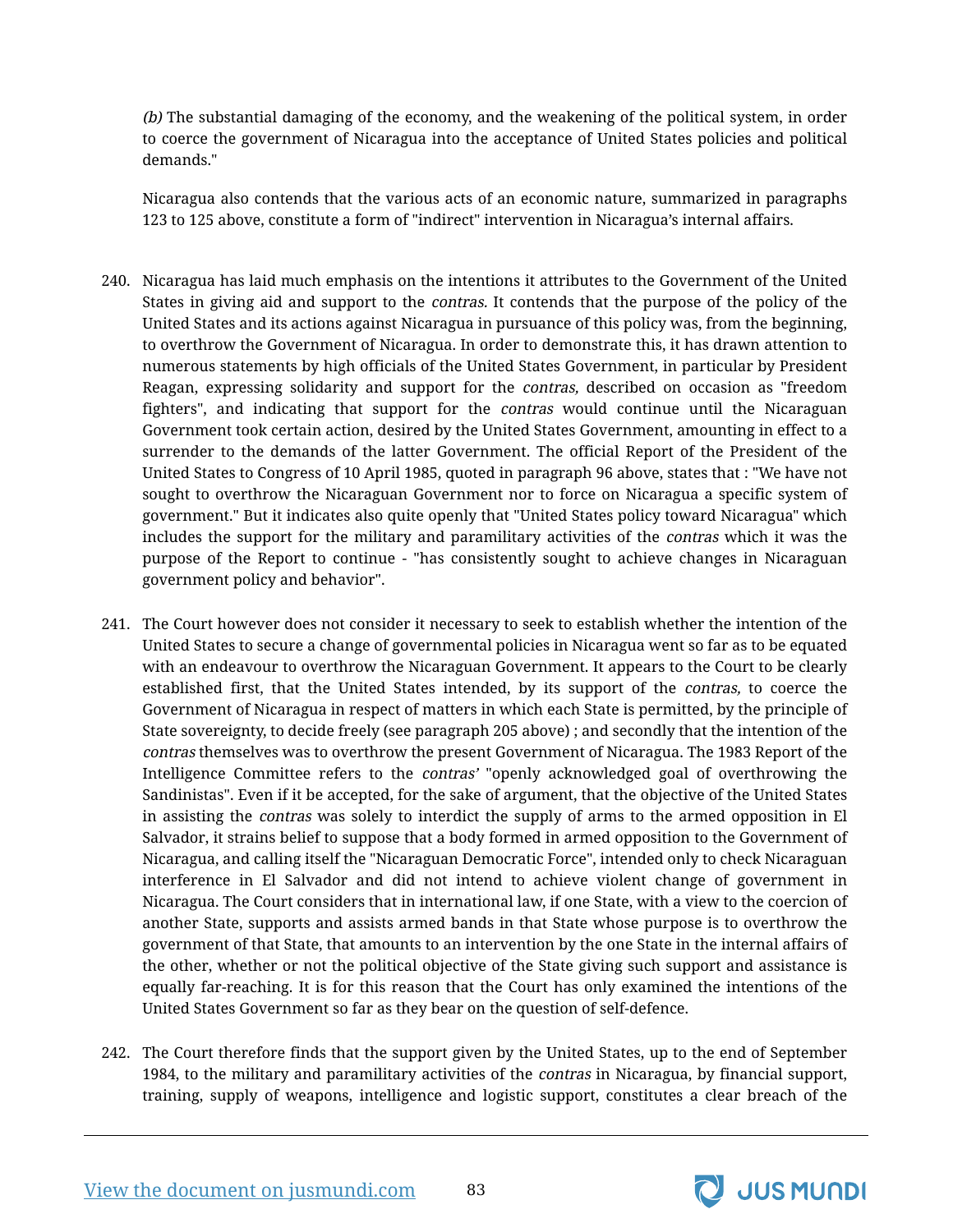*(b)* The substantial damaging of the economy, and the weakening of the political system, in order to coerce the government of Nicaragua into the acceptance of United States policies and political demands."

Nicaragua also contends that the various acts of an economic nature, summarized in paragraphs 123 to 125 above, constitute a form of "indirect" intervention in Nicaragua's internal affairs.

240. Nicaragua has laid much emphasis on the intentions it attributes to the Government of the United States in giving aid and support to the *contras.* It contends that the purpose of the policy of the United States and its actions against Nicaragua in pursuance of this policy was, from the beginning, to overthrow the Government of Nicaragua. In order to demonstrate this, it has drawn attention to numerous statements by high officials of the United States Government, in particular by President Reagan, expressing solidarity and support for the *contras,* described on occasion as "freedom fighters", and indicating that support for the *contras* would continue until the Nicaraguan Government took certain action, desired by the United States Government, amounting in effect to a surrender to the demands of the latter Government. The official Report of the President of the United States to Congress of 10 April 1985, quoted in paragraph 96 above, states that : "We have not sought to overthrow the Nicaraguan Government nor to force on Nicaragua a specific system of government." But it indicates also quite openly that "United States policy toward Nicaragua" which includes the support for the military and paramilitary activities of the *contras* which it was the purpose of the Report to continue - "has consistently sought to achieve changes in Nicaraguan government policy and behavior".

241. The Court however does not consider it necessary to seek to establish whether the intention of the United States to secure a change of governmental policies in Nicaragua went so far as to be equated with an endeavour to overthrow the Nicaraguan Government. It appears to the Court to be clearly established first, that the United States intended, by its support of the *contras,* to coerce the Government of Nicaragua in respect of matters in which each State is permitted, by the principle of State sovereignty, to decide freely (see paragraph 205 above) ; and secondly that the intention of the *contras* themselves was to overthrow the present Government of Nicaragua. The 1983 Report of the Intelligence Committee refers to the *contras'* "openly acknowledged goal of overthrowing the Sandinistas". Even if it be accepted, for the sake of argument, that the objective of the United States in assisting the *contras* was solely to interdict the supply of arms to the armed opposition in El Salvador, it strains belief to suppose that a body formed in armed opposition to the Government of Nicaragua, and calling itself the "Nicaraguan Democratic Force", intended only to check Nicaraguan interference in El Salvador and did not intend to achieve violent change of government in Nicaragua. The Court considers that in international law, if one State, with a view to the coercion of another State, supports and assists armed bands in that State whose purpose is to overthrow the government of that State, that amounts to an intervention by the one State in the internal affairs of the other, whether or not the political objective of the State giving such support and assistance is equally far-reaching. It is for this reason that the Court has only examined the intentions of the United States Government so far as they bear on the question of self-defence.

242. The Court therefore finds that the support given by the United States, up to the end of September 1984, to the military and paramilitary activities of the *contras* in Nicaragua, by financial support, training, supply of weapons, intelligence and logistic support, constitutes a clear breach of the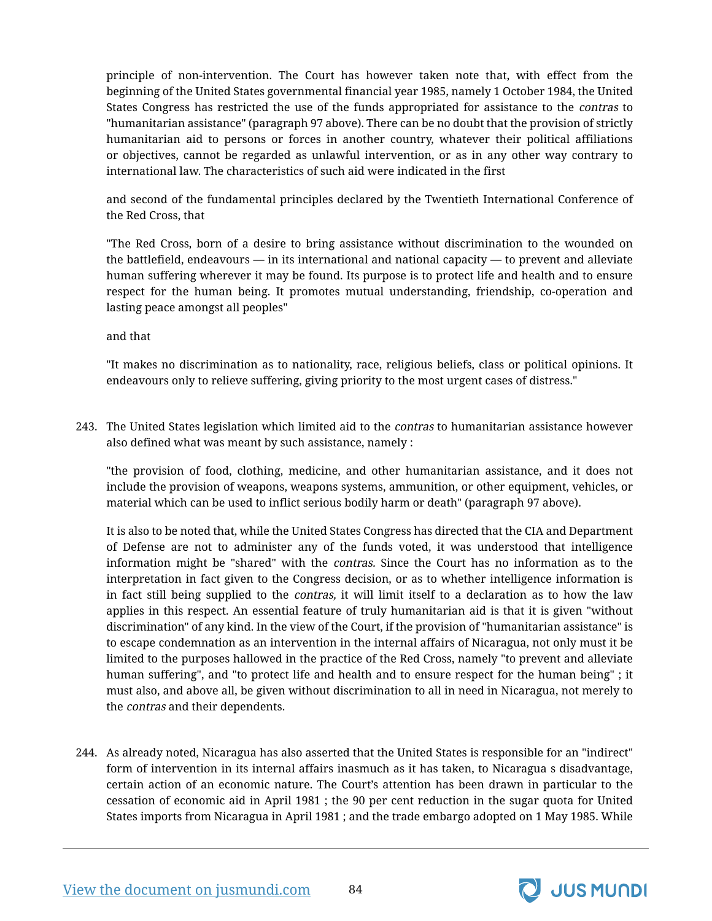principle of non-intervention. The Court has however taken note that, with effect from the beginning of the United States governmental financial year 1985, namely 1 October 1984, the United States Congress has restricted the use of the funds appropriated for assistance to the *contras* to "humanitarian assistance" (paragraph 97 above). There can be no doubt that the provision of strictly humanitarian aid to persons or forces in another country, whatever their political affiliations or objectives, cannot be regarded as unlawful intervention, or as in any other way contrary to international law. The characteristics of such aid were indicated in the first

and second of the fundamental principles declared by the Twentieth International Conference of the Red Cross, that

"The Red Cross, born of a desire to bring assistance without discrimination to the wounded on the battlefield, endeavours — in its international and national capacity — to prevent and alleviate human suffering wherever it may be found. Its purpose is to protect life and health and to ensure respect for the human being. It promotes mutual understanding, friendship, co-operation and lasting peace amongst all peoples"

and that

"It makes no discrimination as to nationality, race, religious beliefs, class or political opinions. It endeavours only to relieve suffering, giving priority to the most urgent cases of distress."

243. The United States legislation which limited aid to the *contras* to humanitarian assistance however also defined what was meant by such assistance, namely :

"the provision of food, clothing, medicine, and other humanitarian assistance, and it does not include the provision of weapons, weapons systems, ammunition, or other equipment, vehicles, or material which can be used to inflict serious bodily harm or death" (paragraph 97 above).

It is also to be noted that, while the United States Congress has directed that the CIA and Department of Defense are not to administer any of the funds voted, it was understood that intelligence information might be "shared" with the *contras.* Since the Court has no information as to the interpretation in fact given to the Congress decision, or as to whether intelligence information is in fact still being supplied to the *contras,* it will limit itself to a declaration as to how the law applies in this respect. An essential feature of truly humanitarian aid is that it is given "without discrimination" of any kind. In the view of the Court, if the provision of "humanitarian assistance" is to escape condemnation as an intervention in the internal affairs of Nicaragua, not only must it be limited to the purposes hallowed in the practice of the Red Cross, namely "to prevent and alleviate human suffering", and "to protect life and health and to ensure respect for the human being" ; it must also, and above all, be given without discrimination to all in need in Nicaragua, not merely to the *contras* and their dependents.

244. As already noted, Nicaragua has also asserted that the United States is responsible for an "indirect" form of intervention in its internal affairs inasmuch as it has taken, to Nicaragua s disadvantage, certain action of an economic nature. The Court's attention has been drawn in particular to the cessation of economic aid in April 1981 ; the 90 per cent reduction in the sugar quota for United States imports from Nicaragua in April 1981 ; and the trade embargo adopted on 1 May 1985. While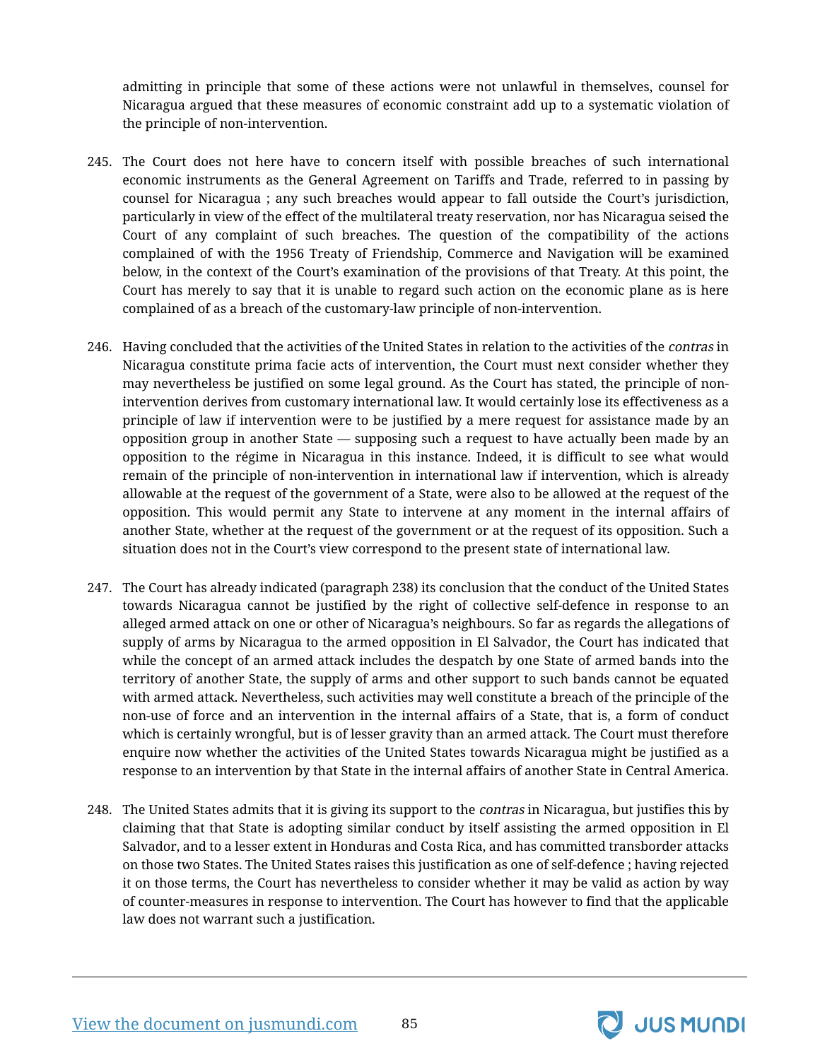admitting in principle that some of these actions were not unlawful in themselves, counsel for Nicaragua argued that these measures of economic constraint add up to a systematic violation of the principle of non-intervention.

245. The Court does not here have to concern itself with possible breaches of such international economic instruments as the General Agreement on Tariffs and Trade, referred to in passing by counsel for Nicaragua ; any such breaches would appear to fall outside the Court's jurisdiction, particularly in view of the effect of the multilateral treaty reservation, nor has Nicaragua seised the Court of any complaint of such breaches. The question of the compatibility of the actions complained of with the 1956 Treaty of Friendship, Commerce and Navigation will be examined below, in the context of the Court's examination of the provisions of that Treaty. At this point, the Court has merely to say that it is unable to regard such action on the economic plane as is here complained of as a breach of the customary-law principle of non-intervention.

246. Having concluded that the activities of the United States in relation to the activities of the *contras* in Nicaragua constitute prima facie acts of intervention, the Court must next consider whether they may nevertheless be justified on some legal ground. As the Court has stated, the principle of non-intervention derives from customary international law. It would certainly lose its effectiveness as a principle of law if intervention were to be justified by a mere request for assistance made by an opposition group in another State — supposing such a request to have actually been made by an opposition to the régime in Nicaragua in this instance. Indeed, it is difficult to see what would remain of the principle of non-intervention in international law if intervention, which is already allowable at the request of the government of a State, were also to be allowed at the request of the opposition. This would permit any State to intervene at any moment in the internal affairs of another State, whether at the request of the government or at the request of its opposition. Such a situation does not in the Court's view correspond to the present state of international law.

247. The Court has already indicated (paragraph 238) its conclusion that the conduct of the United States towards Nicaragua cannot be justified by the right of collective self-defence in response to an alleged armed attack on one or other of Nicaragua's neighbours. So far as regards the allegations of supply of arms by Nicaragua to the armed opposition in El Salvador, the Court has indicated that while the concept of an armed attack includes the despatch by one State of armed bands into the territory of another State, the supply of arms and other support to such bands cannot be equated with armed attack. Nevertheless, such activities may well constitute a breach of the principle of the non-use of force and an intervention in the internal affairs of a State, that is, a form of conduct which is certainly wrongful, but is of lesser gravity than an armed attack. The Court must therefore enquire now whether the activities of the United States towards Nicaragua might be justified as a response to an intervention by that State in the internal affairs of another State in Central America.

248. The United States admits that it is giving its support to the *contras* in Nicaragua, but justifies this by claiming that that State is adopting similar conduct by itself assisting the armed opposition in El Salvador, and to a lesser extent in Honduras and Costa Rica, and has committed transborder attacks on those two States. The United States raises this justification as one of self-defence ; having rejected it on those terms, the Court has nevertheless to consider whether it may be valid as action by way of counter-measures in response to intervention. The Court has however to find that the applicable law does not warrant such a justification.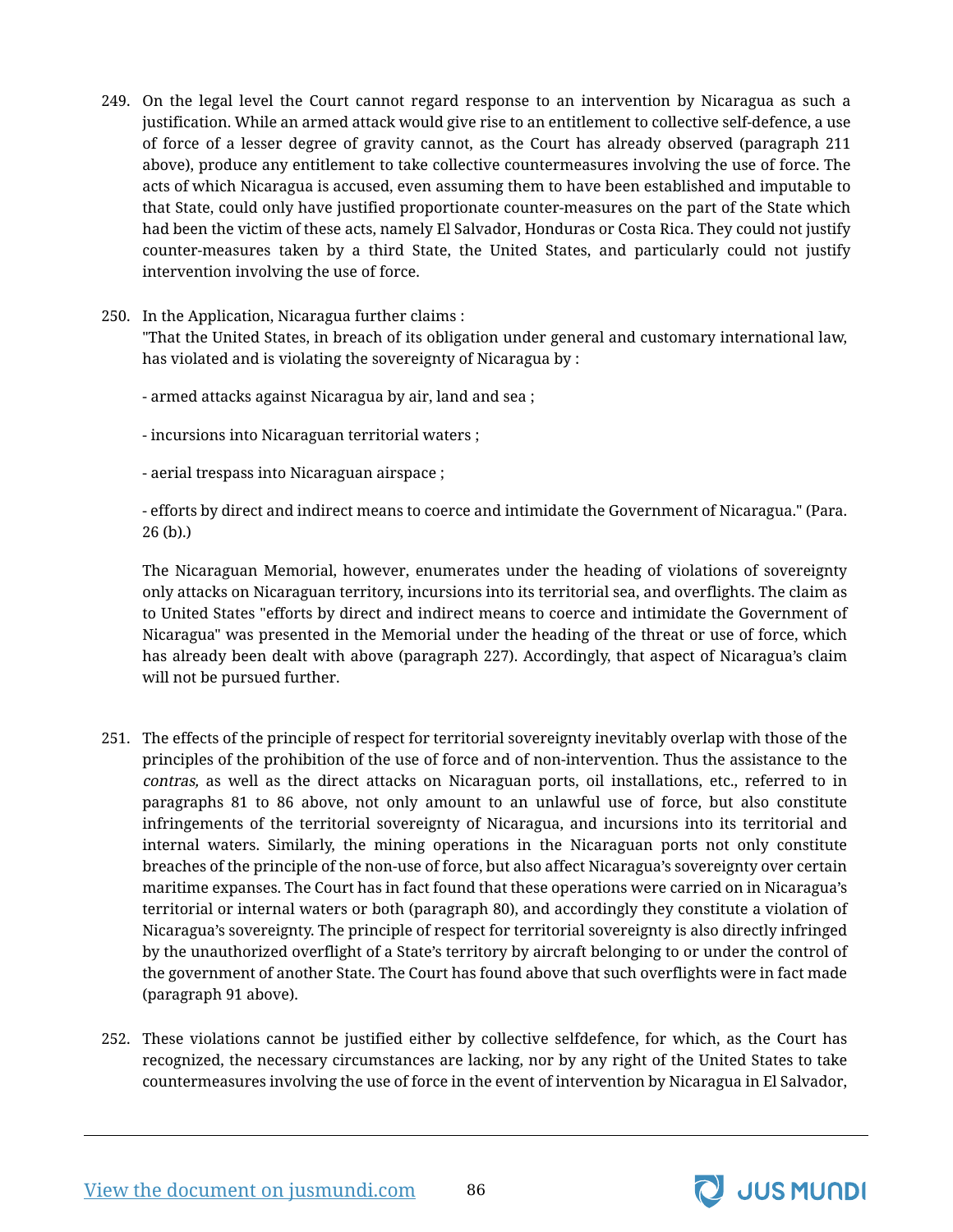249. On the legal level the Court cannot regard response to an intervention by Nicaragua as such a justification. While an armed attack would give rise to an entitlement to collective self-defence, a use of force of a lesser degree of gravity cannot, as the Court has already observed (paragraph 211 above), produce any entitlement to take collective countermeasures involving the use of force. The acts of which Nicaragua is accused, even assuming them to have been established and imputable to that State, could only have justified proportionate counter-measures on the part of the State which had been the victim of these acts, namely El Salvador, Honduras or Costa Rica. They could not justify counter-measures taken by a third State, the United States, and particularly could not justify intervention involving the use of force.

250. In the Application, Nicaragua further claims :

"That the United States, in breach of its obligation under general and customary international law, has violated and is violating the sovereignty of Nicaragua by :

- armed attacks against Nicaragua by air, land and sea ;

- incursions into Nicaraguan territorial waters ;

- aerial trespass into Nicaraguan airspace ;

- efforts by direct and indirect means to coerce and intimidate the Government of Nicaragua." (Para. 26 (b).)

The Nicaraguan Memorial, however, enumerates under the heading of violations of sovereignty only attacks on Nicaraguan territory, incursions into its territorial sea, and overflights. The claim as to United States "efforts by direct and indirect means to coerce and intimidate the Government of Nicaragua" was presented in the Memorial under the heading of the threat or use of force, which has already been dealt with above (paragraph 227). Accordingly, that aspect of Nicaragua's claim will not be pursued further.

251. The effects of the principle of respect for territorial sovereignty inevitably overlap with those of the principles of the prohibition of the use of force and of non-intervention. Thus the assistance to the *contras,* as well as the direct attacks on Nicaraguan ports, oil installations, etc., referred to in paragraphs 81 to 86 above, not only amount to an unlawful use of force, but also constitute infringements of the territorial sovereignty of Nicaragua, and incursions into its territorial and internal waters. Similarly, the mining operations in the Nicaraguan ports not only constitute breaches of the principle of the non-use of force, but also affect Nicaragua's sovereignty over certain maritime expanses. The Court has in fact found that these operations were carried on in Nicaragua's territorial or internal waters or both (paragraph 80), and accordingly they constitute a violation of Nicaragua's sovereignty. The principle of respect for territorial sovereignty is also directly infringed by the unauthorized overflight of a State's territory by aircraft belonging to or under the control of the government of another State. The Court has found above that such overflights were in fact made (paragraph 91 above).

252. These violations cannot be justified either by collective selfdefence, for which, as the Court has recognized, the necessary circumstances are lacking, nor by any right of the United States to take countermeasures involving the use of force in the event of intervention by Nicaragua in El Salvador,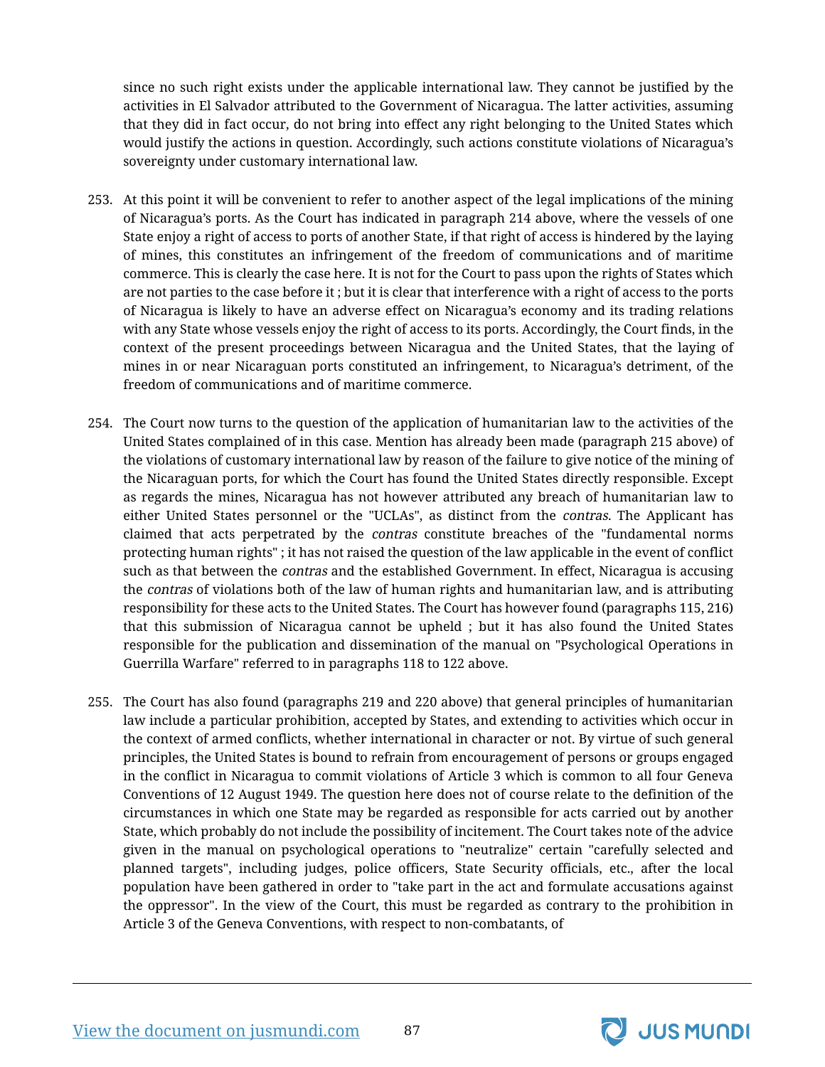since no such right exists under the applicable international law. They cannot be justified by the activities in El Salvador attributed to the Government of Nicaragua. The latter activities, assuming that they did in fact occur, do not bring into effect any right belonging to the United States which would justify the actions in question. Accordingly, such actions constitute violations of Nicaragua's sovereignty under customary international law.

253. At this point it will be convenient to refer to another aspect of the legal implications of the mining of Nicaragua's ports. As the Court has indicated in paragraph 214 above, where the vessels of one State enjoy a right of access to ports of another State, if that right of access is hindered by the laying of mines, this constitutes an infringement of the freedom of communications and of maritime commerce. This is clearly the case here. It is not for the Court to pass upon the rights of States which are not parties to the case before it ; but it is clear that interference with a right of access to the ports of Nicaragua is likely to have an adverse effect on Nicaragua's economy and its trading relations with any State whose vessels enjoy the right of access to its ports. Accordingly, the Court finds, in the context of the present proceedings between Nicaragua and the United States, that the laying of mines in or near Nicaraguan ports constituted an infringement, to Nicaragua's detriment, of the freedom of communications and of maritime commerce.

254. The Court now turns to the question of the application of humanitarian law to the activities of the United States complained of in this case. Mention has already been made (paragraph 215 above) of the violations of customary international law by reason of the failure to give notice of the mining of the Nicaraguan ports, for which the Court has found the United States directly responsible. Except as regards the mines, Nicaragua has not however attributed any breach of humanitarian law to either United States personnel or the "UCLAs", as distinct from the *contras.* The Applicant has claimed that acts perpetrated by the *contras* constitute breaches of the "fundamental norms protecting human rights" ; it has not raised the question of the law applicable in the event of conflict such as that between the *contras* and the established Government. In effect, Nicaragua is accusing the *contras* of violations both of the law of human rights and humanitarian law, and is attributing responsibility for these acts to the United States. The Court has however found (paragraphs 115, 216) that this submission of Nicaragua cannot be upheld ; but it has also found the United States responsible for the publication and dissemination of the manual on "Psychological Operations in Guerrilla Warfare" referred to in paragraphs 118 to 122 above.

255. The Court has also found (paragraphs 219 and 220 above) that general principles of humanitarian law include a particular prohibition, accepted by States, and extending to activities which occur in the context of armed conflicts, whether international in character or not. By virtue of such general principles, the United States is bound to refrain from encouragement of persons or groups engaged in the conflict in Nicaragua to commit violations of Article 3 which is common to all four Geneva Conventions of 12 August 1949. The question here does not of course relate to the definition of the circumstances in which one State may be regarded as responsible for acts carried out by another State, which probably do not include the possibility of incitement. The Court takes note of the advice given in the manual on psychological operations to "neutralize" certain "carefully selected and planned targets", including judges, police officers, State Security officials, etc., after the local population have been gathered in order to "take part in the act and formulate accusations against the oppressor". In the view of the Court, this must be regarded as contrary to the prohibition in Article 3 of the Geneva Conventions, with respect to non-combatants, of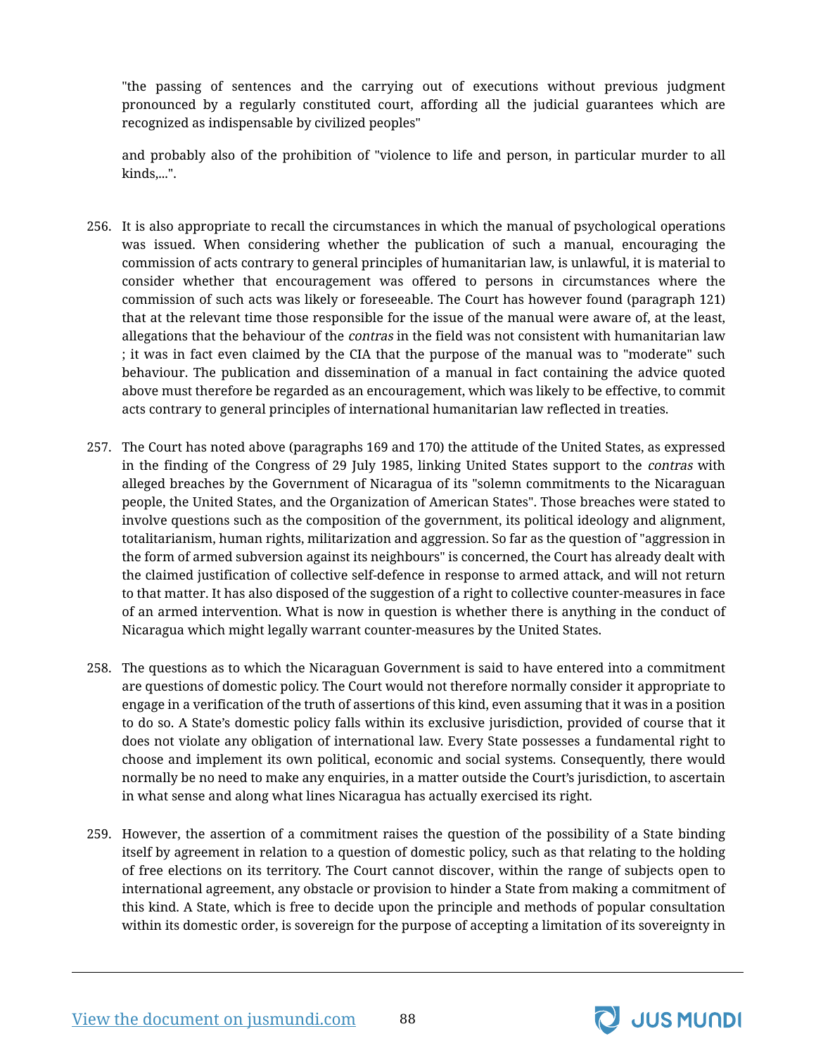"the passing of sentences and the carrying out of executions without previous judgment pronounced by a regularly constituted court, affording all the judicial guarantees which are recognized as indispensable by civilized peoples"

and probably also of the prohibition of "violence to life and person, in particular murder to all kinds,...".

256. It is also appropriate to recall the circumstances in which the manual of psychological operations was issued. When considering whether the publication of such a manual, encouraging the commission of acts contrary to general principles of humanitarian law, is unlawful, it is material to consider whether that encouragement was offered to persons in circumstances where the commission of such acts was likely or foreseeable. The Court has however found (paragraph 121) that at the relevant time those responsible for the issue of the manual were aware of, at the least, allegations that the behaviour of the *contras* in the field was not consistent with humanitarian law ; it was in fact even claimed by the CIA that the purpose of the manual was to "moderate" such behaviour. The publication and dissemination of a manual in fact containing the advice quoted above must therefore be regarded as an encouragement, which was likely to be effective, to commit acts contrary to general principles of international humanitarian law reflected in treaties.

257. The Court has noted above (paragraphs 169 and 170) the attitude of the United States, as expressed in the finding of the Congress of 29 July 1985, linking United States support to the *contras* with alleged breaches by the Government of Nicaragua of its "solemn commitments to the Nicaraguan people, the United States, and the Organization of American States". Those breaches were stated to involve questions such as the composition of the government, its political ideology and alignment, totalitarianism, human rights, militarization and aggression. So far as the question of "aggression in the form of armed subversion against its neighbours" is concerned, the Court has already dealt with the claimed justification of collective self-defence in response to armed attack, and will not return to that matter. It has also disposed of the suggestion of a right to collective counter-measures in face of an armed intervention. What is now in question is whether there is anything in the conduct of Nicaragua which might legally warrant counter-measures by the United States.

258. The questions as to which the Nicaraguan Government is said to have entered into a commitment are questions of domestic policy. The Court would not therefore normally consider it appropriate to engage in a verification of the truth of assertions of this kind, even assuming that it was in a position to do so. A State's domestic policy falls within its exclusive jurisdiction, provided of course that it does not violate any obligation of international law. Every State possesses a fundamental right to choose and implement its own political, economic and social systems. Consequently, there would normally be no need to make any enquiries, in a matter outside the Court's jurisdiction, to ascertain in what sense and along what lines Nicaragua has actually exercised its right.

259. However, the assertion of a commitment raises the question of the possibility of a State binding itself by agreement in relation to a question of domestic policy, such as that relating to the holding of free elections on its territory. The Court cannot discover, within the range of subjects open to international agreement, any obstacle or provision to hinder a State from making a commitment of this kind. A State, which is free to decide upon the principle and methods of popular consultation within its domestic order, is sovereign for the purpose of accepting a limitation of its sovereignty in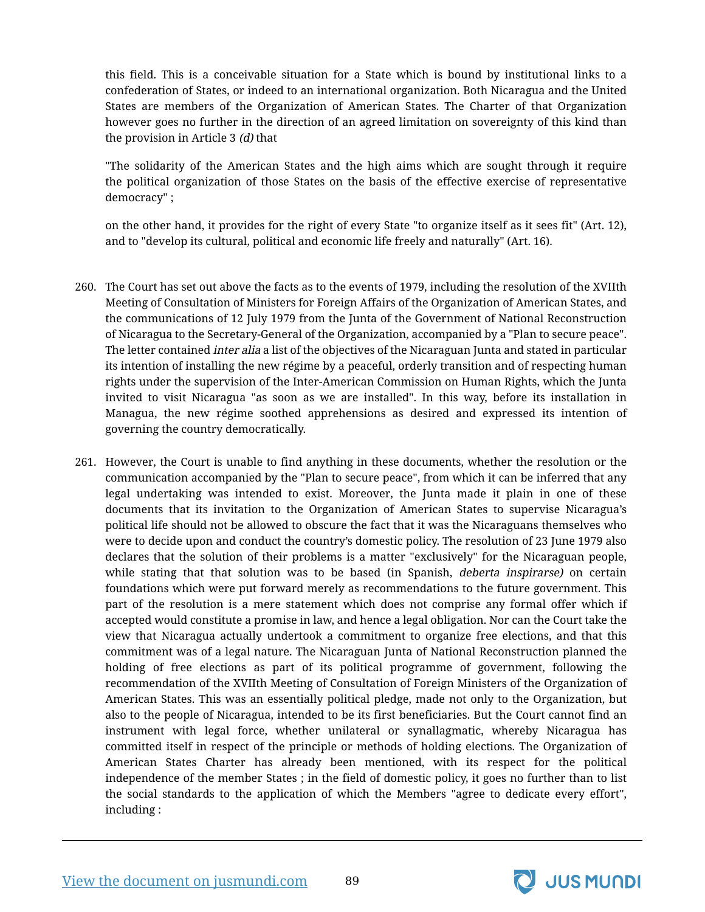this field. This is a conceivable situation for a State which is bound by institutional links to a confederation of States, or indeed to an international organization. Both Nicaragua and the United States are members of the Organization of American States. The Charter of that Organization however goes no further in the direction of an agreed limitation on sovereignty of this kind than the provision in Article 3 *(d)* that

"The solidarity of the American States and the high aims which are sought through it require the political organization of those States on the basis of the effective exercise of representative democracy" ;

on the other hand, it provides for the right of every State "to organize itself as it sees fit" (Art. 12), and to "develop its cultural, political and economic life freely and naturally" (Art. 16).

260. The Court has set out above the facts as to the events of 1979, including the resolution of the XVIIth Meeting of Consultation of Ministers for Foreign Affairs of the Organization of American States, and the communications of 12 July 1979 from the Junta of the Government of National Reconstruction of Nicaragua to the Secretary-General of the Organization, accompanied by a "Plan to secure peace". The letter contained *inter alia* a list of the objectives of the Nicaraguan Junta and stated in particular its intention of installing the new régime by a peaceful, orderly transition and of respecting human rights under the supervision of the Inter-American Commission on Human Rights, which the Junta invited to visit Nicaragua "as soon as we are installed". In this way, before its installation in Managua, the new régime soothed apprehensions as desired and expressed its intention of governing the country democratically.

261. However, the Court is unable to find anything in these documents, whether the resolution or the communication accompanied by the "Plan to secure peace", from which it can be inferred that any legal undertaking was intended to exist. Moreover, the Junta made it plain in one of these documents that its invitation to the Organization of American States to supervise Nicaragua's political life should not be allowed to obscure the fact that it was the Nicaraguans themselves who were to decide upon and conduct the country's domestic policy. The resolution of 23 June 1979 also declares that the solution of their problems is a matter "exclusively" for the Nicaraguan people, while stating that that solution was to be based (in Spanish, *deberta inspirarse)* on certain foundations which were put forward merely as recommendations to the future government. This part of the resolution is a mere statement which does not comprise any formal offer which if accepted would constitute a promise in law, and hence a legal obligation. Nor can the Court take the view that Nicaragua actually undertook a commitment to organize free elections, and that this commitment was of a legal nature. The Nicaraguan Junta of National Reconstruction planned the holding of free elections as part of its political programme of government, following the recommendation of the XVIIth Meeting of Consultation of Foreign Ministers of the Organization of American States. This was an essentially political pledge, made not only to the Organization, but also to the people of Nicaragua, intended to be its first beneficiaries. But the Court cannot find an instrument with legal force, whether unilateral or synallagmatic, whereby Nicaragua has committed itself in respect of the principle or methods of holding elections. The Organization of American States Charter has already been mentioned, with its respect for the political independence of the member States ; in the field of domestic policy, it goes no further than to list the social standards to the application of which the Members "agree to dedicate every effort", including :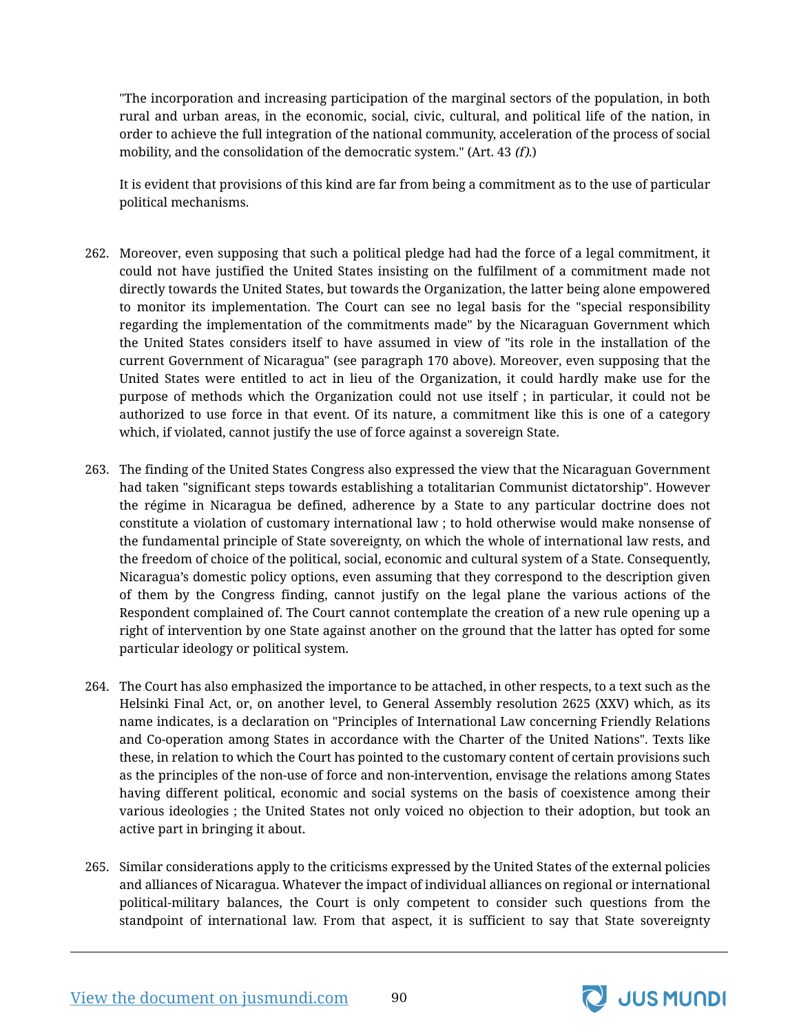"The incorporation and increasing participation of the marginal sectors of the population, in both rural and urban areas, in the economic, social, civic, cultural, and political life of the nation, in order to achieve the full integration of the national community, acceleration of the process of social mobility, and the consolidation of the democratic system." (Art. 43 *(f)*.)

It is evident that provisions of this kind are far from being a commitment as to the use of particular political mechanisms.

262. Moreover, even supposing that such a political pledge had had the force of a legal commitment, it could not have justified the United States insisting on the fulfilment of a commitment made not directly towards the United States, but towards the Organization, the latter being alone empowered to monitor its implementation. The Court can see no legal basis for the "special responsibility regarding the implementation of the commitments made" by the Nicaraguan Government which the United States considers itself to have assumed in view of "its role in the installation of the current Government of Nicaragua" (see paragraph 170 above). Moreover, even supposing that the United States were entitled to act in lieu of the Organization, it could hardly make use for the purpose of methods which the Organization could not use itself ; in particular, it could not be authorized to use force in that event. Of its nature, a commitment like this is one of a category which, if violated, cannot justify the use of force against a sovereign State.

263. The finding of the United States Congress also expressed the view that the Nicaraguan Government had taken "significant steps towards establishing a totalitarian Communist dictatorship". However the régime in Nicaragua be defined, adherence by a State to any particular doctrine does not constitute a violation of customary international law ; to hold otherwise would make nonsense of the fundamental principle of State sovereignty, on which the whole of international law rests, and the freedom of choice of the political, social, economic and cultural system of a State. Consequently, Nicaragua's domestic policy options, even assuming that they correspond to the description given of them by the Congress finding, cannot justify on the legal plane the various actions of the Respondent complained of. The Court cannot contemplate the creation of a new rule opening up a right of intervention by one State against another on the ground that the latter has opted for some particular ideology or political system.

264. The Court has also emphasized the importance to be attached, in other respects, to a text such as the Helsinki Final Act, or, on another level, to General Assembly resolution 2625 (XXV) which, as its name indicates, is a declaration on "Principles of International Law concerning Friendly Relations and Co-operation among States in accordance with the Charter of the United Nations". Texts like these, in relation to which the Court has pointed to the customary content of certain provisions such as the principles of the non-use of force and non-intervention, envisage the relations among States having different political, economic and social systems on the basis of coexistence among their various ideologies ; the United States not only voiced no objection to their adoption, but took an active part in bringing it about.

265. Similar considerations apply to the criticisms expressed by the United States of the external policies and alliances of Nicaragua. Whatever the impact of individual alliances on regional or international political-military balances, the Court is only competent to consider such questions from the standpoint of international law. From that aspect, it is sufficient to say that State sovereignty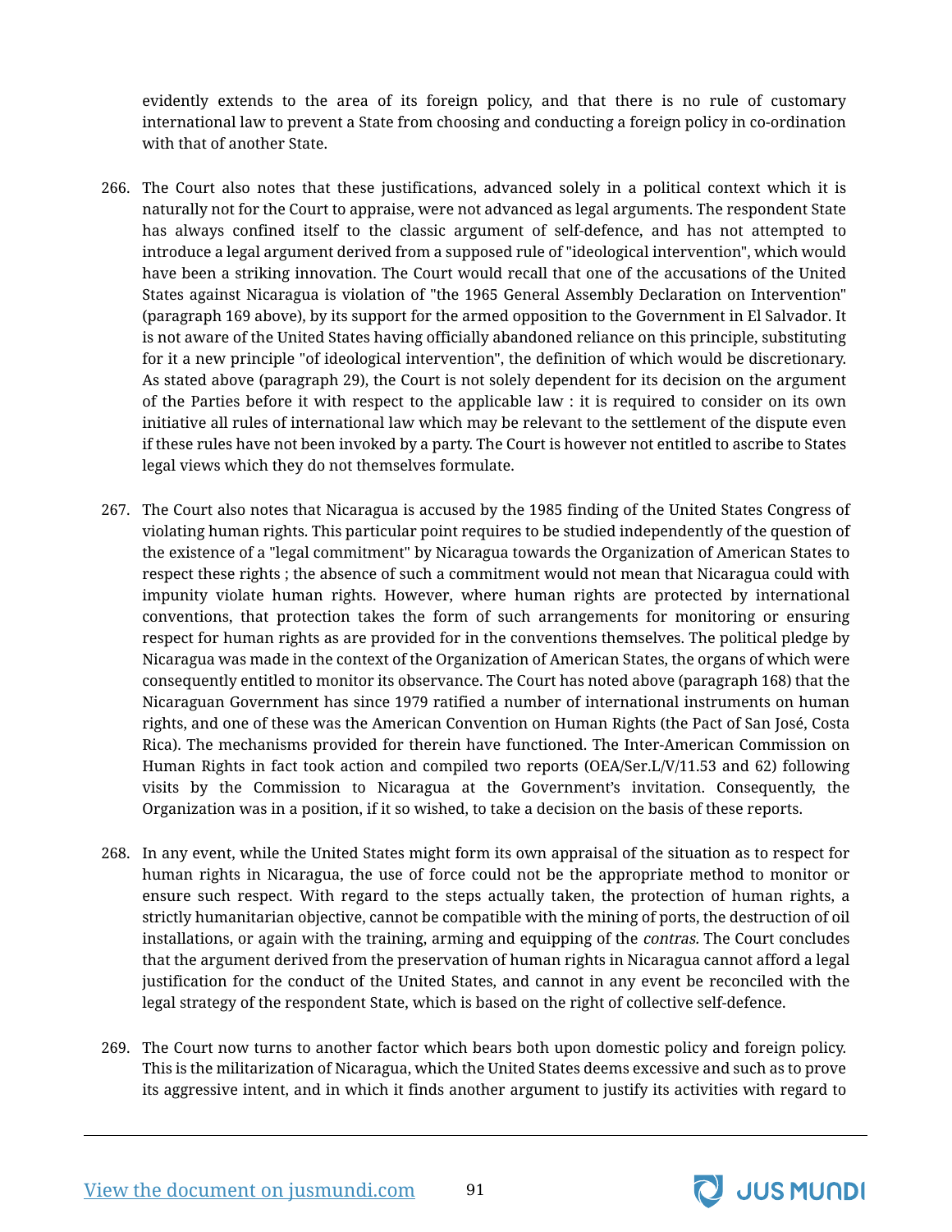evidently extends to the area of its foreign policy, and that there is no rule of customary international law to prevent a State from choosing and conducting a foreign policy in co-ordination with that of another State.

266. The Court also notes that these justifications, advanced solely in a political context which it is naturally not for the Court to appraise, were not advanced as legal arguments. The respondent State has always confined itself to the classic argument of self-defence, and has not attempted to introduce a legal argument derived from a supposed rule of "ideological intervention", which would have been a striking innovation. The Court would recall that one of the accusations of the United States against Nicaragua is violation of "the 1965 General Assembly Declaration on Intervention" (paragraph 169 above), by its support for the armed opposition to the Government in El Salvador. It is not aware of the United States having officially abandoned reliance on this principle, substituting for it a new principle "of ideological intervention", the definition of which would be discretionary. As stated above (paragraph 29), the Court is not solely dependent for its decision on the argument of the Parties before it with respect to the applicable law : it is required to consider on its own initiative all rules of international law which may be relevant to the settlement of the dispute even if these rules have not been invoked by a party. The Court is however not entitled to ascribe to States legal views which they do not themselves formulate.

267. The Court also notes that Nicaragua is accused by the 1985 finding of the United States Congress of violating human rights. This particular point requires to be studied independently of the question of the existence of a "legal commitment" by Nicaragua towards the Organization of American States to respect these rights ; the absence of such a commitment would not mean that Nicaragua could with impunity violate human rights. However, where human rights are protected by international conventions, that protection takes the form of such arrangements for monitoring or ensuring respect for human rights as are provided for in the conventions themselves. The political pledge by Nicaragua was made in the context of the Organization of American States, the organs of which were consequently entitled to monitor its observance. The Court has noted above (paragraph 168) that the Nicaraguan Government has since 1979 ratified a number of international instruments on human rights, and one of these was the American Convention on Human Rights (the Pact of San José, Costa Rica). The mechanisms provided for therein have functioned. The Inter-American Commission on Human Rights in fact took action and compiled two reports (OEA/Ser.L/V/11.53 and 62) following visits by the Commission to Nicaragua at the Government's invitation. Consequently, the Organization was in a position, if it so wished, to take a decision on the basis of these reports.

268. In any event, while the United States might form its own appraisal of the situation as to respect for human rights in Nicaragua, the use of force could not be the appropriate method to monitor or ensure such respect. With regard to the steps actually taken, the protection of human rights, a strictly humanitarian objective, cannot be compatible with the mining of ports, the destruction of oil installations, or again with the training, arming and equipping of the *contras.* The Court concludes that the argument derived from the preservation of human rights in Nicaragua cannot afford a legal justification for the conduct of the United States, and cannot in any event be reconciled with the legal strategy of the respondent State, which is based on the right of collective self-defence.

269. The Court now turns to another factor which bears both upon domestic policy and foreign policy. This is the militarization of Nicaragua, which the United States deems excessive and such as to prove its aggressive intent, and in which it finds another argument to justify its activities with regard to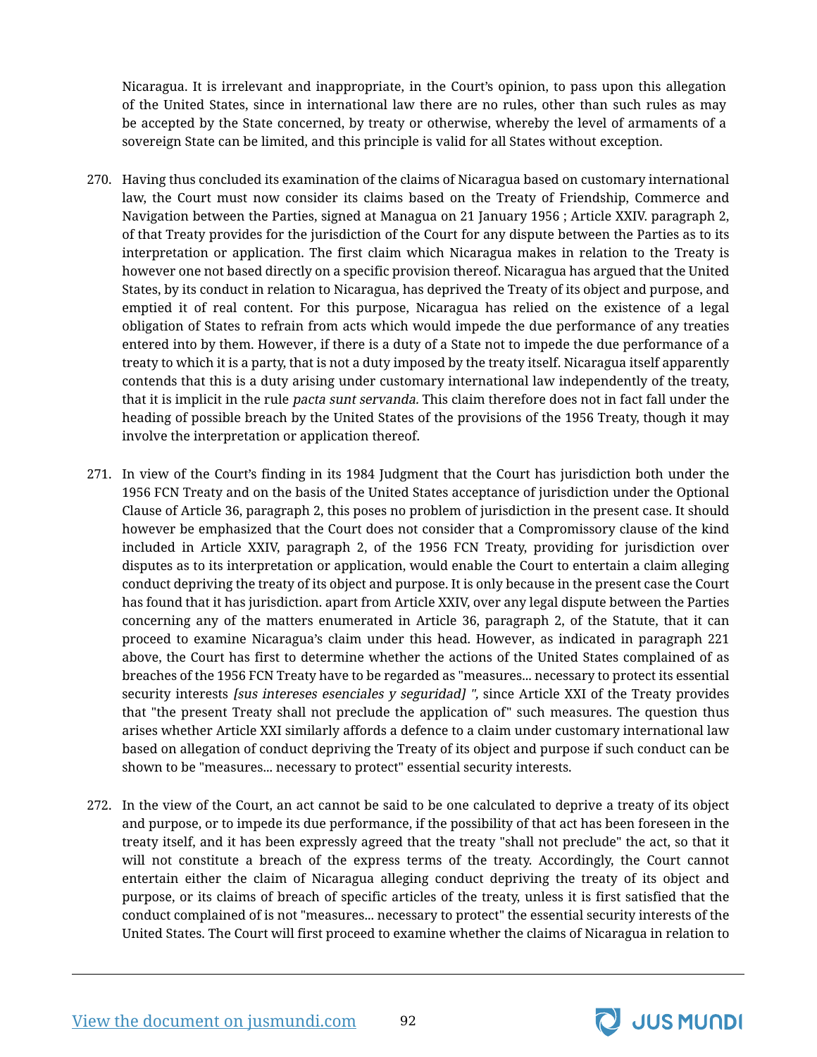Nicaragua. It is irrelevant and inappropriate, in the Court's opinion, to pass upon this allegation of the United States, since in international law there are no rules, other than such rules as may be accepted by the State concerned, by treaty or otherwise, whereby the level of armaments of a sovereign State can be limited, and this principle is valid for all States without exception.

270. Having thus concluded its examination of the claims of Nicaragua based on customary international law, the Court must now consider its claims based on the Treaty of Friendship, Commerce and Navigation between the Parties, signed at Managua on 21 January 1956 ; Article XXIV. paragraph 2, of that Treaty provides for the jurisdiction of the Court for any dispute between the Parties as to its interpretation or application. The first claim which Nicaragua makes in relation to the Treaty is however one not based directly on a specific provision thereof. Nicaragua has argued that the United States, by its conduct in relation to Nicaragua, has deprived the Treaty of its object and purpose, and emptied it of real content. For this purpose, Nicaragua has relied on the existence of a legal obligation of States to refrain from acts which would impede the due performance of any treaties entered into by them. However, if there is a duty of a State not to impede the due performance of a treaty to which it is a party, that is not a duty imposed by the treaty itself. Nicaragua itself apparently contends that this is a duty arising under customary international law independently of the treaty, that it is implicit in the rule *pacta sunt servanda.* This claim therefore does not in fact fall under the heading of possible breach by the United States of the provisions of the 1956 Treaty, though it may involve the interpretation or application thereof.

271. In view of the Court's finding in its 1984 Judgment that the Court has jurisdiction both under the 1956 FCN Treaty and on the basis of the United States acceptance of jurisdiction under the Optional Clause of Article 36, paragraph 2, this poses no problem of jurisdiction in the present case. It should however be emphasized that the Court does not consider that a Compromissory clause of the kind included in Article XXIV, paragraph 2, of the 1956 FCN Treaty, providing for jurisdiction over disputes as to its interpretation or application, would enable the Court to entertain a claim alleging conduct depriving the treaty of its object and purpose. It is only because in the present case the Court has found that it has jurisdiction. apart from Article XXIV, over any legal dispute between the Parties concerning any of the matters enumerated in Article 36, paragraph 2, of the Statute, that it can proceed to examine Nicaragua's claim under this head. However, as indicated in paragraph 221 above, the Court has first to determine whether the actions of the United States complained of as breaches of the 1956 FCN Treaty have to be regarded as "measures... necessary to protect its essential security interests *[sus intereses esenciales y seguridad] ",* since Article XXI of the Treaty provides that "the present Treaty shall not preclude the application of" such measures. The question thus arises whether Article XXI similarly affords a defence to a claim under customary international law based on allegation of conduct depriving the Treaty of its object and purpose if such conduct can be shown to be "measures... necessary to protect" essential security interests.

272. In the view of the Court, an act cannot be said to be one calculated to deprive a treaty of its object and purpose, or to impede its due performance, if the possibility of that act has been foreseen in the treaty itself, and it has been expressly agreed that the treaty "shall not preclude" the act, so that it will not constitute a breach of the express terms of the treaty. Accordingly, the Court cannot entertain either the claim of Nicaragua alleging conduct depriving the treaty of its object and purpose, or its claims of breach of specific articles of the treaty, unless it is first satisfied that the conduct complained of is not "measures... necessary to protect" the essential security interests of the United States. The Court will first proceed to examine whether the claims of Nicaragua in relation to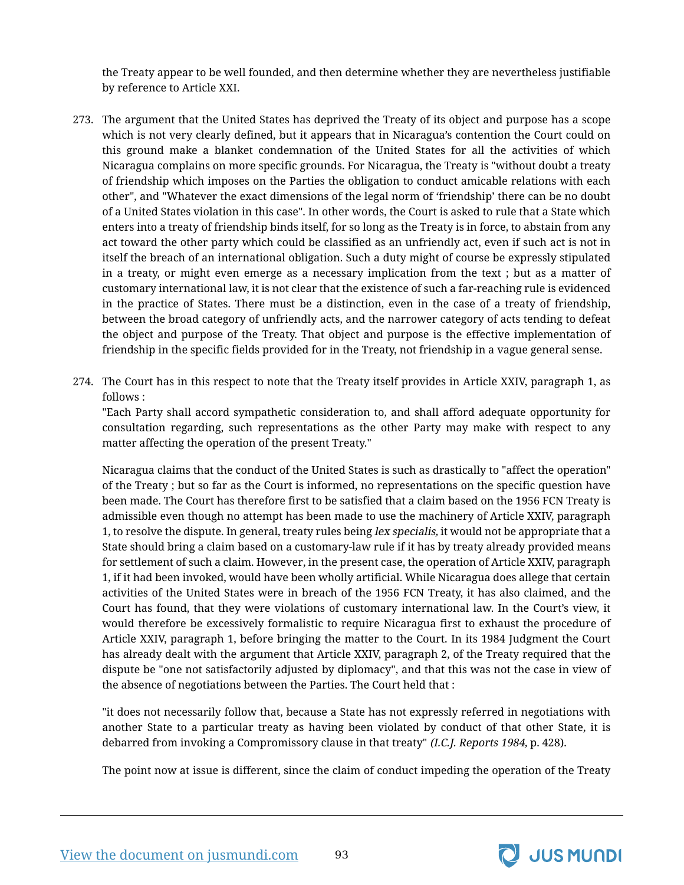the Treaty appear to be well founded, and then determine whether they are nevertheless justifiable by reference to Article XXI.

273. The argument that the United States has deprived the Treaty of its object and purpose has a scope which is not very clearly defined, but it appears that in Nicaragua's contention the Court could on this ground make a blanket condemnation of the United States for all the activities of which Nicaragua complains on more specific grounds. For Nicaragua, the Treaty is "without doubt a treaty of friendship which imposes on the Parties the obligation to conduct amicable relations with each other", and "Whatever the exact dimensions of the legal norm of 'friendship' there can be no doubt of a United States violation in this case". In other words, the Court is asked to rule that a State which enters into a treaty of friendship binds itself, for so long as the Treaty is in force, to abstain from any act toward the other party which could be classified as an unfriendly act, even if such act is not in itself the breach of an international obligation. Such a duty might of course be expressly stipulated in a treaty, or might even emerge as a necessary implication from the text ; but as a matter of customary international law, it is not clear that the existence of such a far-reaching rule is evidenced in the practice of States. There must be a distinction, even in the case of a treaty of friendship, between the broad category of unfriendly acts, and the narrower category of acts tending to defeat the object and purpose of the Treaty. That object and purpose is the effective implementation of friendship in the specific fields provided for in the Treaty, not friendship in a vague general sense.

274. The Court has in this respect to note that the Treaty itself provides in Article XXIV, paragraph 1, as follows :

"Each Party shall accord sympathetic consideration to, and shall afford adequate opportunity for consultation regarding, such representations as the other Party may make with respect to any matter affecting the operation of the present Treaty."

Nicaragua claims that the conduct of the United States is such as drastically to "affect the operation" of the Treaty ; but so far as the Court is informed, no representations on the specific question have been made. The Court has therefore first to be satisfied that a claim based on the 1956 FCN Treaty is admissible even though no attempt has been made to use the machinery of Article XXIV, paragraph 1, to resolve the dispute. In general, treaty rules being *lex specialis,* it would not be appropriate that a State should bring a claim based on a customary-law rule if it has by treaty already provided means for settlement of such a claim. However, in the present case, the operation of Article XXIV, paragraph 1, if it had been invoked, would have been wholly artificial. While Nicaragua does allege that certain activities of the United States were in breach of the 1956 FCN Treaty, it has also claimed, and the Court has found, that they were violations of customary international law. In the Court's view, it would therefore be excessively formalistic to require Nicaragua first to exhaust the procedure of Article XXIV, paragraph 1, before bringing the matter to the Court. In its 1984 Judgment the Court has already dealt with the argument that Article XXIV, paragraph 2, of the Treaty required that the dispute be "one not satisfactorily adjusted by diplomacy", and that this was not the case in view of the absence of negotiations between the Parties. The Court held that :

"it does not necessarily follow that, because a State has not expressly referred in negotiations with another State to a particular treaty as having been violated by conduct of that other State, it is debarred from invoking a Compromissory clause in that treaty" *(I.C.J. Reports 1984,* p. 428).

The point now at issue is different, since the claim of conduct impeding the operation of the Treaty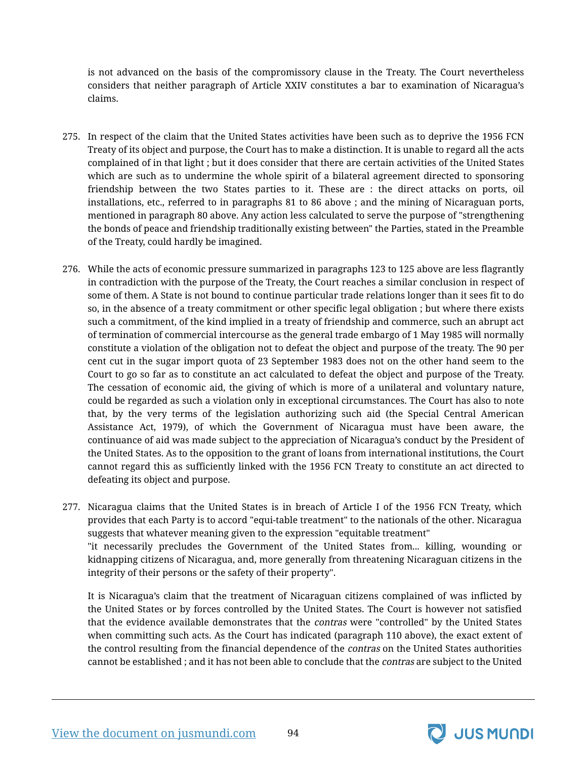is not advanced on the basis of the compromissory clause in the Treaty. The Court nevertheless considers that neither paragraph of Article XXIV constitutes a bar to examination of Nicaragua's claims.

275. In respect of the claim that the United States activities have been such as to deprive the 1956 FCN Treaty of its object and purpose, the Court has to make a distinction. It is unable to regard all the acts complained of in that light ; but it does consider that there are certain activities of the United States which are such as to undermine the whole spirit of a bilateral agreement directed to sponsoring friendship between the two States parties to it. These are : the direct attacks on ports, oil installations, etc., referred to in paragraphs 81 to 86 above ; and the mining of Nicaraguan ports, mentioned in paragraph 80 above. Any action less calculated to serve the purpose of "strengthening the bonds of peace and friendship traditionally existing between" the Parties, stated in the Preamble of the Treaty, could hardly be imagined.

276. While the acts of economic pressure summarized in paragraphs 123 to 125 above are less flagrantly in contradiction with the purpose of the Treaty, the Court reaches a similar conclusion in respect of some of them. A State is not bound to continue particular trade relations longer than it sees fit to do so, in the absence of a treaty commitment or other specific legal obligation ; but where there exists such a commitment, of the kind implied in a treaty of friendship and commerce, such an abrupt act of termination of commercial intercourse as the general trade embargo of 1 May 1985 will normally constitute a violation of the obligation not to defeat the object and purpose of the treaty. The 90 per cent cut in the sugar import quota of 23 September 1983 does not on the other hand seem to the Court to go so far as to constitute an act calculated to defeat the object and purpose of the Treaty. The cessation of economic aid, the giving of which is more of a unilateral and voluntary nature, could be regarded as such a violation only in exceptional circumstances. The Court has also to note that, by the very terms of the legislation authorizing such aid (the Special Central American Assistance Act, 1979), of which the Government of Nicaragua must have been aware, the continuance of aid was made subject to the appreciation of Nicaragua's conduct by the President of the United States. As to the opposition to the grant of loans from international institutions, the Court cannot regard this as sufficiently linked with the 1956 FCN Treaty to constitute an act directed to defeating its object and purpose.

277. Nicaragua claims that the United States is in breach of Article I of the 1956 FCN Treaty, which provides that each Party is to accord "equi-table treatment" to the nationals of the other. Nicaragua suggests that whatever meaning given to the expression "equitable treatment"

"it necessarily precludes the Government of the United States from... killing, wounding or kidnapping citizens of Nicaragua, and, more generally from threatening Nicaraguan citizens in the integrity of their persons or the safety of their property".

It is Nicaragua's claim that the treatment of Nicaraguan citizens complained of was inflicted by the United States or by forces controlled by the United States. The Court is however not satisfied that the evidence available demonstrates that the *contras* were "controlled" by the United States when committing such acts. As the Court has indicated (paragraph 110 above), the exact extent of the control resulting from the financial dependence of the *contras* on the United States authorities cannot be established ; and it has not been able to conclude that the *contras* are subject to the United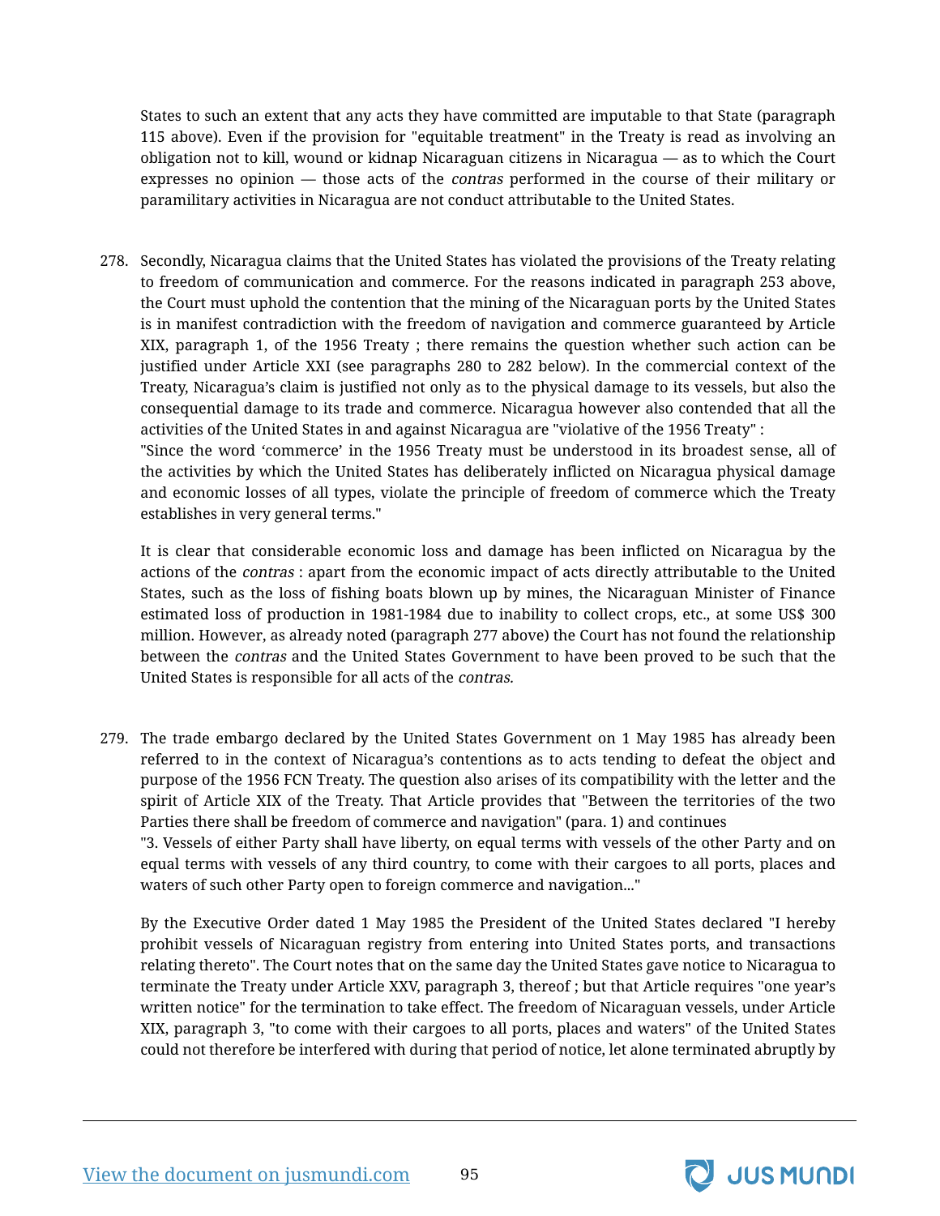States to such an extent that any acts they have committed are imputable to that State (paragraph 115 above). Even if the provision for "equitable treatment" in the Treaty is read as involving an obligation not to kill, wound or kidnap Nicaraguan citizens in Nicaragua — as to which the Court expresses no opinion — those acts of the *contras* performed in the course of their military or paramilitary activities in Nicaragua are not conduct attributable to the United States.

278. Secondly, Nicaragua claims that the United States has violated the provisions of the Treaty relating to freedom of communication and commerce. For the reasons indicated in paragraph 253 above, the Court must uphold the contention that the mining of the Nicaraguan ports by the United States is in manifest contradiction with the freedom of navigation and commerce guaranteed by Article XIX, paragraph 1, of the 1956 Treaty ; there remains the question whether such action can be justified under Article XXI (see paragraphs 280 to 282 below). In the commercial context of the Treaty, Nicaragua's claim is justified not only as to the physical damage to its vessels, but also the consequential damage to its trade and commerce. Nicaragua however also contended that all the activities of the United States in and against Nicaragua are "violative of the 1956 Treaty" :

"Since the word 'commerce' in the 1956 Treaty must be understood in its broadest sense, all of the activities by which the United States has deliberately inflicted on Nicaragua physical damage and economic losses of all types, violate the principle of freedom of commerce which the Treaty establishes in very general terms."

It is clear that considerable economic loss and damage has been inflicted on Nicaragua by the actions of the *contras* : apart from the economic impact of acts directly attributable to the United States, such as the loss of fishing boats blown up by mines, the Nicaraguan Minister of Finance estimated loss of production in 1981-1984 due to inability to collect crops, etc., at some US$ 300 million. However, as already noted (paragraph 277 above) the Court has not found the relationship between the *contras* and the United States Government to have been proved to be such that the United States is responsible for all acts of the *contras.*

279. The trade embargo declared by the United States Government on 1 May 1985 has already been referred to in the context of Nicaragua's contentions as to acts tending to defeat the object and purpose of the 1956 FCN Treaty. The question also arises of its compatibility with the letter and the spirit of Article XIX of the Treaty. That Article provides that "Between the territories of the two Parties there shall be freedom of commerce and navigation" (para. 1) and continues

"3. Vessels of either Party shall have liberty, on equal terms with vessels of the other Party and on equal terms with vessels of any third country, to come with their cargoes to all ports, places and waters of such other Party open to foreign commerce and navigation..."

By the Executive Order dated 1 May 1985 the President of the United States declared "I hereby prohibit vessels of Nicaraguan registry from entering into United States ports, and transactions relating thereto". The Court notes that on the same day the United States gave notice to Nicaragua to terminate the Treaty under Article XXV, paragraph 3, thereof ; but that Article requires "one year's written notice" for the termination to take effect. The freedom of Nicaraguan vessels, under Article XIX, paragraph 3, "to come with their cargoes to all ports, places and waters" of the United States could not therefore be interfered with during that period of notice, let alone terminated abruptly by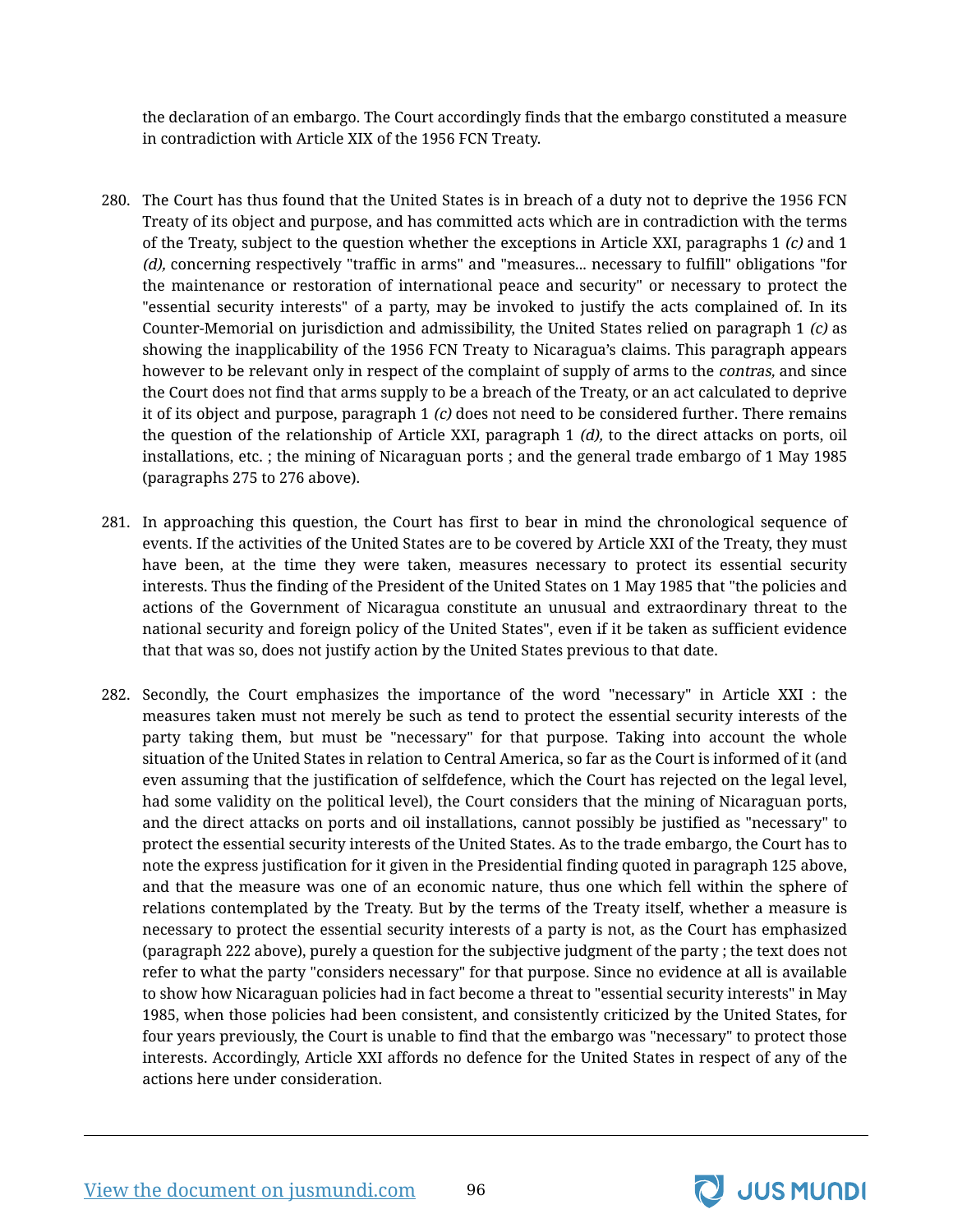the declaration of an embargo. The Court accordingly finds that the embargo constituted a measure in contradiction with Article XIX of the 1956 FCN Treaty.

280. The Court has thus found that the United States is in breach of a duty not to deprive the 1956 FCN Treaty of its object and purpose, and has committed acts which are in contradiction with the terms of the Treaty, subject to the question whether the exceptions in Article XXI, paragraphs 1 *(c)* and 1 *(d),* concerning respectively "traffic in arms" and "measures... necessary to fulfill" obligations "for the maintenance or restoration of international peace and security" or necessary to protect the "essential security interests" of a party, may be invoked to justify the acts complained of. In its Counter-Memorial on jurisdiction and admissibility, the United States relied on paragraph 1 *(c)* as showing the inapplicability of the 1956 FCN Treaty to Nicaragua's claims. This paragraph appears however to be relevant only in respect of the complaint of supply of arms to the *contras,* and since the Court does not find that arms supply to be a breach of the Treaty, or an act calculated to deprive it of its object and purpose, paragraph 1 *(c)* does not need to be considered further. There remains the question of the relationship of Article XXI, paragraph 1 *(d),* to the direct attacks on ports, oil installations, etc. ; the mining of Nicaraguan ports ; and the general trade embargo of 1 May 1985 (paragraphs 275 to 276 above).

281. In approaching this question, the Court has first to bear in mind the chronological sequence of events. If the activities of the United States are to be covered by Article XXI of the Treaty, they must have been, at the time they were taken, measures necessary to protect its essential security interests. Thus the finding of the President of the United States on 1 May 1985 that "the policies and actions of the Government of Nicaragua constitute an unusual and extraordinary threat to the national security and foreign policy of the United States", even if it be taken as sufficient evidence that that was so, does not justify action by the United States previous to that date.

282. Secondly, the Court emphasizes the importance of the word "necessary" in Article XXI : the measures taken must not merely be such as tend to protect the essential security interests of the party taking them, but must be "necessary" for that purpose. Taking into account the whole situation of the United States in relation to Central America, so far as the Court is informed of it (and even assuming that the justification of selfdefence, which the Court has rejected on the legal level, had some validity on the political level), the Court considers that the mining of Nicaraguan ports, and the direct attacks on ports and oil installations, cannot possibly be justified as "necessary" to protect the essential security interests of the United States. As to the trade embargo, the Court has to note the express justification for it given in the Presidential finding quoted in paragraph 125 above, and that the measure was one of an economic nature, thus one which fell within the sphere of relations contemplated by the Treaty. But by the terms of the Treaty itself, whether a measure is necessary to protect the essential security interests of a party is not, as the Court has emphasized (paragraph 222 above), purely a question for the subjective judgment of the party ; the text does not refer to what the party "considers necessary" for that purpose. Since no evidence at all is available to show how Nicaraguan policies had in fact become a threat to "essential security interests" in May 1985, when those policies had been consistent, and consistently criticized by the United States, for four years previously, the Court is unable to find that the embargo was "necessary" to protect those interests. Accordingly, Article XXI affords no defence for the United States in respect of any of the actions here under consideration.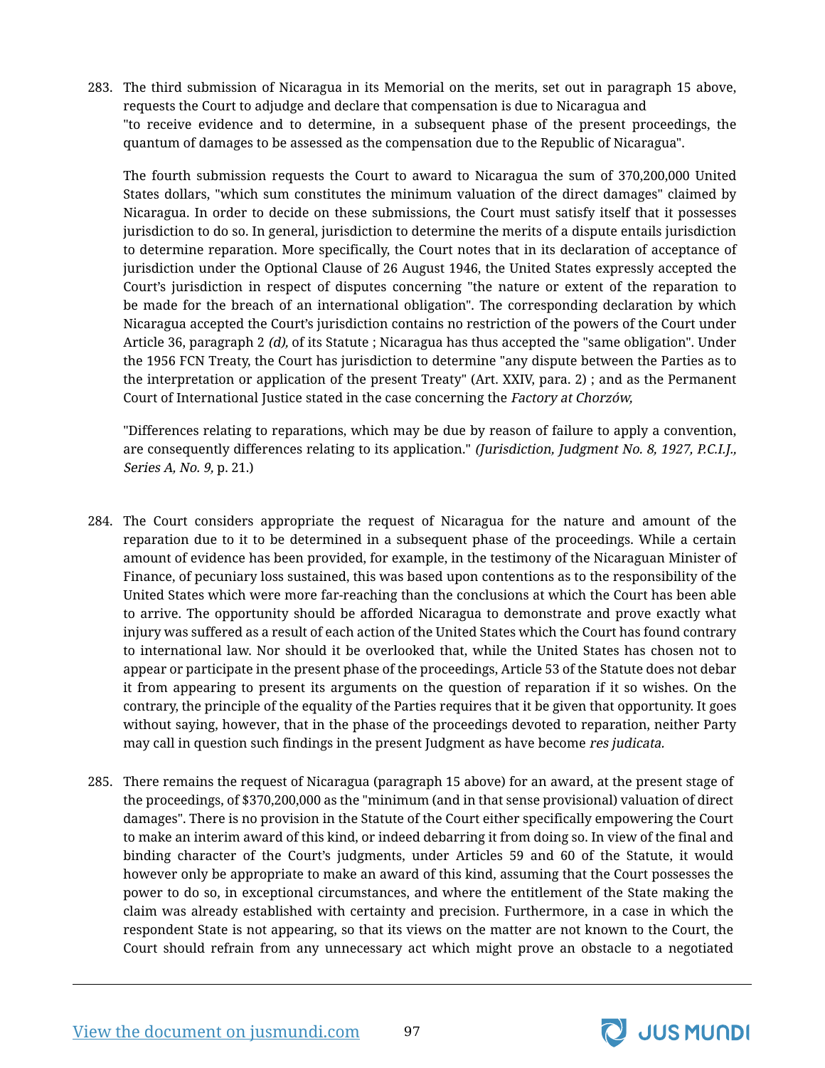283. The third submission of Nicaragua in its Memorial on the merits, set out in paragraph 15 above, requests the Court to adjudge and declare that compensation is due to Nicaragua and "to receive evidence and to determine, in a subsequent phase of the present proceedings, the quantum of damages to be assessed as the compensation due to the Republic of Nicaragua".

The fourth submission requests the Court to award to Nicaragua the sum of 370,200,000 United States dollars, "which sum constitutes the minimum valuation of the direct damages" claimed by Nicaragua. In order to decide on these submissions, the Court must satisfy itself that it possesses jurisdiction to do so. In general, jurisdiction to determine the merits of a dispute entails jurisdiction to determine reparation. More specifically, the Court notes that in its declaration of acceptance of jurisdiction under the Optional Clause of 26 August 1946, the United States expressly accepted the Court's jurisdiction in respect of disputes concerning "the nature or extent of the reparation to be made for the breach of an international obligation". The corresponding declaration by which Nicaragua accepted the Court's jurisdiction contains no restriction of the powers of the Court under Article 36, paragraph 2 *(d),* of its Statute ; Nicaragua has thus accepted the "same obligation". Under the 1956 FCN Treaty, the Court has jurisdiction to determine "any dispute between the Parties as to the interpretation or application of the present Treaty" (Art. XXIV, para. 2) ; and as the Permanent Court of International Justice stated in the case concerning the *Factory at Chorzów,*

"Differences relating to reparations, which may be due by reason of failure to apply a convention, are consequently differences relating to its application." *(Jurisdiction, Judgment No. 8, 1927, P.C.I.J., Series A, No. 9,* p. 21.)

284. The Court considers appropriate the request of Nicaragua for the nature and amount of the reparation due to it to be determined in a subsequent phase of the proceedings. While a certain amount of evidence has been provided, for example, in the testimony of the Nicaraguan Minister of Finance, of pecuniary loss sustained, this was based upon contentions as to the responsibility of the United States which were more far-reaching than the conclusions at which the Court has been able to arrive. The opportunity should be afforded Nicaragua to demonstrate and prove exactly what injury was suffered as a result of each action of the United States which the Court has found contrary to international law. Nor should it be overlooked that, while the United States has chosen not to appear or participate in the present phase of the proceedings, Article 53 of the Statute does not debar it from appearing to present its arguments on the question of reparation if it so wishes. On the contrary, the principle of the equality of the Parties requires that it be given that opportunity. It goes without saying, however, that in the phase of the proceedings devoted to reparation, neither Party may call in question such findings in the present Judgment as have become *res judicata.*

285. There remains the request of Nicaragua (paragraph 15 above) for an award, at the present stage of the proceedings, of $370,200,000 as the "minimum (and in that sense provisional) valuation of direct damages". There is no provision in the Statute of the Court either specifically empowering the Court to make an interim award of this kind, or indeed debarring it from doing so. In view of the final and binding character of the Court's judgments, under Articles 59 and 60 of the Statute, it would however only be appropriate to make an award of this kind, assuming that the Court possesses the power to do so, in exceptional circumstances, and where the entitlement of the State making the claim was already established with certainty and precision. Furthermore, in a case in which the respondent State is not appearing, so that its views on the matter are not known to the Court, the Court should refrain from any unnecessary act which might prove an obstacle to a negotiated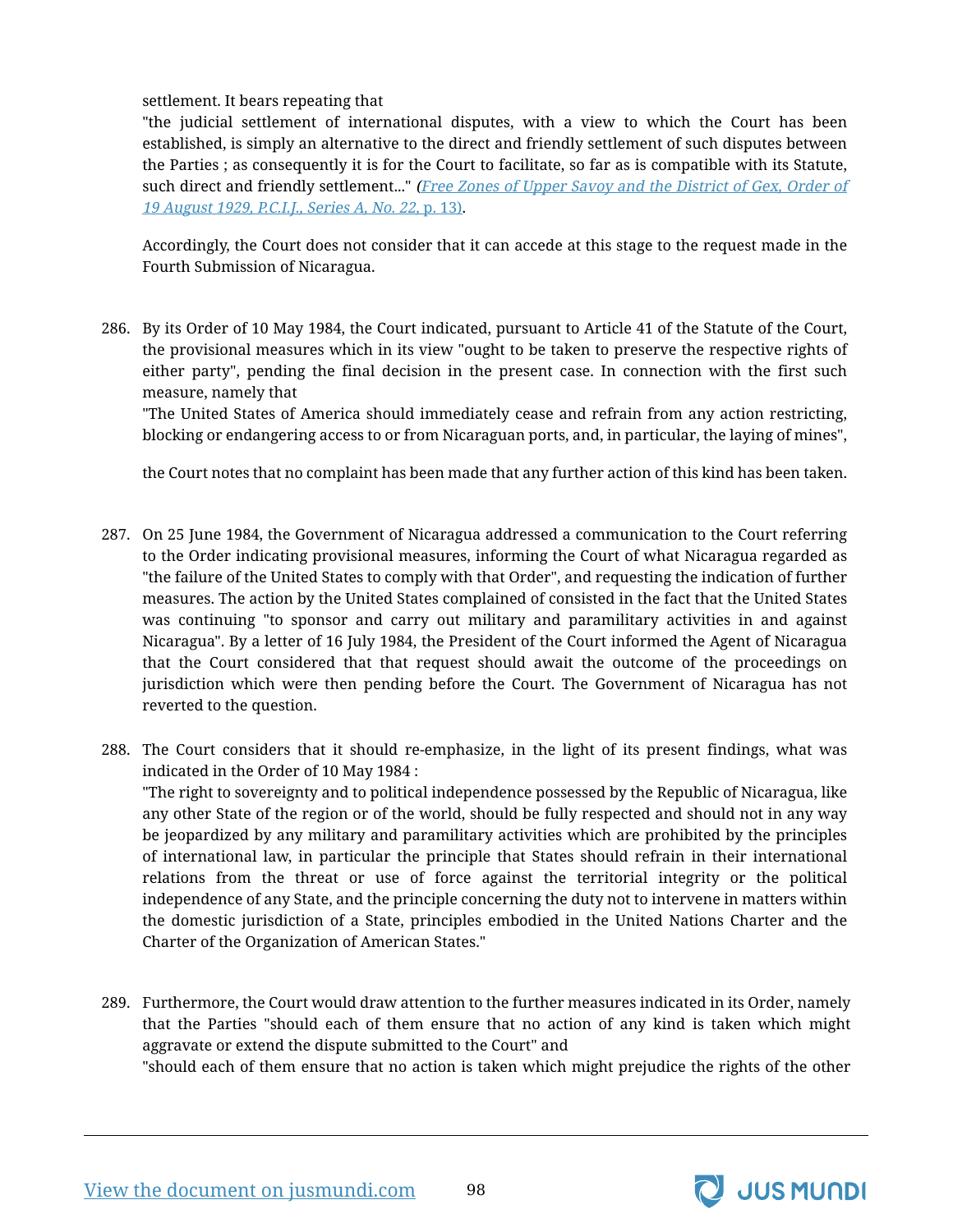settlement. It bears repeating that

"the judicial settlement of international disputes, with a view to which the Court has been established, is simply an alternative to the direct and friendly settlement of such disputes between the Parties ; as consequently it is for the Court to facilitate, so far as is compatible with its Statute, such direct and friendly settlement..." *(Free Zones of Upper Savoy and the District of Gex, Order of 19 August 1929, P.C.I.J., Series A, No. 22,* p. 13).

Accordingly, the Court does not consider that it can accede at this stage to the request made in the Fourth Submission of Nicaragua.

286. By its Order of 10 May 1984, the Court indicated, pursuant to Article 41 of the Statute of the Court, the provisional measures which in its view "ought to be taken to preserve the respective rights of either party", pending the final decision in the present case. In connection with the first such measure, namely that

"The United States of America should immediately cease and refrain from any action restricting, blocking or endangering access to or from Nicaraguan ports, and, in particular, the laying of mines",

the Court notes that no complaint has been made that any further action of this kind has been taken.

287. On 25 June 1984, the Government of Nicaragua addressed a communication to the Court referring to the Order indicating provisional measures, informing the Court of what Nicaragua regarded as "the failure of the United States to comply with that Order", and requesting the indication of further measures. The action by the United States complained of consisted in the fact that the United States was continuing "to sponsor and carry out military and paramilitary activities in and against Nicaragua". By a letter of 16 July 1984, the President of the Court informed the Agent of Nicaragua that the Court considered that that request should await the outcome of the proceedings on jurisdiction which were then pending before the Court. The Government of Nicaragua has not reverted to the question.

288. The Court considers that it should re-emphasize, in the light of its present findings, what was indicated in the Order of 10 May 1984 :

"The right to sovereignty and to political independence possessed by the Republic of Nicaragua, like any other State of the region or of the world, should be fully respected and should not in any way be jeopardized by any military and paramilitary activities which are prohibited by the principles of international law, in particular the principle that States should refrain in their international relations from the threat or use of force against the territorial integrity or the political independence of any State, and the principle concerning the duty not to intervene in matters within the domestic jurisdiction of a State, principles embodied in the United Nations Charter and the Charter of the Organization of American States."

289. Furthermore, the Court would draw attention to the further measures indicated in its Order, namely that the Parties "should each of them ensure that no action of any kind is taken which might aggravate or extend the dispute submitted to the Court" and

"should each of them ensure that no action is taken which might prejudice the rights of the other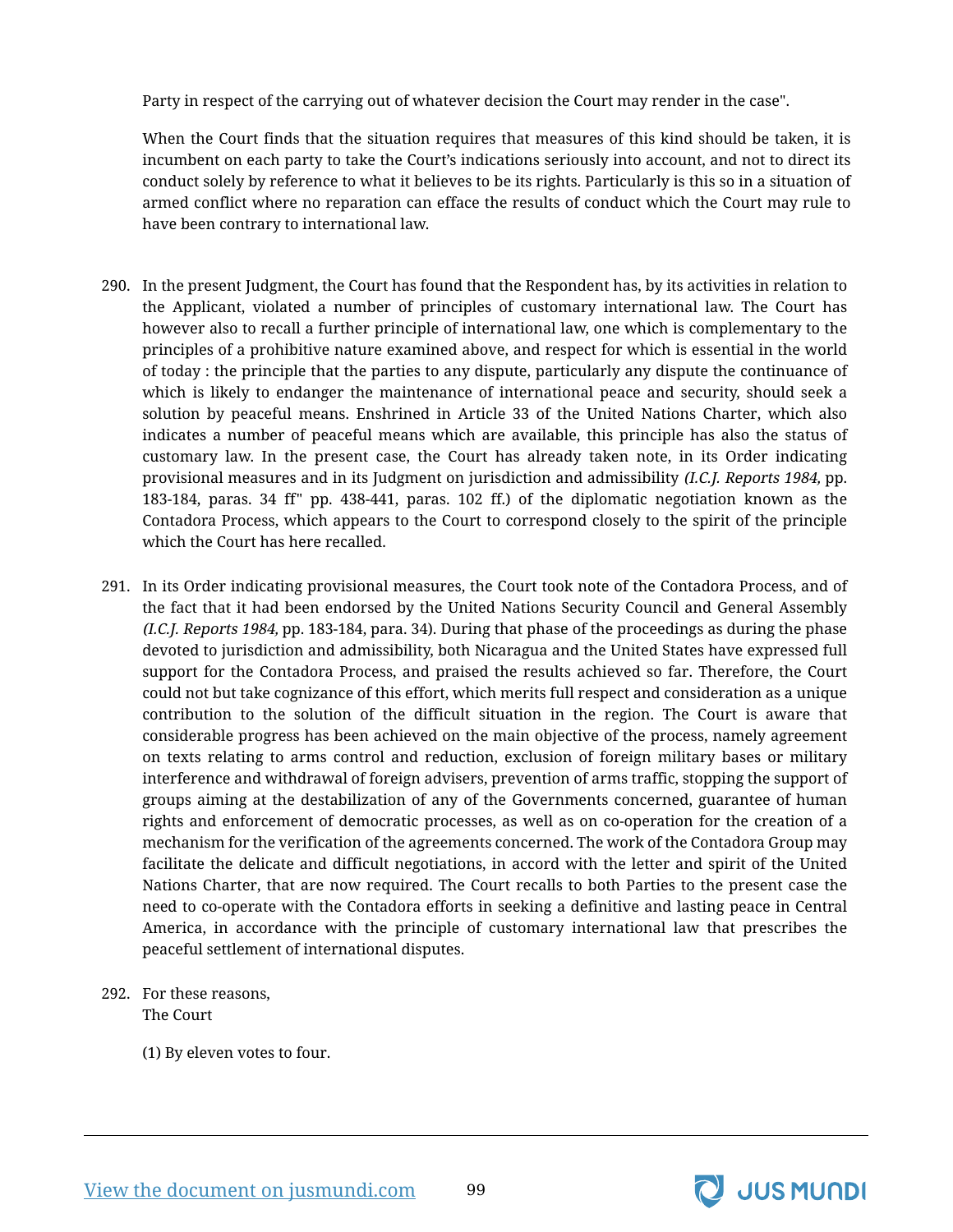Party in respect of the carrying out of whatever decision the Court may render in the case".

When the Court finds that the situation requires that measures of this kind should be taken, it is incumbent on each party to take the Court's indications seriously into account, and not to direct its conduct solely by reference to what it believes to be its rights. Particularly is this so in a situation of armed conflict where no reparation can efface the results of conduct which the Court may rule to have been contrary to international law.

290. In the present Judgment, the Court has found that the Respondent has, by its activities in relation to the Applicant, violated a number of principles of customary international law. The Court has however also to recall a further principle of international law, one which is complementary to the principles of a prohibitive nature examined above, and respect for which is essential in the world of today : the principle that the parties to any dispute, particularly any dispute the continuance of which is likely to endanger the maintenance of international peace and security, should seek a solution by peaceful means. Enshrined in Article 33 of the United Nations Charter, which also indicates a number of peaceful means which are available, this principle has also the status of customary law. In the present case, the Court has already taken note, in its Order indicating provisional measures and in its Judgment on jurisdiction and admissibility *(I.C.J. Reports 1984,* pp. 183-184, paras. 34 ff" pp. 438-441, paras. 102 ff.) of the diplomatic negotiation known as the Contadora Process, which appears to the Court to correspond closely to the spirit of the principle which the Court has here recalled.

291. In its Order indicating provisional measures, the Court took note of the Contadora Process, and of the fact that it had been endorsed by the United Nations Security Council and General Assembly *(I.C.J. Reports 1984,* pp. 183-184, para. 34). During that phase of the proceedings as during the phase devoted to jurisdiction and admissibility, both Nicaragua and the United States have expressed full support for the Contadora Process, and praised the results achieved so far. Therefore, the Court could not but take cognizance of this effort, which merits full respect and consideration as a unique contribution to the solution of the difficult situation in the region. The Court is aware that considerable progress has been achieved on the main objective of the process, namely agreement on texts relating to arms control and reduction, exclusion of foreign military bases or military interference and withdrawal of foreign advisers, prevention of arms traffic, stopping the support of groups aiming at the destabilization of any of the Governments concerned, guarantee of human rights and enforcement of democratic processes, as well as on co-operation for the creation of a mechanism for the verification of the agreements concerned. The work of the Contadora Group may facilitate the delicate and difficult negotiations, in accord with the letter and spirit of the United Nations Charter, that are now required. The Court recalls to both Parties to the present case the need to co-operate with the Contadora efforts in seeking a definitive and lasting peace in Central America, in accordance with the principle of customary international law that prescribes the peaceful settlement of international disputes.

292. For these reasons,
The Court

(1) By eleven votes to four.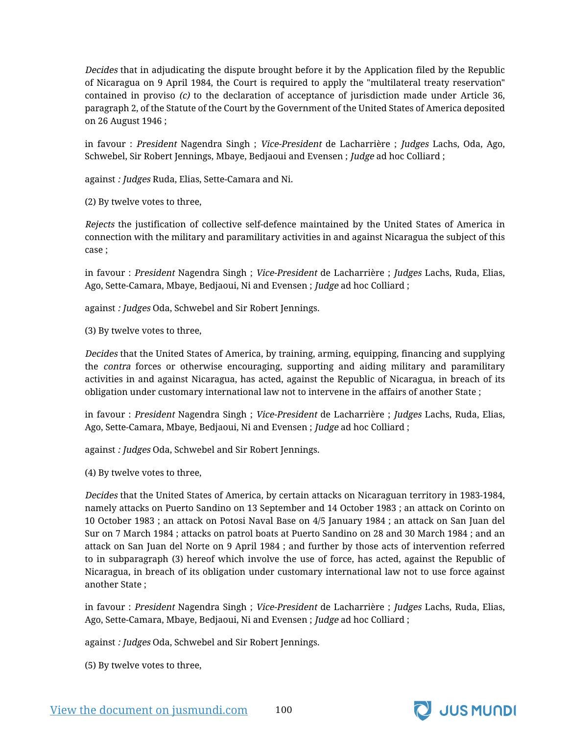*Decides* that in adjudicating the dispute brought before it by the Application filed by the Republic of Nicaragua on 9 April 1984, the Court is required to apply the "multilateral treaty reservation" contained in proviso *(c)* to the declaration of acceptance of jurisdiction made under Article 36, paragraph 2, of the Statute of the Court by the Government of the United States of America deposited on 26 August 1946 ;

in favour : *President* Nagendra Singh ; *Vice-President* de Lacharrière ; *Judges* Lachs, Oda, Ago, Schwebel, Sir Robert Jennings, Mbaye, Bedjaoui and Evensen ; *Judge* ad hoc Colliard ;

against *: Judges* Ruda, Elias, Sette-Camara and Ni.

(2) By twelve votes to three,

*Rejects* the justification of collective self-defence maintained by the United States of America in connection with the military and paramilitary activities in and against Nicaragua the subject of this case ;

in favour : *President* Nagendra Singh ; *Vice-President* de Lacharrière ; *Judges* Lachs, Ruda, Elias, Ago, Sette-Camara, Mbaye, Bedjaoui, Ni and Evensen ; *Judge* ad hoc Colliard ;

against *: Judges* Oda, Schwebel and Sir Robert Jennings.

(3) By twelve votes to three,

*Decides* that the United States of America, by training, arming, equipping, financing and supplying the *contra* forces or otherwise encouraging, supporting and aiding military and paramilitary activities in and against Nicaragua, has acted, against the Republic of Nicaragua, in breach of its obligation under customary international law not to intervene in the affairs of another State ;

in favour : *President* Nagendra Singh ; *Vice-President* de Lacharrière ; *Judges* Lachs, Ruda, Elias, Ago, Sette-Camara, Mbaye, Bedjaoui, Ni and Evensen ; *Judge* ad hoc Colliard ;

against *: Judges* Oda, Schwebel and Sir Robert Jennings.

(4) By twelve votes to three,

*Decides* that the United States of America, by certain attacks on Nicaraguan territory in 1983-1984, namely attacks on Puerto Sandino on 13 September and 14 October 1983 ; an attack on Corinto on 10 October 1983 ; an attack on Potosi Naval Base on 4/5 January 1984 ; an attack on San Juan del Sur on 7 March 1984 ; attacks on patrol boats at Puerto Sandino on 28 and 30 March 1984 ; and an attack on San Juan del Norte on 9 April 1984 ; and further by those acts of intervention referred to in subparagraph (3) hereof which involve the use of force, has acted, against the Republic of Nicaragua, in breach of its obligation under customary international law not to use force against another State ;

in favour : *President* Nagendra Singh ; *Vice-President* de Lacharrière ; *Judges* Lachs, Ruda, Elias, Ago, Sette-Camara, Mbaye, Bedjaoui, Ni and Evensen ; *Judge* ad hoc Colliard ;

against *: Judges* Oda, Schwebel and Sir Robert Jennings.

(5) By twelve votes to three,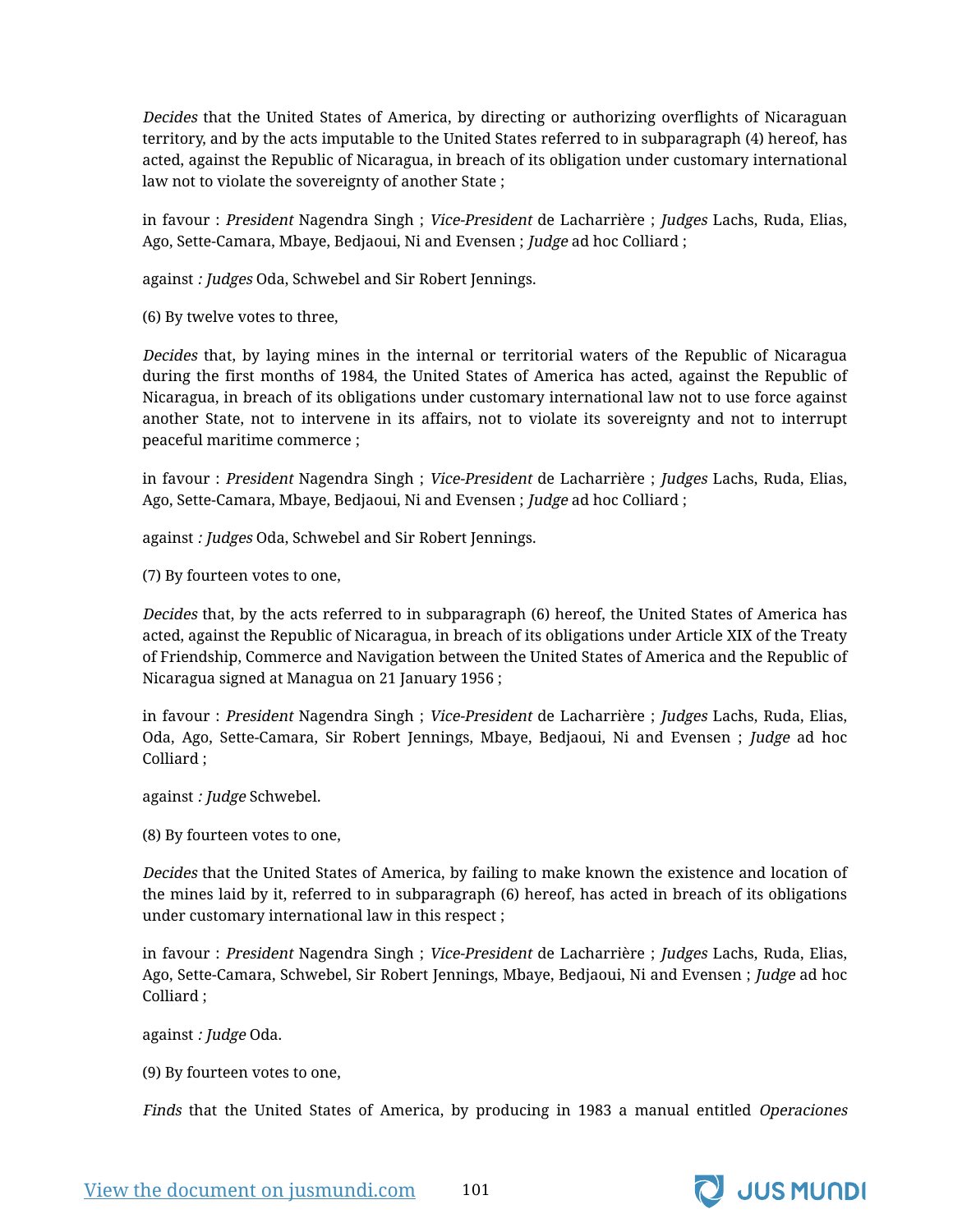*Decides* that the United States of America, by directing or authorizing overflights of Nicaraguan territory, and by the acts imputable to the United States referred to in subparagraph (4) hereof, has acted, against the Republic of Nicaragua, in breach of its obligation under customary international law not to violate the sovereignty of another State ;

in favour : *President* Nagendra Singh ; *Vice-President* de Lacharrière ; *Judges* Lachs, Ruda, Elias, Ago, Sette-Camara, Mbaye, Bedjaoui, Ni and Evensen ; *Judge* ad hoc Colliard ;

against *: Judges* Oda, Schwebel and Sir Robert Jennings.

(6) By twelve votes to three,

*Decides* that, by laying mines in the internal or territorial waters of the Republic of Nicaragua during the first months of 1984, the United States of America has acted, against the Republic of Nicaragua, in breach of its obligations under customary international law not to use force against another State, not to intervene in its affairs, not to violate its sovereignty and not to interrupt peaceful maritime commerce ;

in favour : *President* Nagendra Singh ; *Vice-President* de Lacharrière ; *Judges* Lachs, Ruda, Elias, Ago, Sette-Camara, Mbaye, Bedjaoui, Ni and Evensen ; *Judge* ad hoc Colliard ;

against *: Judges* Oda, Schwebel and Sir Robert Jennings.

(7) By fourteen votes to one,

*Decides* that, by the acts referred to in subparagraph (6) hereof, the United States of America has acted, against the Republic of Nicaragua, in breach of its obligations under Article XIX of the Treaty of Friendship, Commerce and Navigation between the United States of America and the Republic of Nicaragua signed at Managua on 21 January 1956 ;

in favour : *President* Nagendra Singh ; *Vice-President* de Lacharrière ; *Judges* Lachs, Ruda, Elias, Oda, Ago, Sette-Camara, Sir Robert Jennings, Mbaye, Bedjaoui, Ni and Evensen ; *Judge* ad hoc Colliard ;

against *: Judge* Schwebel.

(8) By fourteen votes to one,

*Decides* that the United States of America, by failing to make known the existence and location of the mines laid by it, referred to in subparagraph (6) hereof, has acted in breach of its obligations under customary international law in this respect ;

in favour : *President* Nagendra Singh ; *Vice-President* de Lacharrière ; *Judges* Lachs, Ruda, Elias, Ago, Sette-Camara, Schwebel, Sir Robert Jennings, Mbaye, Bedjaoui, Ni and Evensen ; *Judge* ad hoc Colliard ;

against *: Judge* Oda.

(9) By fourteen votes to one,

*Finds* that the United States of America, by producing in 1983 a manual entitled *Operaciones*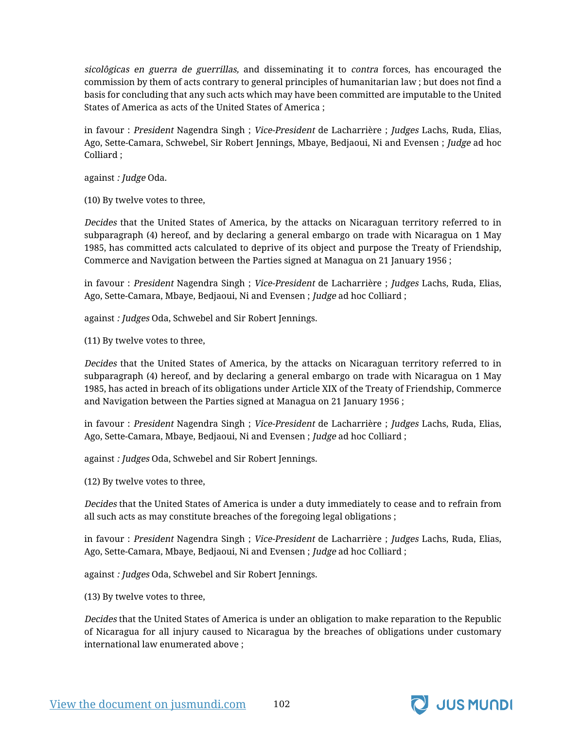*sicolôgicas en guerra de guerrillas,* and disseminating it to *contra* forces, has encouraged the commission by them of acts contrary to general principles of humanitarian law ; but does not find a basis for concluding that any such acts which may have been committed are imputable to the United States of America as acts of the United States of America ;

in favour : *President* Nagendra Singh ; *Vice-President* de Lacharrière ; *Judges* Lachs, Ruda, Elias, Ago, Sette-Camara, Schwebel, Sir Robert Jennings, Mbaye, Bedjaoui, Ni and Evensen ; *Judge* ad hoc Colliard ;

against *: Judge* Oda.

(10) By twelve votes to three,

*Decides* that the United States of America, by the attacks on Nicaraguan territory referred to in subparagraph (4) hereof, and by declaring a general embargo on trade with Nicaragua on 1 May 1985, has committed acts calculated to deprive of its object and purpose the Treaty of Friendship, Commerce and Navigation between the Parties signed at Managua on 21 January 1956 ;

in favour : *President* Nagendra Singh ; *Vice-President* de Lacharrière ; *Judges* Lachs, Ruda, Elias, Ago, Sette-Camara, Mbaye, Bedjaoui, Ni and Evensen ; *Judge* ad hoc Colliard ;

against *: Judges* Oda, Schwebel and Sir Robert Jennings.

(11) By twelve votes to three,

*Decides* that the United States of America, by the attacks on Nicaraguan territory referred to in subparagraph (4) hereof, and by declaring a general embargo on trade with Nicaragua on 1 May 1985, has acted in breach of its obligations under Article XIX of the Treaty of Friendship, Commerce and Navigation between the Parties signed at Managua on 21 January 1956 ;

in favour : *President* Nagendra Singh ; *Vice-President* de Lacharrière ; *Judges* Lachs, Ruda, Elias, Ago, Sette-Camara, Mbaye, Bedjaoui, Ni and Evensen ; *Judge* ad hoc Colliard ;

against *: Judges* Oda, Schwebel and Sir Robert Jennings.

(12) By twelve votes to three,

*Decides* that the United States of America is under a duty immediately to cease and to refrain from all such acts as may constitute breaches of the foregoing legal obligations ;

in favour : *President* Nagendra Singh ; *Vice-President* de Lacharrière ; *Judges* Lachs, Ruda, Elias, Ago, Sette-Camara, Mbaye, Bedjaoui, Ni and Evensen ; *Judge* ad hoc Colliard ;

against *: Judges* Oda, Schwebel and Sir Robert Jennings.

(13) By twelve votes to three,

*Decides* that the United States of America is under an obligation to make reparation to the Republic of Nicaragua for all injury caused to Nicaragua by the breaches of obligations under customary international law enumerated above ;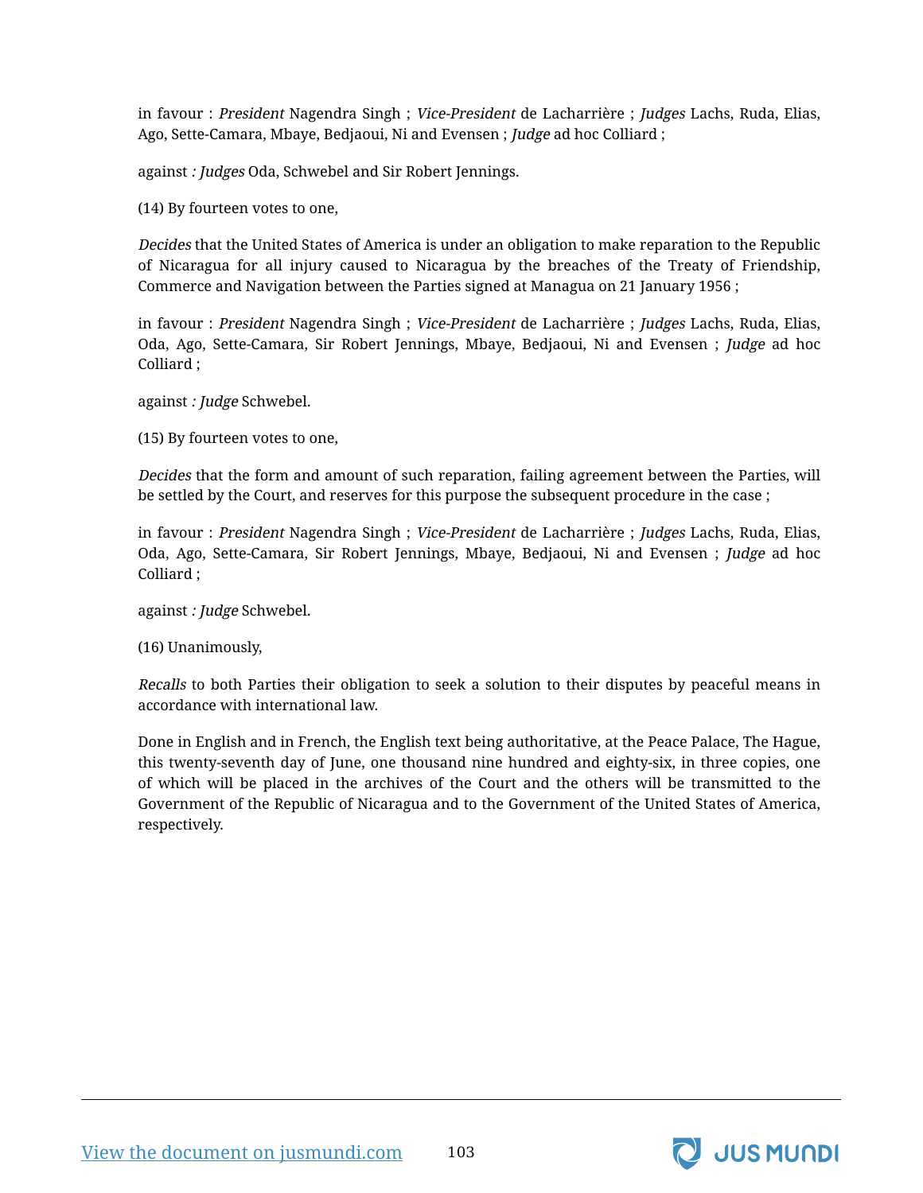in favour : *President* Nagendra Singh ; *Vice-President* de Lacharrière ; *Judges* Lachs, Ruda, Elias, Ago, Sette-Camara, Mbaye, Bedjaoui, Ni and Evensen ; *Judge* ad hoc Colliard ;

against *: Judges* Oda, Schwebel and Sir Robert Jennings.

(14) By fourteen votes to one,

*Decides* that the United States of America is under an obligation to make reparation to the Republic of Nicaragua for all injury caused to Nicaragua by the breaches of the Treaty of Friendship, Commerce and Navigation between the Parties signed at Managua on 21 January 1956 ;

in favour : *President* Nagendra Singh ; *Vice-President* de Lacharrière ; *Judges* Lachs, Ruda, Elias, Oda, Ago, Sette-Camara, Sir Robert Jennings, Mbaye, Bedjaoui, Ni and Evensen ; *Judge* ad hoc Colliard ;

against *: Judge* Schwebel.

(15) By fourteen votes to one,

*Decides* that the form and amount of such reparation, failing agreement between the Parties, will be settled by the Court, and reserves for this purpose the subsequent procedure in the case ;

in favour : *President* Nagendra Singh ; *Vice-President* de Lacharrière ; *Judges* Lachs, Ruda, Elias, Oda, Ago, Sette-Camara, Sir Robert Jennings, Mbaye, Bedjaoui, Ni and Evensen ; *Judge* ad hoc Colliard ;

against *: Judge* Schwebel.

(16) Unanimously,

*Recalls* to both Parties their obligation to seek a solution to their disputes by peaceful means in accordance with international law.

Done in English and in French, the English text being authoritative, at the Peace Palace, The Hague, this twenty-seventh day of June, one thousand nine hundred and eighty-six, in three copies, one of which will be placed in the archives of the Court and the others will be transmitted to the Government of the Republic of Nicaragua and to the Government of the United States of America, respectively.